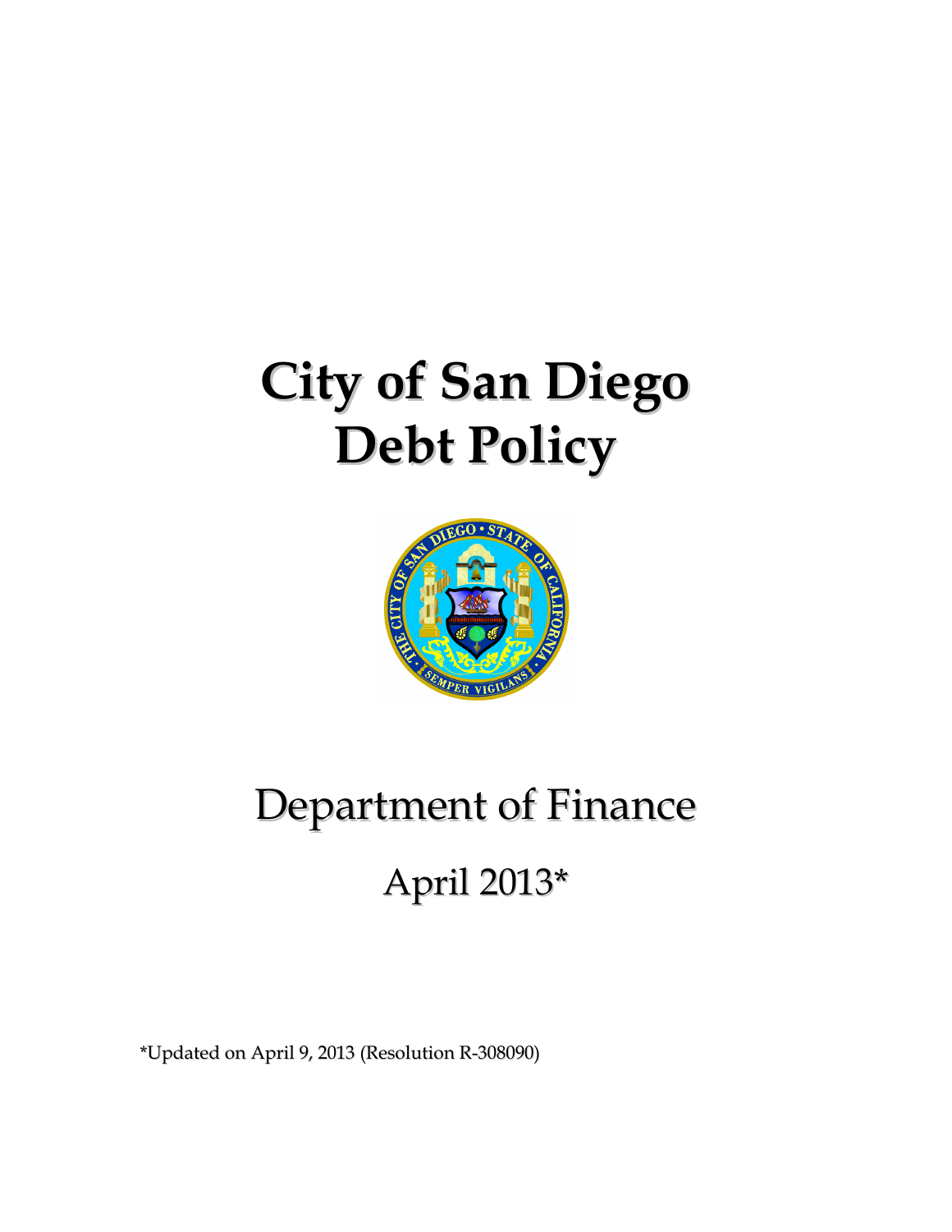# City of San Diego Debt Policy

Department of Finance

April 2013*

*Updated on April 9, 2013 (Resolution R-308090)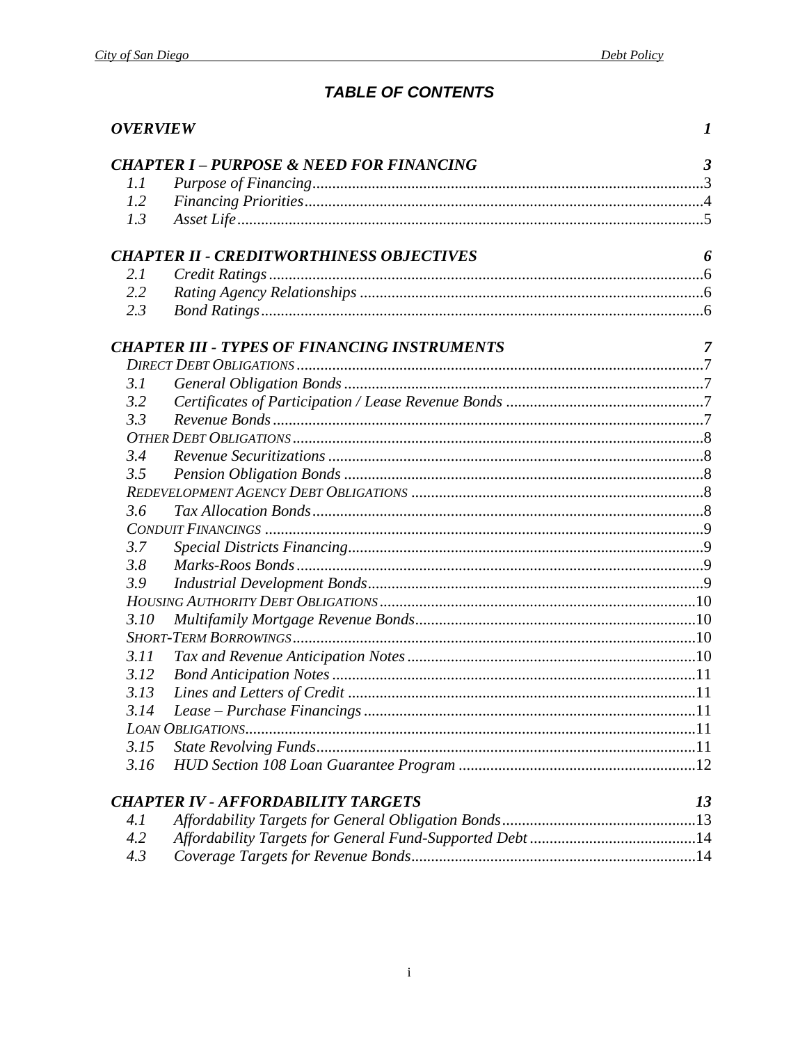# *TABLE OF CONTENTS*

| | | |
|---|---|---|
| ***OVERVIEW*** | | ***1*** |
| ***CHAPTER I – PURPOSE & NEED FOR FINANCING*** | | ***3*** |
| *1.1* | *Purpose of Financing* | 3 |
| *1.2* | *Financing Priorities* | 4 |
| *1.3* | *Asset Life* | 5 |
| ***CHAPTER II - CREDITWORTHINESS OBJECTIVES*** | | ***6*** |
| *2.1* | *Credit Ratings* | 6 |
| *2.2* | *Rating Agency Relationships* | 6 |
| *2.3* | *Bond Ratings* | 6 |
| ***CHAPTER III - TYPES OF FINANCING INSTRUMENTS*** | | ***7*** |
| *DIRECT DEBT OBLIGATIONS* | | 7 |
| *3.1* | *General Obligation Bonds* | 7 |
| *3.2* | *Certificates of Participation / Lease Revenue Bonds* | 7 |
| *3.3* | *Revenue Bonds* | 7 |
| *OTHER DEBT OBLIGATIONS* | | 8 |
| *3.4* | *Revenue Securitizations* | 8 |
| *3.5* | *Pension Obligation Bonds* | 8 |
| *REDEVELOPMENT AGENCY DEBT OBLIGATIONS* | | 8 |
| *3.6* | *Tax Allocation Bonds* | 8 |
| *CONDUIT FINANCINGS* | | 9 |
| *3.7* | *Special Districts Financing* | 9 |
| *3.8* | *Marks-Roos Bonds* | 9 |
| *3.9* | *Industrial Development Bonds* | 9 |
| *HOUSING AUTHORITY DEBT OBLIGATIONS* | | 10 |
| *3.10* | *Multifamily Mortgage Revenue Bonds* | 10 |
| *SHORT-TERM BORROWINGS* | | 10 |
| *3.11* | *Tax and Revenue Anticipation Notes* | 10 |
| *3.12* | *Bond Anticipation Notes* | 11 |
| *3.13* | *Lines and Letters of Credit* | 11 |
| *3.14* | *Lease – Purchase Financings* | 11 |
| *LOAN OBLIGATIONS* | | 11 |
| *3.15* | *State Revolving Funds* | 11 |
| *3.16* | *HUD Section 108 Loan Guarantee Program* | 12 |
| ***CHAPTER IV - AFFORDABILITY TARGETS*** | | ***13*** |
| *4.1* | *Affordability Targets for General Obligation Bonds* | 13 |
| *4.2* | *Affordability Targets for General Fund-Supported Debt* | 14 |
| *4.3* | *Coverage Targets for Revenue Bonds* | 14 |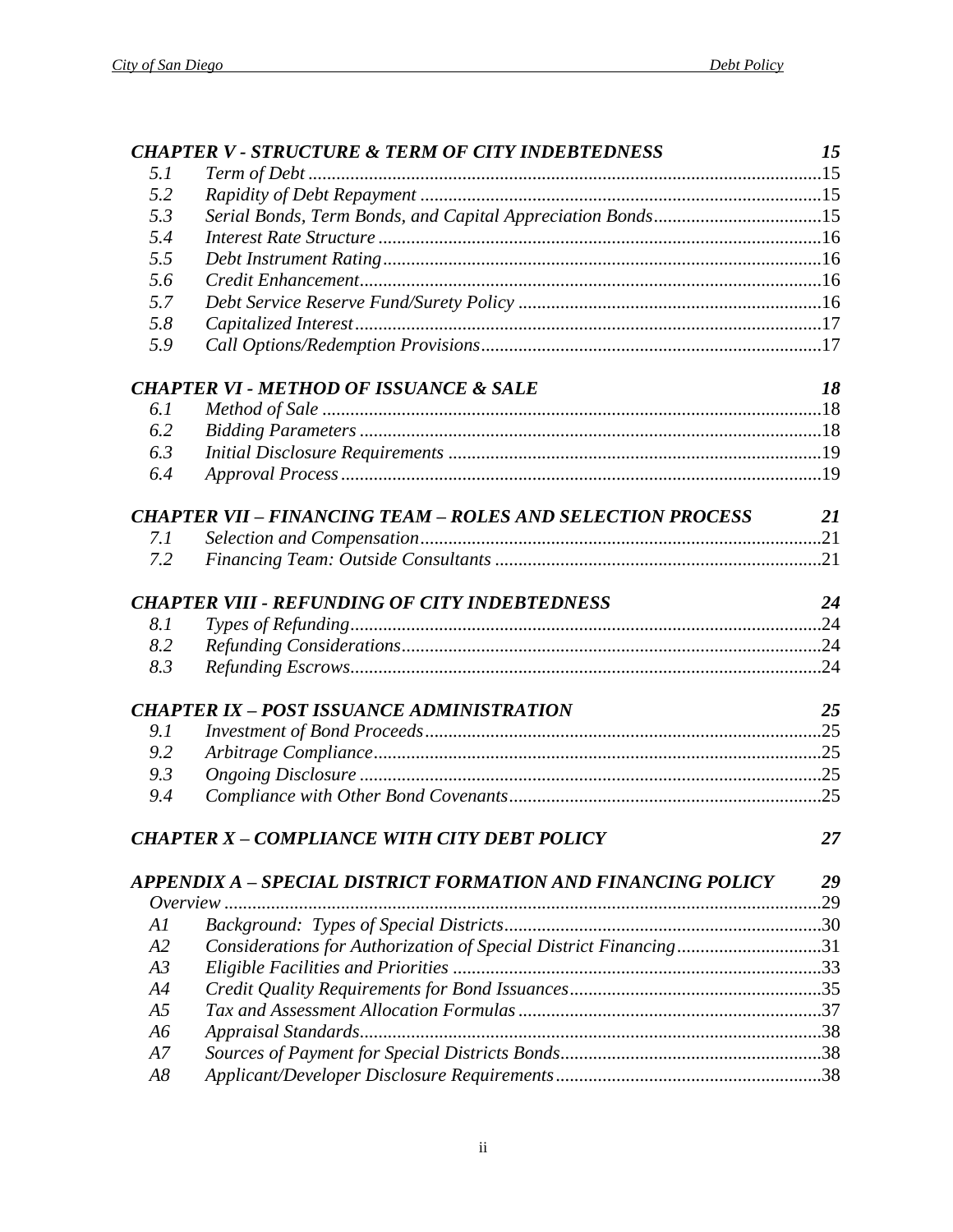| | | |
|---|---|---|
| ***CHAPTER V - STRUCTURE & TERM OF CITY INDEBTEDNESS*** | | ***15*** |
| *5.1* | *Term of Debt* | 15 |
| *5.2* | *Rapidity of Debt Repayment* | 15 |
| *5.3* | *Serial Bonds, Term Bonds, and Capital Appreciation Bonds* | 15 |
| *5.4* | *Interest Rate Structure* | 16 |
| *5.5* | *Debt Instrument Rating* | 16 |
| *5.6* | *Credit Enhancement* | 16 |
| *5.7* | *Debt Service Reserve Fund/Surety Policy* | 16 |
| *5.8* | *Capitalized Interest* | 17 |
| *5.9* | *Call Options/Redemption Provisions* | 17 |
| ***CHAPTER VI - METHOD OF ISSUANCE & SALE*** | | ***18*** |
| *6.1* | *Method of Sale* | 18 |
| *6.2* | *Bidding Parameters* | 18 |
| *6.3* | *Initial Disclosure Requirements* | 19 |
| *6.4* | *Approval Process* | 19 |
| ***CHAPTER VII – FINANCING TEAM – ROLES AND SELECTION PROCESS*** | | ***21*** |
| *7.1* | *Selection and Compensation* | 21 |
| *7.2* | *Financing Team: Outside Consultants* | 21 |
| ***CHAPTER VIII - REFUNDING OF CITY INDEBTEDNESS*** | | ***24*** |
| *8.1* | *Types of Refunding* | 24 |
| *8.2* | *Refunding Considerations* | 24 |
| *8.3* | *Refunding Escrows* | 24 |
| ***CHAPTER IX – POST ISSUANCE ADMINISTRATION*** | | ***25*** |
| *9.1* | *Investment of Bond Proceeds* | 25 |
| *9.2* | *Arbitrage Compliance* | 25 |
| *9.3* | *Ongoing Disclosure* | 25 |
| *9.4* | *Compliance with Other Bond Covenants* | 25 |
| ***CHAPTER X – COMPLIANCE WITH CITY DEBT POLICY*** | | ***27*** |
| ***APPENDIX A – SPECIAL DISTRICT FORMATION AND FINANCING POLICY*** | | ***29*** |
| *Overview* | | 29 |
| *A1* | *Background: Types of Special Districts* | 30 |
| *A2* | *Considerations for Authorization of Special District Financing* | 31 |
| *A3* | *Eligible Facilities and Priorities* | 33 |
| *A4* | *Credit Quality Requirements for Bond Issuances* | 35 |
| *A5* | *Tax and Assessment Allocation Formulas* | 37 |
| *A6* | *Appraisal Standards* | 38 |
| *A7* | *Sources of Payment for Special Districts Bonds* | 38 |
| *A8* | *Applicant/Developer Disclosure Requirements* | 38 |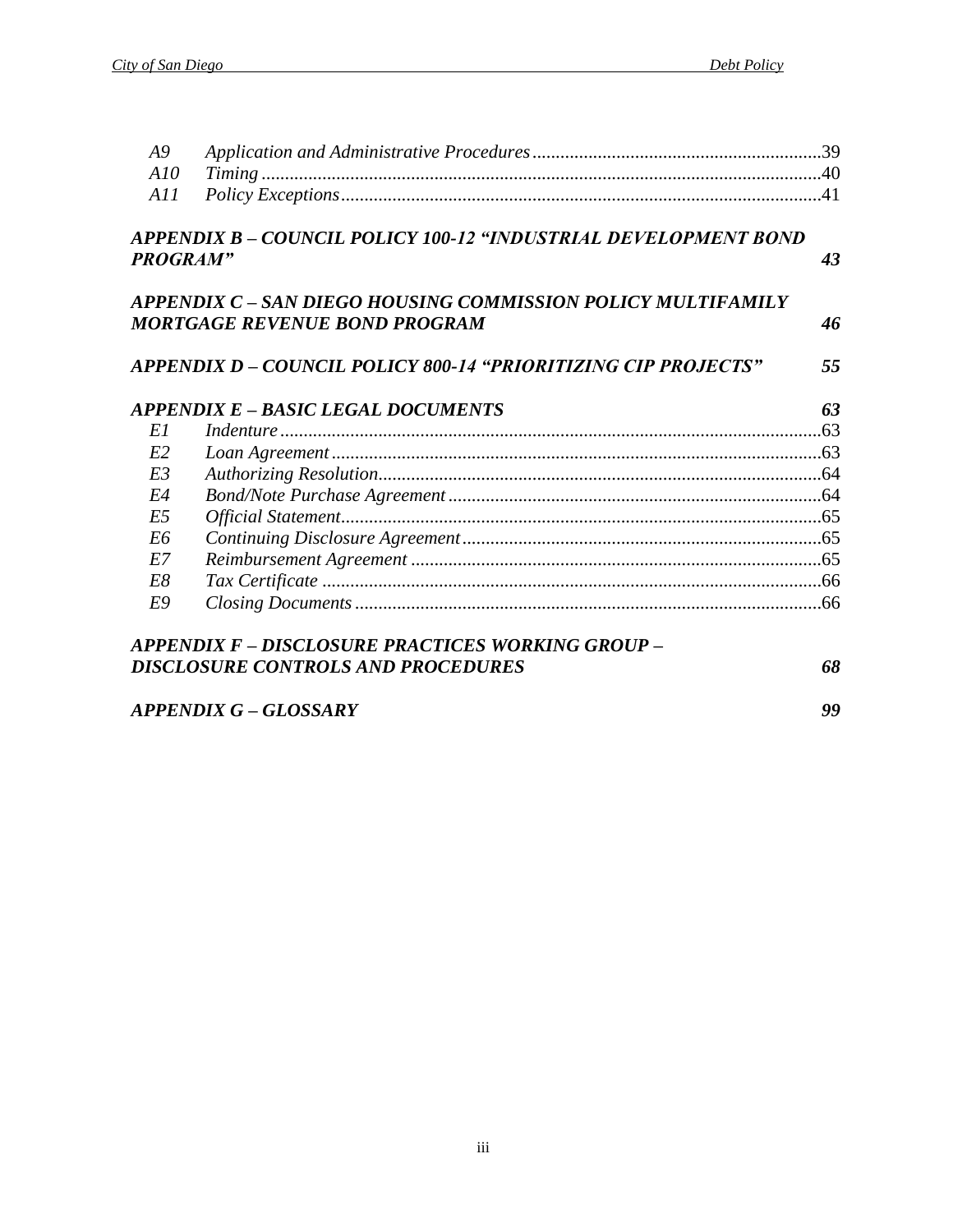| | | |
|---|---|---|
| *A9* | *Application and Administrative Procedures* | 39 |
| *A10* | *Timing* | 40 |
| *A11* | *Policy Exceptions* | 41 |

***APPENDIX B – COUNCIL POLICY 100-12 "INDUSTRIAL DEVELOPMENT BOND PROGRAM"*** ***43***

***APPENDIX C – SAN DIEGO HOUSING COMMISSION POLICY MULTIFAMILY MORTGAGE REVENUE BOND PROGRAM*** ***46***

***APPENDIX D – COUNCIL POLICY 800-14 "PRIORITIZING CIP PROJECTS"*** ***55***

***APPENDIX E – BASIC LEGAL DOCUMENTS*** ***63***

| | | |
|---|---|---|
| *E1* | *Indenture* | 63 |
| *E2* | *Loan Agreement* | 63 |
| *E3* | *Authorizing Resolution* | 64 |
| *E4* | *Bond/Note Purchase Agreement* | 64 |
| *E5* | *Official Statement* | 65 |
| *E6* | *Continuing Disclosure Agreement* | 65 |
| *E7* | *Reimbursement Agreement* | 65 |
| *E8* | *Tax Certificate* | 66 |
| *E9* | *Closing Documents* | 66 |

***APPENDIX F – DISCLOSURE PRACTICES WORKING GROUP – DISCLOSURE CONTROLS AND PROCEDURES*** ***68***

***APPENDIX G – GLOSSARY*** ***99***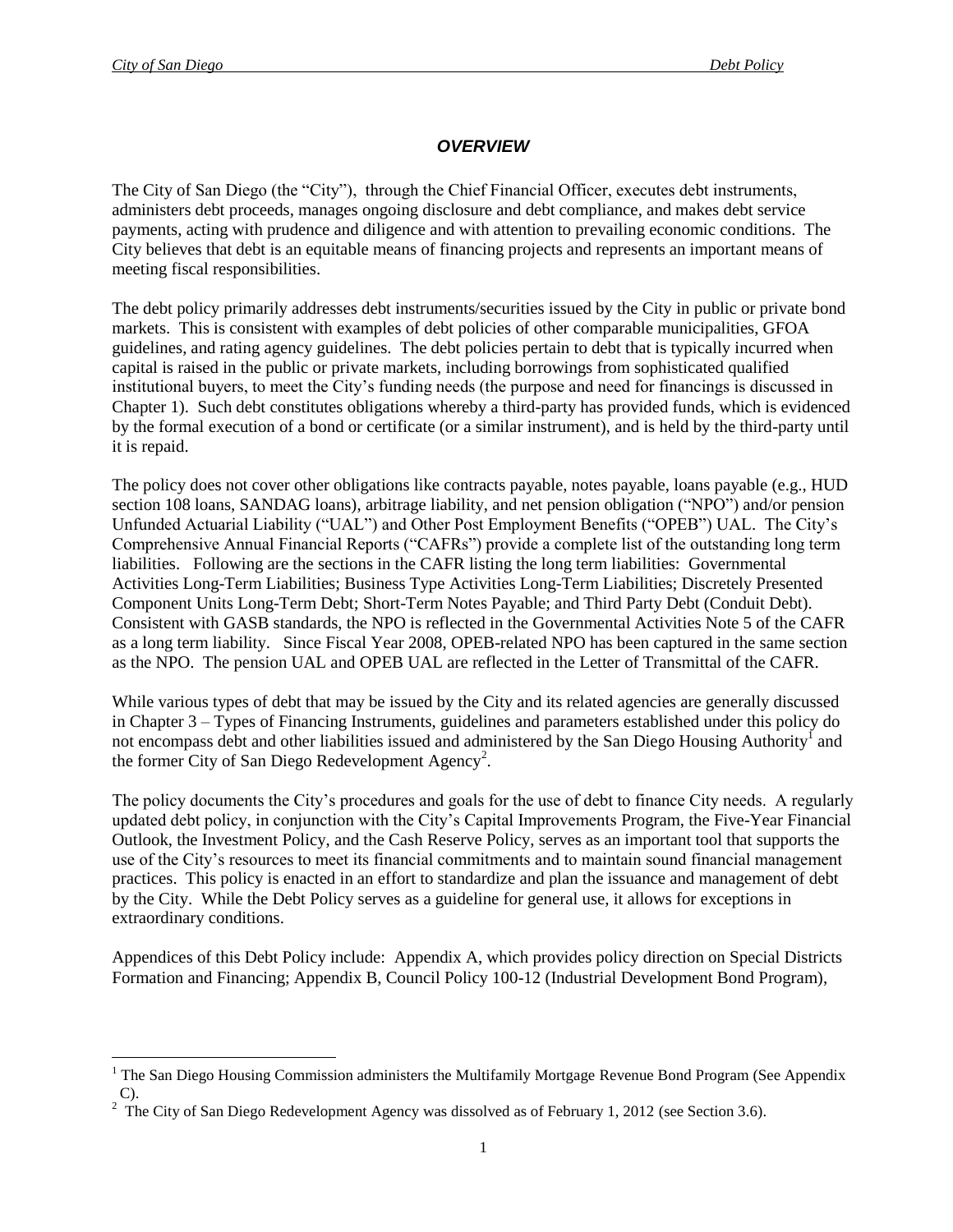## *OVERVIEW*

The City of San Diego (the "City"), through the Chief Financial Officer, executes debt instruments, administers debt proceeds, manages ongoing disclosure and debt compliance, and makes debt service payments, acting with prudence and diligence and with attention to prevailing economic conditions. The City believes that debt is an equitable means of financing projects and represents an important means of meeting fiscal responsibilities.

The debt policy primarily addresses debt instruments/securities issued by the City in public or private bond markets. This is consistent with examples of debt policies of other comparable municipalities, GFOA guidelines, and rating agency guidelines. The debt policies pertain to debt that is typically incurred when capital is raised in the public or private markets, including borrowings from sophisticated qualified institutional buyers, to meet the City's funding needs (the purpose and need for financings is discussed in Chapter 1). Such debt constitutes obligations whereby a third-party has provided funds, which is evidenced by the formal execution of a bond or certificate (or a similar instrument), and is held by the third-party until it is repaid.

The policy does not cover other obligations like contracts payable, notes payable, loans payable (e.g., HUD section 108 loans, SANDAG loans), arbitrage liability, and net pension obligation ("NPO") and/or pension Unfunded Actuarial Liability ("UAL") and Other Post Employment Benefits ("OPEB") UAL. The City's Comprehensive Annual Financial Reports ("CAFRs") provide a complete list of the outstanding long term liabilities. Following are the sections in the CAFR listing the long term liabilities: Governmental Activities Long-Term Liabilities; Business Type Activities Long-Term Liabilities; Discretely Presented Component Units Long-Term Debt; Short-Term Notes Payable; and Third Party Debt (Conduit Debt). Consistent with GASB standards, the NPO is reflected in the Governmental Activities Note 5 of the CAFR as a long term liability. Since Fiscal Year 2008, OPEB-related NPO has been captured in the same section as the NPO. The pension UAL and OPEB UAL are reflected in the Letter of Transmittal of the CAFR.

While various types of debt that may be issued by the City and its related agencies are generally discussed in Chapter 3 – Types of Financing Instruments, guidelines and parameters established under this policy do not encompass debt and other liabilities issued and administered by the San Diego Housing Authority[1] and the former City of San Diego Redevelopment Agency[2].

The policy documents the City's procedures and goals for the use of debt to finance City needs. A regularly updated debt policy, in conjunction with the City's Capital Improvements Program, the Five-Year Financial Outlook, the Investment Policy, and the Cash Reserve Policy, serves as an important tool that supports the use of the City's resources to meet its financial commitments and to maintain sound financial management practices. This policy is enacted in an effort to standardize and plan the issuance and management of debt by the City. While the Debt Policy serves as a guideline for general use, it allows for exceptions in extraordinary conditions.

Appendices of this Debt Policy include: Appendix A, which provides policy direction on Special Districts Formation and Financing; Appendix B, Council Policy 100-12 (Industrial Development Bond Program),

---

[1] The San Diego Housing Commission administers the Multifamily Mortgage Revenue Bond Program (See Appendix C).

[2] The City of San Diego Redevelopment Agency was dissolved as of February 1, 2012 (see Section 3.6).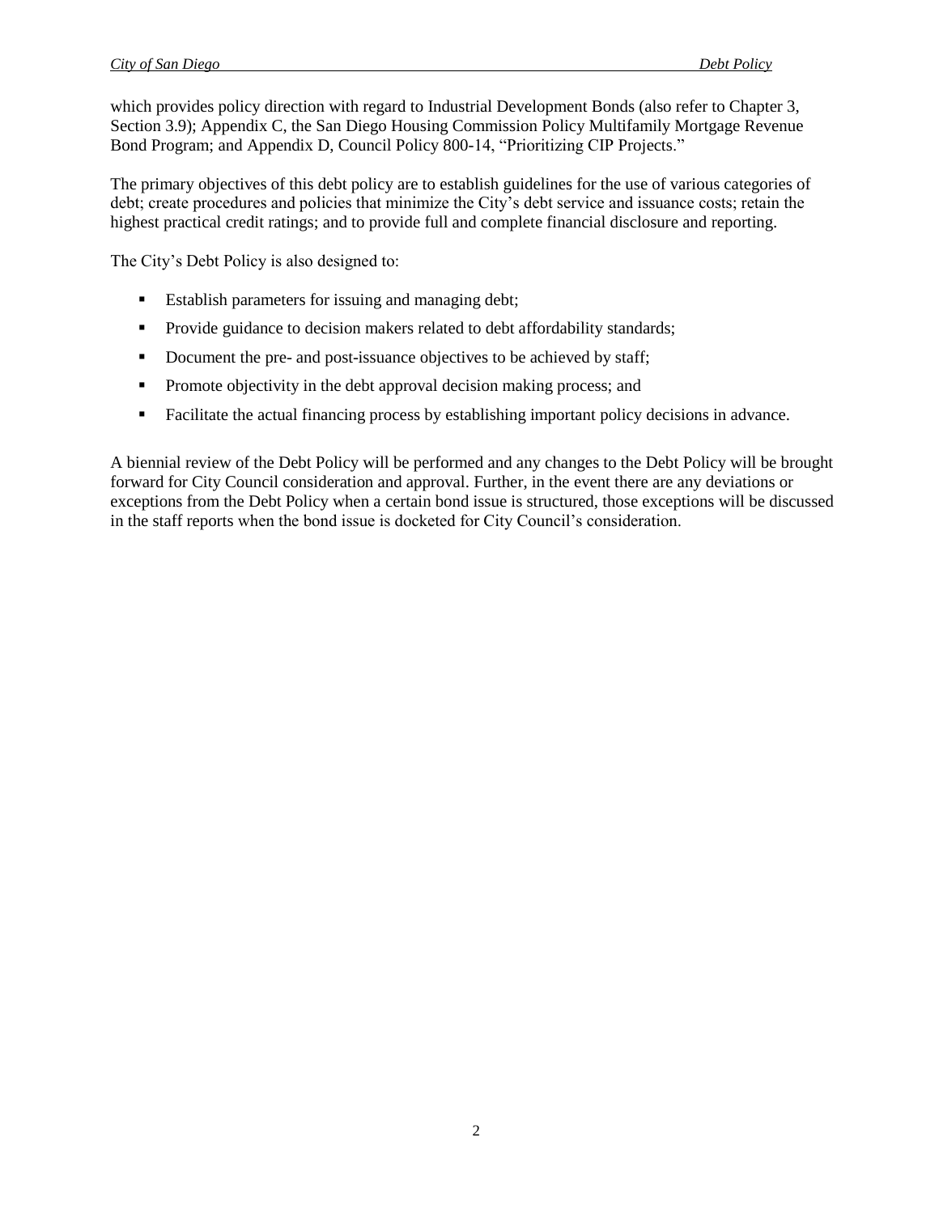which provides policy direction with regard to Industrial Development Bonds (also refer to Chapter 3, Section 3.9); Appendix C, the San Diego Housing Commission Policy Multifamily Mortgage Revenue Bond Program; and Appendix D, Council Policy 800-14, "Prioritizing CIP Projects."

The primary objectives of this debt policy are to establish guidelines for the use of various categories of debt; create procedures and policies that minimize the City's debt service and issuance costs; retain the highest practical credit ratings; and to provide full and complete financial disclosure and reporting.

The City's Debt Policy is also designed to:

- Establish parameters for issuing and managing debt;
- Provide guidance to decision makers related to debt affordability standards;
- Document the pre- and post-issuance objectives to be achieved by staff;
- Promote objectivity in the debt approval decision making process; and
- Facilitate the actual financing process by establishing important policy decisions in advance.

A biennial review of the Debt Policy will be performed and any changes to the Debt Policy will be brought forward for City Council consideration and approval. Further, in the event there are any deviations or exceptions from the Debt Policy when a certain bond issue is structured, those exceptions will be discussed in the staff reports when the bond issue is docketed for City Council's consideration.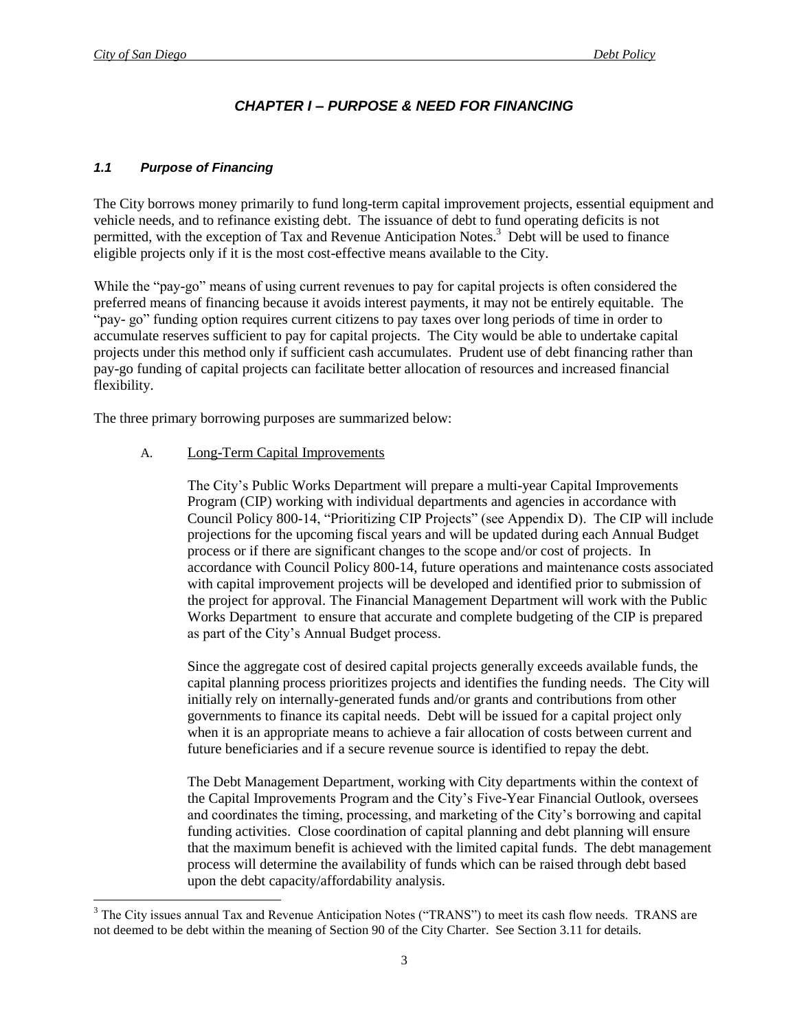# *CHAPTER I – PURPOSE & NEED FOR FINANCING*

### *1.1 Purpose of Financing*

The City borrows money primarily to fund long-term capital improvement projects, essential equipment and vehicle needs, and to refinance existing debt. The issuance of debt to fund operating deficits is not permitted, with the exception of Tax and Revenue Anticipation Notes.[3] Debt will be used to finance eligible projects only if it is the most cost-effective means available to the City.

While the "pay-go" means of using current revenues to pay for capital projects is often considered the preferred means of financing because it avoids interest payments, it may not be entirely equitable. The "pay- go" funding option requires current citizens to pay taxes over long periods of time in order to accumulate reserves sufficient to pay for capital projects. The City would be able to undertake capital projects under this method only if sufficient cash accumulates. Prudent use of debt financing rather than pay-go funding of capital projects can facilitate better allocation of resources and increased financial flexibility.

The three primary borrowing purposes are summarized below:

A. Long-Term Capital Improvements

The City's Public Works Department will prepare a multi-year Capital Improvements Program (CIP) working with individual departments and agencies in accordance with Council Policy 800-14, "Prioritizing CIP Projects" (see Appendix D). The CIP will include projections for the upcoming fiscal years and will be updated during each Annual Budget process or if there are significant changes to the scope and/or cost of projects. In accordance with Council Policy 800-14, future operations and maintenance costs associated with capital improvement projects will be developed and identified prior to submission of the project for approval. The Financial Management Department will work with the Public Works Department to ensure that accurate and complete budgeting of the CIP is prepared as part of the City's Annual Budget process.

Since the aggregate cost of desired capital projects generally exceeds available funds, the capital planning process prioritizes projects and identifies the funding needs. The City will initially rely on internally-generated funds and/or grants and contributions from other governments to finance its capital needs. Debt will be issued for a capital project only when it is an appropriate means to achieve a fair allocation of costs between current and future beneficiaries and if a secure revenue source is identified to repay the debt.

The Debt Management Department, working with City departments within the context of the Capital Improvements Program and the City's Five-Year Financial Outlook, oversees and coordinates the timing, processing, and marketing of the City's borrowing and capital funding activities. Close coordination of capital planning and debt planning will ensure that the maximum benefit is achieved with the limited capital funds. The debt management process will determine the availability of funds which can be raised through debt based upon the debt capacity/affordability analysis.

[3] The City issues annual Tax and Revenue Anticipation Notes ("TRANS") to meet its cash flow needs. TRANS are not deemed to be debt within the meaning of Section 90 of the City Charter. See Section 3.11 for details.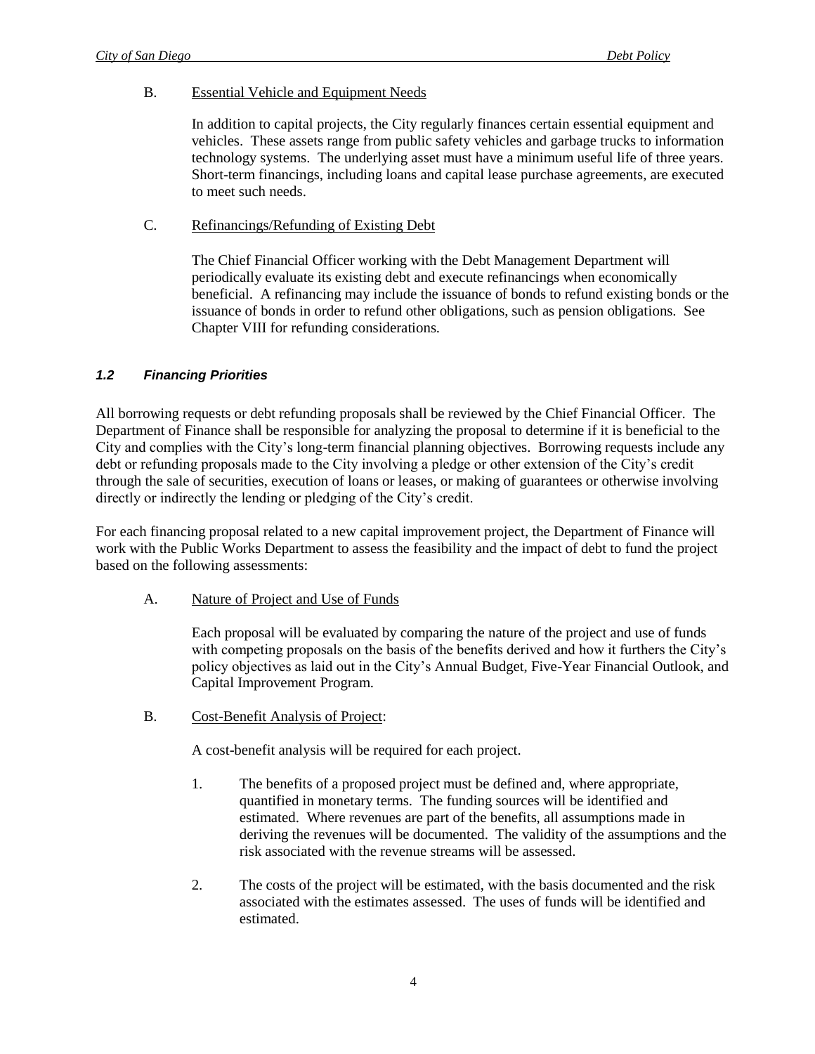B. Essential Vehicle and Equipment Needs

In addition to capital projects, the City regularly finances certain essential equipment and vehicles. These assets range from public safety vehicles and garbage trucks to information technology systems. The underlying asset must have a minimum useful life of three years. Short-term financings, including loans and capital lease purchase agreements, are executed to meet such needs.

C. Refinancings/Refunding of Existing Debt

The Chief Financial Officer working with the Debt Management Department will periodically evaluate its existing debt and execute refinancings when economically beneficial. A refinancing may include the issuance of bonds to refund existing bonds or the issuance of bonds in order to refund other obligations, such as pension obligations. See Chapter VIII for refunding considerations.

### *1.2 Financing Priorities*

All borrowing requests or debt refunding proposals shall be reviewed by the Chief Financial Officer. The Department of Finance shall be responsible for analyzing the proposal to determine if it is beneficial to the City and complies with the City's long-term financial planning objectives. Borrowing requests include any debt or refunding proposals made to the City involving a pledge or other extension of the City's credit through the sale of securities, execution of loans or leases, or making of guarantees or otherwise involving directly or indirectly the lending or pledging of the City's credit.

For each financing proposal related to a new capital improvement project, the Department of Finance will work with the Public Works Department to assess the feasibility and the impact of debt to fund the project based on the following assessments:

A. Nature of Project and Use of Funds

Each proposal will be evaluated by comparing the nature of the project and use of funds with competing proposals on the basis of the benefits derived and how it furthers the City's policy objectives as laid out in the City's Annual Budget, Five-Year Financial Outlook, and Capital Improvement Program.

B. Cost-Benefit Analysis of Project:

A cost-benefit analysis will be required for each project.

1. The benefits of a proposed project must be defined and, where appropriate, quantified in monetary terms. The funding sources will be identified and estimated. Where revenues are part of the benefits, all assumptions made in deriving the revenues will be documented. The validity of the assumptions and the risk associated with the revenue streams will be assessed.

2. The costs of the project will be estimated, with the basis documented and the risk associated with the estimates assessed. The uses of funds will be identified and estimated.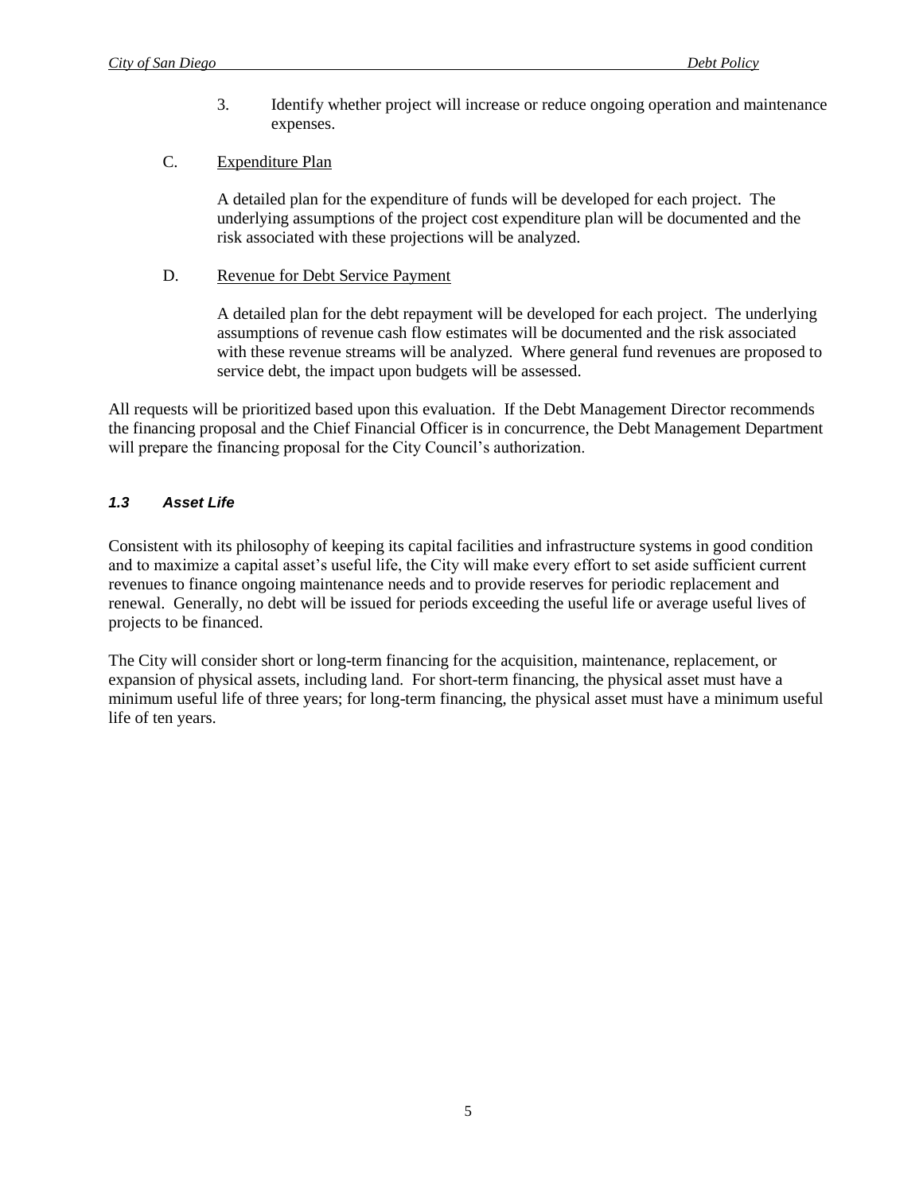3. Identify whether project will increase or reduce ongoing operation and maintenance expenses.

C. <u>Expenditure Plan</u>

A detailed plan for the expenditure of funds will be developed for each project. The underlying assumptions of the project cost expenditure plan will be documented and the risk associated with these projections will be analyzed.

D. <u>Revenue for Debt Service Payment</u>

A detailed plan for the debt repayment will be developed for each project. The underlying assumptions of revenue cash flow estimates will be documented and the risk associated with these revenue streams will be analyzed. Where general fund revenues are proposed to service debt, the impact upon budgets will be assessed.

All requests will be prioritized based upon this evaluation. If the Debt Management Director recommends the financing proposal and the Chief Financial Officer is in concurrence, the Debt Management Department will prepare the financing proposal for the City Council's authorization.

### *1.3 Asset Life*

Consistent with its philosophy of keeping its capital facilities and infrastructure systems in good condition and to maximize a capital asset's useful life, the City will make every effort to set aside sufficient current revenues to finance ongoing maintenance needs and to provide reserves for periodic replacement and renewal. Generally, no debt will be issued for periods exceeding the useful life or average useful lives of projects to be financed.

The City will consider short or long-term financing for the acquisition, maintenance, replacement, or expansion of physical assets, including land. For short-term financing, the physical asset must have a minimum useful life of three years; for long-term financing, the physical asset must have a minimum useful life of ten years.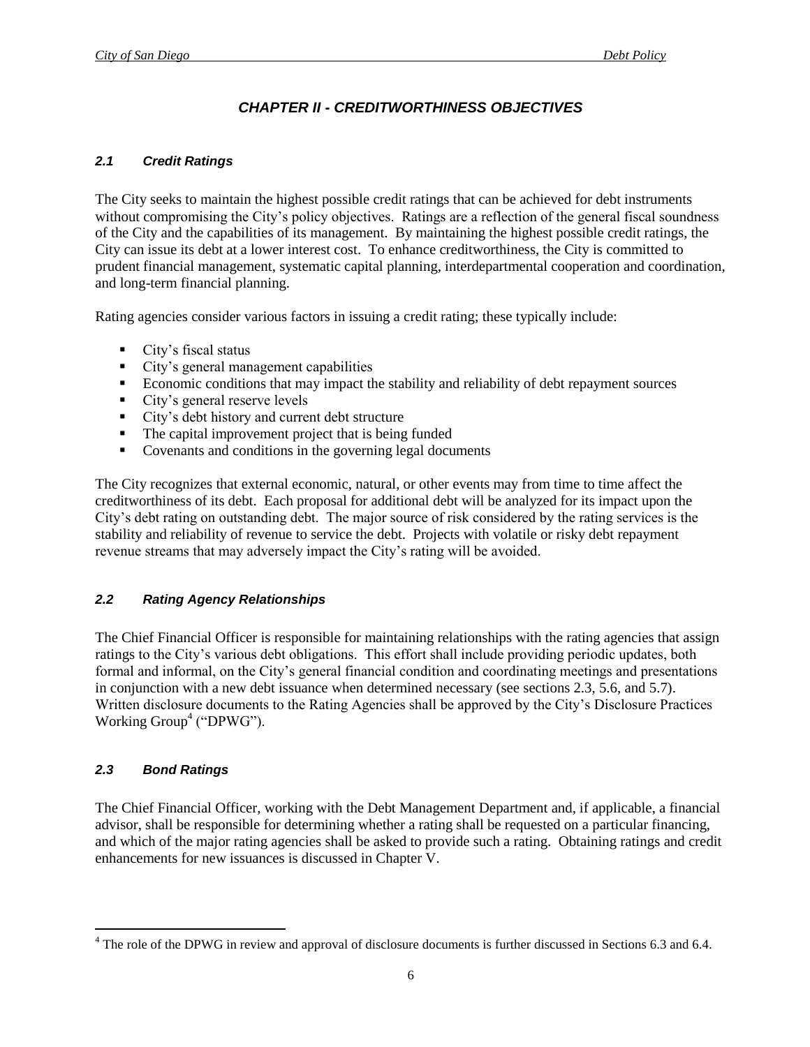# *CHAPTER II - CREDITWORTHINESS OBJECTIVES*

### *2.1 Credit Ratings*

The City seeks to maintain the highest possible credit ratings that can be achieved for debt instruments without compromising the City's policy objectives. Ratings are a reflection of the general fiscal soundness of the City and the capabilities of its management. By maintaining the highest possible credit ratings, the City can issue its debt at a lower interest cost. To enhance creditworthiness, the City is committed to prudent financial management, systematic capital planning, interdepartmental cooperation and coordination, and long-term financial planning.

Rating agencies consider various factors in issuing a credit rating; these typically include:

- City's fiscal status
- City's general management capabilities
- Economic conditions that may impact the stability and reliability of debt repayment sources
- City's general reserve levels
- City's debt history and current debt structure
- The capital improvement project that is being funded
- Covenants and conditions in the governing legal documents

The City recognizes that external economic, natural, or other events may from time to time affect the creditworthiness of its debt. Each proposal for additional debt will be analyzed for its impact upon the City's debt rating on outstanding debt. The major source of risk considered by the rating services is the stability and reliability of revenue to service the debt. Projects with volatile or risky debt repayment revenue streams that may adversely impact the City's rating will be avoided.

### *2.2 Rating Agency Relationships*

The Chief Financial Officer is responsible for maintaining relationships with the rating agencies that assign ratings to the City's various debt obligations. This effort shall include providing periodic updates, both formal and informal, on the City's general financial condition and coordinating meetings and presentations in conjunction with a new debt issuance when determined necessary (see sections 2.3, 5.6, and 5.7). Written disclosure documents to the Rating Agencies shall be approved by the City's Disclosure Practices Working Group[4] ("DPWG").

### *2.3 Bond Ratings*

The Chief Financial Officer, working with the Debt Management Department and, if applicable, a financial advisor, shall be responsible for determining whether a rating shall be requested on a particular financing, and which of the major rating agencies shall be asked to provide such a rating. Obtaining ratings and credit enhancements for new issuances is discussed in Chapter V.

---

[4] The role of the DPWG in review and approval of disclosure documents is further discussed in Sections 6.3 and 6.4.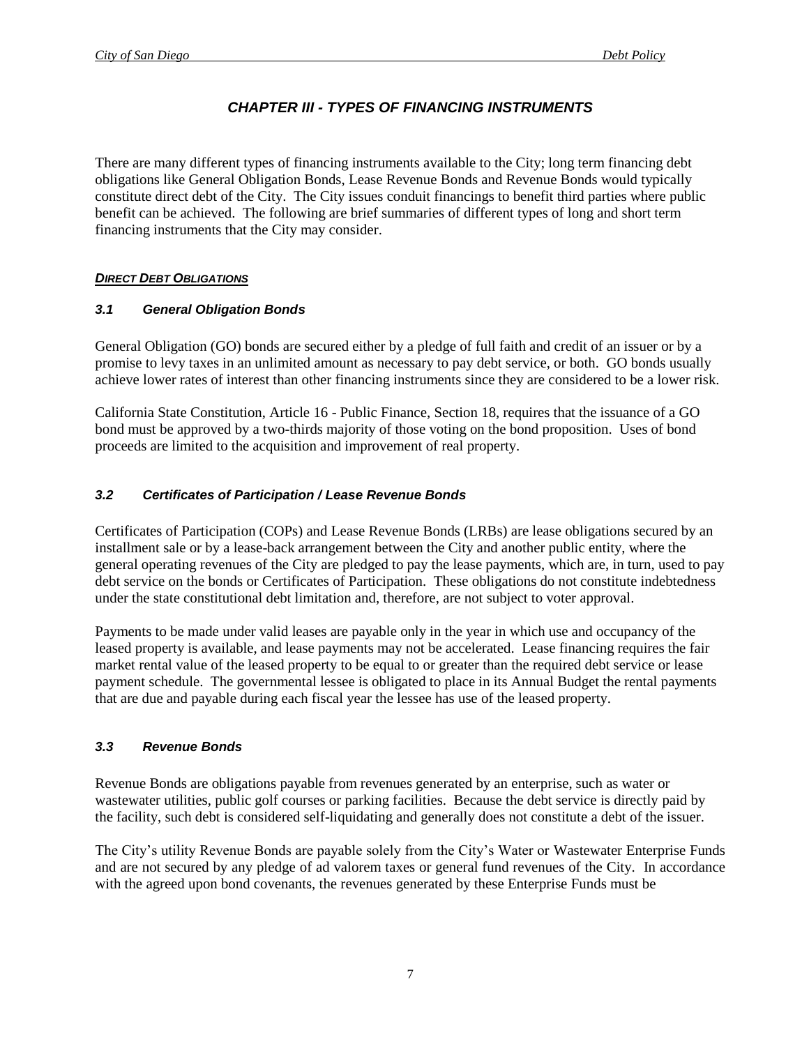# *CHAPTER III - TYPES OF FINANCING INSTRUMENTS*

There are many different types of financing instruments available to the City; long term financing debt obligations like General Obligation Bonds, Lease Revenue Bonds and Revenue Bonds would typically constitute direct debt of the City. The City issues conduit financings to benefit third parties where public benefit can be achieved. The following are brief summaries of different types of long and short term financing instruments that the City may consider.

***DIRECT DEBT OBLIGATIONS***

### *3.1 General Obligation Bonds*

General Obligation (GO) bonds are secured either by a pledge of full faith and credit of an issuer or by a promise to levy taxes in an unlimited amount as necessary to pay debt service, or both. GO bonds usually achieve lower rates of interest than other financing instruments since they are considered to be a lower risk.

California State Constitution, Article 16 - Public Finance, Section 18, requires that the issuance of a GO bond must be approved by a two-thirds majority of those voting on the bond proposition. Uses of bond proceeds are limited to the acquisition and improvement of real property.

### *3.2 Certificates of Participation / Lease Revenue Bonds*

Certificates of Participation (COPs) and Lease Revenue Bonds (LRBs) are lease obligations secured by an installment sale or by a lease-back arrangement between the City and another public entity, where the general operating revenues of the City are pledged to pay the lease payments, which are, in turn, used to pay debt service on the bonds or Certificates of Participation. These obligations do not constitute indebtedness under the state constitutional debt limitation and, therefore, are not subject to voter approval.

Payments to be made under valid leases are payable only in the year in which use and occupancy of the leased property is available, and lease payments may not be accelerated. Lease financing requires the fair market rental value of the leased property to be equal to or greater than the required debt service or lease payment schedule. The governmental lessee is obligated to place in its Annual Budget the rental payments that are due and payable during each fiscal year the lessee has use of the leased property.

### *3.3 Revenue Bonds*

Revenue Bonds are obligations payable from revenues generated by an enterprise, such as water or wastewater utilities, public golf courses or parking facilities. Because the debt service is directly paid by the facility, such debt is considered self-liquidating and generally does not constitute a debt of the issuer.

The City's utility Revenue Bonds are payable solely from the City's Water or Wastewater Enterprise Funds and are not secured by any pledge of ad valorem taxes or general fund revenues of the City. In accordance with the agreed upon bond covenants, the revenues generated by these Enterprise Funds must be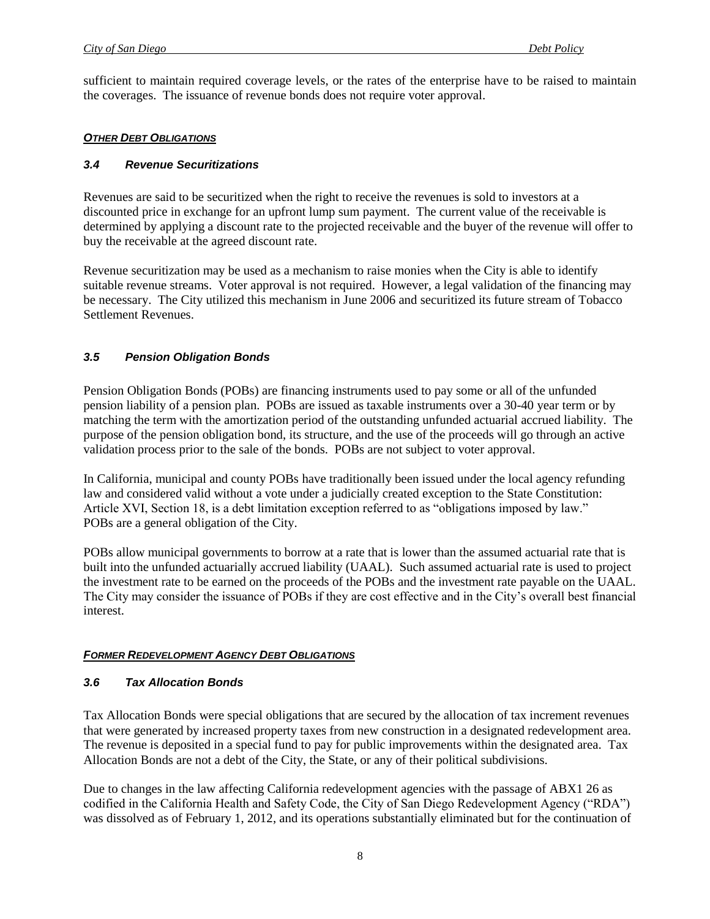sufficient to maintain required coverage levels, or the rates of the enterprise have to be raised to maintain the coverages. The issuance of revenue bonds does not require voter approval.

***OTHER DEBT OBLIGATIONS***

### *3.4 Revenue Securitizations*

Revenues are said to be securitized when the right to receive the revenues is sold to investors at a discounted price in exchange for an upfront lump sum payment. The current value of the receivable is determined by applying a discount rate to the projected receivable and the buyer of the revenue will offer to buy the receivable at the agreed discount rate.

Revenue securitization may be used as a mechanism to raise monies when the City is able to identify suitable revenue streams. Voter approval is not required. However, a legal validation of the financing may be necessary. The City utilized this mechanism in June 2006 and securitized its future stream of Tobacco Settlement Revenues.

### *3.5 Pension Obligation Bonds*

Pension Obligation Bonds (POBs) are financing instruments used to pay some or all of the unfunded pension liability of a pension plan. POBs are issued as taxable instruments over a 30-40 year term or by matching the term with the amortization period of the outstanding unfunded actuarial accrued liability. The purpose of the pension obligation bond, its structure, and the use of the proceeds will go through an active validation process prior to the sale of the bonds. POBs are not subject to voter approval.

In California, municipal and county POBs have traditionally been issued under the local agency refunding law and considered valid without a vote under a judicially created exception to the State Constitution: Article XVI, Section 18, is a debt limitation exception referred to as "obligations imposed by law." POBs are a general obligation of the City.

POBs allow municipal governments to borrow at a rate that is lower than the assumed actuarial rate that is built into the unfunded actuarially accrued liability (UAAL). Such assumed actuarial rate is used to project the investment rate to be earned on the proceeds of the POBs and the investment rate payable on the UAAL. The City may consider the issuance of POBs if they are cost effective and in the City's overall best financial interest.

***FORMER REDEVELOPMENT AGENCY DEBT OBLIGATIONS***

### *3.6 Tax Allocation Bonds*

Tax Allocation Bonds were special obligations that are secured by the allocation of tax increment revenues that were generated by increased property taxes from new construction in a designated redevelopment area. The revenue is deposited in a special fund to pay for public improvements within the designated area. Tax Allocation Bonds are not a debt of the City, the State, or any of their political subdivisions.

Due to changes in the law affecting California redevelopment agencies with the passage of ABX1 26 as codified in the California Health and Safety Code, the City of San Diego Redevelopment Agency ("RDA") was dissolved as of February 1, 2012, and its operations substantially eliminated but for the continuation of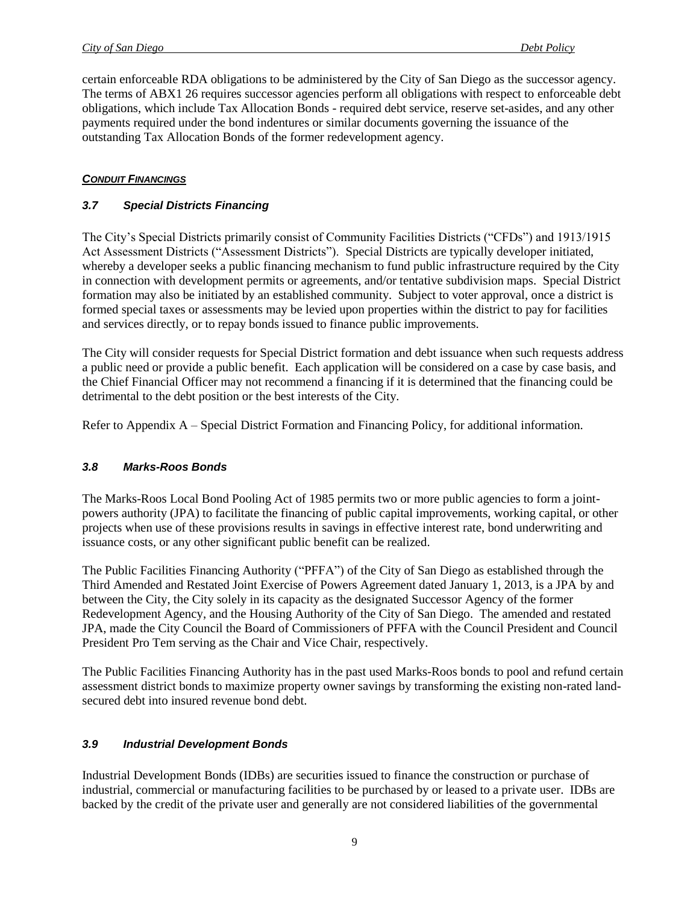certain enforceable RDA obligations to be administered by the City of San Diego as the successor agency. The terms of ABX1 26 requires successor agencies perform all obligations with respect to enforceable debt obligations, which include Tax Allocation Bonds - required debt service, reserve set-asides, and any other payments required under the bond indentures or similar documents governing the issuance of the outstanding Tax Allocation Bonds of the former redevelopment agency.

***CONDUIT FINANCINGS***

### *3.7 Special Districts Financing*

The City's Special Districts primarily consist of Community Facilities Districts ("CFDs") and 1913/1915 Act Assessment Districts ("Assessment Districts"). Special Districts are typically developer initiated, whereby a developer seeks a public financing mechanism to fund public infrastructure required by the City in connection with development permits or agreements, and/or tentative subdivision maps. Special District formation may also be initiated by an established community. Subject to voter approval, once a district is formed special taxes or assessments may be levied upon properties within the district to pay for facilities and services directly, or to repay bonds issued to finance public improvements.

The City will consider requests for Special District formation and debt issuance when such requests address a public need or provide a public benefit. Each application will be considered on a case by case basis, and the Chief Financial Officer may not recommend a financing if it is determined that the financing could be detrimental to the debt position or the best interests of the City.

Refer to Appendix A – Special District Formation and Financing Policy, for additional information.

### *3.8 Marks-Roos Bonds*

The Marks-Roos Local Bond Pooling Act of 1985 permits two or more public agencies to form a joint-powers authority (JPA) to facilitate the financing of public capital improvements, working capital, or other projects when use of these provisions results in savings in effective interest rate, bond underwriting and issuance costs, or any other significant public benefit can be realized.

The Public Facilities Financing Authority ("PFFA") of the City of San Diego as established through the Third Amended and Restated Joint Exercise of Powers Agreement dated January 1, 2013, is a JPA by and between the City, the City solely in its capacity as the designated Successor Agency of the former Redevelopment Agency, and the Housing Authority of the City of San Diego. The amended and restated JPA, made the City Council the Board of Commissioners of PFFA with the Council President and Council President Pro Tem serving as the Chair and Vice Chair, respectively.

The Public Facilities Financing Authority has in the past used Marks-Roos bonds to pool and refund certain assessment district bonds to maximize property owner savings by transforming the existing non-rated land-secured debt into insured revenue bond debt.

### *3.9 Industrial Development Bonds*

Industrial Development Bonds (IDBs) are securities issued to finance the construction or purchase of industrial, commercial or manufacturing facilities to be purchased by or leased to a private user. IDBs are backed by the credit of the private user and generally are not considered liabilities of the governmental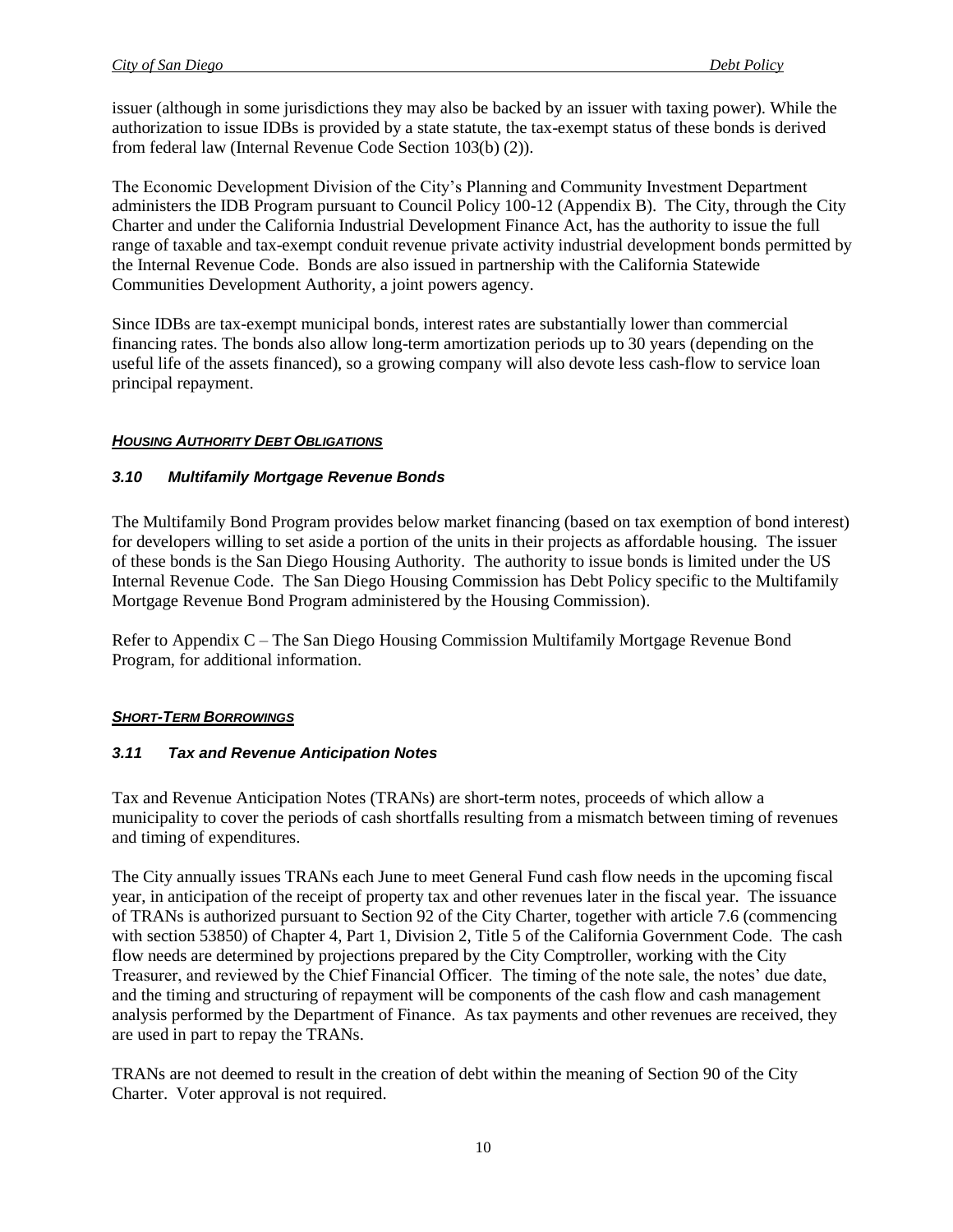issuer (although in some jurisdictions they may also be backed by an issuer with taxing power). While the authorization to issue IDBs is provided by a state statute, the tax-exempt status of these bonds is derived from federal law (Internal Revenue Code Section 103(b) (2)).

The Economic Development Division of the City's Planning and Community Investment Department administers the IDB Program pursuant to Council Policy 100-12 (Appendix B). The City, through the City Charter and under the California Industrial Development Finance Act, has the authority to issue the full range of taxable and tax-exempt conduit revenue private activity industrial development bonds permitted by the Internal Revenue Code. Bonds are also issued in partnership with the California Statewide Communities Development Authority, a joint powers agency.

Since IDBs are tax-exempt municipal bonds, interest rates are substantially lower than commercial financing rates. The bonds also allow long-term amortization periods up to 30 years (depending on the useful life of the assets financed), so a growing company will also devote less cash-flow to service loan principal repayment.

***HOUSING AUTHORITY DEBT OBLIGATIONS***

### *3.10 Multifamily Mortgage Revenue Bonds*

The Multifamily Bond Program provides below market financing (based on tax exemption of bond interest) for developers willing to set aside a portion of the units in their projects as affordable housing. The issuer of these bonds is the San Diego Housing Authority. The authority to issue bonds is limited under the US Internal Revenue Code. The San Diego Housing Commission has Debt Policy specific to the Multifamily Mortgage Revenue Bond Program administered by the Housing Commission).

Refer to Appendix C – The San Diego Housing Commission Multifamily Mortgage Revenue Bond Program, for additional information.

***SHORT-TERM BORROWINGS***

### *3.11 Tax and Revenue Anticipation Notes*

Tax and Revenue Anticipation Notes (TRANs) are short-term notes, proceeds of which allow a municipality to cover the periods of cash shortfalls resulting from a mismatch between timing of revenues and timing of expenditures.

The City annually issues TRANs each June to meet General Fund cash flow needs in the upcoming fiscal year, in anticipation of the receipt of property tax and other revenues later in the fiscal year. The issuance of TRANs is authorized pursuant to Section 92 of the City Charter, together with article 7.6 (commencing with section 53850) of Chapter 4, Part 1, Division 2, Title 5 of the California Government Code. The cash flow needs are determined by projections prepared by the City Comptroller, working with the City Treasurer, and reviewed by the Chief Financial Officer. The timing of the note sale, the notes' due date, and the timing and structuring of repayment will be components of the cash flow and cash management analysis performed by the Department of Finance. As tax payments and other revenues are received, they are used in part to repay the TRANs.

TRANs are not deemed to result in the creation of debt within the meaning of Section 90 of the City Charter. Voter approval is not required.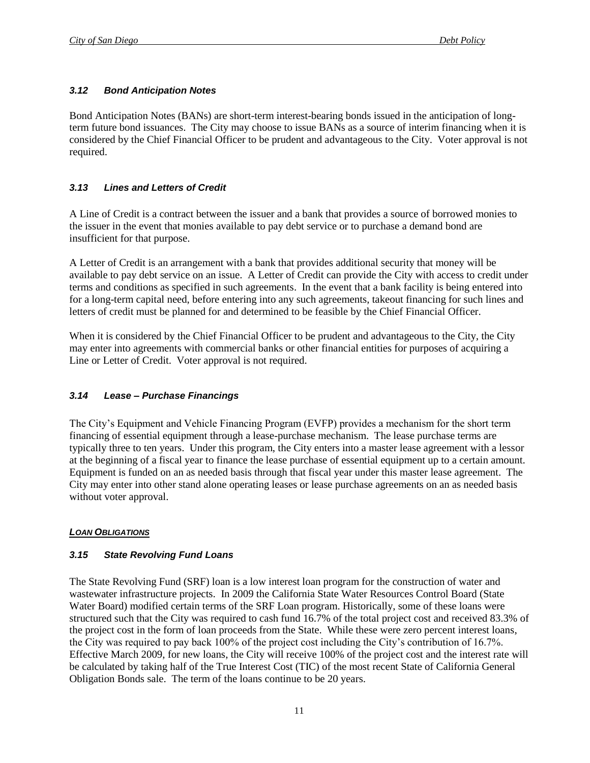### *3.12 Bond Anticipation Notes*

Bond Anticipation Notes (BANs) are short-term interest-bearing bonds issued in the anticipation of long-term future bond issuances. The City may choose to issue BANs as a source of interim financing when it is considered by the Chief Financial Officer to be prudent and advantageous to the City. Voter approval is not required.

### *3.13 Lines and Letters of Credit*

A Line of Credit is a contract between the issuer and a bank that provides a source of borrowed monies to the issuer in the event that monies available to pay debt service or to purchase a demand bond are insufficient for that purpose.

A Letter of Credit is an arrangement with a bank that provides additional security that money will be available to pay debt service on an issue. A Letter of Credit can provide the City with access to credit under terms and conditions as specified in such agreements. In the event that a bank facility is being entered into for a long-term capital need, before entering into any such agreements, takeout financing for such lines and letters of credit must be planned for and determined to be feasible by the Chief Financial Officer.

When it is considered by the Chief Financial Officer to be prudent and advantageous to the City, the City may enter into agreements with commercial banks or other financial entities for purposes of acquiring a Line or Letter of Credit. Voter approval is not required.

### *3.14 Lease – Purchase Financings*

The City's Equipment and Vehicle Financing Program (EVFP) provides a mechanism for the short term financing of essential equipment through a lease-purchase mechanism. The lease purchase terms are typically three to ten years. Under this program, the City enters into a master lease agreement with a lessor at the beginning of a fiscal year to finance the lease purchase of essential equipment up to a certain amount. Equipment is funded on an as needed basis through that fiscal year under this master lease agreement. The City may enter into other stand alone operating leases or lease purchase agreements on an as needed basis without voter approval.

***<u>LOAN OBLIGATIONS</u>***

### *3.15 State Revolving Fund Loans*

The State Revolving Fund (SRF) loan is a low interest loan program for the construction of water and wastewater infrastructure projects. In 2009 the California State Water Resources Control Board (State Water Board) modified certain terms of the SRF Loan program. Historically, some of these loans were structured such that the City was required to cash fund 16.7% of the total project cost and received 83.3% of the project cost in the form of loan proceeds from the State. While these were zero percent interest loans, the City was required to pay back 100% of the project cost including the City's contribution of 16.7%. Effective March 2009, for new loans, the City will receive 100% of the project cost and the interest rate will be calculated by taking half of the True Interest Cost (TIC) of the most recent State of California General Obligation Bonds sale. The term of the loans continue to be 20 years.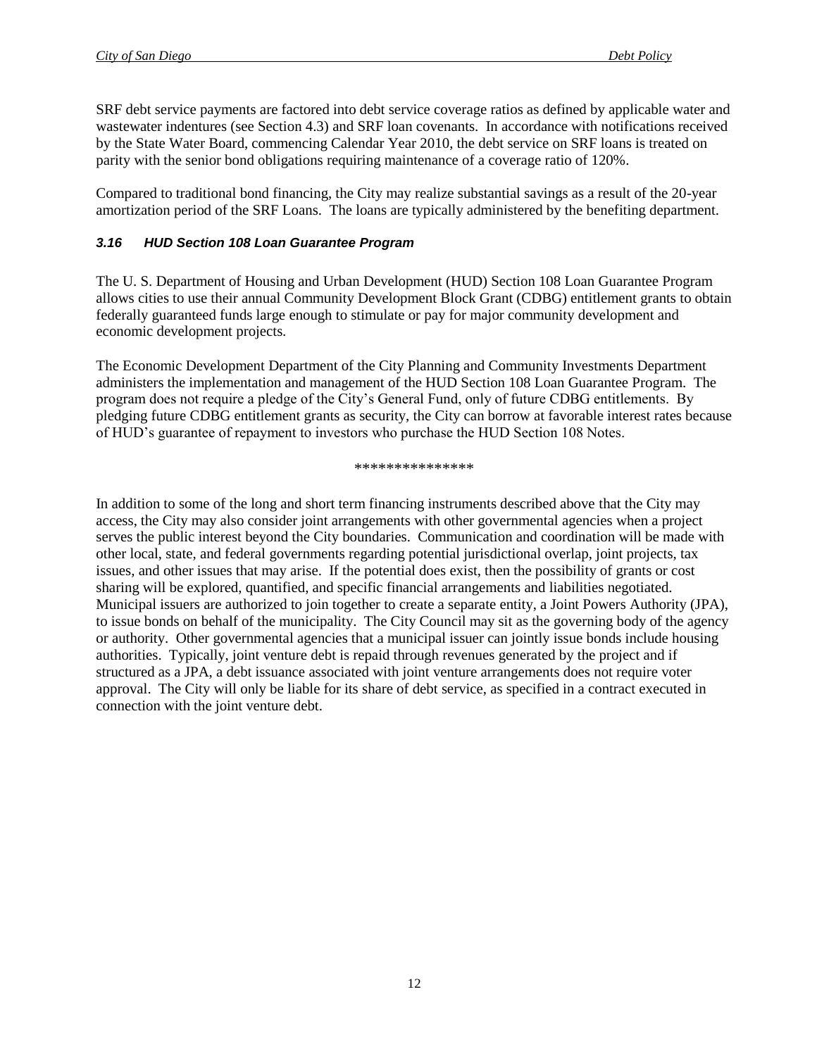SRF debt service payments are factored into debt service coverage ratios as defined by applicable water and wastewater indentures (see Section 4.3) and SRF loan covenants. In accordance with notifications received by the State Water Board, commencing Calendar Year 2010, the debt service on SRF loans is treated on parity with the senior bond obligations requiring maintenance of a coverage ratio of 120%.

Compared to traditional bond financing, the City may realize substantial savings as a result of the 20-year amortization period of the SRF Loans. The loans are typically administered by the benefiting department.

### *3.16 HUD Section 108 Loan Guarantee Program*

The U. S. Department of Housing and Urban Development (HUD) Section 108 Loan Guarantee Program allows cities to use their annual Community Development Block Grant (CDBG) entitlement grants to obtain federally guaranteed funds large enough to stimulate or pay for major community development and economic development projects.

The Economic Development Department of the City Planning and Community Investments Department administers the implementation and management of the HUD Section 108 Loan Guarantee Program. The program does not require a pledge of the City's General Fund, only of future CDBG entitlements. By pledging future CDBG entitlement grants as security, the City can borrow at favorable interest rates because of HUD's guarantee of repayment to investors who purchase the HUD Section 108 Notes.

***************

In addition to some of the long and short term financing instruments described above that the City may access, the City may also consider joint arrangements with other governmental agencies when a project serves the public interest beyond the City boundaries. Communication and coordination will be made with other local, state, and federal governments regarding potential jurisdictional overlap, joint projects, tax issues, and other issues that may arise. If the potential does exist, then the possibility of grants or cost sharing will be explored, quantified, and specific financial arrangements and liabilities negotiated. Municipal issuers are authorized to join together to create a separate entity, a Joint Powers Authority (JPA), to issue bonds on behalf of the municipality. The City Council may sit as the governing body of the agency or authority. Other governmental agencies that a municipal issuer can jointly issue bonds include housing authorities. Typically, joint venture debt is repaid through revenues generated by the project and if structured as a JPA, a debt issuance associated with joint venture arrangements does not require voter approval. The City will only be liable for its share of debt service, as specified in a contract executed in connection with the joint venture debt.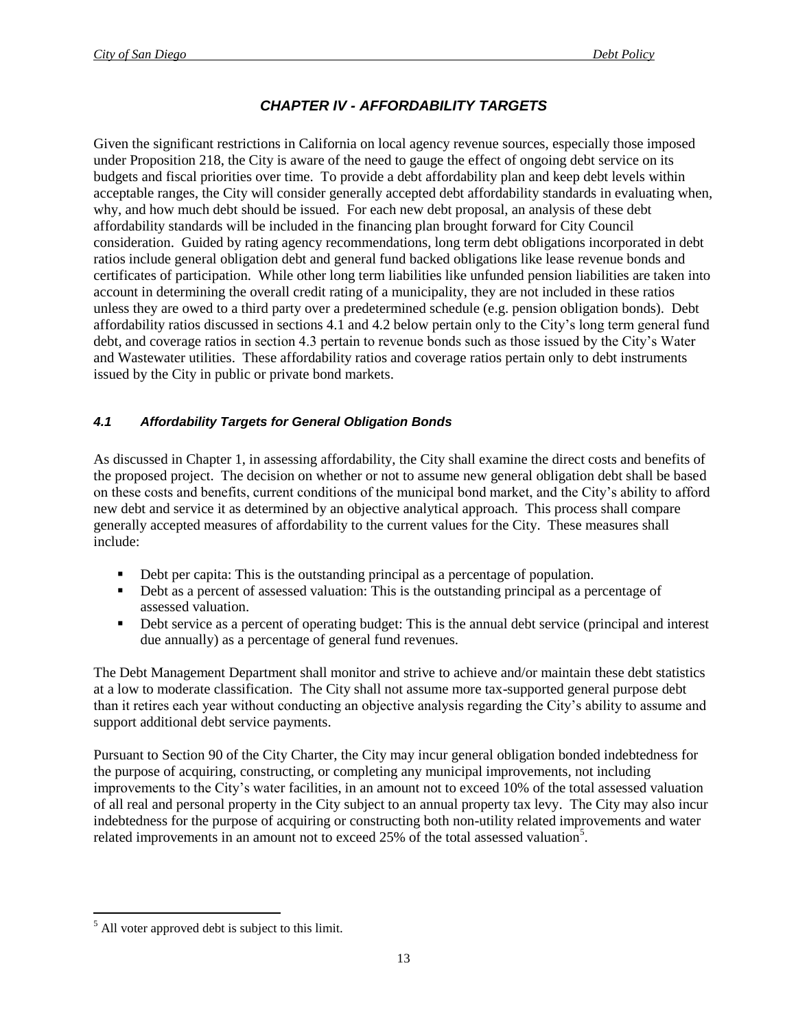# *CHAPTER IV - AFFORDABILITY TARGETS*

Given the significant restrictions in California on local agency revenue sources, especially those imposed under Proposition 218, the City is aware of the need to gauge the effect of ongoing debt service on its budgets and fiscal priorities over time. To provide a debt affordability plan and keep debt levels within acceptable ranges, the City will consider generally accepted debt affordability standards in evaluating when, why, and how much debt should be issued. For each new debt proposal, an analysis of these debt affordability standards will be included in the financing plan brought forward for City Council consideration. Guided by rating agency recommendations, long term debt obligations incorporated in debt ratios include general obligation debt and general fund backed obligations like lease revenue bonds and certificates of participation. While other long term liabilities like unfunded pension liabilities are taken into account in determining the overall credit rating of a municipality, they are not included in these ratios unless they are owed to a third party over a predetermined schedule (e.g. pension obligation bonds). Debt affordability ratios discussed in sections 4.1 and 4.2 below pertain only to the City's long term general fund debt, and coverage ratios in section 4.3 pertain to revenue bonds such as those issued by the City's Water and Wastewater utilities. These affordability ratios and coverage ratios pertain only to debt instruments issued by the City in public or private bond markets.

### *4.1 Affordability Targets for General Obligation Bonds*

As discussed in Chapter 1, in assessing affordability, the City shall examine the direct costs and benefits of the proposed project. The decision on whether or not to assume new general obligation debt shall be based on these costs and benefits, current conditions of the municipal bond market, and the City's ability to afford new debt and service it as determined by an objective analytical approach. This process shall compare generally accepted measures of affordability to the current values for the City. These measures shall include:

- Debt per capita: This is the outstanding principal as a percentage of population.
- Debt as a percent of assessed valuation: This is the outstanding principal as a percentage of assessed valuation.
- Debt service as a percent of operating budget: This is the annual debt service (principal and interest due annually) as a percentage of general fund revenues.

The Debt Management Department shall monitor and strive to achieve and/or maintain these debt statistics at a low to moderate classification. The City shall not assume more tax-supported general purpose debt than it retires each year without conducting an objective analysis regarding the City's ability to assume and support additional debt service payments.

Pursuant to Section 90 of the City Charter, the City may incur general obligation bonded indebtedness for the purpose of acquiring, constructing, or completing any municipal improvements, not including improvements to the City's water facilities, in an amount not to exceed 10% of the total assessed valuation of all real and personal property in the City subject to an annual property tax levy. The City may also incur indebtedness for the purpose of acquiring or constructing both non-utility related improvements and water related improvements in an amount not to exceed 25% of the total assessed valuation[5].

---

[5] All voter approved debt is subject to this limit.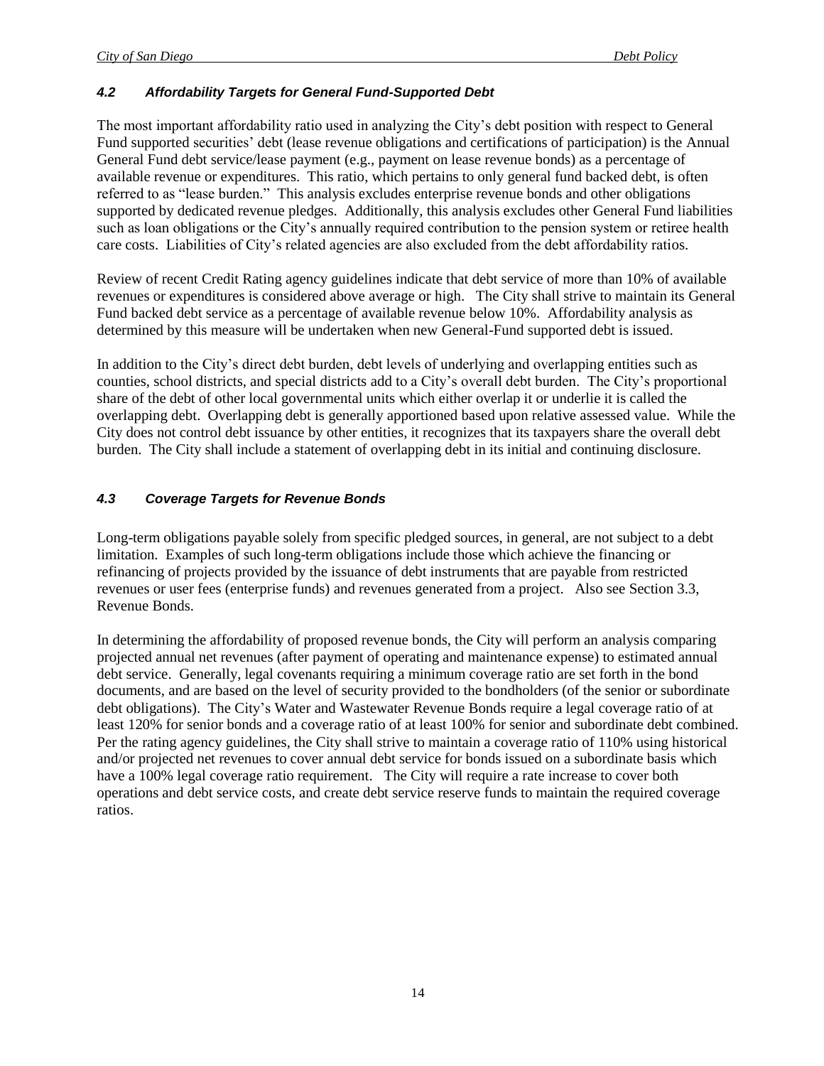### *4.2 Affordability Targets for General Fund-Supported Debt*

The most important affordability ratio used in analyzing the City's debt position with respect to General Fund supported securities' debt (lease revenue obligations and certifications of participation) is the Annual General Fund debt service/lease payment (e.g., payment on lease revenue bonds) as a percentage of available revenue or expenditures. This ratio, which pertains to only general fund backed debt, is often referred to as "lease burden." This analysis excludes enterprise revenue bonds and other obligations supported by dedicated revenue pledges. Additionally, this analysis excludes other General Fund liabilities such as loan obligations or the City's annually required contribution to the pension system or retiree health care costs. Liabilities of City's related agencies are also excluded from the debt affordability ratios.

Review of recent Credit Rating agency guidelines indicate that debt service of more than 10% of available revenues or expenditures is considered above average or high. The City shall strive to maintain its General Fund backed debt service as a percentage of available revenue below 10%. Affordability analysis as determined by this measure will be undertaken when new General-Fund supported debt is issued.

In addition to the City's direct debt burden, debt levels of underlying and overlapping entities such as counties, school districts, and special districts add to a City's overall debt burden. The City's proportional share of the debt of other local governmental units which either overlap it or underlie it is called the overlapping debt. Overlapping debt is generally apportioned based upon relative assessed value. While the City does not control debt issuance by other entities, it recognizes that its taxpayers share the overall debt burden. The City shall include a statement of overlapping debt in its initial and continuing disclosure.

### *4.3 Coverage Targets for Revenue Bonds*

Long-term obligations payable solely from specific pledged sources, in general, are not subject to a debt limitation. Examples of such long-term obligations include those which achieve the financing or refinancing of projects provided by the issuance of debt instruments that are payable from restricted revenues or user fees (enterprise funds) and revenues generated from a project. Also see Section 3.3, Revenue Bonds.

In determining the affordability of proposed revenue bonds, the City will perform an analysis comparing projected annual net revenues (after payment of operating and maintenance expense) to estimated annual debt service. Generally, legal covenants requiring a minimum coverage ratio are set forth in the bond documents, and are based on the level of security provided to the bondholders (of the senior or subordinate debt obligations). The City's Water and Wastewater Revenue Bonds require a legal coverage ratio of at least 120% for senior bonds and a coverage ratio of at least 100% for senior and subordinate debt combined. Per the rating agency guidelines, the City shall strive to maintain a coverage ratio of 110% using historical and/or projected net revenues to cover annual debt service for bonds issued on a subordinate basis which have a 100% legal coverage ratio requirement. The City will require a rate increase to cover both operations and debt service costs, and create debt service reserve funds to maintain the required coverage ratios.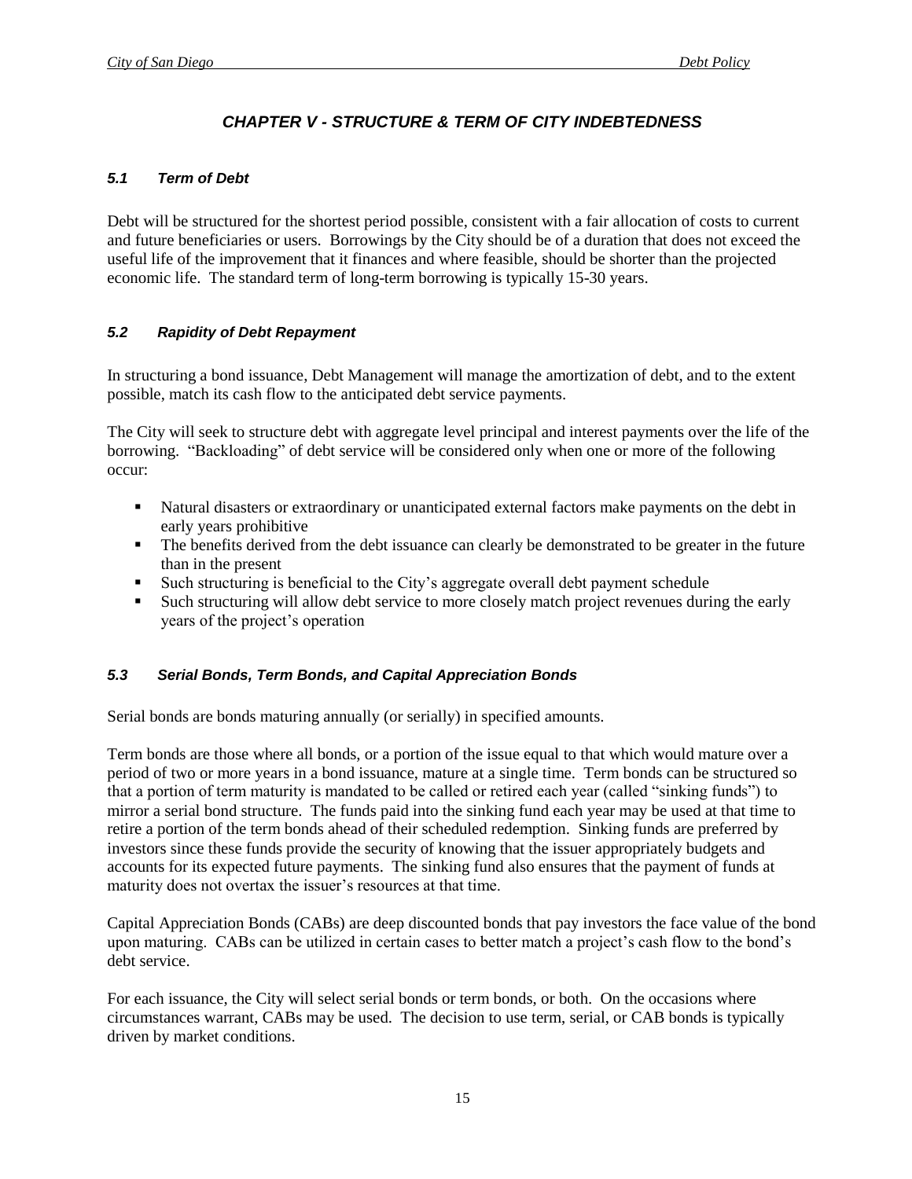## *CHAPTER V - STRUCTURE & TERM OF CITY INDEBTEDNESS*

### *5.1 Term of Debt*

Debt will be structured for the shortest period possible, consistent with a fair allocation of costs to current and future beneficiaries or users. Borrowings by the City should be of a duration that does not exceed the useful life of the improvement that it finances and where feasible, should be shorter than the projected economic life. The standard term of long-term borrowing is typically 15-30 years.

### *5.2 Rapidity of Debt Repayment*

In structuring a bond issuance, Debt Management will manage the amortization of debt, and to the extent possible, match its cash flow to the anticipated debt service payments.

The City will seek to structure debt with aggregate level principal and interest payments over the life of the borrowing. "Backloading" of debt service will be considered only when one or more of the following occur:

- Natural disasters or extraordinary or unanticipated external factors make payments on the debt in early years prohibitive
- The benefits derived from the debt issuance can clearly be demonstrated to be greater in the future than in the present
- Such structuring is beneficial to the City's aggregate overall debt payment schedule
- Such structuring will allow debt service to more closely match project revenues during the early years of the project's operation

### *5.3 Serial Bonds, Term Bonds, and Capital Appreciation Bonds*

Serial bonds are bonds maturing annually (or serially) in specified amounts.

Term bonds are those where all bonds, or a portion of the issue equal to that which would mature over a period of two or more years in a bond issuance, mature at a single time. Term bonds can be structured so that a portion of term maturity is mandated to be called or retired each year (called "sinking funds") to mirror a serial bond structure. The funds paid into the sinking fund each year may be used at that time to retire a portion of the term bonds ahead of their scheduled redemption. Sinking funds are preferred by investors since these funds provide the security of knowing that the issuer appropriately budgets and accounts for its expected future payments. The sinking fund also ensures that the payment of funds at maturity does not overtax the issuer's resources at that time.

Capital Appreciation Bonds (CABs) are deep discounted bonds that pay investors the face value of the bond upon maturing. CABs can be utilized in certain cases to better match a project's cash flow to the bond's debt service.

For each issuance, the City will select serial bonds or term bonds, or both. On the occasions where circumstances warrant, CABs may be used. The decision to use term, serial, or CAB bonds is typically driven by market conditions.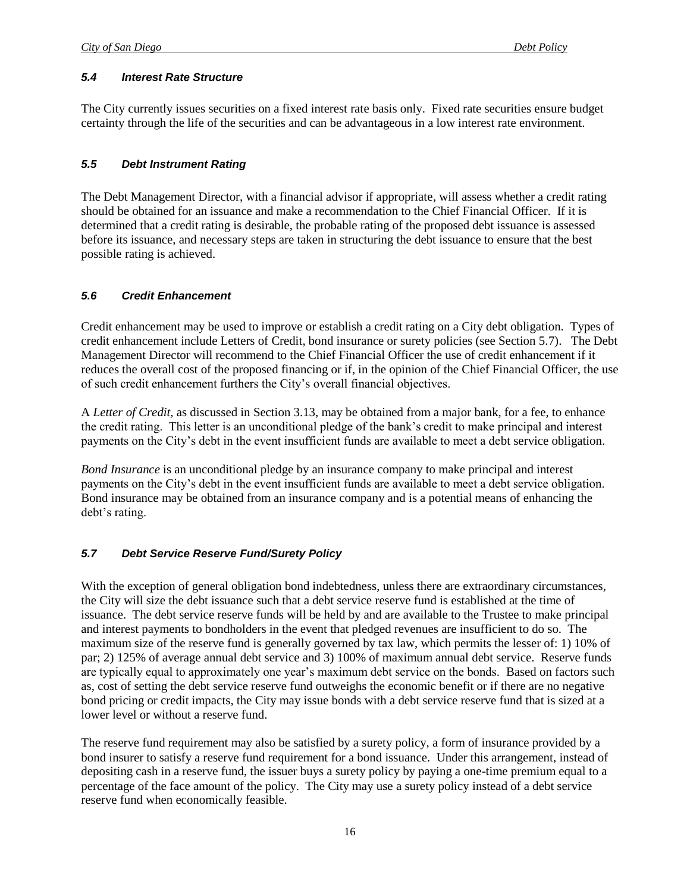### *5.4 Interest Rate Structure*

The City currently issues securities on a fixed interest rate basis only. Fixed rate securities ensure budget certainty through the life of the securities and can be advantageous in a low interest rate environment.

### *5.5 Debt Instrument Rating*

The Debt Management Director, with a financial advisor if appropriate, will assess whether a credit rating should be obtained for an issuance and make a recommendation to the Chief Financial Officer. If it is determined that a credit rating is desirable, the probable rating of the proposed debt issuance is assessed before its issuance, and necessary steps are taken in structuring the debt issuance to ensure that the best possible rating is achieved.

### *5.6 Credit Enhancement*

Credit enhancement may be used to improve or establish a credit rating on a City debt obligation. Types of credit enhancement include Letters of Credit, bond insurance or surety policies (see Section 5.7). The Debt Management Director will recommend to the Chief Financial Officer the use of credit enhancement if it reduces the overall cost of the proposed financing or if, in the opinion of the Chief Financial Officer, the use of such credit enhancement furthers the City's overall financial objectives.

A *Letter of Credit,* as discussed in Section 3.13, may be obtained from a major bank, for a fee, to enhance the credit rating. This letter is an unconditional pledge of the bank's credit to make principal and interest payments on the City's debt in the event insufficient funds are available to meet a debt service obligation.

*Bond Insurance* is an unconditional pledge by an insurance company to make principal and interest payments on the City's debt in the event insufficient funds are available to meet a debt service obligation. Bond insurance may be obtained from an insurance company and is a potential means of enhancing the debt's rating.

### *5.7 Debt Service Reserve Fund/Surety Policy*

With the exception of general obligation bond indebtedness, unless there are extraordinary circumstances, the City will size the debt issuance such that a debt service reserve fund is established at the time of issuance. The debt service reserve funds will be held by and are available to the Trustee to make principal and interest payments to bondholders in the event that pledged revenues are insufficient to do so. The maximum size of the reserve fund is generally governed by tax law, which permits the lesser of: 1) 10% of par; 2) 125% of average annual debt service and 3) 100% of maximum annual debt service. Reserve funds are typically equal to approximately one year's maximum debt service on the bonds. Based on factors such as, cost of setting the debt service reserve fund outweighs the economic benefit or if there are no negative bond pricing or credit impacts, the City may issue bonds with a debt service reserve fund that is sized at a lower level or without a reserve fund.

The reserve fund requirement may also be satisfied by a surety policy, a form of insurance provided by a bond insurer to satisfy a reserve fund requirement for a bond issuance. Under this arrangement, instead of depositing cash in a reserve fund, the issuer buys a surety policy by paying a one-time premium equal to a percentage of the face amount of the policy. The City may use a surety policy instead of a debt service reserve fund when economically feasible.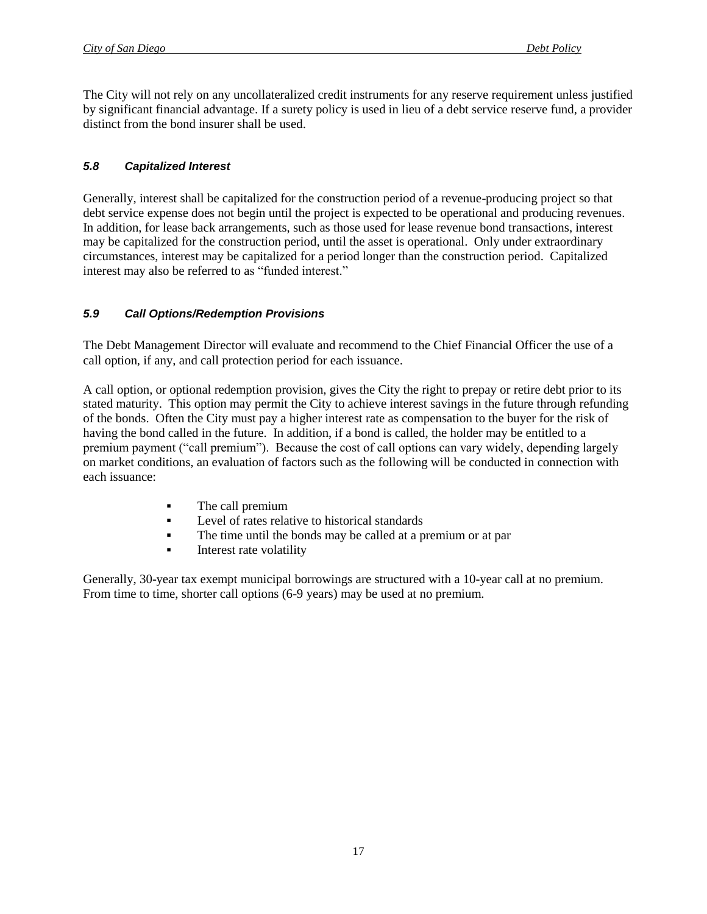The City will not rely on any uncollateralized credit instruments for any reserve requirement unless justified by significant financial advantage. If a surety policy is used in lieu of a debt service reserve fund, a provider distinct from the bond insurer shall be used.

### *5.8 Capitalized Interest*

Generally, interest shall be capitalized for the construction period of a revenue-producing project so that debt service expense does not begin until the project is expected to be operational and producing revenues. In addition, for lease back arrangements, such as those used for lease revenue bond transactions, interest may be capitalized for the construction period, until the asset is operational. Only under extraordinary circumstances, interest may be capitalized for a period longer than the construction period. Capitalized interest may also be referred to as "funded interest."

### *5.9 Call Options/Redemption Provisions*

The Debt Management Director will evaluate and recommend to the Chief Financial Officer the use of a call option, if any, and call protection period for each issuance.

A call option, or optional redemption provision, gives the City the right to prepay or retire debt prior to its stated maturity. This option may permit the City to achieve interest savings in the future through refunding of the bonds. Often the City must pay a higher interest rate as compensation to the buyer for the risk of having the bond called in the future. In addition, if a bond is called, the holder may be entitled to a premium payment ("call premium"). Because the cost of call options can vary widely, depending largely on market conditions, an evaluation of factors such as the following will be conducted in connection with each issuance:

- The call premium
- Level of rates relative to historical standards
- The time until the bonds may be called at a premium or at par
- Interest rate volatility

Generally, 30-year tax exempt municipal borrowings are structured with a 10-year call at no premium. From time to time, shorter call options (6-9 years) may be used at no premium.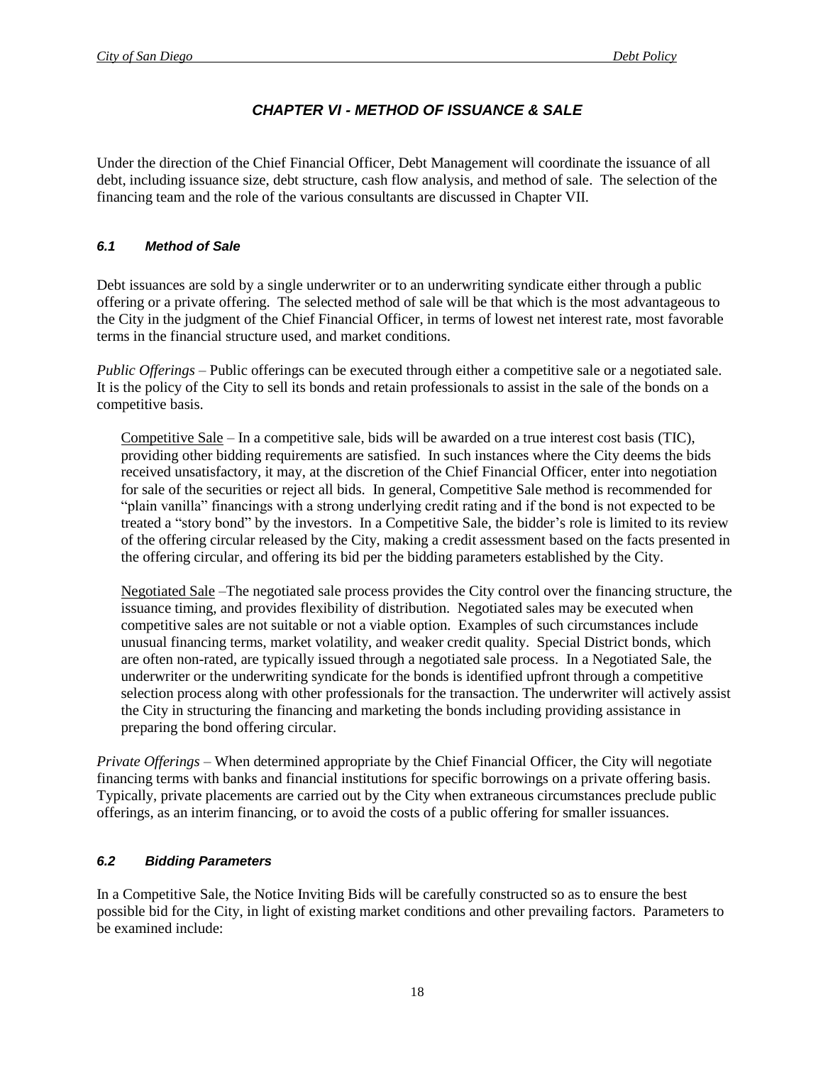# *CHAPTER VI - METHOD OF ISSUANCE & SALE*

Under the direction of the Chief Financial Officer, Debt Management will coordinate the issuance of all debt, including issuance size, debt structure, cash flow analysis, and method of sale. The selection of the financing team and the role of the various consultants are discussed in Chapter VII.

### *6.1 Method of Sale*

Debt issuances are sold by a single underwriter or to an underwriting syndicate either through a public offering or a private offering. The selected method of sale will be that which is the most advantageous to the City in the judgment of the Chief Financial Officer, in terms of lowest net interest rate, most favorable terms in the financial structure used, and market conditions.

*Public Offerings* – Public offerings can be executed through either a competitive sale or a negotiated sale. It is the policy of the City to sell its bonds and retain professionals to assist in the sale of the bonds on a competitive basis.

<u>Competitive Sale</u> – In a competitive sale, bids will be awarded on a true interest cost basis (TIC), providing other bidding requirements are satisfied. In such instances where the City deems the bids received unsatisfactory, it may, at the discretion of the Chief Financial Officer, enter into negotiation for sale of the securities or reject all bids. In general, Competitive Sale method is recommended for "plain vanilla" financings with a strong underlying credit rating and if the bond is not expected to be treated a "story bond" by the investors. In a Competitive Sale, the bidder's role is limited to its review of the offering circular released by the City, making a credit assessment based on the facts presented in the offering circular, and offering its bid per the bidding parameters established by the City.

<u>Negotiated Sale</u> –The negotiated sale process provides the City control over the financing structure, the issuance timing, and provides flexibility of distribution. Negotiated sales may be executed when competitive sales are not suitable or not a viable option. Examples of such circumstances include unusual financing terms, market volatility, and weaker credit quality. Special District bonds, which are often non-rated, are typically issued through a negotiated sale process. In a Negotiated Sale, the underwriter or the underwriting syndicate for the bonds is identified upfront through a competitive selection process along with other professionals for the transaction. The underwriter will actively assist the City in structuring the financing and marketing the bonds including providing assistance in preparing the bond offering circular.

*Private Offerings* – When determined appropriate by the Chief Financial Officer, the City will negotiate financing terms with banks and financial institutions for specific borrowings on a private offering basis. Typically, private placements are carried out by the City when extraneous circumstances preclude public offerings, as an interim financing, or to avoid the costs of a public offering for smaller issuances.

### *6.2 Bidding Parameters*

In a Competitive Sale, the Notice Inviting Bids will be carefully constructed so as to ensure the best possible bid for the City, in light of existing market conditions and other prevailing factors. Parameters to be examined include: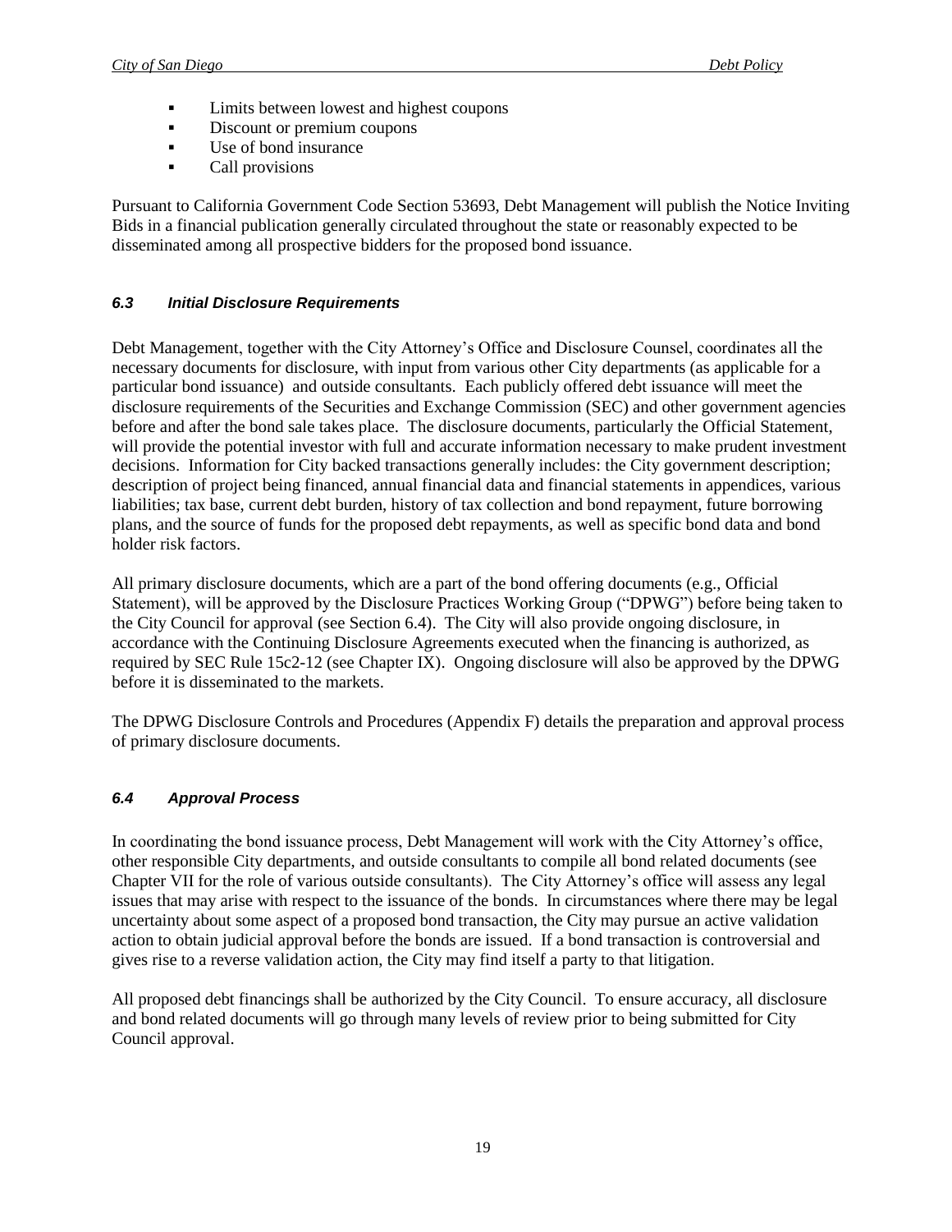- Limits between lowest and highest coupons
- Discount or premium coupons
- Use of bond insurance
- Call provisions

Pursuant to California Government Code Section 53693, Debt Management will publish the Notice Inviting Bids in a financial publication generally circulated throughout the state or reasonably expected to be disseminated among all prospective bidders for the proposed bond issuance.

### *6.3 Initial Disclosure Requirements*

Debt Management, together with the City Attorney's Office and Disclosure Counsel, coordinates all the necessary documents for disclosure, with input from various other City departments (as applicable for a particular bond issuance) and outside consultants. Each publicly offered debt issuance will meet the disclosure requirements of the Securities and Exchange Commission (SEC) and other government agencies before and after the bond sale takes place. The disclosure documents, particularly the Official Statement, will provide the potential investor with full and accurate information necessary to make prudent investment decisions. Information for City backed transactions generally includes: the City government description; description of project being financed, annual financial data and financial statements in appendices, various liabilities; tax base, current debt burden, history of tax collection and bond repayment, future borrowing plans, and the source of funds for the proposed debt repayments, as well as specific bond data and bond holder risk factors.

All primary disclosure documents, which are a part of the bond offering documents (e.g., Official Statement), will be approved by the Disclosure Practices Working Group ("DPWG") before being taken to the City Council for approval (see Section 6.4). The City will also provide ongoing disclosure, in accordance with the Continuing Disclosure Agreements executed when the financing is authorized, as required by SEC Rule 15c2-12 (see Chapter IX). Ongoing disclosure will also be approved by the DPWG before it is disseminated to the markets.

The DPWG Disclosure Controls and Procedures (Appendix F) details the preparation and approval process of primary disclosure documents.

### *6.4 Approval Process*

In coordinating the bond issuance process, Debt Management will work with the City Attorney's office, other responsible City departments, and outside consultants to compile all bond related documents (see Chapter VII for the role of various outside consultants). The City Attorney's office will assess any legal issues that may arise with respect to the issuance of the bonds. In circumstances where there may be legal uncertainty about some aspect of a proposed bond transaction, the City may pursue an active validation action to obtain judicial approval before the bonds are issued. If a bond transaction is controversial and gives rise to a reverse validation action, the City may find itself a party to that litigation.

All proposed debt financings shall be authorized by the City Council. To ensure accuracy, all disclosure and bond related documents will go through many levels of review prior to being submitted for City Council approval.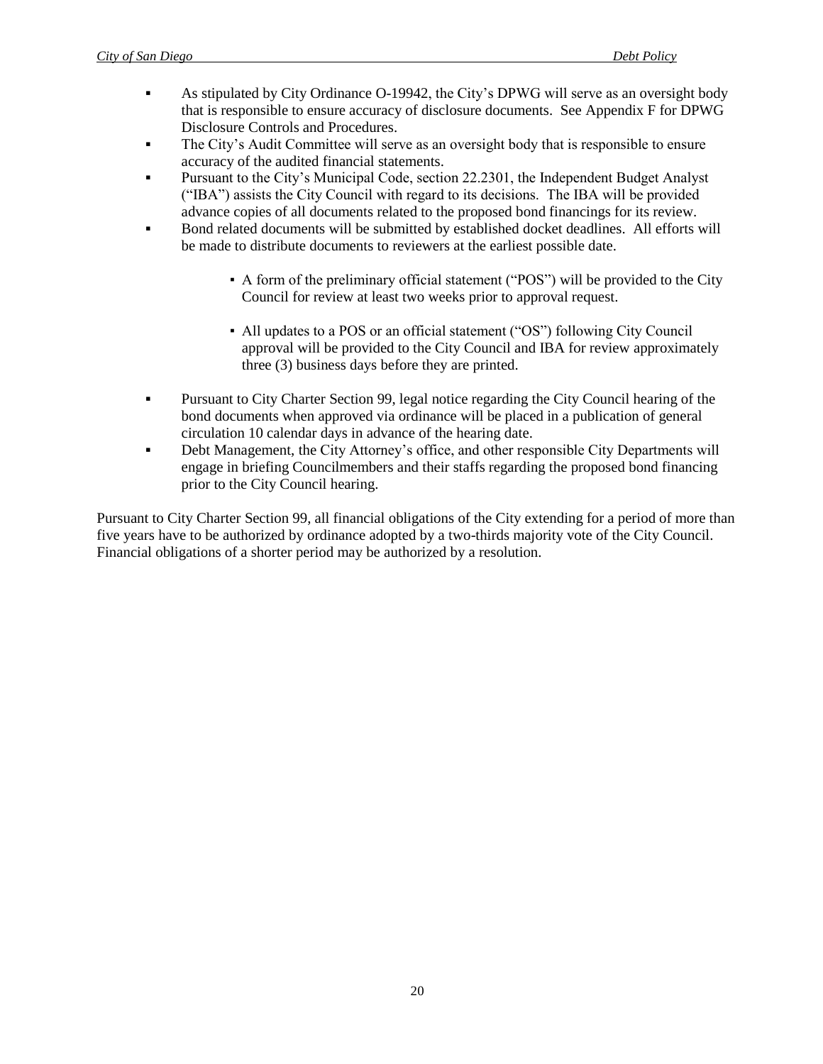- As stipulated by City Ordinance O-19942, the City's DPWG will serve as an oversight body that is responsible to ensure accuracy of disclosure documents. See Appendix F for DPWG Disclosure Controls and Procedures.
- The City's Audit Committee will serve as an oversight body that is responsible to ensure accuracy of the audited financial statements.
- Pursuant to the City's Municipal Code, section 22.2301, the Independent Budget Analyst ("IBA") assists the City Council with regard to its decisions. The IBA will be provided advance copies of all documents related to the proposed bond financings for its review.
- Bond related documents will be submitted by established docket deadlines. All efforts will be made to distribute documents to reviewers at the earliest possible date.
    - A form of the preliminary official statement ("POS") will be provided to the City Council for review at least two weeks prior to approval request.
    - All updates to a POS or an official statement ("OS") following City Council approval will be provided to the City Council and IBA for review approximately three (3) business days before they are printed.
- Pursuant to City Charter Section 99, legal notice regarding the City Council hearing of the bond documents when approved via ordinance will be placed in a publication of general circulation 10 calendar days in advance of the hearing date.
- Debt Management, the City Attorney's office, and other responsible City Departments will engage in briefing Councilmembers and their staffs regarding the proposed bond financing prior to the City Council hearing.

Pursuant to City Charter Section 99, all financial obligations of the City extending for a period of more than five years have to be authorized by ordinance adopted by a two-thirds majority vote of the City Council. Financial obligations of a shorter period may be authorized by a resolution.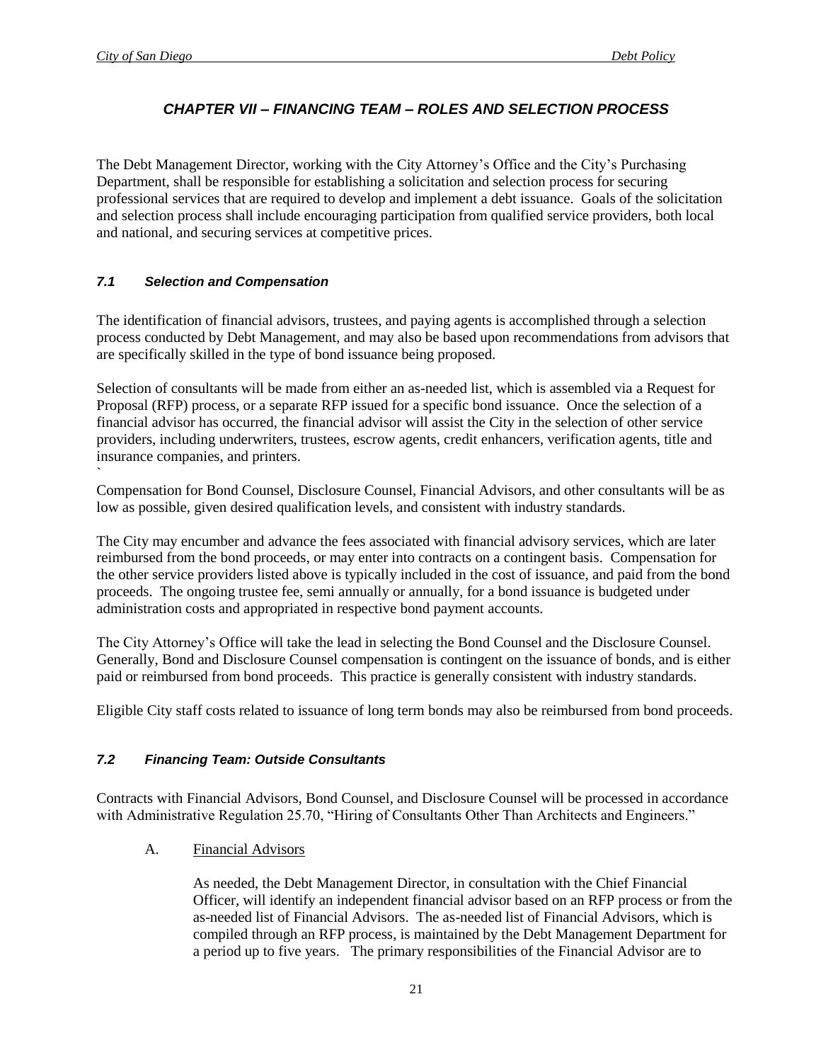# *CHAPTER VII – FINANCING TEAM – ROLES AND SELECTION PROCESS*

The Debt Management Director, working with the City Attorney's Office and the City's Purchasing Department, shall be responsible for establishing a solicitation and selection process for securing professional services that are required to develop and implement a debt issuance. Goals of the solicitation and selection process shall include encouraging participation from qualified service providers, both local and national, and securing services at competitive prices.

### *7.1 Selection and Compensation*

The identification of financial advisors, trustees, and paying agents is accomplished through a selection process conducted by Debt Management, and may also be based upon recommendations from advisors that are specifically skilled in the type of bond issuance being proposed.

Selection of consultants will be made from either an as-needed list, which is assembled via a Request for Proposal (RFP) process, or a separate RFP issued for a specific bond issuance. Once the selection of a financial advisor has occurred, the financial advisor will assist the City in the selection of other service providers, including underwriters, trustees, escrow agents, credit enhancers, verification agents, title and insurance companies, and printers.
`

Compensation for Bond Counsel, Disclosure Counsel, Financial Advisors, and other consultants will be as low as possible, given desired qualification levels, and consistent with industry standards.

The City may encumber and advance the fees associated with financial advisory services, which are later reimbursed from the bond proceeds, or may enter into contracts on a contingent basis. Compensation for the other service providers listed above is typically included in the cost of issuance, and paid from the bond proceeds. The ongoing trustee fee, semi annually or annually, for a bond issuance is budgeted under administration costs and appropriated in respective bond payment accounts.

The City Attorney's Office will take the lead in selecting the Bond Counsel and the Disclosure Counsel. Generally, Bond and Disclosure Counsel compensation is contingent on the issuance of bonds, and is either paid or reimbursed from bond proceeds. This practice is generally consistent with industry standards.

Eligible City staff costs related to issuance of long term bonds may also be reimbursed from bond proceeds.

### *7.2 Financing Team: Outside Consultants*

Contracts with Financial Advisors, Bond Counsel, and Disclosure Counsel will be processed in accordance with Administrative Regulation 25.70, "Hiring of Consultants Other Than Architects and Engineers."

A. Financial Advisors

As needed, the Debt Management Director, in consultation with the Chief Financial Officer, will identify an independent financial advisor based on an RFP process or from the as-needed list of Financial Advisors. The as-needed list of Financial Advisors, which is compiled through an RFP process, is maintained by the Debt Management Department for a period up to five years. The primary responsibilities of the Financial Advisor are to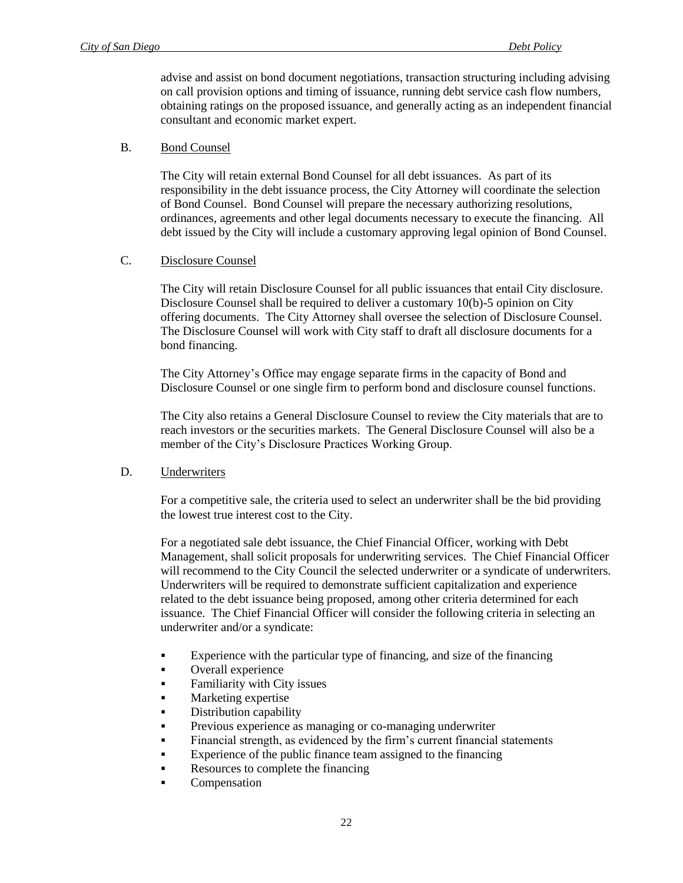advise and assist on bond document negotiations, transaction structuring including advising on call provision options and timing of issuance, running debt service cash flow numbers, obtaining ratings on the proposed issuance, and generally acting as an independent financial consultant and economic market expert.

B. Bond Counsel

The City will retain external Bond Counsel for all debt issuances. As part of its responsibility in the debt issuance process, the City Attorney will coordinate the selection of Bond Counsel. Bond Counsel will prepare the necessary authorizing resolutions, ordinances, agreements and other legal documents necessary to execute the financing. All debt issued by the City will include a customary approving legal opinion of Bond Counsel.

C. Disclosure Counsel

The City will retain Disclosure Counsel for all public issuances that entail City disclosure. Disclosure Counsel shall be required to deliver a customary 10(b)-5 opinion on City offering documents. The City Attorney shall oversee the selection of Disclosure Counsel. The Disclosure Counsel will work with City staff to draft all disclosure documents for a bond financing.

The City Attorney's Office may engage separate firms in the capacity of Bond and Disclosure Counsel or one single firm to perform bond and disclosure counsel functions.

The City also retains a General Disclosure Counsel to review the City materials that are to reach investors or the securities markets. The General Disclosure Counsel will also be a member of the City's Disclosure Practices Working Group.

D. Underwriters

For a competitive sale, the criteria used to select an underwriter shall be the bid providing the lowest true interest cost to the City.

For a negotiated sale debt issuance, the Chief Financial Officer, working with Debt Management, shall solicit proposals for underwriting services. The Chief Financial Officer will recommend to the City Council the selected underwriter or a syndicate of underwriters. Underwriters will be required to demonstrate sufficient capitalization and experience related to the debt issuance being proposed, among other criteria determined for each issuance. The Chief Financial Officer will consider the following criteria in selecting an underwriter and/or a syndicate:

- Experience with the particular type of financing, and size of the financing
- Overall experience
- Familiarity with City issues
- Marketing expertise
- Distribution capability
- Previous experience as managing or co-managing underwriter
- Financial strength, as evidenced by the firm's current financial statements
- Experience of the public finance team assigned to the financing
- Resources to complete the financing
- Compensation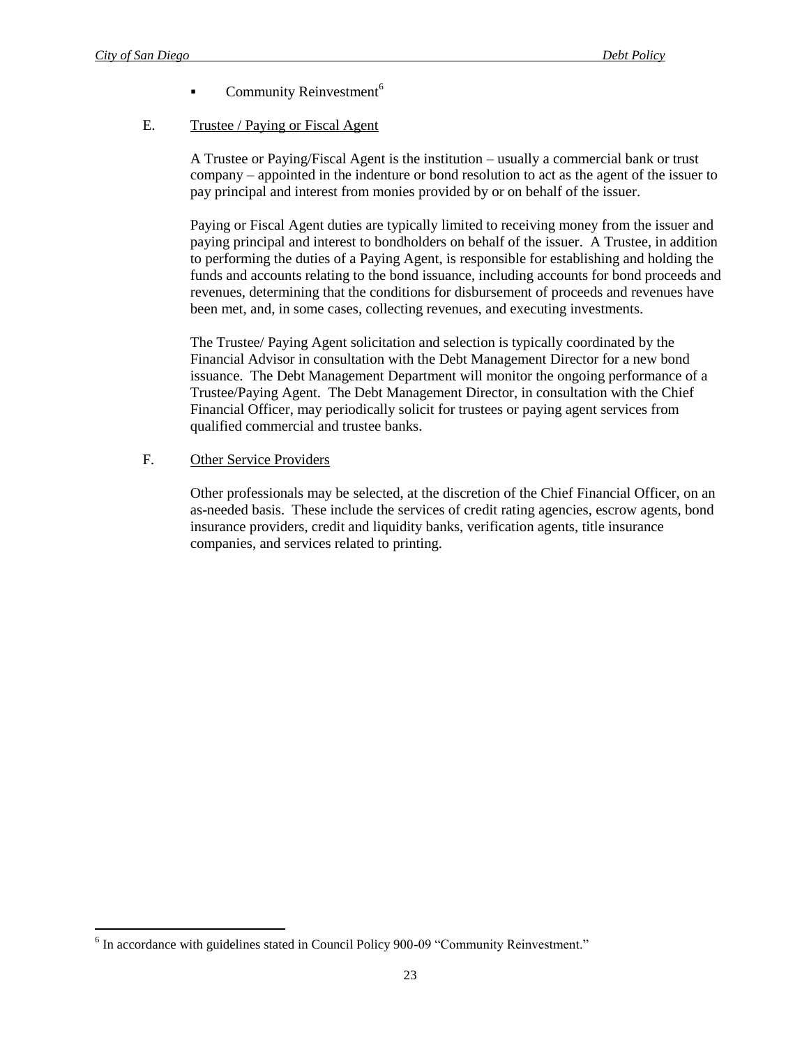- Community Reinvestment[6]

E. Trustee / Paying or Fiscal Agent

A Trustee or Paying/Fiscal Agent is the institution – usually a commercial bank or trust company – appointed in the indenture or bond resolution to act as the agent of the issuer to pay principal and interest from monies provided by or on behalf of the issuer.

Paying or Fiscal Agent duties are typically limited to receiving money from the issuer and paying principal and interest to bondholders on behalf of the issuer. A Trustee, in addition to performing the duties of a Paying Agent, is responsible for establishing and holding the funds and accounts relating to the bond issuance, including accounts for bond proceeds and revenues, determining that the conditions for disbursement of proceeds and revenues have been met, and, in some cases, collecting revenues, and executing investments.

The Trustee/ Paying Agent solicitation and selection is typically coordinated by the Financial Advisor in consultation with the Debt Management Director for a new bond issuance. The Debt Management Department will monitor the ongoing performance of a Trustee/Paying Agent. The Debt Management Director, in consultation with the Chief Financial Officer, may periodically solicit for trustees or paying agent services from qualified commercial and trustee banks.

F. Other Service Providers

Other professionals may be selected, at the discretion of the Chief Financial Officer, on an as-needed basis. These include the services of credit rating agencies, escrow agents, bond insurance providers, credit and liquidity banks, verification agents, title insurance companies, and services related to printing.

---

[6] In accordance with guidelines stated in Council Policy 900-09 "Community Reinvestment."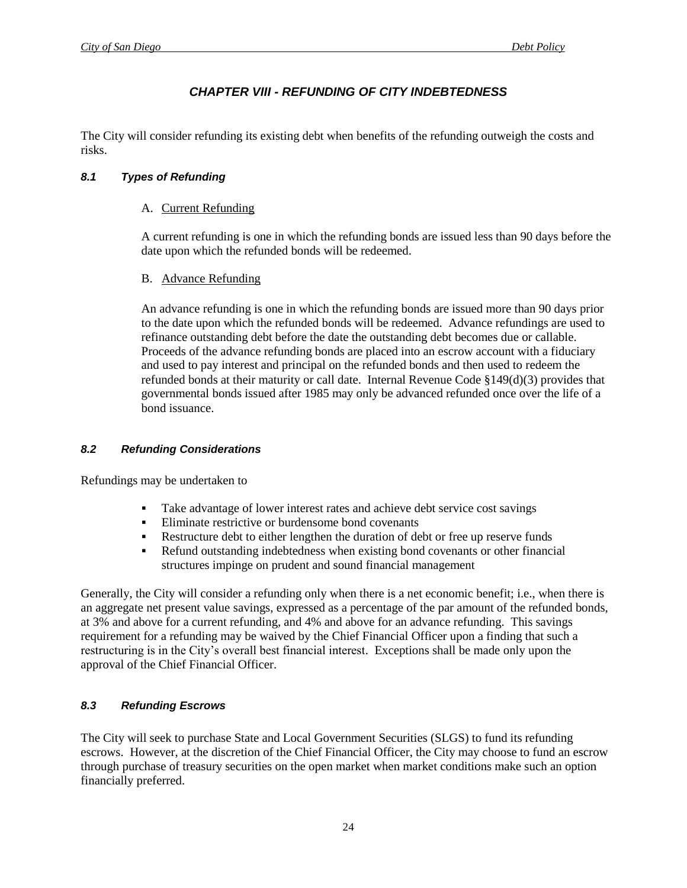# *CHAPTER VIII - REFUNDING OF CITY INDEBTEDNESS*

The City will consider refunding its existing debt when benefits of the refunding outweigh the costs and risks.

### *8.1 Types of Refunding*

A. Current Refunding

A current refunding is one in which the refunding bonds are issued less than 90 days before the date upon which the refunded bonds will be redeemed.

B. Advance Refunding

An advance refunding is one in which the refunding bonds are issued more than 90 days prior to the date upon which the refunded bonds will be redeemed. Advance refundings are used to refinance outstanding debt before the date the outstanding debt becomes due or callable. Proceeds of the advance refunding bonds are placed into an escrow account with a fiduciary and used to pay interest and principal on the refunded bonds and then used to redeem the refunded bonds at their maturity or call date. Internal Revenue Code §149(d)(3) provides that governmental bonds issued after 1985 may only be advanced refunded once over the life of a bond issuance.

### *8.2 Refunding Considerations*

Refundings may be undertaken to

- Take advantage of lower interest rates and achieve debt service cost savings
- Eliminate restrictive or burdensome bond covenants
- Restructure debt to either lengthen the duration of debt or free up reserve funds
- Refund outstanding indebtedness when existing bond covenants or other financial structures impinge on prudent and sound financial management

Generally, the City will consider a refunding only when there is a net economic benefit; i.e., when there is an aggregate net present value savings, expressed as a percentage of the par amount of the refunded bonds, at 3% and above for a current refunding, and 4% and above for an advance refunding. This savings requirement for a refunding may be waived by the Chief Financial Officer upon a finding that such a restructuring is in the City's overall best financial interest. Exceptions shall be made only upon the approval of the Chief Financial Officer.

### *8.3 Refunding Escrows*

The City will seek to purchase State and Local Government Securities (SLGS) to fund its refunding escrows. However, at the discretion of the Chief Financial Officer, the City may choose to fund an escrow through purchase of treasury securities on the open market when market conditions make such an option financially preferred.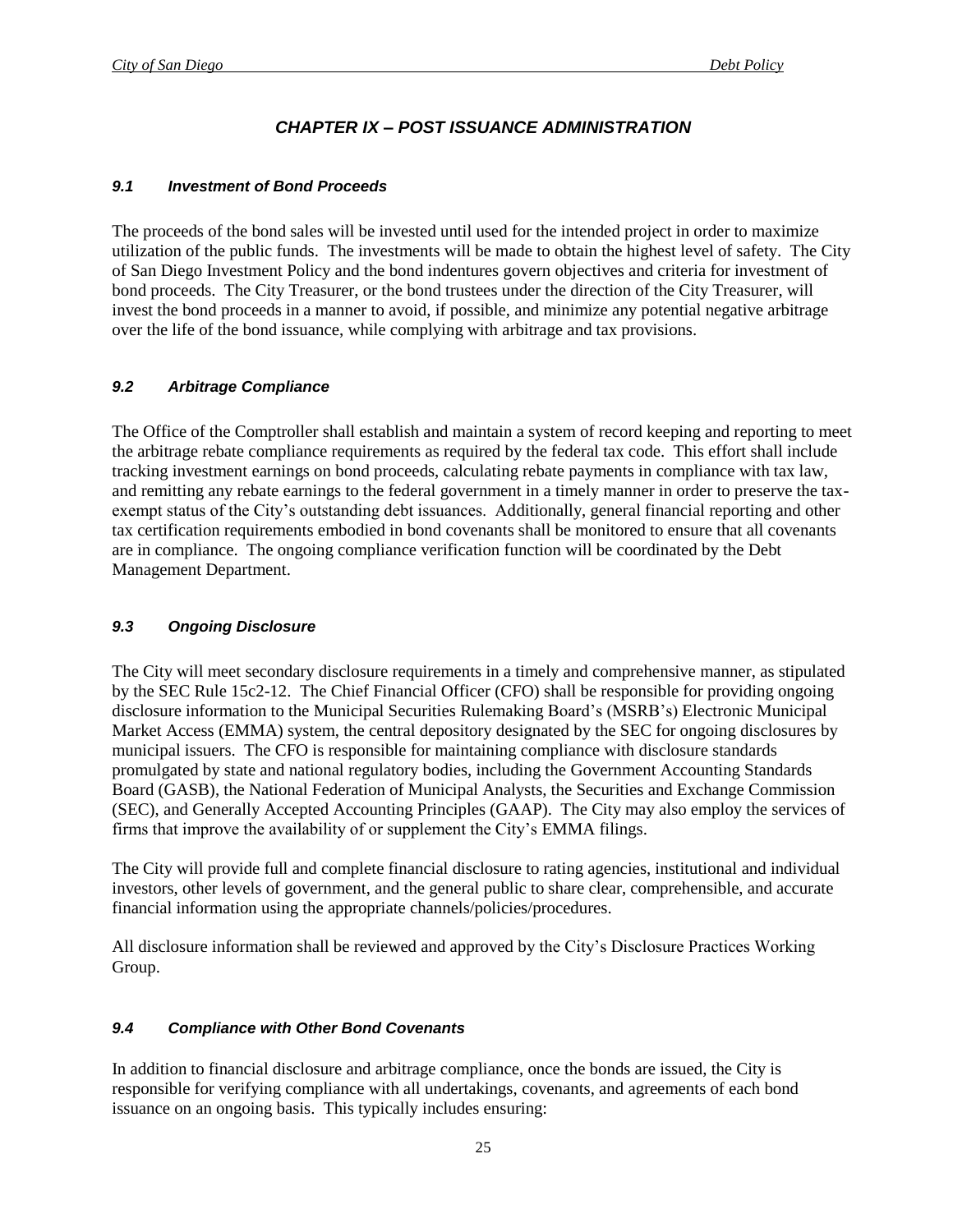## *CHAPTER IX – POST ISSUANCE ADMINISTRATION*

### *9.1 Investment of Bond Proceeds*

The proceeds of the bond sales will be invested until used for the intended project in order to maximize utilization of the public funds. The investments will be made to obtain the highest level of safety. The City of San Diego Investment Policy and the bond indentures govern objectives and criteria for investment of bond proceeds. The City Treasurer, or the bond trustees under the direction of the City Treasurer, will invest the bond proceeds in a manner to avoid, if possible, and minimize any potential negative arbitrage over the life of the bond issuance, while complying with arbitrage and tax provisions.

### *9.2 Arbitrage Compliance*

The Office of the Comptroller shall establish and maintain a system of record keeping and reporting to meet the arbitrage rebate compliance requirements as required by the federal tax code. This effort shall include tracking investment earnings on bond proceeds, calculating rebate payments in compliance with tax law, and remitting any rebate earnings to the federal government in a timely manner in order to preserve the tax-exempt status of the City's outstanding debt issuances. Additionally, general financial reporting and other tax certification requirements embodied in bond covenants shall be monitored to ensure that all covenants are in compliance. The ongoing compliance verification function will be coordinated by the Debt Management Department.

### *9.3 Ongoing Disclosure*

The City will meet secondary disclosure requirements in a timely and comprehensive manner, as stipulated by the SEC Rule 15c2-12. The Chief Financial Officer (CFO) shall be responsible for providing ongoing disclosure information to the Municipal Securities Rulemaking Board's (MSRB's) Electronic Municipal Market Access (EMMA) system, the central depository designated by the SEC for ongoing disclosures by municipal issuers. The CFO is responsible for maintaining compliance with disclosure standards promulgated by state and national regulatory bodies, including the Government Accounting Standards Board (GASB), the National Federation of Municipal Analysts, the Securities and Exchange Commission (SEC), and Generally Accepted Accounting Principles (GAAP). The City may also employ the services of firms that improve the availability of or supplement the City's EMMA filings.

The City will provide full and complete financial disclosure to rating agencies, institutional and individual investors, other levels of government, and the general public to share clear, comprehensible, and accurate financial information using the appropriate channels/policies/procedures.

All disclosure information shall be reviewed and approved by the City's Disclosure Practices Working Group.

### *9.4 Compliance with Other Bond Covenants*

In addition to financial disclosure and arbitrage compliance, once the bonds are issued, the City is responsible for verifying compliance with all undertakings, covenants, and agreements of each bond issuance on an ongoing basis. This typically includes ensuring: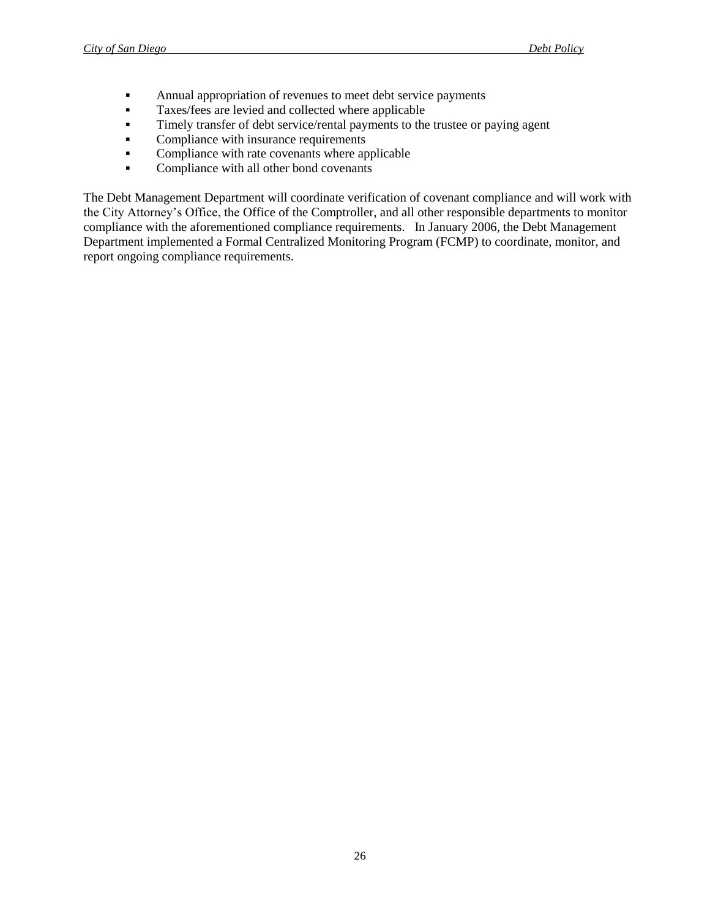- Annual appropriation of revenues to meet debt service payments
- Taxes/fees are levied and collected where applicable
- Timely transfer of debt service/rental payments to the trustee or paying agent
- Compliance with insurance requirements
- Compliance with rate covenants where applicable
- Compliance with all other bond covenants

The Debt Management Department will coordinate verification of covenant compliance and will work with the City Attorney's Office, the Office of the Comptroller, and all other responsible departments to monitor compliance with the aforementioned compliance requirements. In January 2006, the Debt Management Department implemented a Formal Centralized Monitoring Program (FCMP) to coordinate, monitor, and report ongoing compliance requirements.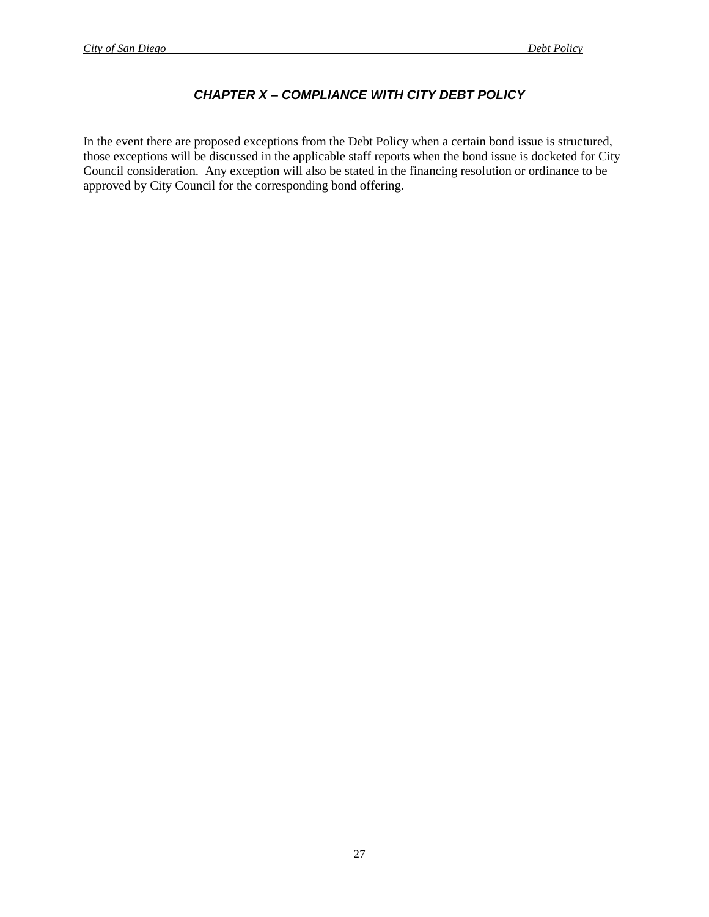## *CHAPTER X – COMPLIANCE WITH CITY DEBT POLICY*

In the event there are proposed exceptions from the Debt Policy when a certain bond issue is structured, those exceptions will be discussed in the applicable staff reports when the bond issue is docketed for City Council consideration. Any exception will also be stated in the financing resolution or ordinance to be approved by City Council for the corresponding bond offering.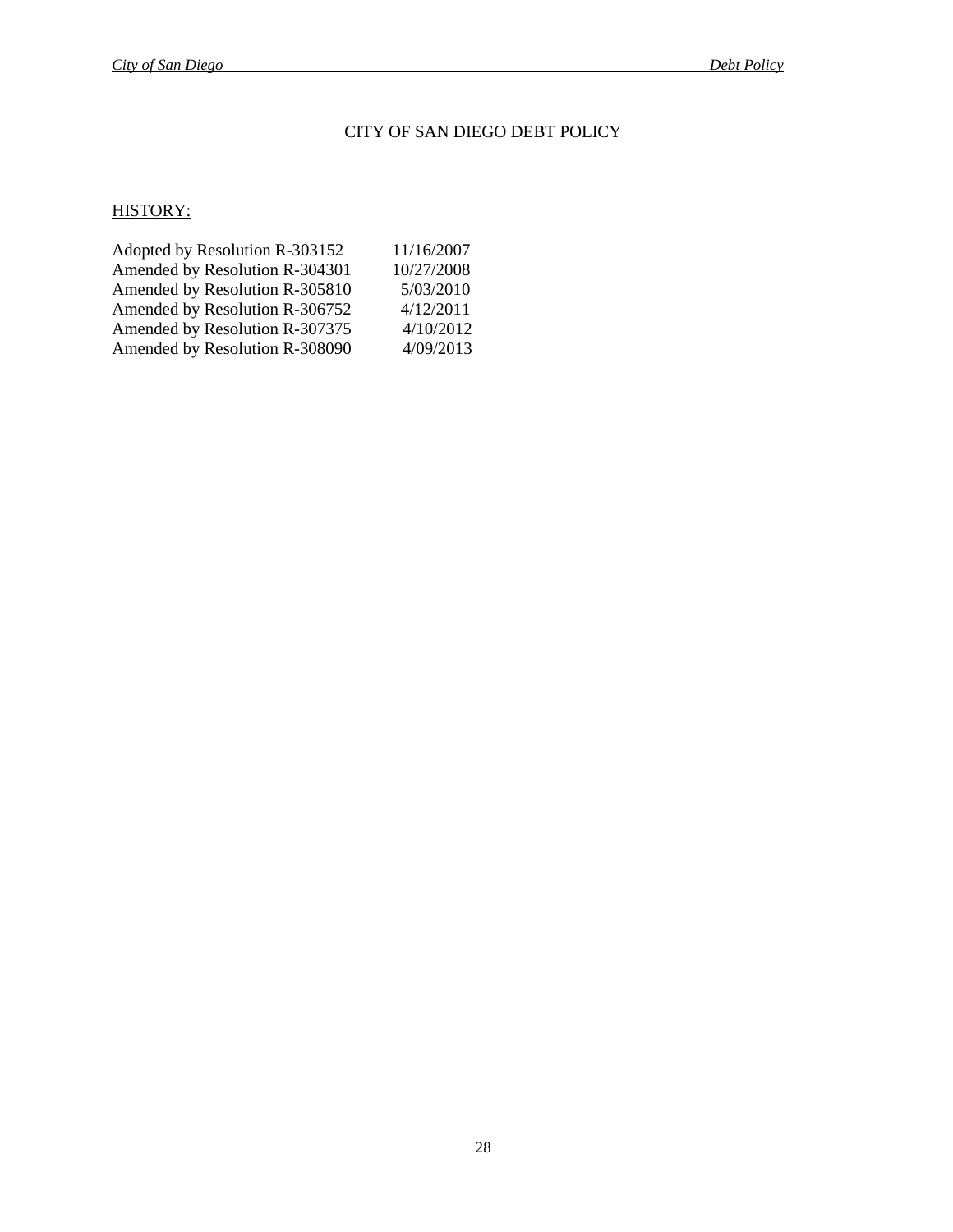# CITY OF SAN DIEGO DEBT POLICY

## HISTORY:

| | |
|---|---|
| Adopted by Resolution R-303152 | 11/16/2007 |
| Amended by Resolution R-304301 | 10/27/2008 |
| Amended by Resolution R-305810 | 5/03/2010 |
| Amended by Resolution R-306752 | 4/12/2011 |
| Amended by Resolution R-307375 | 4/10/2012 |
| Amended by Resolution R-308090 | 4/09/2013 |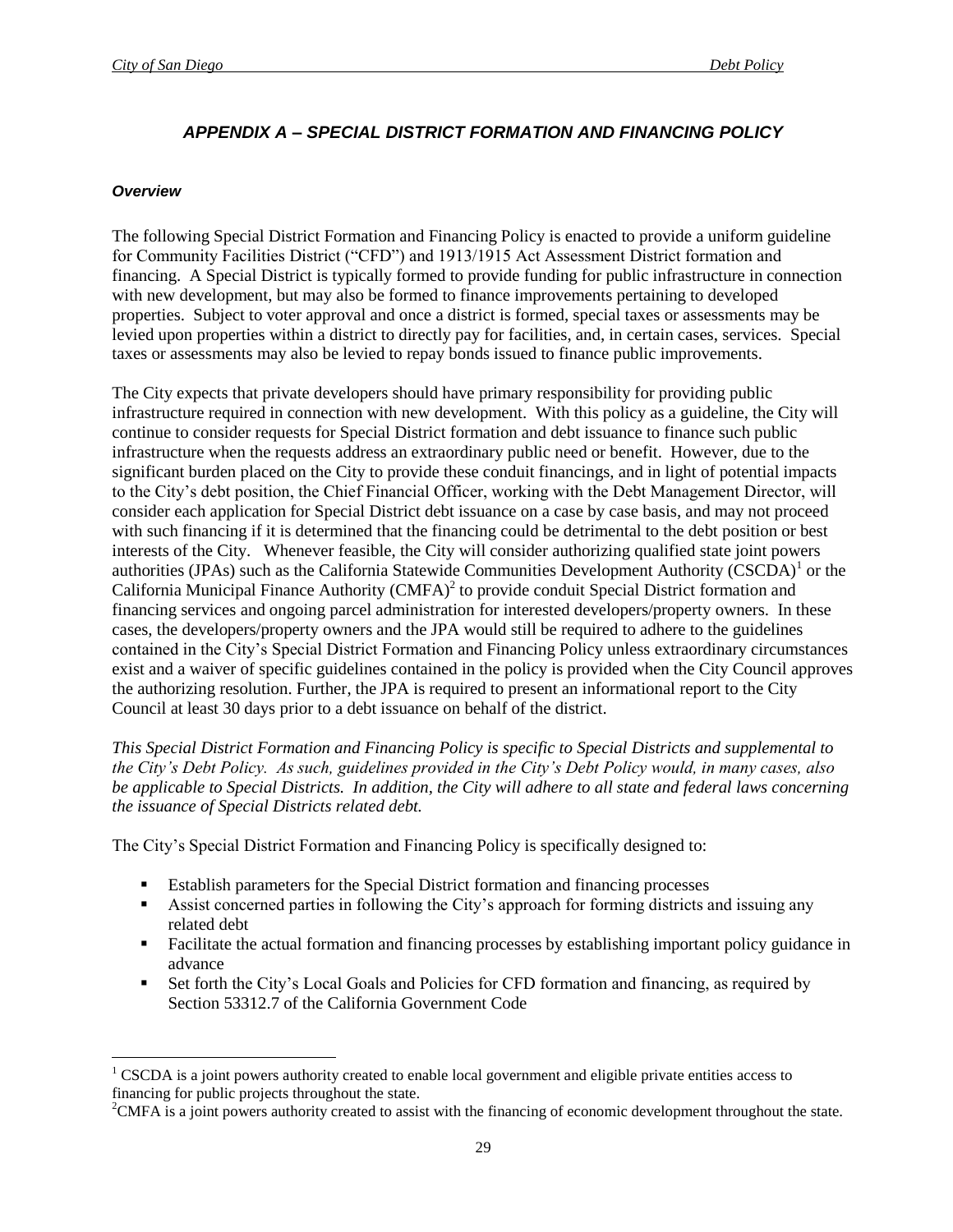## *APPENDIX A – SPECIAL DISTRICT FORMATION AND FINANCING POLICY*

### *Overview*

The following Special District Formation and Financing Policy is enacted to provide a uniform guideline for Community Facilities District ("CFD") and 1913/1915 Act Assessment District formation and financing. A Special District is typically formed to provide funding for public infrastructure in connection with new development, but may also be formed to finance improvements pertaining to developed properties. Subject to voter approval and once a district is formed, special taxes or assessments may be levied upon properties within a district to directly pay for facilities, and, in certain cases, services. Special taxes or assessments may also be levied to repay bonds issued to finance public improvements.

The City expects that private developers should have primary responsibility for providing public infrastructure required in connection with new development. With this policy as a guideline, the City will continue to consider requests for Special District formation and debt issuance to finance such public infrastructure when the requests address an extraordinary public need or benefit. However, due to the significant burden placed on the City to provide these conduit financings, and in light of potential impacts to the City's debt position, the Chief Financial Officer, working with the Debt Management Director, will consider each application for Special District debt issuance on a case by case basis, and may not proceed with such financing if it is determined that the financing could be detrimental to the debt position or best interests of the City. Whenever feasible, the City will consider authorizing qualified state joint powers authorities (JPAs) such as the California Statewide Communities Development Authority (CSCDA)[1] or the California Municipal Finance Authority (CMFA)[2] to provide conduit Special District formation and financing services and ongoing parcel administration for interested developers/property owners. In these cases, the developers/property owners and the JPA would still be required to adhere to the guidelines contained in the City's Special District Formation and Financing Policy unless extraordinary circumstances exist and a waiver of specific guidelines contained in the policy is provided when the City Council approves the authorizing resolution. Further, the JPA is required to present an informational report to the City Council at least 30 days prior to a debt issuance on behalf of the district.

*This Special District Formation and Financing Policy is specific to Special Districts and supplemental to the City's Debt Policy. As such, guidelines provided in the City's Debt Policy would, in many cases, also be applicable to Special Districts. In addition, the City will adhere to all state and federal laws concerning the issuance of Special Districts related debt.*

The City's Special District Formation and Financing Policy is specifically designed to:

- Establish parameters for the Special District formation and financing processes
- Assist concerned parties in following the City's approach for forming districts and issuing any related debt
- Facilitate the actual formation and financing processes by establishing important policy guidance in advance
- Set forth the City's Local Goals and Policies for CFD formation and financing, as required by Section 53312.7 of the California Government Code

---

[1] CSCDA is a joint powers authority created to enable local government and eligible private entities access to financing for public projects throughout the state.

[2] CMFA is a joint powers authority created to assist with the financing of economic development throughout the state.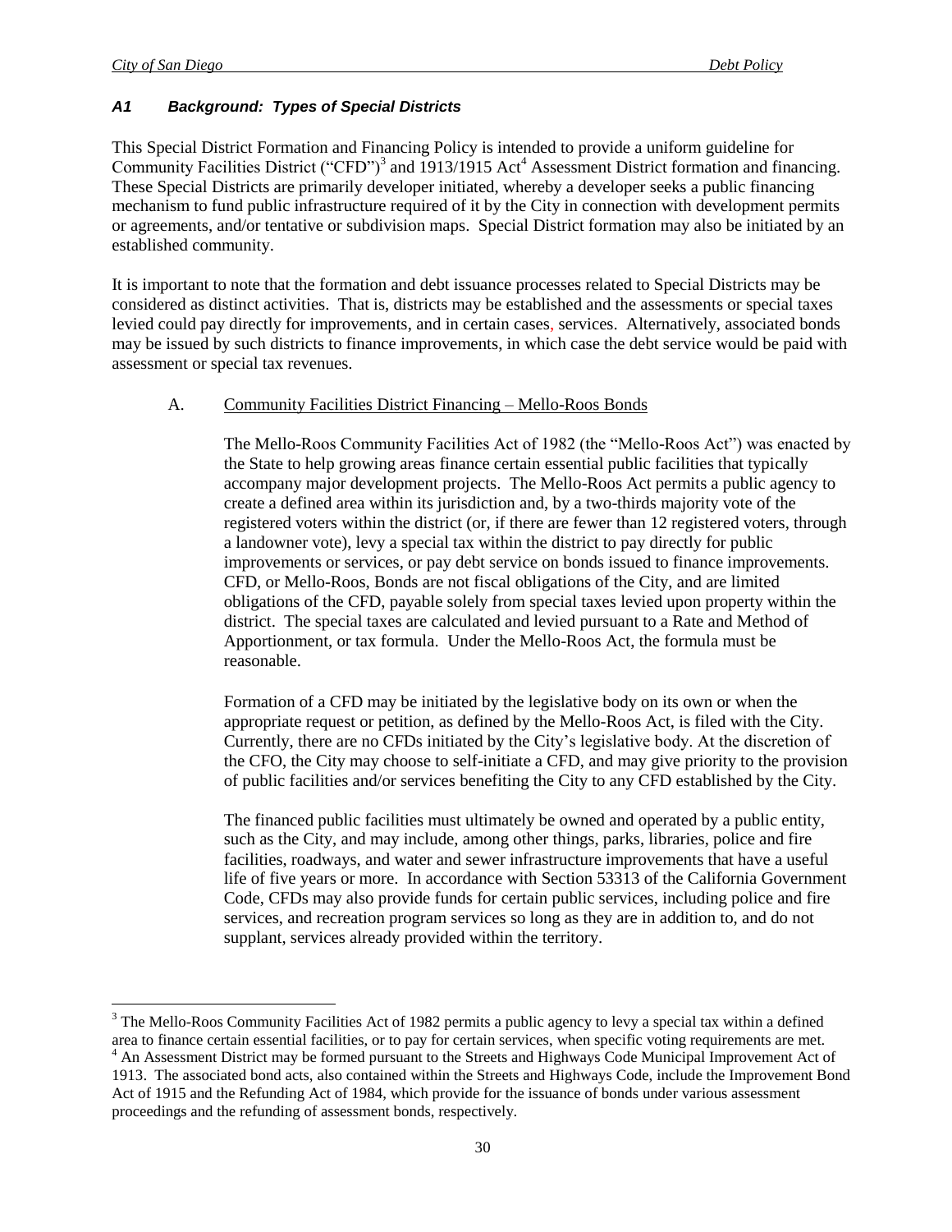### *A1 Background: Types of Special Districts*

This Special District Formation and Financing Policy is intended to provide a uniform guideline for Community Facilities District ("CFD")[3] and 1913/1915 Act[4] Assessment District formation and financing. These Special Districts are primarily developer initiated, whereby a developer seeks a public financing mechanism to fund public infrastructure required of it by the City in connection with development permits or agreements, and/or tentative or subdivision maps. Special District formation may also be initiated by an established community.

It is important to note that the formation and debt issuance processes related to Special Districts may be considered as distinct activities. That is, districts may be established and the assessments or special taxes levied could pay directly for improvements, and in certain cases, services. Alternatively, associated bonds may be issued by such districts to finance improvements, in which case the debt service would be paid with assessment or special tax revenues.

A. Community Facilities District Financing – Mello-Roos Bonds

The Mello-Roos Community Facilities Act of 1982 (the "Mello-Roos Act") was enacted by the State to help growing areas finance certain essential public facilities that typically accompany major development projects. The Mello-Roos Act permits a public agency to create a defined area within its jurisdiction and, by a two-thirds majority vote of the registered voters within the district (or, if there are fewer than 12 registered voters, through a landowner vote), levy a special tax within the district to pay directly for public improvements or services, or pay debt service on bonds issued to finance improvements. CFD, or Mello-Roos, Bonds are not fiscal obligations of the City, and are limited obligations of the CFD, payable solely from special taxes levied upon property within the district. The special taxes are calculated and levied pursuant to a Rate and Method of Apportionment, or tax formula. Under the Mello-Roos Act, the formula must be reasonable.

Formation of a CFD may be initiated by the legislative body on its own or when the appropriate request or petition, as defined by the Mello-Roos Act, is filed with the City. Currently, there are no CFDs initiated by the City's legislative body. At the discretion of the CFO, the City may choose to self-initiate a CFD, and may give priority to the provision of public facilities and/or services benefiting the City to any CFD established by the City.

The financed public facilities must ultimately be owned and operated by a public entity, such as the City, and may include, among other things, parks, libraries, police and fire facilities, roadways, and water and sewer infrastructure improvements that have a useful life of five years or more. In accordance with Section 53313 of the California Government Code, CFDs may also provide funds for certain public services, including police and fire services, and recreation program services so long as they are in addition to, and do not supplant, services already provided within the territory.

---

[3] The Mello-Roos Community Facilities Act of 1982 permits a public agency to levy a special tax within a defined area to finance certain essential facilities, or to pay for certain services, when specific voting requirements are met.

[4] An Assessment District may be formed pursuant to the Streets and Highways Code Municipal Improvement Act of 1913. The associated bond acts, also contained within the Streets and Highways Code, include the Improvement Bond Act of 1915 and the Refunding Act of 1984, which provide for the issuance of bonds under various assessment proceedings and the refunding of assessment bonds, respectively.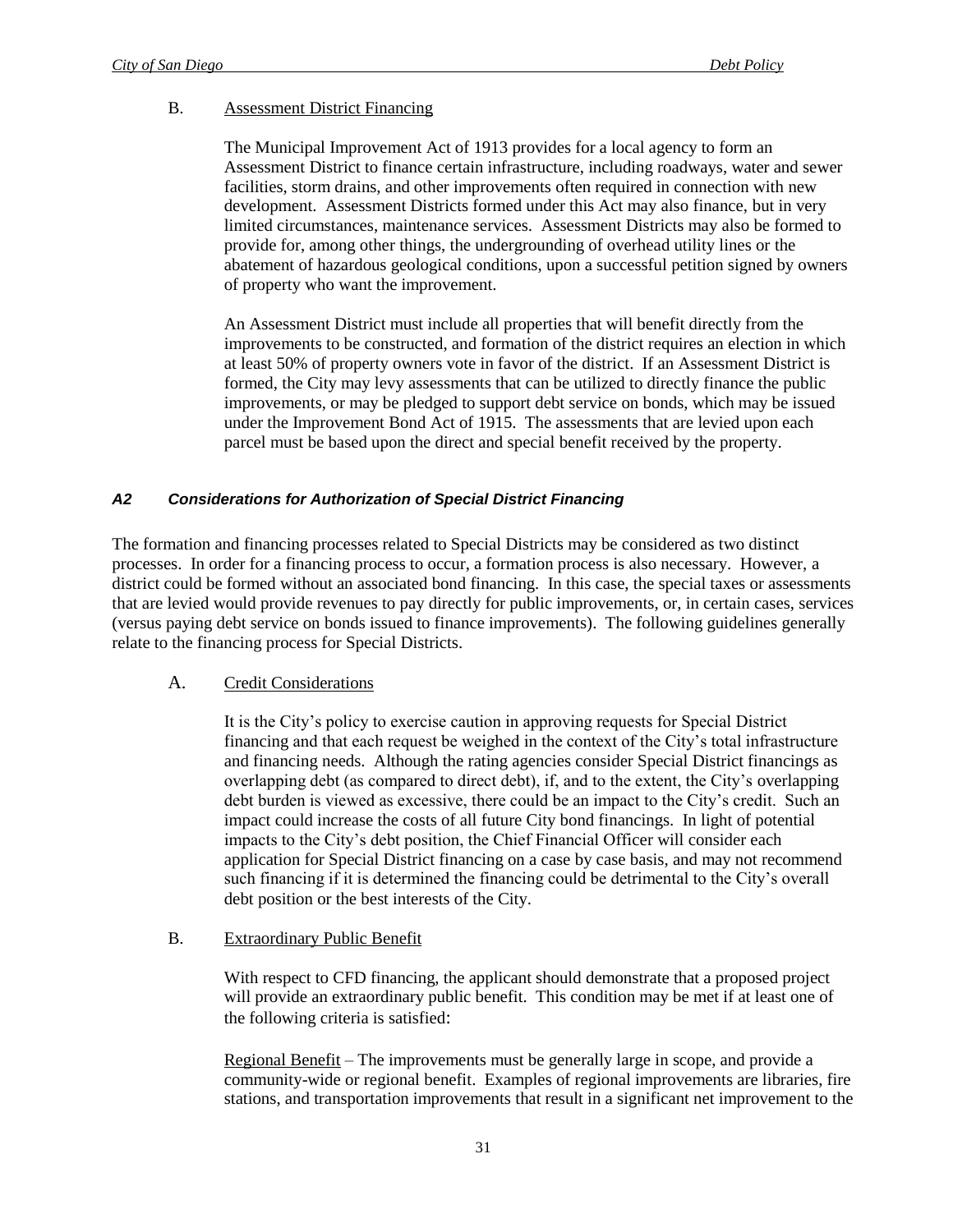B. Assessment District Financing

The Municipal Improvement Act of 1913 provides for a local agency to form an Assessment District to finance certain infrastructure, including roadways, water and sewer facilities, storm drains, and other improvements often required in connection with new development. Assessment Districts formed under this Act may also finance, but in very limited circumstances, maintenance services. Assessment Districts may also be formed to provide for, among other things, the undergrounding of overhead utility lines or the abatement of hazardous geological conditions, upon a successful petition signed by owners of property who want the improvement.

An Assessment District must include all properties that will benefit directly from the improvements to be constructed, and formation of the district requires an election in which at least 50% of property owners vote in favor of the district. If an Assessment District is formed, the City may levy assessments that can be utilized to directly finance the public improvements, or may be pledged to support debt service on bonds, which may be issued under the Improvement Bond Act of 1915. The assessments that are levied upon each parcel must be based upon the direct and special benefit received by the property.

### *A2 Considerations for Authorization of Special District Financing*

The formation and financing processes related to Special Districts may be considered as two distinct processes. In order for a financing process to occur, a formation process is also necessary. However, a district could be formed without an associated bond financing. In this case, the special taxes or assessments that are levied would provide revenues to pay directly for public improvements, or, in certain cases, services (versus paying debt service on bonds issued to finance improvements). The following guidelines generally relate to the financing process for Special Districts.

A. Credit Considerations

It is the City's policy to exercise caution in approving requests for Special District financing and that each request be weighed in the context of the City's total infrastructure and financing needs. Although the rating agencies consider Special District financings as overlapping debt (as compared to direct debt), if, and to the extent, the City's overlapping debt burden is viewed as excessive, there could be an impact to the City's credit. Such an impact could increase the costs of all future City bond financings. In light of potential impacts to the City's debt position, the Chief Financial Officer will consider each application for Special District financing on a case by case basis, and may not recommend such financing if it is determined the financing could be detrimental to the City's overall debt position or the best interests of the City.

B. Extraordinary Public Benefit

With respect to CFD financing, the applicant should demonstrate that a proposed project will provide an extraordinary public benefit. This condition may be met if at least one of the following criteria is satisfied:

Regional Benefit – The improvements must be generally large in scope, and provide a community-wide or regional benefit. Examples of regional improvements are libraries, fire stations, and transportation improvements that result in a significant net improvement to the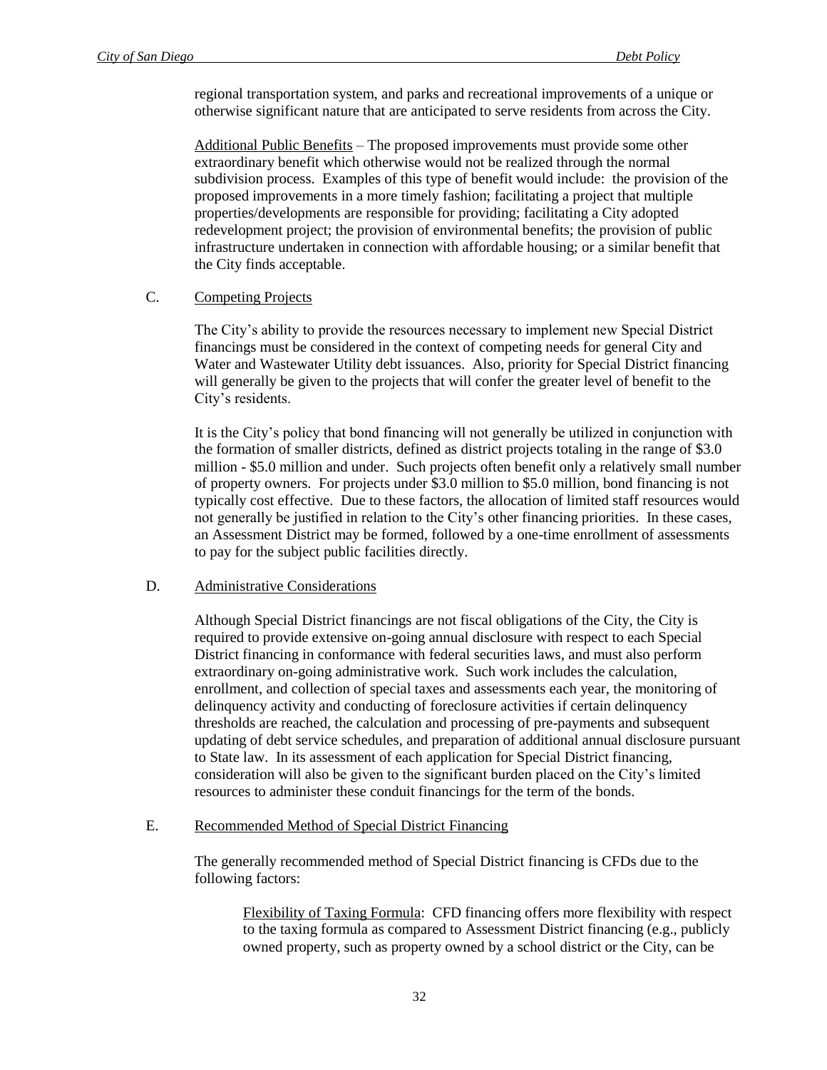regional transportation system, and parks and recreational improvements of a unique or otherwise significant nature that are anticipated to serve residents from across the City.

Additional Public Benefits – The proposed improvements must provide some other extraordinary benefit which otherwise would not be realized through the normal subdivision process. Examples of this type of benefit would include: the provision of the proposed improvements in a more timely fashion; facilitating a project that multiple properties/developments are responsible for providing; facilitating a City adopted redevelopment project; the provision of environmental benefits; the provision of public infrastructure undertaken in connection with affordable housing; or a similar benefit that the City finds acceptable.

C. Competing Projects

The City's ability to provide the resources necessary to implement new Special District financings must be considered in the context of competing needs for general City and Water and Wastewater Utility debt issuances. Also, priority for Special District financing will generally be given to the projects that will confer the greater level of benefit to the City's residents.

It is the City's policy that bond financing will not generally be utilized in conjunction with the formation of smaller districts, defined as district projects totaling in the range of $3.0 million - $5.0 million and under. Such projects often benefit only a relatively small number of property owners. For projects under $3.0 million to $5.0 million, bond financing is not typically cost effective. Due to these factors, the allocation of limited staff resources would not generally be justified in relation to the City's other financing priorities. In these cases, an Assessment District may be formed, followed by a one-time enrollment of assessments to pay for the subject public facilities directly.

D. Administrative Considerations

Although Special District financings are not fiscal obligations of the City, the City is required to provide extensive on-going annual disclosure with respect to each Special District financing in conformance with federal securities laws, and must also perform extraordinary on-going administrative work. Such work includes the calculation, enrollment, and collection of special taxes and assessments each year, the monitoring of delinquency activity and conducting of foreclosure activities if certain delinquency thresholds are reached, the calculation and processing of pre-payments and subsequent updating of debt service schedules, and preparation of additional annual disclosure pursuant to State law. In its assessment of each application for Special District financing, consideration will also be given to the significant burden placed on the City's limited resources to administer these conduit financings for the term of the bonds.

E. Recommended Method of Special District Financing

The generally recommended method of Special District financing is CFDs due to the following factors:

Flexibility of Taxing Formula: CFD financing offers more flexibility with respect to the taxing formula as compared to Assessment District financing (e.g., publicly owned property, such as property owned by a school district or the City, can be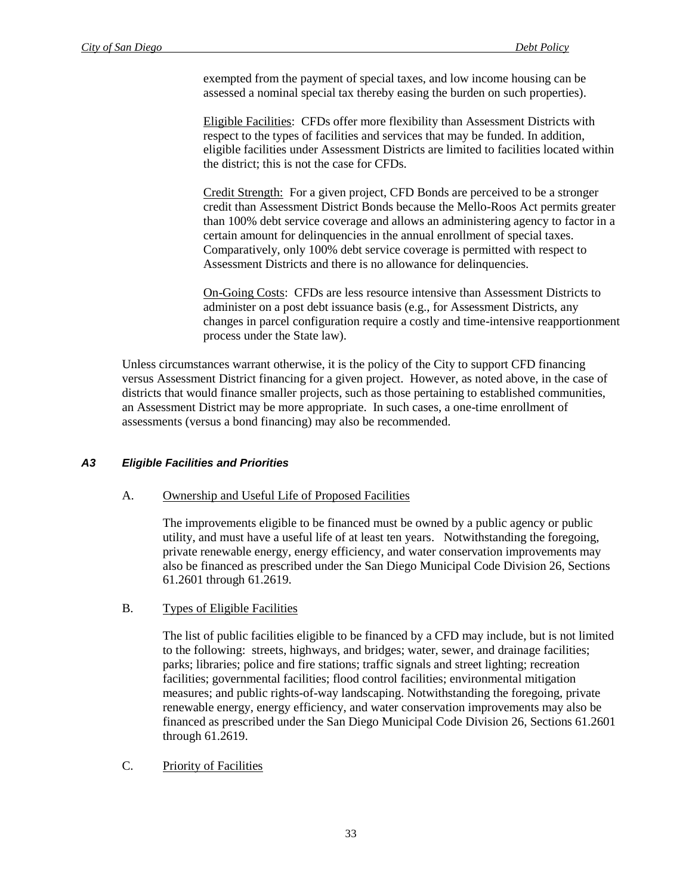exempted from the payment of special taxes, and low income housing can be assessed a nominal special tax thereby easing the burden on such properties).

Eligible Facilities: CFDs offer more flexibility than Assessment Districts with respect to the types of facilities and services that may be funded. In addition, eligible facilities under Assessment Districts are limited to facilities located within the district; this is not the case for CFDs.

Credit Strength: For a given project, CFD Bonds are perceived to be a stronger credit than Assessment District Bonds because the Mello-Roos Act permits greater than 100% debt service coverage and allows an administering agency to factor in a certain amount for delinquencies in the annual enrollment of special taxes. Comparatively, only 100% debt service coverage is permitted with respect to Assessment Districts and there is no allowance for delinquencies.

On-Going Costs: CFDs are less resource intensive than Assessment Districts to administer on a post debt issuance basis (e.g., for Assessment Districts, any changes in parcel configuration require a costly and time-intensive reapportionment process under the State law).

Unless circumstances warrant otherwise, it is the policy of the City to support CFD financing versus Assessment District financing for a given project. However, as noted above, in the case of districts that would finance smaller projects, such as those pertaining to established communities, an Assessment District may be more appropriate. In such cases, a one-time enrollment of assessments (versus a bond financing) may also be recommended.

### *A3 Eligible Facilities and Priorities*

A. Ownership and Useful Life of Proposed Facilities

The improvements eligible to be financed must be owned by a public agency or public utility, and must have a useful life of at least ten years. Notwithstanding the foregoing, private renewable energy, energy efficiency, and water conservation improvements may also be financed as prescribed under the San Diego Municipal Code Division 26, Sections 61.2601 through 61.2619.

B. Types of Eligible Facilities

The list of public facilities eligible to be financed by a CFD may include, but is not limited to the following: streets, highways, and bridges; water, sewer, and drainage facilities; parks; libraries; police and fire stations; traffic signals and street lighting; recreation facilities; governmental facilities; flood control facilities; environmental mitigation measures; and public rights-of-way landscaping. Notwithstanding the foregoing, private renewable energy, energy efficiency, and water conservation improvements may also be financed as prescribed under the San Diego Municipal Code Division 26, Sections 61.2601 through 61.2619.

C. Priority of Facilities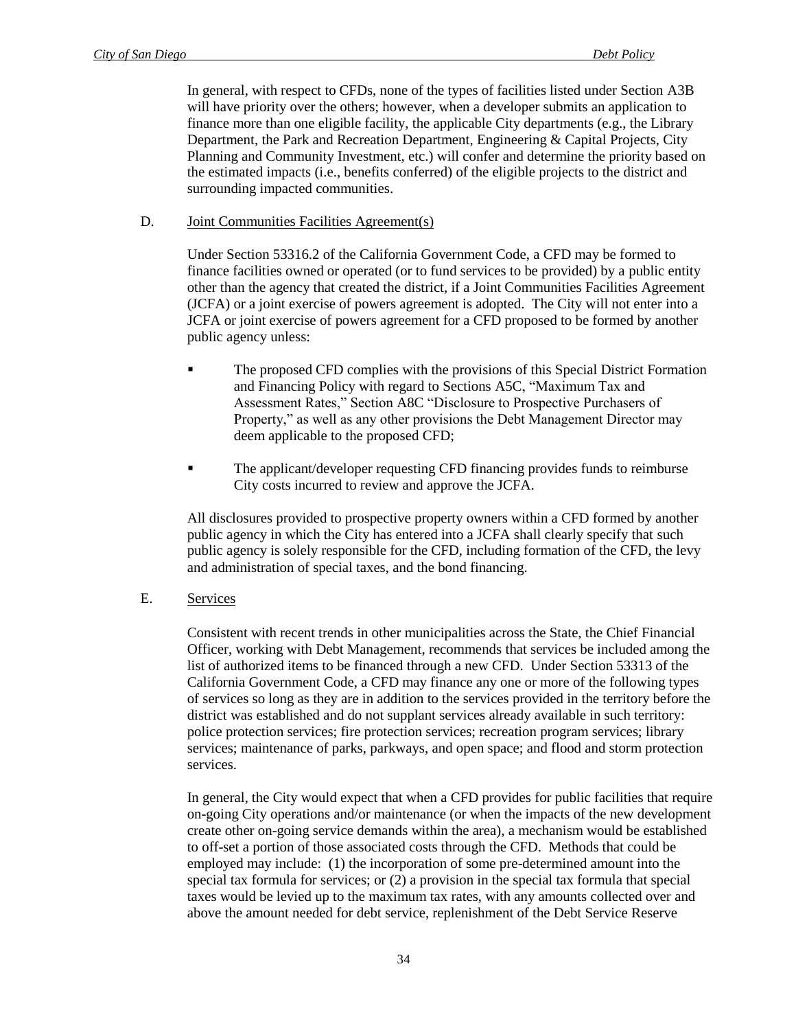In general, with respect to CFDs, none of the types of facilities listed under Section A3B will have priority over the others; however, when a developer submits an application to finance more than one eligible facility, the applicable City departments (e.g., the Library Department, the Park and Recreation Department, Engineering & Capital Projects, City Planning and Community Investment, etc.) will confer and determine the priority based on the estimated impacts (i.e., benefits conferred) of the eligible projects to the district and surrounding impacted communities.

D. Joint Communities Facilities Agreement(s)

Under Section 53316.2 of the California Government Code, a CFD may be formed to finance facilities owned or operated (or to fund services to be provided) by a public entity other than the agency that created the district, if a Joint Communities Facilities Agreement (JCFA) or a joint exercise of powers agreement is adopted. The City will not enter into a JCFA or joint exercise of powers agreement for a CFD proposed to be formed by another public agency unless:

- The proposed CFD complies with the provisions of this Special District Formation and Financing Policy with regard to Sections A5C, "Maximum Tax and Assessment Rates," Section A8C "Disclosure to Prospective Purchasers of Property," as well as any other provisions the Debt Management Director may deem applicable to the proposed CFD;
- The applicant/developer requesting CFD financing provides funds to reimburse City costs incurred to review and approve the JCFA.

All disclosures provided to prospective property owners within a CFD formed by another public agency in which the City has entered into a JCFA shall clearly specify that such public agency is solely responsible for the CFD, including formation of the CFD, the levy and administration of special taxes, and the bond financing.

E. Services

Consistent with recent trends in other municipalities across the State, the Chief Financial Officer, working with Debt Management, recommends that services be included among the list of authorized items to be financed through a new CFD. Under Section 53313 of the California Government Code, a CFD may finance any one or more of the following types of services so long as they are in addition to the services provided in the territory before the district was established and do not supplant services already available in such territory: police protection services; fire protection services; recreation program services; library services; maintenance of parks, parkways, and open space; and flood and storm protection services.

In general, the City would expect that when a CFD provides for public facilities that require on-going City operations and/or maintenance (or when the impacts of the new development create other on-going service demands within the area), a mechanism would be established to off-set a portion of those associated costs through the CFD. Methods that could be employed may include: (1) the incorporation of some pre-determined amount into the special tax formula for services; or (2) a provision in the special tax formula that special taxes would be levied up to the maximum tax rates, with any amounts collected over and above the amount needed for debt service, replenishment of the Debt Service Reserve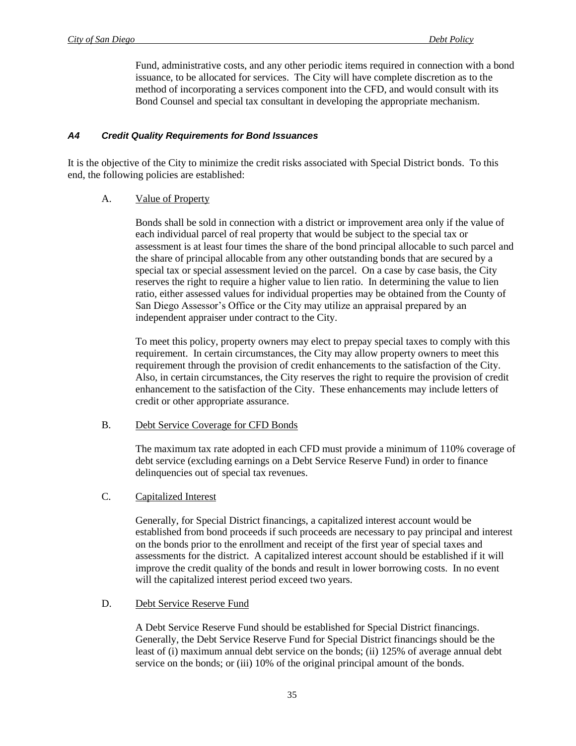Fund, administrative costs, and any other periodic items required in connection with a bond issuance, to be allocated for services. The City will have complete discretion as to the method of incorporating a services component into the CFD, and would consult with its Bond Counsel and special tax consultant in developing the appropriate mechanism.

### *A4 Credit Quality Requirements for Bond Issuances*

It is the objective of the City to minimize the credit risks associated with Special District bonds. To this end, the following policies are established:

A. Value of Property

Bonds shall be sold in connection with a district or improvement area only if the value of each individual parcel of real property that would be subject to the special tax or assessment is at least four times the share of the bond principal allocable to such parcel and the share of principal allocable from any other outstanding bonds that are secured by a special tax or special assessment levied on the parcel. On a case by case basis, the City reserves the right to require a higher value to lien ratio. In determining the value to lien ratio, either assessed values for individual properties may be obtained from the County of San Diego Assessor's Office or the City may utilize an appraisal prepared by an independent appraiser under contract to the City.

To meet this policy, property owners may elect to prepay special taxes to comply with this requirement. In certain circumstances, the City may allow property owners to meet this requirement through the provision of credit enhancements to the satisfaction of the City. Also, in certain circumstances, the City reserves the right to require the provision of credit enhancement to the satisfaction of the City. These enhancements may include letters of credit or other appropriate assurance.

B. Debt Service Coverage for CFD Bonds

The maximum tax rate adopted in each CFD must provide a minimum of 110% coverage of debt service (excluding earnings on a Debt Service Reserve Fund) in order to finance delinquencies out of special tax revenues.

C. Capitalized Interest

Generally, for Special District financings, a capitalized interest account would be established from bond proceeds if such proceeds are necessary to pay principal and interest on the bonds prior to the enrollment and receipt of the first year of special taxes and assessments for the district. A capitalized interest account should be established if it will improve the credit quality of the bonds and result in lower borrowing costs. In no event will the capitalized interest period exceed two years.

D. Debt Service Reserve Fund

A Debt Service Reserve Fund should be established for Special District financings. Generally, the Debt Service Reserve Fund for Special District financings should be the least of (i) maximum annual debt service on the bonds; (ii) 125% of average annual debt service on the bonds; or (iii) 10% of the original principal amount of the bonds.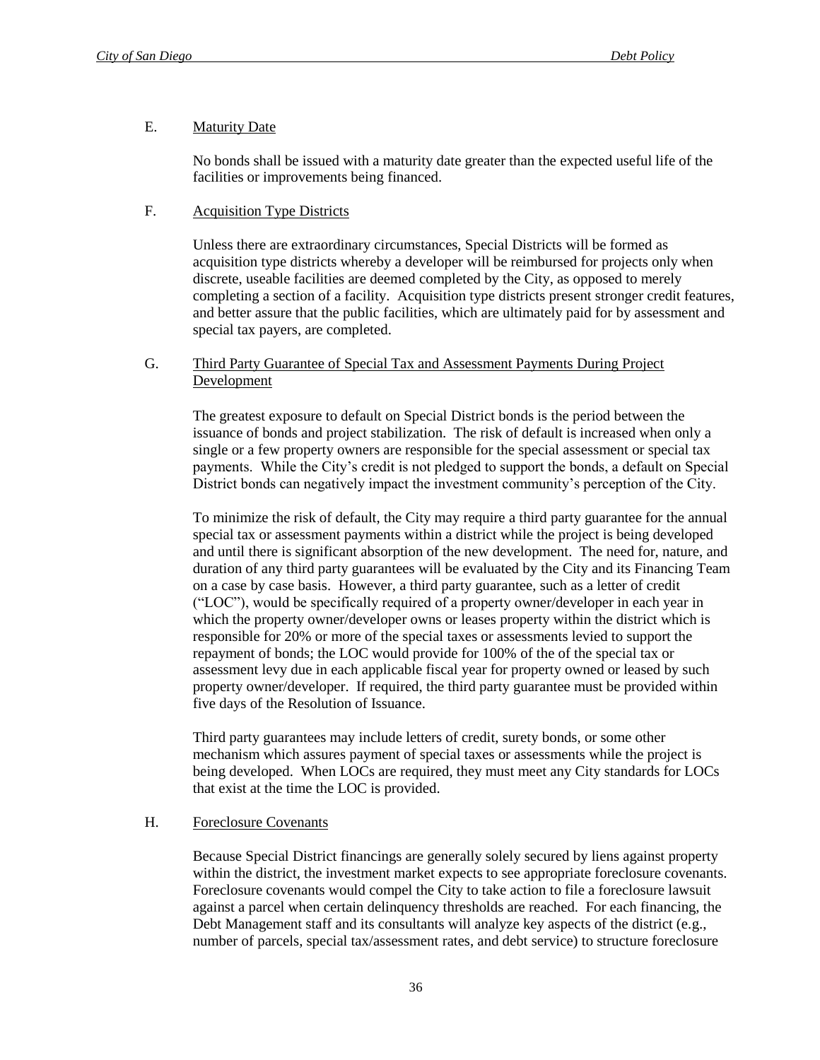### E. Maturity Date

No bonds shall be issued with a maturity date greater than the expected useful life of the facilities or improvements being financed.

### F. Acquisition Type Districts

Unless there are extraordinary circumstances, Special Districts will be formed as acquisition type districts whereby a developer will be reimbursed for projects only when discrete, useable facilities are deemed completed by the City, as opposed to merely completing a section of a facility. Acquisition type districts present stronger credit features, and better assure that the public facilities, which are ultimately paid for by assessment and special tax payers, are completed.

### G. Third Party Guarantee of Special Tax and Assessment Payments During Project Development

The greatest exposure to default on Special District bonds is the period between the issuance of bonds and project stabilization. The risk of default is increased when only a single or a few property owners are responsible for the special assessment or special tax payments. While the City's credit is not pledged to support the bonds, a default on Special District bonds can negatively impact the investment community's perception of the City.

To minimize the risk of default, the City may require a third party guarantee for the annual special tax or assessment payments within a district while the project is being developed and until there is significant absorption of the new development. The need for, nature, and duration of any third party guarantees will be evaluated by the City and its Financing Team on a case by case basis. However, a third party guarantee, such as a letter of credit ("LOC"), would be specifically required of a property owner/developer in each year in which the property owner/developer owns or leases property within the district which is responsible for 20% or more of the special taxes or assessments levied to support the repayment of bonds; the LOC would provide for 100% of the of the special tax or assessment levy due in each applicable fiscal year for property owned or leased by such property owner/developer. If required, the third party guarantee must be provided within five days of the Resolution of Issuance.

Third party guarantees may include letters of credit, surety bonds, or some other mechanism which assures payment of special taxes or assessments while the project is being developed. When LOCs are required, they must meet any City standards for LOCs that exist at the time the LOC is provided.

### H. Foreclosure Covenants

Because Special District financings are generally solely secured by liens against property within the district, the investment market expects to see appropriate foreclosure covenants. Foreclosure covenants would compel the City to take action to file a foreclosure lawsuit against a parcel when certain delinquency thresholds are reached. For each financing, the Debt Management staff and its consultants will analyze key aspects of the district (e.g., number of parcels, special tax/assessment rates, and debt service) to structure foreclosure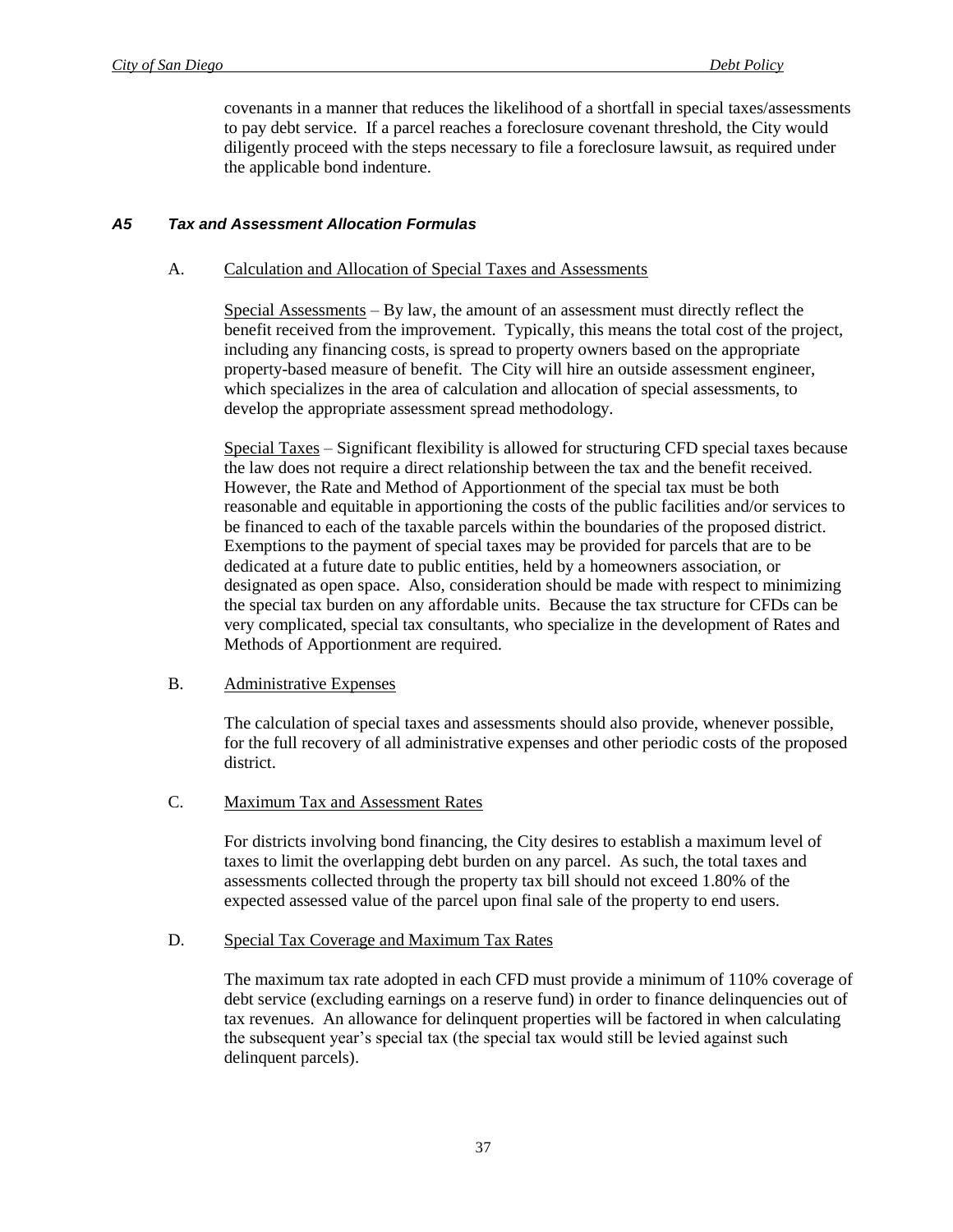covenants in a manner that reduces the likelihood of a shortfall in special taxes/assessments to pay debt service. If a parcel reaches a foreclosure covenant threshold, the City would diligently proceed with the steps necessary to file a foreclosure lawsuit, as required under the applicable bond indenture.

### *A5 Tax and Assessment Allocation Formulas*

A. Calculation and Allocation of Special Taxes and Assessments

Special Assessments – By law, the amount of an assessment must directly reflect the benefit received from the improvement. Typically, this means the total cost of the project, including any financing costs, is spread to property owners based on the appropriate property-based measure of benefit. The City will hire an outside assessment engineer, which specializes in the area of calculation and allocation of special assessments, to develop the appropriate assessment spread methodology.

Special Taxes – Significant flexibility is allowed for structuring CFD special taxes because the law does not require a direct relationship between the tax and the benefit received. However, the Rate and Method of Apportionment of the special tax must be both reasonable and equitable in apportioning the costs of the public facilities and/or services to be financed to each of the taxable parcels within the boundaries of the proposed district. Exemptions to the payment of special taxes may be provided for parcels that are to be dedicated at a future date to public entities, held by a homeowners association, or designated as open space. Also, consideration should be made with respect to minimizing the special tax burden on any affordable units. Because the tax structure for CFDs can be very complicated, special tax consultants, who specialize in the development of Rates and Methods of Apportionment are required.

B. Administrative Expenses

The calculation of special taxes and assessments should also provide, whenever possible, for the full recovery of all administrative expenses and other periodic costs of the proposed district.

C. Maximum Tax and Assessment Rates

For districts involving bond financing, the City desires to establish a maximum level of taxes to limit the overlapping debt burden on any parcel. As such, the total taxes and assessments collected through the property tax bill should not exceed 1.80% of the expected assessed value of the parcel upon final sale of the property to end users.

D. Special Tax Coverage and Maximum Tax Rates

The maximum tax rate adopted in each CFD must provide a minimum of 110% coverage of debt service (excluding earnings on a reserve fund) in order to finance delinquencies out of tax revenues. An allowance for delinquent properties will be factored in when calculating the subsequent year's special tax (the special tax would still be levied against such delinquent parcels).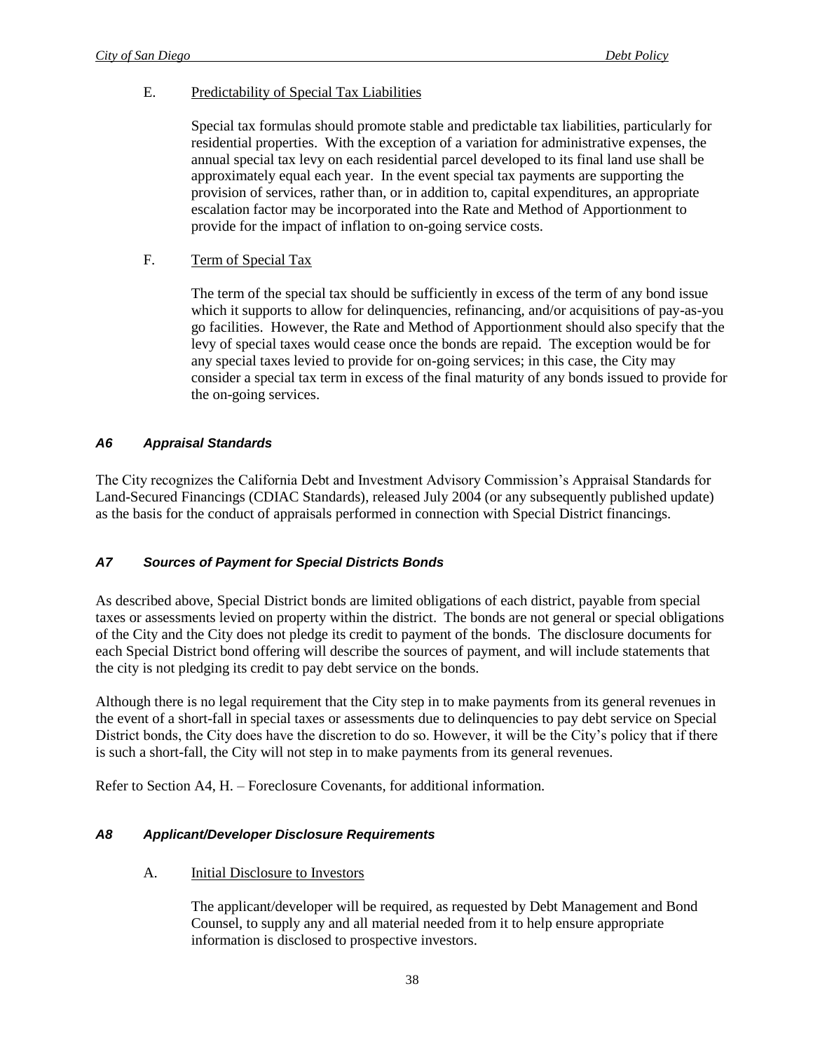E. Predictability of Special Tax Liabilities

Special tax formulas should promote stable and predictable tax liabilities, particularly for residential properties. With the exception of a variation for administrative expenses, the annual special tax levy on each residential parcel developed to its final land use shall be approximately equal each year. In the event special tax payments are supporting the provision of services, rather than, or in addition to, capital expenditures, an appropriate escalation factor may be incorporated into the Rate and Method of Apportionment to provide for the impact of inflation to on-going service costs.

F. Term of Special Tax

The term of the special tax should be sufficiently in excess of the term of any bond issue which it supports to allow for delinquencies, refinancing, and/or acquisitions of pay-as-you go facilities. However, the Rate and Method of Apportionment should also specify that the levy of special taxes would cease once the bonds are repaid. The exception would be for any special taxes levied to provide for on-going services; in this case, the City may consider a special tax term in excess of the final maturity of any bonds issued to provide for the on-going services.

### *A6 Appraisal Standards*

The City recognizes the California Debt and Investment Advisory Commission's Appraisal Standards for Land-Secured Financings (CDIAC Standards), released July 2004 (or any subsequently published update) as the basis for the conduct of appraisals performed in connection with Special District financings.

### *A7 Sources of Payment for Special Districts Bonds*

As described above, Special District bonds are limited obligations of each district, payable from special taxes or assessments levied on property within the district. The bonds are not general or special obligations of the City and the City does not pledge its credit to payment of the bonds. The disclosure documents for each Special District bond offering will describe the sources of payment, and will include statements that the city is not pledging its credit to pay debt service on the bonds.

Although there is no legal requirement that the City step in to make payments from its general revenues in the event of a short-fall in special taxes or assessments due to delinquencies to pay debt service on Special District bonds, the City does have the discretion to do so. However, it will be the City's policy that if there is such a short-fall, the City will not step in to make payments from its general revenues.

Refer to Section A4, H. – Foreclosure Covenants, for additional information.

### *A8 Applicant/Developer Disclosure Requirements*

A. Initial Disclosure to Investors

The applicant/developer will be required, as requested by Debt Management and Bond Counsel, to supply any and all material needed from it to help ensure appropriate information is disclosed to prospective investors.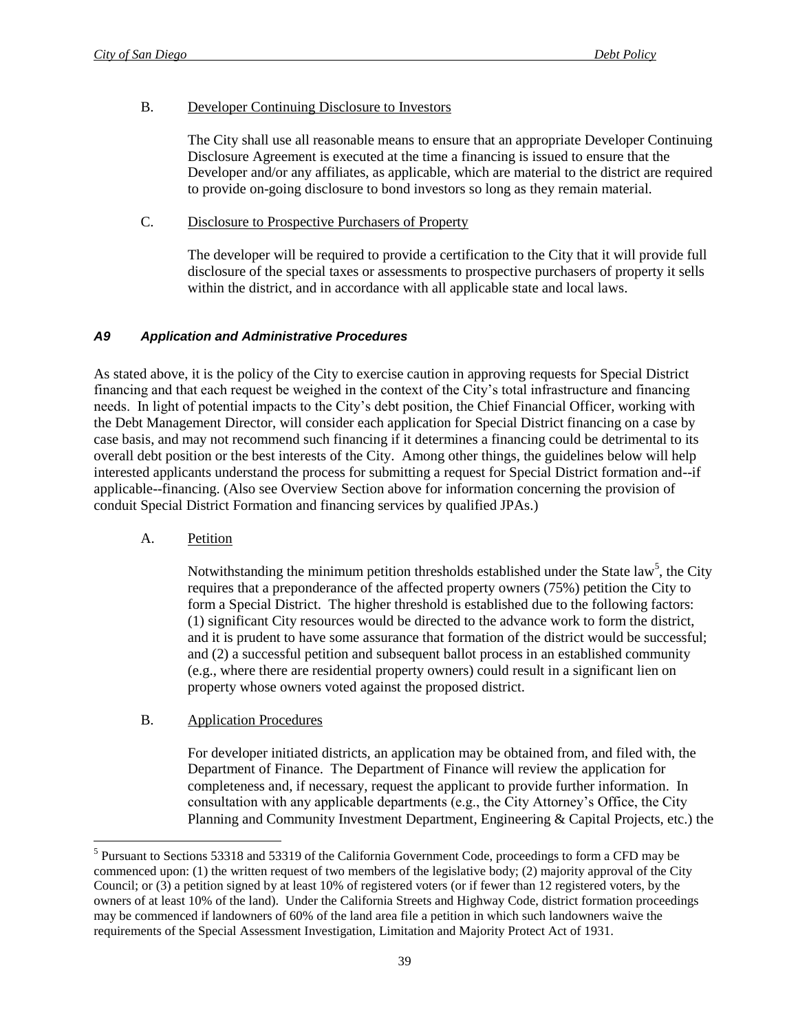B. Developer Continuing Disclosure to Investors

The City shall use all reasonable means to ensure that an appropriate Developer Continuing Disclosure Agreement is executed at the time a financing is issued to ensure that the Developer and/or any affiliates, as applicable, which are material to the district are required to provide on-going disclosure to bond investors so long as they remain material.

C. Disclosure to Prospective Purchasers of Property

The developer will be required to provide a certification to the City that it will provide full disclosure of the special taxes or assessments to prospective purchasers of property it sells within the district, and in accordance with all applicable state and local laws.

### *A9 Application and Administrative Procedures*

As stated above, it is the policy of the City to exercise caution in approving requests for Special District financing and that each request be weighed in the context of the City's total infrastructure and financing needs. In light of potential impacts to the City's debt position, the Chief Financial Officer, working with the Debt Management Director, will consider each application for Special District financing on a case by case basis, and may not recommend such financing if it determines a financing could be detrimental to its overall debt position or the best interests of the City. Among other things, the guidelines below will help interested applicants understand the process for submitting a request for Special District formation and--if applicable--financing. (Also see Overview Section above for information concerning the provision of conduit Special District Formation and financing services by qualified JPAs.)

A. Petition

Notwithstanding the minimum petition thresholds established under the State law[5], the City requires that a preponderance of the affected property owners (75%) petition the City to form a Special District. The higher threshold is established due to the following factors: (1) significant City resources would be directed to the advance work to form the district, and it is prudent to have some assurance that formation of the district would be successful; and (2) a successful petition and subsequent ballot process in an established community (e.g., where there are residential property owners) could result in a significant lien on property whose owners voted against the proposed district.

B. Application Procedures

For developer initiated districts, an application may be obtained from, and filed with, the Department of Finance. The Department of Finance will review the application for completeness and, if necessary, request the applicant to provide further information. In consultation with any applicable departments (e.g., the City Attorney's Office, the City Planning and Community Investment Department, Engineering & Capital Projects, etc.) the

---

[5] Pursuant to Sections 53318 and 53319 of the California Government Code, proceedings to form a CFD may be commenced upon: (1) the written request of two members of the legislative body; (2) majority approval of the City Council; or (3) a petition signed by at least 10% of registered voters (or if fewer than 12 registered voters, by the owners of at least 10% of the land). Under the California Streets and Highway Code, district formation proceedings may be commenced if landowners of 60% of the land area file a petition in which such landowners waive the requirements of the Special Assessment Investigation, Limitation and Majority Protect Act of 1931.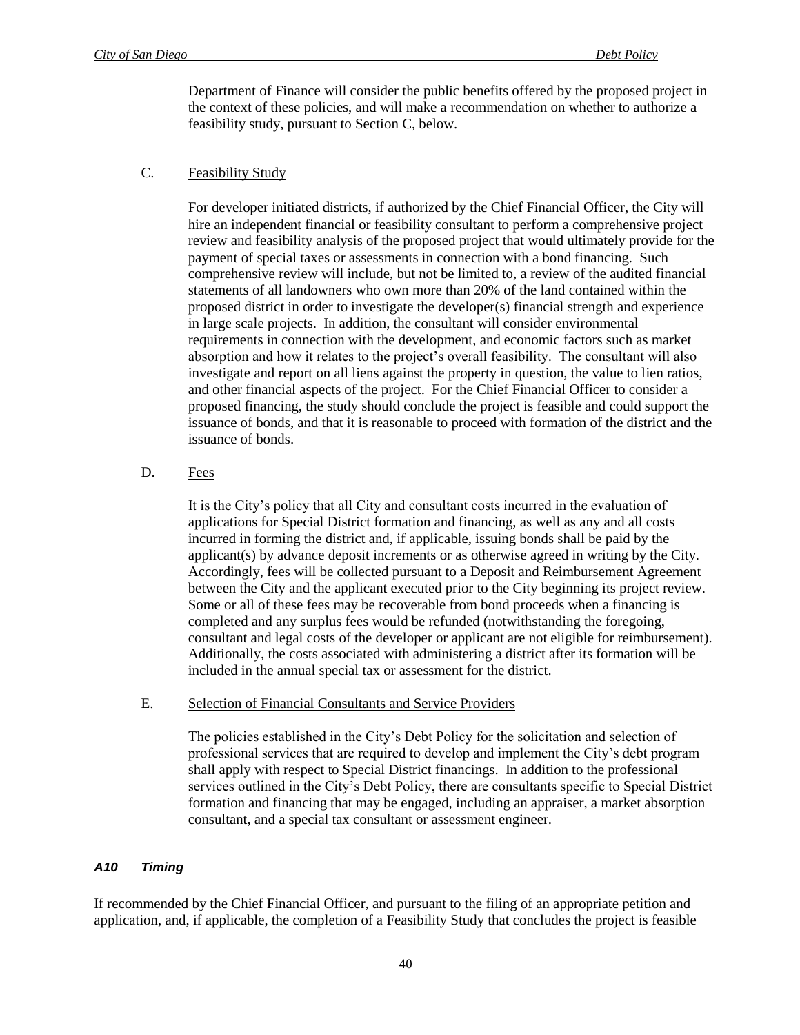Department of Finance will consider the public benefits offered by the proposed project in the context of these policies, and will make a recommendation on whether to authorize a feasibility study, pursuant to Section C, below.

C. Feasibility Study

For developer initiated districts, if authorized by the Chief Financial Officer, the City will hire an independent financial or feasibility consultant to perform a comprehensive project review and feasibility analysis of the proposed project that would ultimately provide for the payment of special taxes or assessments in connection with a bond financing. Such comprehensive review will include, but not be limited to, a review of the audited financial statements of all landowners who own more than 20% of the land contained within the proposed district in order to investigate the developer(s) financial strength and experience in large scale projects. In addition, the consultant will consider environmental requirements in connection with the development, and economic factors such as market absorption and how it relates to the project's overall feasibility. The consultant will also investigate and report on all liens against the property in question, the value to lien ratios, and other financial aspects of the project. For the Chief Financial Officer to consider a proposed financing, the study should conclude the project is feasible and could support the issuance of bonds, and that it is reasonable to proceed with formation of the district and the issuance of bonds.

D. Fees

It is the City's policy that all City and consultant costs incurred in the evaluation of applications for Special District formation and financing, as well as any and all costs incurred in forming the district and, if applicable, issuing bonds shall be paid by the applicant(s) by advance deposit increments or as otherwise agreed in writing by the City. Accordingly, fees will be collected pursuant to a Deposit and Reimbursement Agreement between the City and the applicant executed prior to the City beginning its project review. Some or all of these fees may be recoverable from bond proceeds when a financing is completed and any surplus fees would be refunded (notwithstanding the foregoing, consultant and legal costs of the developer or applicant are not eligible for reimbursement). Additionally, the costs associated with administering a district after its formation will be included in the annual special tax or assessment for the district.

E. Selection of Financial Consultants and Service Providers

The policies established in the City's Debt Policy for the solicitation and selection of professional services that are required to develop and implement the City's debt program shall apply with respect to Special District financings. In addition to the professional services outlined in the City's Debt Policy, there are consultants specific to Special District formation and financing that may be engaged, including an appraiser, a market absorption consultant, and a special tax consultant or assessment engineer.

### *A10 Timing*

If recommended by the Chief Financial Officer, and pursuant to the filing of an appropriate petition and application, and, if applicable, the completion of a Feasibility Study that concludes the project is feasible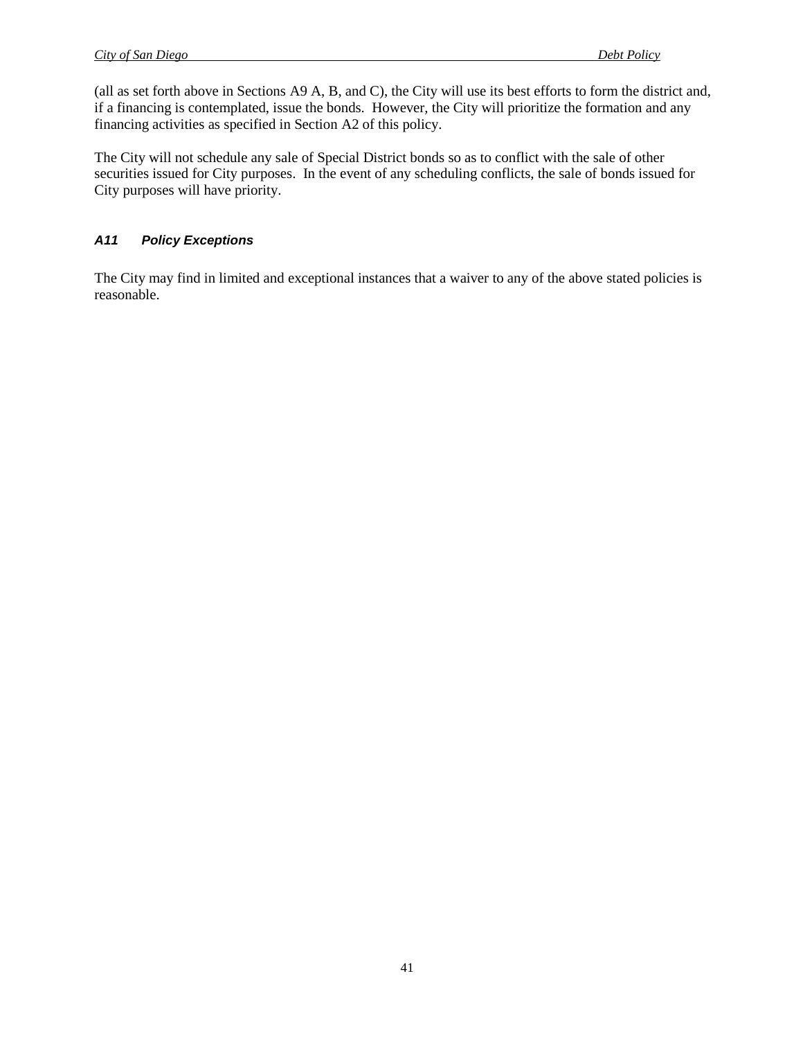(all as set forth above in Sections A9 A, B, and C), the City will use its best efforts to form the district and, if a financing is contemplated, issue the bonds. However, the City will prioritize the formation and any financing activities as specified in Section A2 of this policy.

The City will not schedule any sale of Special District bonds so as to conflict with the sale of other securities issued for City purposes. In the event of any scheduling conflicts, the sale of bonds issued for City purposes will have priority.

### *A11 Policy Exceptions*

The City may find in limited and exceptional instances that a waiver to any of the above stated policies is reasonable.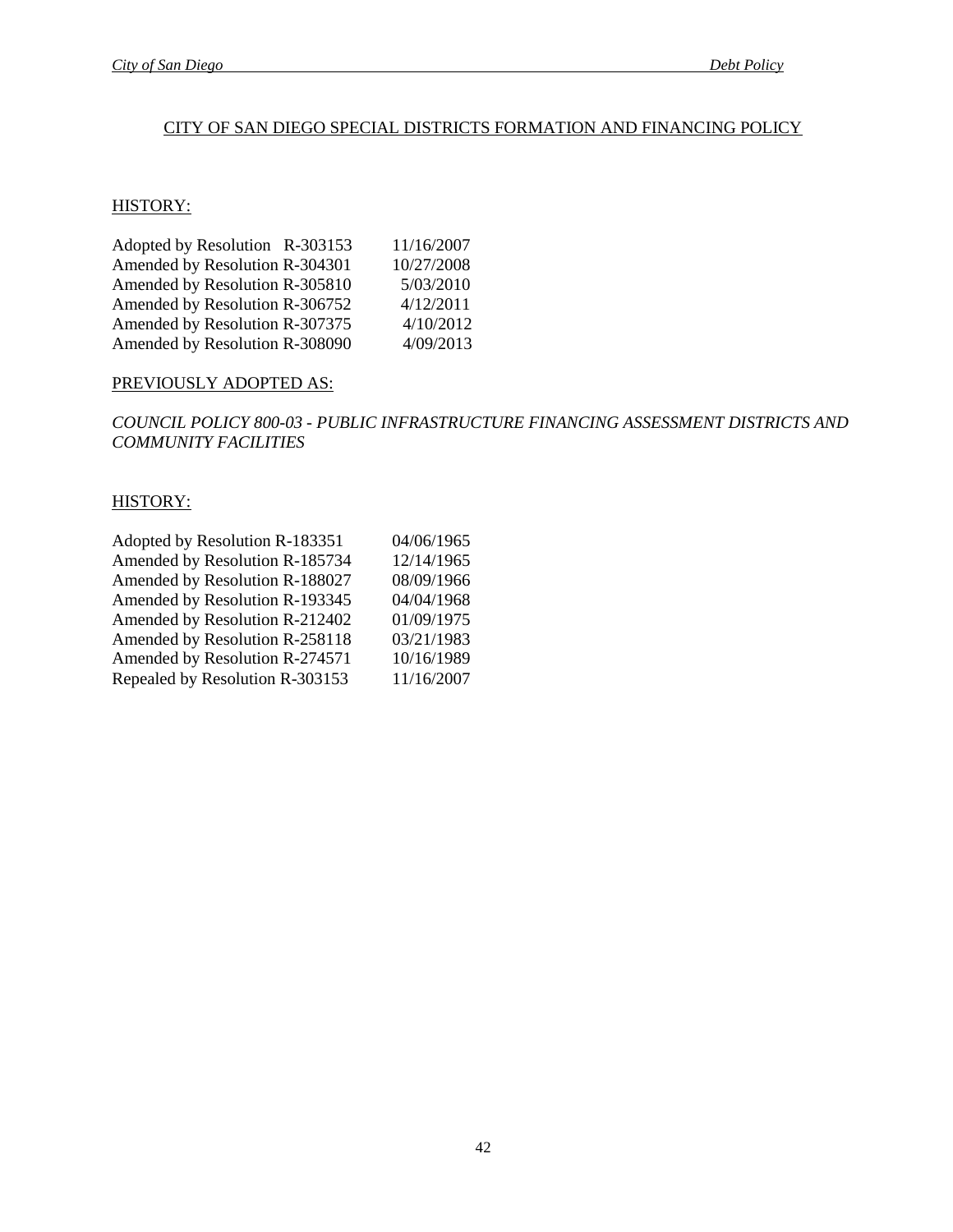## CITY OF SAN DIEGO SPECIAL DISTRICTS FORMATION AND FINANCING POLICY

### HISTORY:

| | |
|---|---|
| Adopted by Resolution R-303153 | 11/16/2007 |
| Amended by Resolution R-304301 | 10/27/2008 |
| Amended by Resolution R-305810 | 5/03/2010 |
| Amended by Resolution R-306752 | 4/12/2011 |
| Amended by Resolution R-307375 | 4/10/2012 |
| Amended by Resolution R-308090 | 4/09/2013 |

### PREVIOUSLY ADOPTED AS:

*COUNCIL POLICY 800-03 - PUBLIC INFRASTRUCTURE FINANCING ASSESSMENT DISTRICTS AND COMMUNITY FACILITIES*

### HISTORY:

| | |
|---|---|
| Adopted by Resolution R-183351 | 04/06/1965 |
| Amended by Resolution R-185734 | 12/14/1965 |
| Amended by Resolution R-188027 | 08/09/1966 |
| Amended by Resolution R-193345 | 04/04/1968 |
| Amended by Resolution R-212402 | 01/09/1975 |
| Amended by Resolution R-258118 | 03/21/1983 |
| Amended by Resolution R-274571 | 10/16/1989 |
| Repealed by Resolution R-303153 | 11/16/2007 |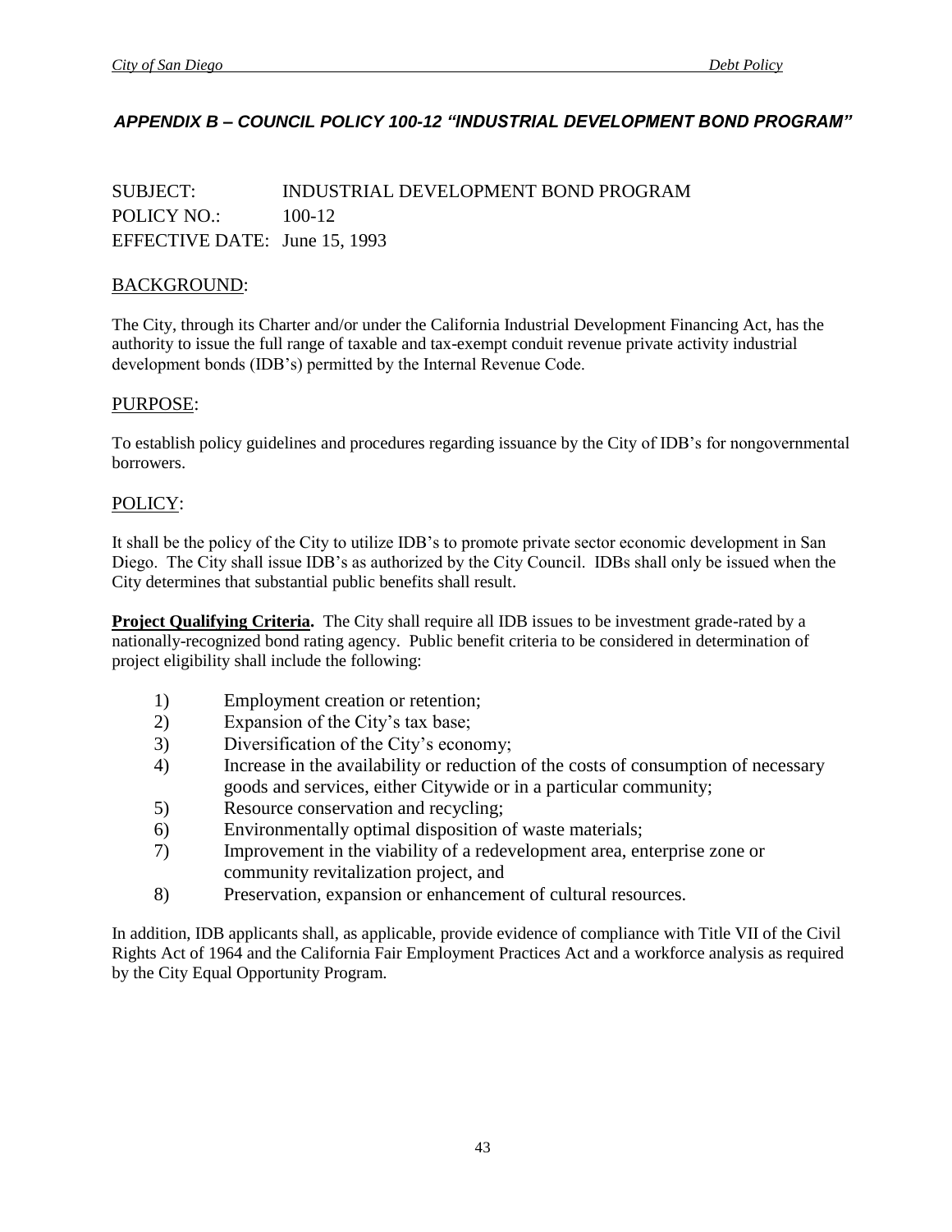## *APPENDIX B – COUNCIL POLICY 100-12 "INDUSTRIAL DEVELOPMENT BOND PROGRAM"*

SUBJECT: INDUSTRIAL DEVELOPMENT BOND PROGRAM
POLICY NO.: 100-12
EFFECTIVE DATE: June 15, 1993

### BACKGROUND:

The City, through its Charter and/or under the California Industrial Development Financing Act, has the authority to issue the full range of taxable and tax-exempt conduit revenue private activity industrial development bonds (IDB's) permitted by the Internal Revenue Code.

### PURPOSE:

To establish policy guidelines and procedures regarding issuance by the City of IDB's for nongovernmental borrowers.

### POLICY:

It shall be the policy of the City to utilize IDB's to promote private sector economic development in San Diego. The City shall issue IDB's as authorized by the City Council. IDBs shall only be issued when the City determines that substantial public benefits shall result.

**Project Qualifying Criteria.** The City shall require all IDB issues to be investment grade-rated by a nationally-recognized bond rating agency. Public benefit criteria to be considered in determination of project eligibility shall include the following:

1) Employment creation or retention;
2) Expansion of the City's tax base;
3) Diversification of the City's economy;
4) Increase in the availability or reduction of the costs of consumption of necessary goods and services, either Citywide or in a particular community;
5) Resource conservation and recycling;
6) Environmentally optimal disposition of waste materials;
7) Improvement in the viability of a redevelopment area, enterprise zone or community revitalization project, and
8) Preservation, expansion or enhancement of cultural resources.

In addition, IDB applicants shall, as applicable, provide evidence of compliance with Title VII of the Civil Rights Act of 1964 and the California Fair Employment Practices Act and a workforce analysis as required by the City Equal Opportunity Program.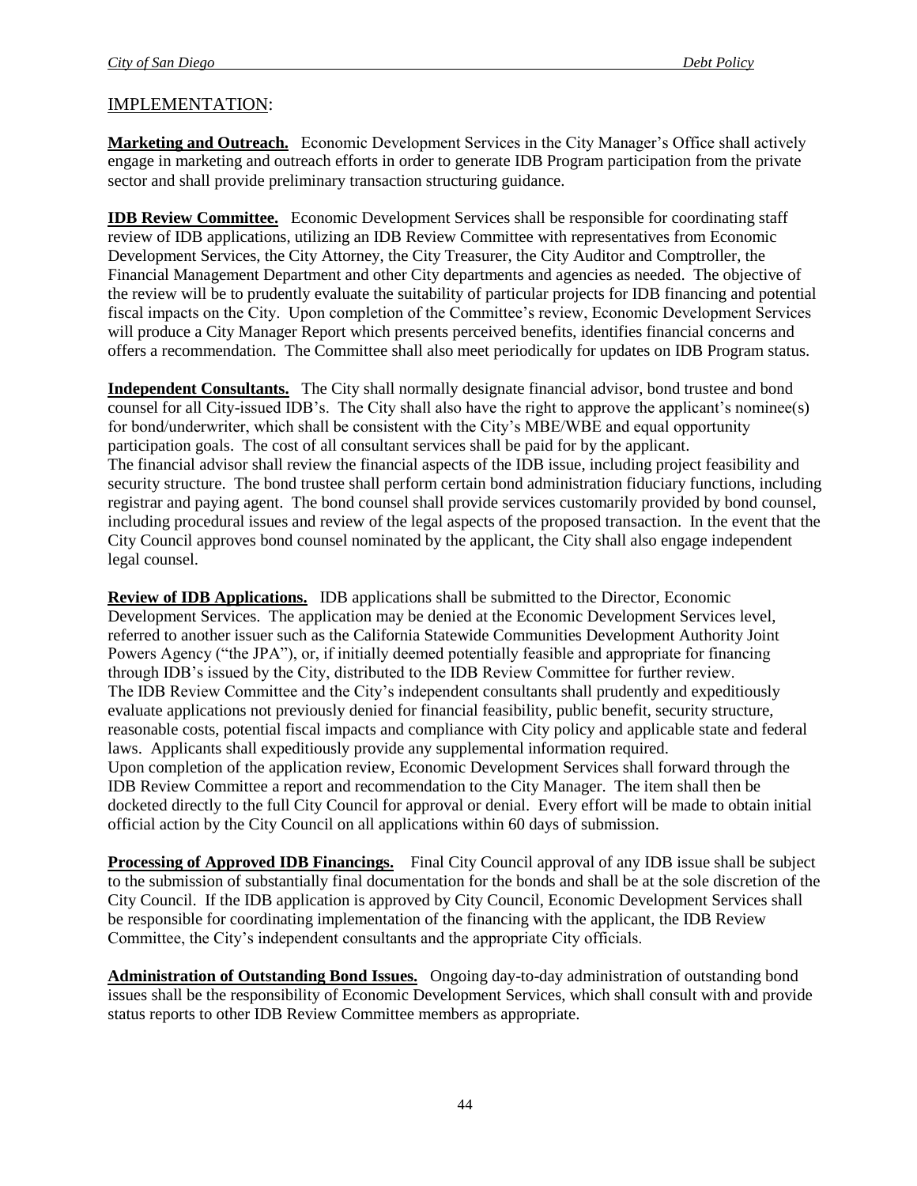## IMPLEMENTATION:

**Marketing and Outreach.** Economic Development Services in the City Manager's Office shall actively engage in marketing and outreach efforts in order to generate IDB Program participation from the private sector and shall provide preliminary transaction structuring guidance.

**IDB Review Committee.** Economic Development Services shall be responsible for coordinating staff review of IDB applications, utilizing an IDB Review Committee with representatives from Economic Development Services, the City Attorney, the City Treasurer, the City Auditor and Comptroller, the Financial Management Department and other City departments and agencies as needed. The objective of the review will be to prudently evaluate the suitability of particular projects for IDB financing and potential fiscal impacts on the City. Upon completion of the Committee's review, Economic Development Services will produce a City Manager Report which presents perceived benefits, identifies financial concerns and offers a recommendation. The Committee shall also meet periodically for updates on IDB Program status.

**Independent Consultants.** The City shall normally designate financial advisor, bond trustee and bond counsel for all City-issued IDB's. The City shall also have the right to approve the applicant's nominee(s) for bond/underwriter, which shall be consistent with the City's MBE/WBE and equal opportunity participation goals. The cost of all consultant services shall be paid for by the applicant.
The financial advisor shall review the financial aspects of the IDB issue, including project feasibility and security structure. The bond trustee shall perform certain bond administration fiduciary functions, including registrar and paying agent. The bond counsel shall provide services customarily provided by bond counsel, including procedural issues and review of the legal aspects of the proposed transaction. In the event that the City Council approves bond counsel nominated by the applicant, the City shall also engage independent legal counsel.

**Review of IDB Applications.** IDB applications shall be submitted to the Director, Economic Development Services. The application may be denied at the Economic Development Services level, referred to another issuer such as the California Statewide Communities Development Authority Joint Powers Agency ("the JPA"), or, if initially deemed potentially feasible and appropriate for financing through IDB's issued by the City, distributed to the IDB Review Committee for further review.
The IDB Review Committee and the City's independent consultants shall prudently and expeditiously evaluate applications not previously denied for financial feasibility, public benefit, security structure, reasonable costs, potential fiscal impacts and compliance with City policy and applicable state and federal laws. Applicants shall expeditiously provide any supplemental information required.
Upon completion of the application review, Economic Development Services shall forward through the IDB Review Committee a report and recommendation to the City Manager. The item shall then be docketed directly to the full City Council for approval or denial. Every effort will be made to obtain initial official action by the City Council on all applications within 60 days of submission.

**Processing of Approved IDB Financings.** Final City Council approval of any IDB issue shall be subject to the submission of substantially final documentation for the bonds and shall be at the sole discretion of the City Council. If the IDB application is approved by City Council, Economic Development Services shall be responsible for coordinating implementation of the financing with the applicant, the IDB Review Committee, the City's independent consultants and the appropriate City officials.

**Administration of Outstanding Bond Issues.** Ongoing day-to-day administration of outstanding bond issues shall be the responsibility of Economic Development Services, which shall consult with and provide status reports to other IDB Review Committee members as appropriate.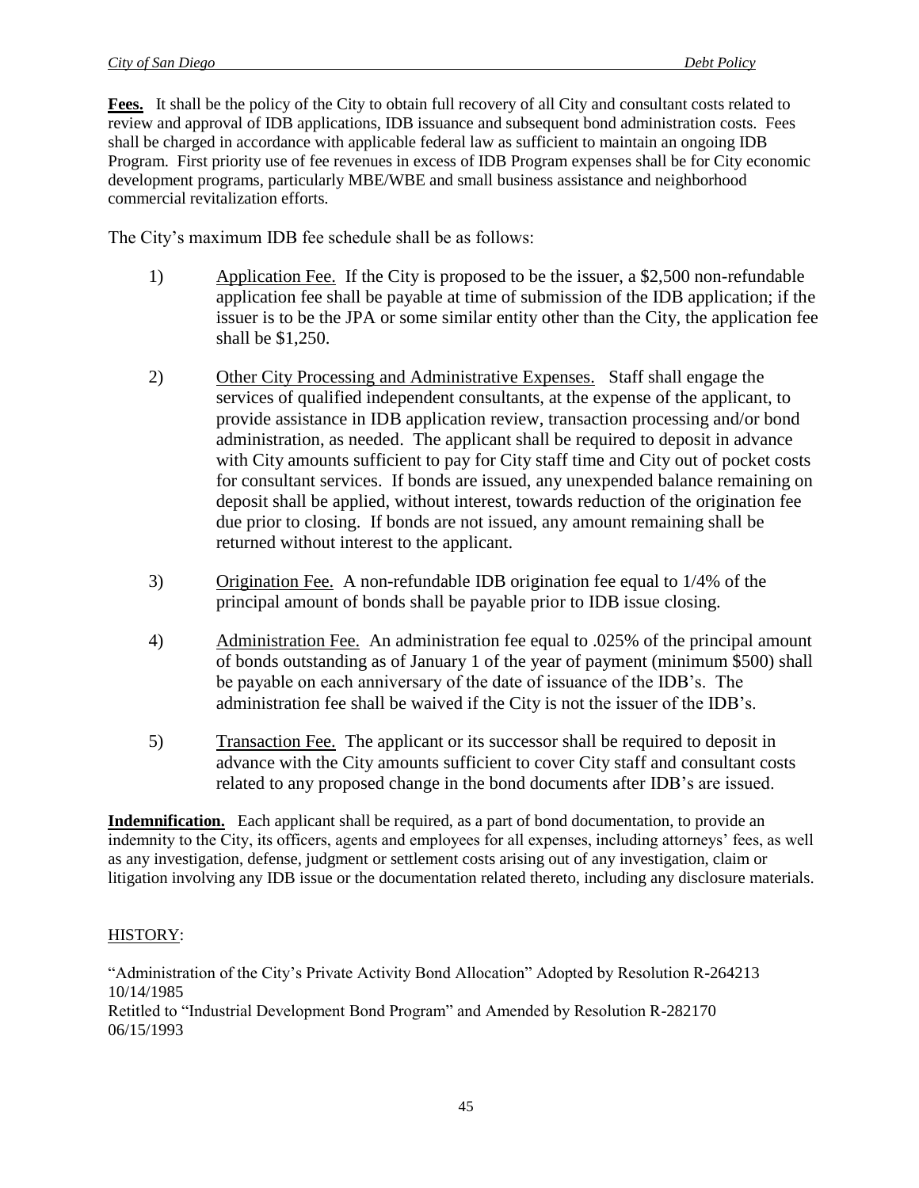**Fees.** It shall be the policy of the City to obtain full recovery of all City and consultant costs related to review and approval of IDB applications, IDB issuance and subsequent bond administration costs. Fees shall be charged in accordance with applicable federal law as sufficient to maintain an ongoing IDB Program. First priority use of fee revenues in excess of IDB Program expenses shall be for City economic development programs, particularly MBE/WBE and small business assistance and neighborhood commercial revitalization efforts.

The City's maximum IDB fee schedule shall be as follows:

1) Application Fee. If the City is proposed to be the issuer, a $2,500 non-refundable application fee shall be payable at time of submission of the IDB application; if the issuer is to be the JPA or some similar entity other than the City, the application fee shall be $1,250.

2) Other City Processing and Administrative Expenses. Staff shall engage the services of qualified independent consultants, at the expense of the applicant, to provide assistance in IDB application review, transaction processing and/or bond administration, as needed. The applicant shall be required to deposit in advance with City amounts sufficient to pay for City staff time and City out of pocket costs for consultant services. If bonds are issued, any unexpended balance remaining on deposit shall be applied, without interest, towards reduction of the origination fee due prior to closing. If bonds are not issued, any amount remaining shall be returned without interest to the applicant.

3) Origination Fee. A non-refundable IDB origination fee equal to 1/4% of the principal amount of bonds shall be payable prior to IDB issue closing.

4) Administration Fee. An administration fee equal to .025% of the principal amount of bonds outstanding as of January 1 of the year of payment (minimum $500) shall be payable on each anniversary of the date of issuance of the IDB's. The administration fee shall be waived if the City is not the issuer of the IDB's.

5) Transaction Fee. The applicant or its successor shall be required to deposit in advance with the City amounts sufficient to cover City staff and consultant costs related to any proposed change in the bond documents after IDB's are issued.

**Indemnification.** Each applicant shall be required, as a part of bond documentation, to provide an indemnity to the City, its officers, agents and employees for all expenses, including attorneys' fees, as well as any investigation, defense, judgment or settlement costs arising out of any investigation, claim or litigation involving any IDB issue or the documentation related thereto, including any disclosure materials.

HISTORY:

"Administration of the City's Private Activity Bond Allocation" Adopted by Resolution R-264213 10/14/1985
Retitled to "Industrial Development Bond Program" and Amended by Resolution R-282170 06/15/1993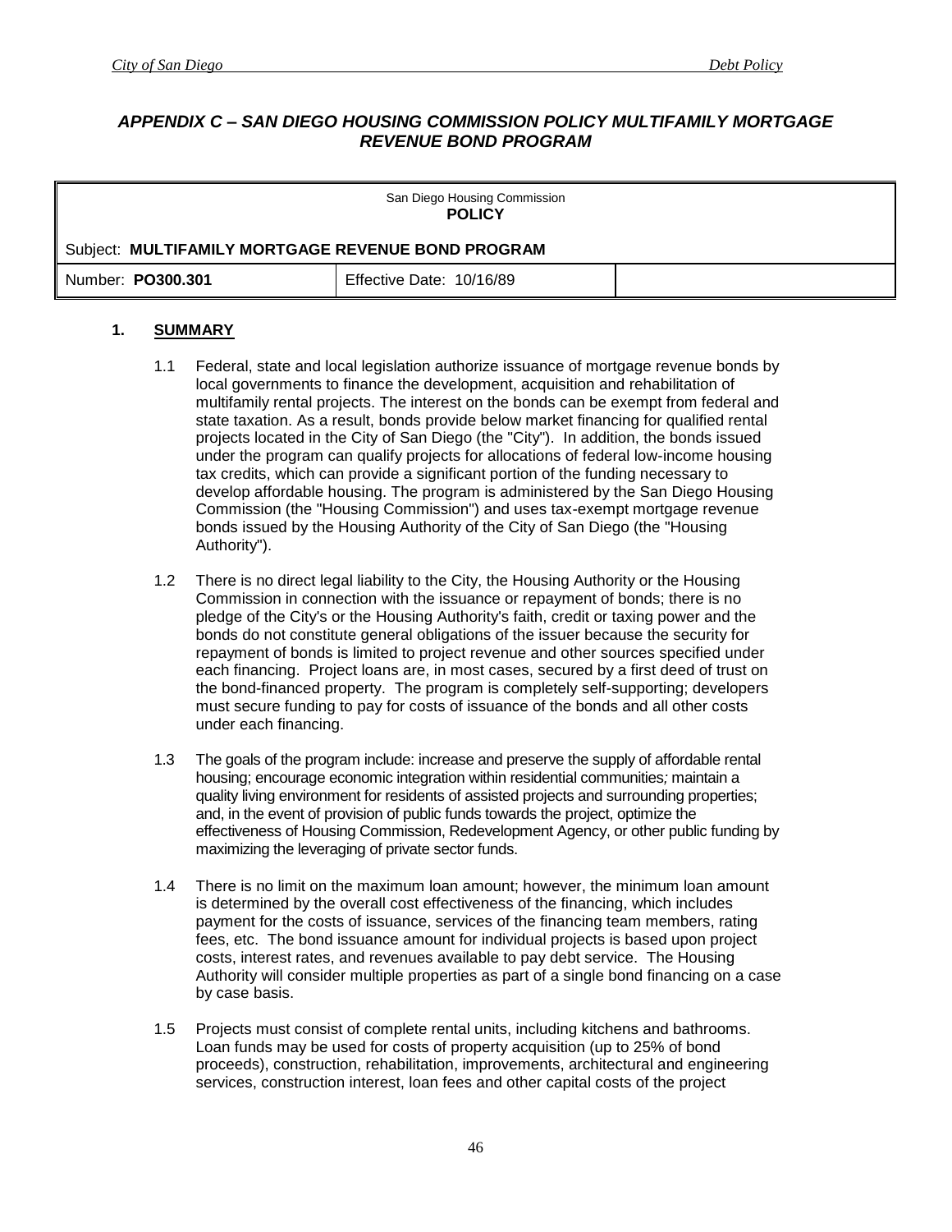## *APPENDIX C – SAN DIEGO HOUSING COMMISSION POLICY MULTIFAMILY MORTGAGE REVENUE BOND PROGRAM*

| San Diego Housing Commission<br>**POLICY** | | |
|---|---|---|
| Subject: **MULTIFAMILY MORTGAGE REVENUE BOND PROGRAM** | | |
| Number: **PO300.301** | Effective Date: 10/16/89 | |

### 1. SUMMARY

1.1 Federal, state and local legislation authorize issuance of mortgage revenue bonds by local governments to finance the development, acquisition and rehabilitation of multifamily rental projects. The interest on the bonds can be exempt from federal and state taxation. As a result, bonds provide below market financing for qualified rental projects located in the City of San Diego (the "City"). In addition, the bonds issued under the program can qualify projects for allocations of federal low-income housing tax credits, which can provide a significant portion of the funding necessary to develop affordable housing. The program is administered by the San Diego Housing Commission (the "Housing Commission") and uses tax-exempt mortgage revenue bonds issued by the Housing Authority of the City of San Diego (the "Housing Authority").

1.2 There is no direct legal liability to the City, the Housing Authority or the Housing Commission in connection with the issuance or repayment of bonds; there is no pledge of the City's or the Housing Authority's faith, credit or taxing power and the bonds do not constitute general obligations of the issuer because the security for repayment of bonds is limited to project revenue and other sources specified under each financing. Project loans are, in most cases, secured by a first deed of trust on the bond-financed property. The program is completely self-supporting; developers must secure funding to pay for costs of issuance of the bonds and all other costs under each financing.

1.3 The goals of the program include: increase and preserve the supply of affordable rental housing; encourage economic integration within residential communities; maintain a quality living environment for residents of assisted projects and surrounding properties; and, in the event of provision of public funds towards the project, optimize the effectiveness of Housing Commission, Redevelopment Agency, or other public funding by maximizing the leveraging of private sector funds.

1.4 There is no limit on the maximum loan amount; however, the minimum loan amount is determined by the overall cost effectiveness of the financing, which includes payment for the costs of issuance, services of the financing team members, rating fees, etc. The bond issuance amount for individual projects is based upon project costs, interest rates, and revenues available to pay debt service. The Housing Authority will consider multiple properties as part of a single bond financing on a case by case basis.

1.5 Projects must consist of complete rental units, including kitchens and bathrooms. Loan funds may be used for costs of property acquisition (up to 25% of bond proceeds), construction, rehabilitation, improvements, architectural and engineering services, construction interest, loan fees and other capital costs of the project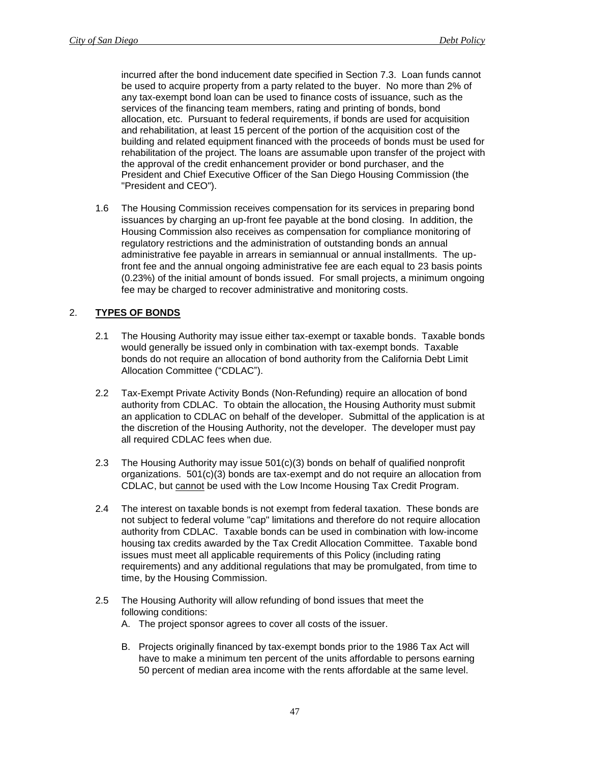incurred after the bond inducement date specified in Section 7.3. Loan funds cannot be used to acquire property from a party related to the buyer. No more than 2% of any tax-exempt bond loan can be used to finance costs of issuance, such as the services of the financing team members, rating and printing of bonds, bond allocation, etc. Pursuant to federal requirements, if bonds are used for acquisition and rehabilitation, at least 15 percent of the portion of the acquisition cost of the building and related equipment financed with the proceeds of bonds must be used for rehabilitation of the project. The loans are assumable upon transfer of the project with the approval of the credit enhancement provider or bond purchaser, and the President and Chief Executive Officer of the San Diego Housing Commission (the "President and CEO").

1.6 The Housing Commission receives compensation for its services in preparing bond issuances by charging an up-front fee payable at the bond closing. In addition, the Housing Commission also receives as compensation for compliance monitoring of regulatory restrictions and the administration of outstanding bonds an annual administrative fee payable in arrears in semiannual or annual installments. The up-front fee and the annual ongoing administrative fee are each equal to 23 basis points (0.23%) of the initial amount of bonds issued. For small projects, a minimum ongoing fee may be charged to recover administrative and monitoring costs.

## 2. **TYPES OF BONDS**

2.1 The Housing Authority may issue either tax-exempt or taxable bonds. Taxable bonds would generally be issued only in combination with tax-exempt bonds. Taxable bonds do not require an allocation of bond authority from the California Debt Limit Allocation Committee ("CDLAC").

2.2 Tax-Exempt Private Activity Bonds (Non-Refunding) require an allocation of bond authority from CDLAC. To obtain the allocation, the Housing Authority must submit an application to CDLAC on behalf of the developer. Submittal of the application is at the discretion of the Housing Authority, not the developer. The developer must pay all required CDLAC fees when due.

2.3 The Housing Authority may issue 501(c)(3) bonds on behalf of qualified nonprofit organizations. 501(c)(3) bonds are tax-exempt and do not require an allocation from CDLAC, but cannot be used with the Low Income Housing Tax Credit Program.

2.4 The interest on taxable bonds is not exempt from federal taxation. These bonds are not subject to federal volume "cap" limitations and therefore do not require allocation authority from CDLAC. Taxable bonds can be used in combination with low-income housing tax credits awarded by the Tax Credit Allocation Committee. Taxable bond issues must meet all applicable requirements of this Policy (including rating requirements) and any additional regulations that may be promulgated, from time to time, by the Housing Commission.

2.5 The Housing Authority will allow refunding of bond issues that meet the following conditions:

A. The project sponsor agrees to cover all costs of the issuer.

B. Projects originally financed by tax-exempt bonds prior to the 1986 Tax Act will have to make a minimum ten percent of the units affordable to persons earning 50 percent of median area income with the rents affordable at the same level.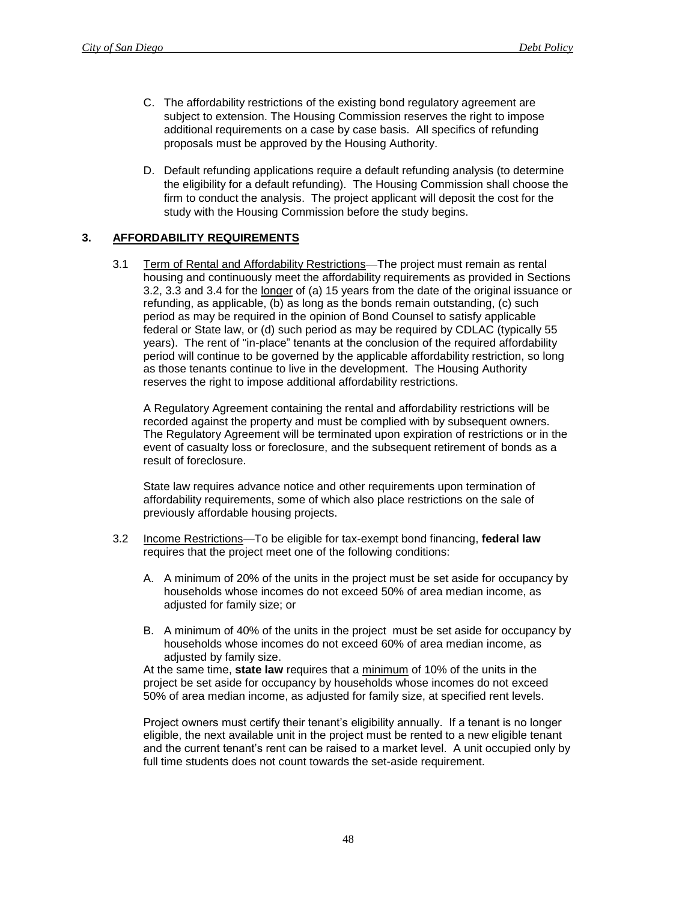C. The affordability restrictions of the existing bond regulatory agreement are subject to extension. The Housing Commission reserves the right to impose additional requirements on a case by case basis. All specifics of refunding proposals must be approved by the Housing Authority.

D. Default refunding applications require a default refunding analysis (to determine the eligibility for a default refunding). The Housing Commission shall choose the firm to conduct the analysis. The project applicant will deposit the cost for the study with the Housing Commission before the study begins.

## 3. AFFORDABILITY REQUIREMENTS

3.1 Term of Rental and Affordability Restrictions—The project must remain as rental housing and continuously meet the affordability requirements as provided in Sections 3.2, 3.3 and 3.4 for the longer of (a) 15 years from the date of the original issuance or refunding, as applicable, (b) as long as the bonds remain outstanding, (c) such period as may be required in the opinion of Bond Counsel to satisfy applicable federal or State law, or (d) such period as may be required by CDLAC (typically 55 years). The rent of "in-place" tenants at the conclusion of the required affordability period will continue to be governed by the applicable affordability restriction, so long as those tenants continue to live in the development. The Housing Authority reserves the right to impose additional affordability restrictions.

A Regulatory Agreement containing the rental and affordability restrictions will be recorded against the property and must be complied with by subsequent owners. The Regulatory Agreement will be terminated upon expiration of restrictions or in the event of casualty loss or foreclosure, and the subsequent retirement of bonds as a result of foreclosure.

State law requires advance notice and other requirements upon termination of affordability requirements, some of which also place restrictions on the sale of previously affordable housing projects.

3.2 Income Restrictions—To be eligible for tax-exempt bond financing, **federal law** requires that the project meet one of the following conditions:

A. A minimum of 20% of the units in the project must be set aside for occupancy by households whose incomes do not exceed 50% of area median income, as adjusted for family size; or

B. A minimum of 40% of the units in the project must be set aside for occupancy by households whose incomes do not exceed 60% of area median income, as adjusted by family size.

At the same time, **state law** requires that a minimum of 10% of the units in the project be set aside for occupancy by households whose incomes do not exceed 50% of area median income, as adjusted for family size, at specified rent levels.

Project owners must certify their tenant's eligibility annually. If a tenant is no longer eligible, the next available unit in the project must be rented to a new eligible tenant and the current tenant's rent can be raised to a market level. A unit occupied only by full time students does not count towards the set-aside requirement.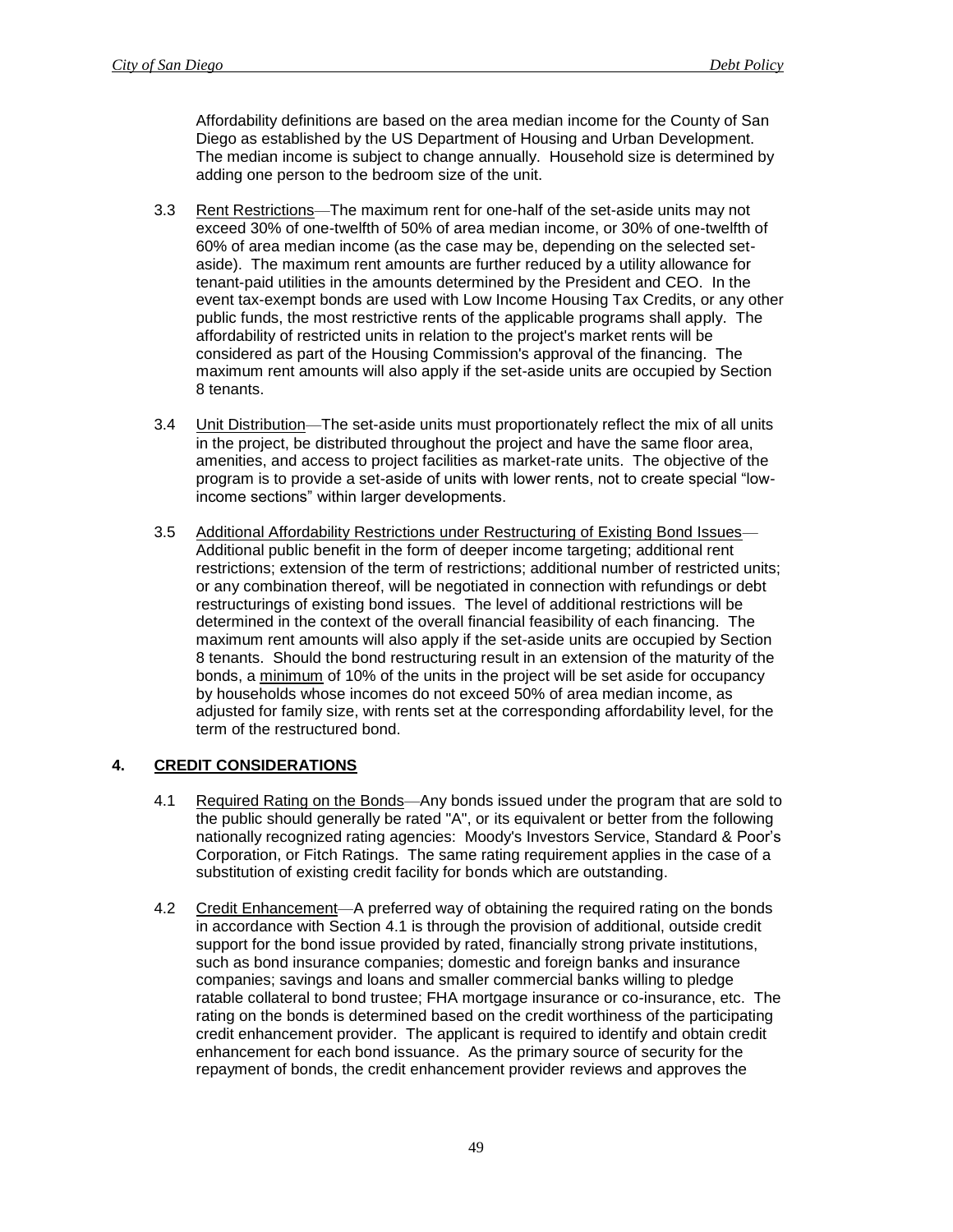Affordability definitions are based on the area median income for the County of San Diego as established by the US Department of Housing and Urban Development. The median income is subject to change annually. Household size is determined by adding one person to the bedroom size of the unit.

3.3 Rent Restrictions—The maximum rent for one-half of the set-aside units may not exceed 30% of one-twelfth of 50% of area median income, or 30% of one-twelfth of 60% of area median income (as the case may be, depending on the selected set-aside). The maximum rent amounts are further reduced by a utility allowance for tenant-paid utilities in the amounts determined by the President and CEO. In the event tax-exempt bonds are used with Low Income Housing Tax Credits, or any other public funds, the most restrictive rents of the applicable programs shall apply. The affordability of restricted units in relation to the project's market rents will be considered as part of the Housing Commission's approval of the financing. The maximum rent amounts will also apply if the set-aside units are occupied by Section 8 tenants.

3.4 Unit Distribution—The set-aside units must proportionately reflect the mix of all units in the project, be distributed throughout the project and have the same floor area, amenities, and access to project facilities as market-rate units. The objective of the program is to provide a set-aside of units with lower rents, not to create special "low-income sections" within larger developments.

3.5 Additional Affordability Restrictions under Restructuring of Existing Bond Issues—Additional public benefit in the form of deeper income targeting; additional rent restrictions; extension of the term of restrictions; additional number of restricted units; or any combination thereof, will be negotiated in connection with refundings or debt restructurings of existing bond issues. The level of additional restrictions will be determined in the context of the overall financial feasibility of each financing. The maximum rent amounts will also apply if the set-aside units are occupied by Section 8 tenants. Should the bond restructuring result in an extension of the maturity of the bonds, a minimum of 10% of the units in the project will be set aside for occupancy by households whose incomes do not exceed 50% of area median income, as adjusted for family size, with rents set at the corresponding affordability level, for the term of the restructured bond.

## 4. CREDIT CONSIDERATIONS

4.1 Required Rating on the Bonds—Any bonds issued under the program that are sold to the public should generally be rated "A", or its equivalent or better from the following nationally recognized rating agencies: Moody's Investors Service, Standard & Poor's Corporation, or Fitch Ratings. The same rating requirement applies in the case of a substitution of existing credit facility for bonds which are outstanding.

4.2 Credit Enhancement—A preferred way of obtaining the required rating on the bonds in accordance with Section 4.1 is through the provision of additional, outside credit support for the bond issue provided by rated, financially strong private institutions, such as bond insurance companies; domestic and foreign banks and insurance companies; savings and loans and smaller commercial banks willing to pledge ratable collateral to bond trustee; FHA mortgage insurance or co-insurance, etc. The rating on the bonds is determined based on the credit worthiness of the participating credit enhancement provider. The applicant is required to identify and obtain credit enhancement for each bond issuance. As the primary source of security for the repayment of bonds, the credit enhancement provider reviews and approves the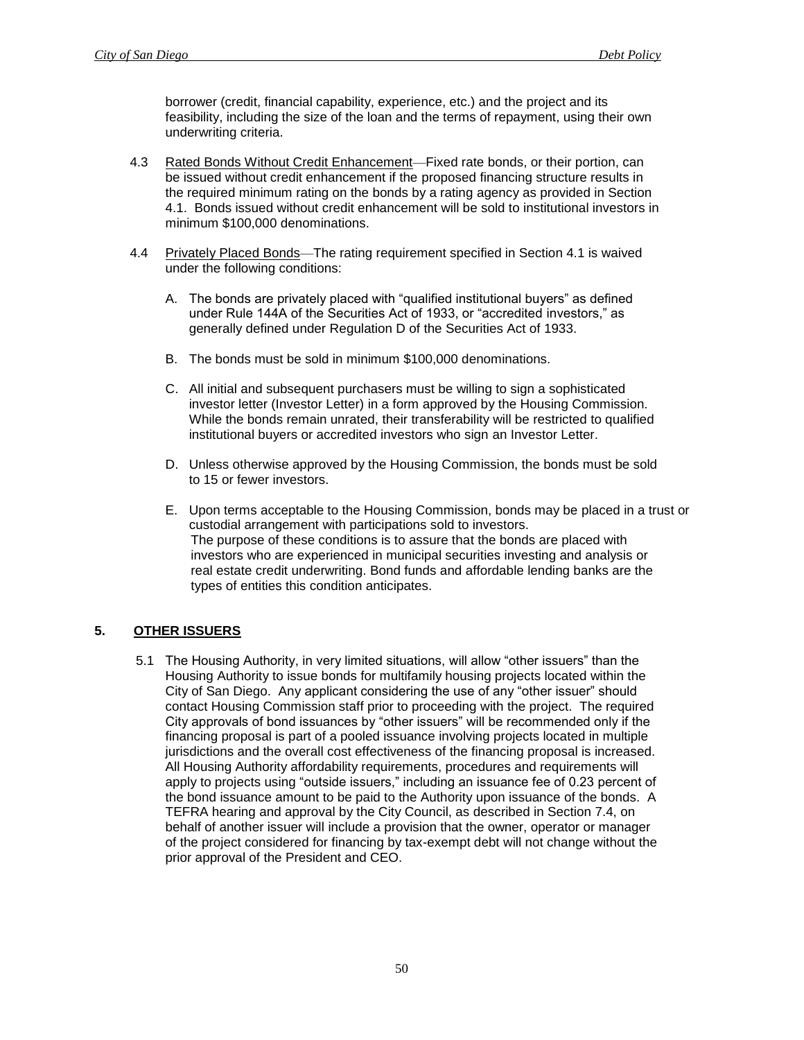borrower (credit, financial capability, experience, etc.) and the project and its feasibility, including the size of the loan and the terms of repayment, using their own underwriting criteria.

4.3 Rated Bonds Without Credit Enhancement—Fixed rate bonds, or their portion, can be issued without credit enhancement if the proposed financing structure results in the required minimum rating on the bonds by a rating agency as provided in Section 4.1. Bonds issued without credit enhancement will be sold to institutional investors in minimum $100,000 denominations.

4.4 Privately Placed Bonds—The rating requirement specified in Section 4.1 is waived under the following conditions:

A. The bonds are privately placed with "qualified institutional buyers" as defined under Rule 144A of the Securities Act of 1933, or "accredited investors," as generally defined under Regulation D of the Securities Act of 1933.

B. The bonds must be sold in minimum $100,000 denominations.

C. All initial and subsequent purchasers must be willing to sign a sophisticated investor letter (Investor Letter) in a form approved by the Housing Commission. While the bonds remain unrated, their transferability will be restricted to qualified institutional buyers or accredited investors who sign an Investor Letter.

D. Unless otherwise approved by the Housing Commission, the bonds must be sold to 15 or fewer investors.

E. Upon terms acceptable to the Housing Commission, bonds may be placed in a trust or custodial arrangement with participations sold to investors.

The purpose of these conditions is to assure that the bonds are placed with investors who are experienced in municipal securities investing and analysis or real estate credit underwriting. Bond funds and affordable lending banks are the types of entities this condition anticipates.

## 5. OTHER ISSUERS

5.1 The Housing Authority, in very limited situations, will allow "other issuers" than the Housing Authority to issue bonds for multifamily housing projects located within the City of San Diego. Any applicant considering the use of any "other issuer" should contact Housing Commission staff prior to proceeding with the project. The required City approvals of bond issuances by "other issuers" will be recommended only if the financing proposal is part of a pooled issuance involving projects located in multiple jurisdictions and the overall cost effectiveness of the financing proposal is increased. All Housing Authority affordability requirements, procedures and requirements will apply to projects using "outside issuers," including an issuance fee of 0.23 percent of the bond issuance amount to be paid to the Authority upon issuance of the bonds. A TEFRA hearing and approval by the City Council, as described in Section 7.4, on behalf of another issuer will include a provision that the owner, operator or manager of the project considered for financing by tax-exempt debt will not change without the prior approval of the President and CEO.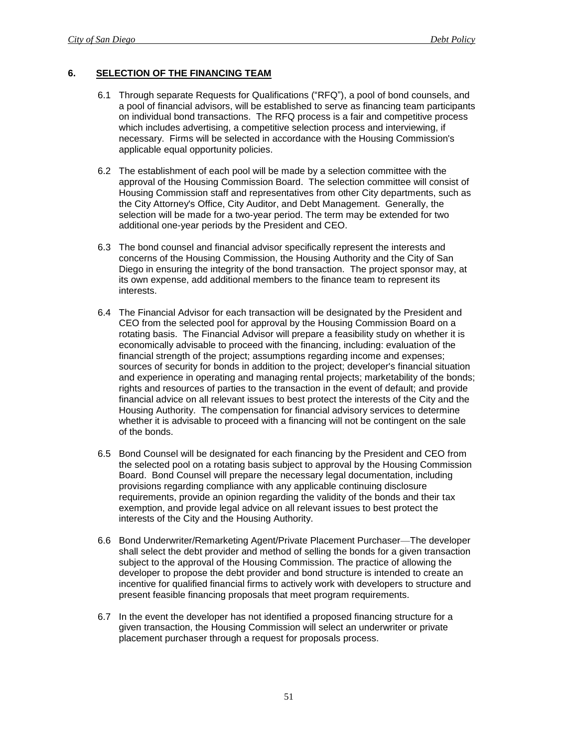## 6. SELECTION OF THE FINANCING TEAM

6.1 Through separate Requests for Qualifications ("RFQ"), a pool of bond counsels, and a pool of financial advisors, will be established to serve as financing team participants on individual bond transactions. The RFQ process is a fair and competitive process which includes advertising, a competitive selection process and interviewing, if necessary. Firms will be selected in accordance with the Housing Commission's applicable equal opportunity policies.

6.2 The establishment of each pool will be made by a selection committee with the approval of the Housing Commission Board. The selection committee will consist of Housing Commission staff and representatives from other City departments, such as the City Attorney's Office, City Auditor, and Debt Management. Generally, the selection will be made for a two-year period. The term may be extended for two additional one-year periods by the President and CEO.

6.3 The bond counsel and financial advisor specifically represent the interests and concerns of the Housing Commission, the Housing Authority and the City of San Diego in ensuring the integrity of the bond transaction. The project sponsor may, at its own expense, add additional members to the finance team to represent its interests.

6.4 The Financial Advisor for each transaction will be designated by the President and CEO from the selected pool for approval by the Housing Commission Board on a rotating basis. The Financial Advisor will prepare a feasibility study on whether it is economically advisable to proceed with the financing, including: evaluation of the financial strength of the project; assumptions regarding income and expenses; sources of security for bonds in addition to the project; developer's financial situation and experience in operating and managing rental projects; marketability of the bonds; rights and resources of parties to the transaction in the event of default; and provide financial advice on all relevant issues to best protect the interests of the City and the Housing Authority. The compensation for financial advisory services to determine whether it is advisable to proceed with a financing will not be contingent on the sale of the bonds.

6.5 Bond Counsel will be designated for each financing by the President and CEO from the selected pool on a rotating basis subject to approval by the Housing Commission Board. Bond Counsel will prepare the necessary legal documentation, including provisions regarding compliance with any applicable continuing disclosure requirements, provide an opinion regarding the validity of the bonds and their tax exemption, and provide legal advice on all relevant issues to best protect the interests of the City and the Housing Authority.

6.6 Bond Underwriter/Remarketing Agent/Private Placement Purchaser—The developer shall select the debt provider and method of selling the bonds for a given transaction subject to the approval of the Housing Commission. The practice of allowing the developer to propose the debt provider and bond structure is intended to create an incentive for qualified financial firms to actively work with developers to structure and present feasible financing proposals that meet program requirements.

6.7 In the event the developer has not identified a proposed financing structure for a given transaction, the Housing Commission will select an underwriter or private placement purchaser through a request for proposals process.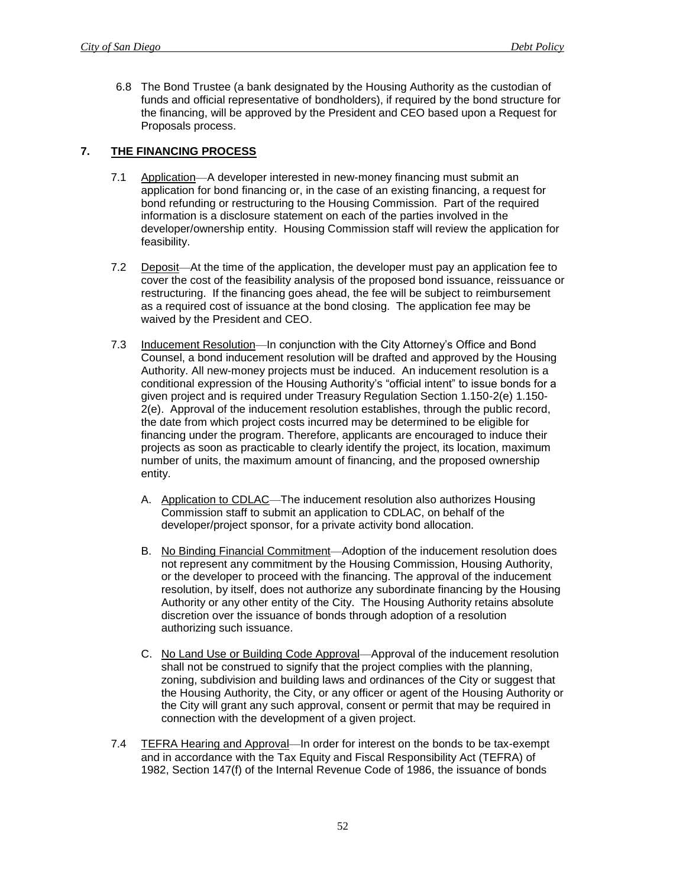6.8 The Bond Trustee (a bank designated by the Housing Authority as the custodian of funds and official representative of bondholders), if required by the bond structure for the financing, will be approved by the President and CEO based upon a Request for Proposals process.

## 7. THE FINANCING PROCESS

7.1 Application—A developer interested in new-money financing must submit an application for bond financing or, in the case of an existing financing, a request for bond refunding or restructuring to the Housing Commission. Part of the required information is a disclosure statement on each of the parties involved in the developer/ownership entity. Housing Commission staff will review the application for feasibility.

7.2 Deposit—At the time of the application, the developer must pay an application fee to cover the cost of the feasibility analysis of the proposed bond issuance, reissuance or restructuring. If the financing goes ahead, the fee will be subject to reimbursement as a required cost of issuance at the bond closing. The application fee may be waived by the President and CEO.

7.3 Inducement Resolution—In conjunction with the City Attorney's Office and Bond Counsel, a bond inducement resolution will be drafted and approved by the Housing Authority. All new-money projects must be induced. An inducement resolution is a conditional expression of the Housing Authority's "official intent" to issue bonds for a given project and is required under Treasury Regulation Section 1.150-2(e) 1.150-2(e). Approval of the inducement resolution establishes, through the public record, the date from which project costs incurred may be determined to be eligible for financing under the program. Therefore, applicants are encouraged to induce their projects as soon as practicable to clearly identify the project, its location, maximum number of units, the maximum amount of financing, and the proposed ownership entity.

   A. Application to CDLAC—The inducement resolution also authorizes Housing Commission staff to submit an application to CDLAC, on behalf of the developer/project sponsor, for a private activity bond allocation.

   B. No Binding Financial Commitment—Adoption of the inducement resolution does not represent any commitment by the Housing Commission, Housing Authority, or the developer to proceed with the financing. The approval of the inducement resolution, by itself, does not authorize any subordinate financing by the Housing Authority or any other entity of the City. The Housing Authority retains absolute discretion over the issuance of bonds through adoption of a resolution authorizing such issuance.

   C. No Land Use or Building Code Approval—Approval of the inducement resolution shall not be construed to signify that the project complies with the planning, zoning, subdivision and building laws and ordinances of the City or suggest that the Housing Authority, the City, or any officer or agent of the Housing Authority or the City will grant any such approval, consent or permit that may be required in connection with the development of a given project.

7.4 TEFRA Hearing and Approval—In order for interest on the bonds to be tax-exempt and in accordance with the Tax Equity and Fiscal Responsibility Act (TEFRA) of 1982, Section 147(f) of the Internal Revenue Code of 1986, the issuance of bonds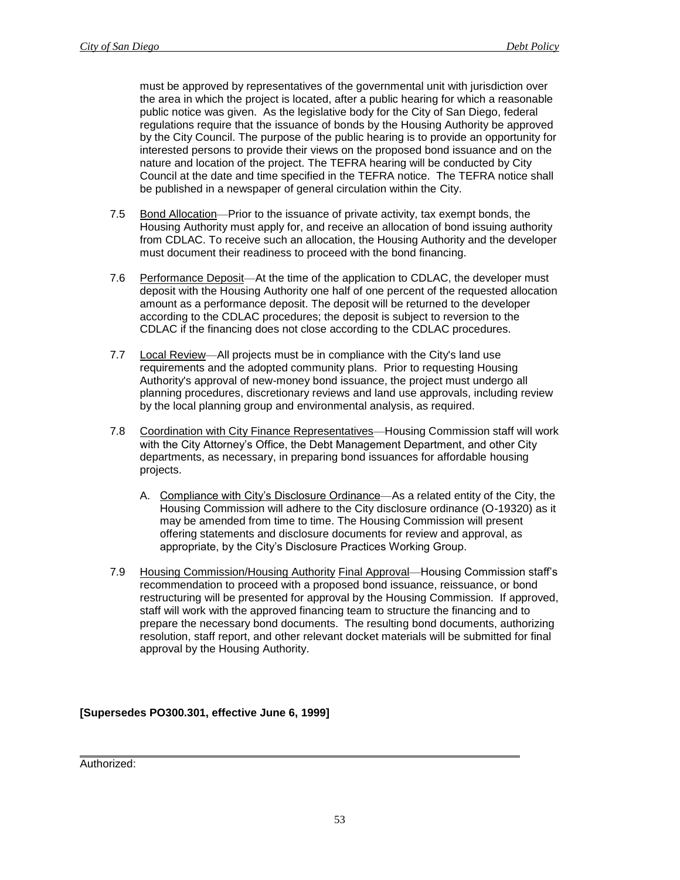must be approved by representatives of the governmental unit with jurisdiction over the area in which the project is located, after a public hearing for which a reasonable public notice was given. As the legislative body for the City of San Diego, federal regulations require that the issuance of bonds by the Housing Authority be approved by the City Council. The purpose of the public hearing is to provide an opportunity for interested persons to provide their views on the proposed bond issuance and on the nature and location of the project. The TEFRA hearing will be conducted by City Council at the date and time specified in the TEFRA notice. The TEFRA notice shall be published in a newspaper of general circulation within the City.

7.5 Bond Allocation—Prior to the issuance of private activity, tax exempt bonds, the Housing Authority must apply for, and receive an allocation of bond issuing authority from CDLAC. To receive such an allocation, the Housing Authority and the developer must document their readiness to proceed with the bond financing.

7.6 Performance Deposit—At the time of the application to CDLAC, the developer must deposit with the Housing Authority one half of one percent of the requested allocation amount as a performance deposit. The deposit will be returned to the developer according to the CDLAC procedures; the deposit is subject to reversion to the CDLAC if the financing does not close according to the CDLAC procedures.

7.7 Local Review—All projects must be in compliance with the City's land use requirements and the adopted community plans. Prior to requesting Housing Authority's approval of new-money bond issuance, the project must undergo all planning procedures, discretionary reviews and land use approvals, including review by the local planning group and environmental analysis, as required.

7.8 Coordination with City Finance Representatives—Housing Commission staff will work with the City Attorney's Office, the Debt Management Department, and other City departments, as necessary, in preparing bond issuances for affordable housing projects.

   A. Compliance with City's Disclosure Ordinance—As a related entity of the City, the Housing Commission will adhere to the City disclosure ordinance (O-19320) as it may be amended from time to time. The Housing Commission will present offering statements and disclosure documents for review and approval, as appropriate, by the City's Disclosure Practices Working Group.

7.9 Housing Commission/Housing Authority Final Approval—Housing Commission staff's recommendation to proceed with a proposed bond issuance, reissuance, or bond restructuring will be presented for approval by the Housing Commission. If approved, staff will work with the approved financing team to structure the financing and to prepare the necessary bond documents. The resulting bond documents, authorizing resolution, staff report, and other relevant docket materials will be submitted for final approval by the Housing Authority.

**[Supersedes PO300.301, effective June 6, 1999]**

Authorized: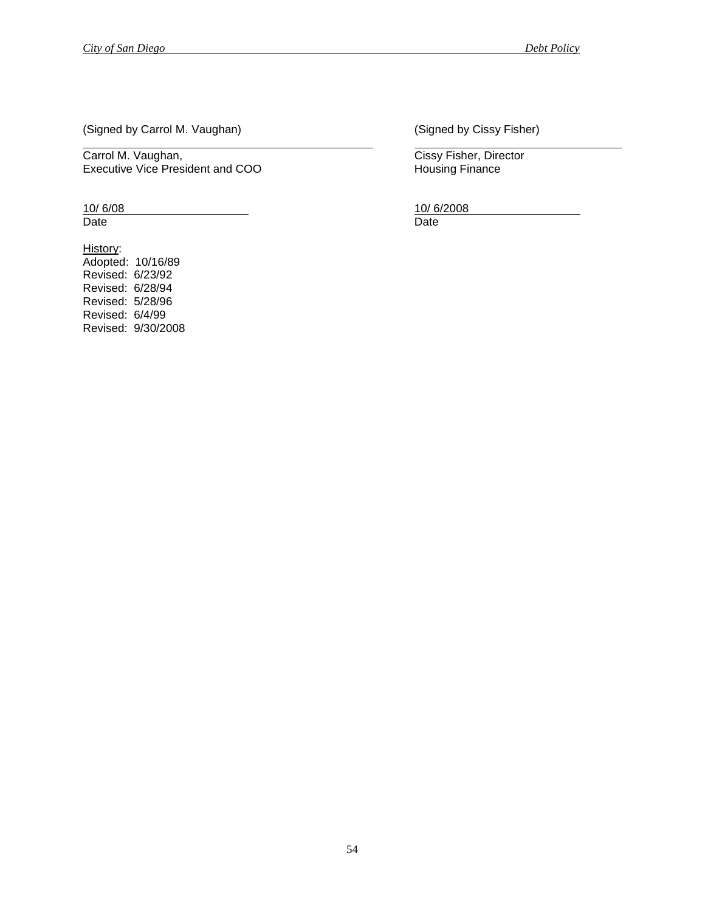(Signed by Carrol M. Vaughan)

Carrol M. Vaughan,
Executive Vice President and COO

10/ 6/08
Date

(Signed by Cissy Fisher)

Cissy Fisher, Director
Housing Finance

10/ 6/2008
Date

History:
Adopted: 10/16/89
Revised: 6/23/92
Revised: 6/28/94
Revised: 5/28/96
Revised: 6/4/99
Revised: 9/30/2008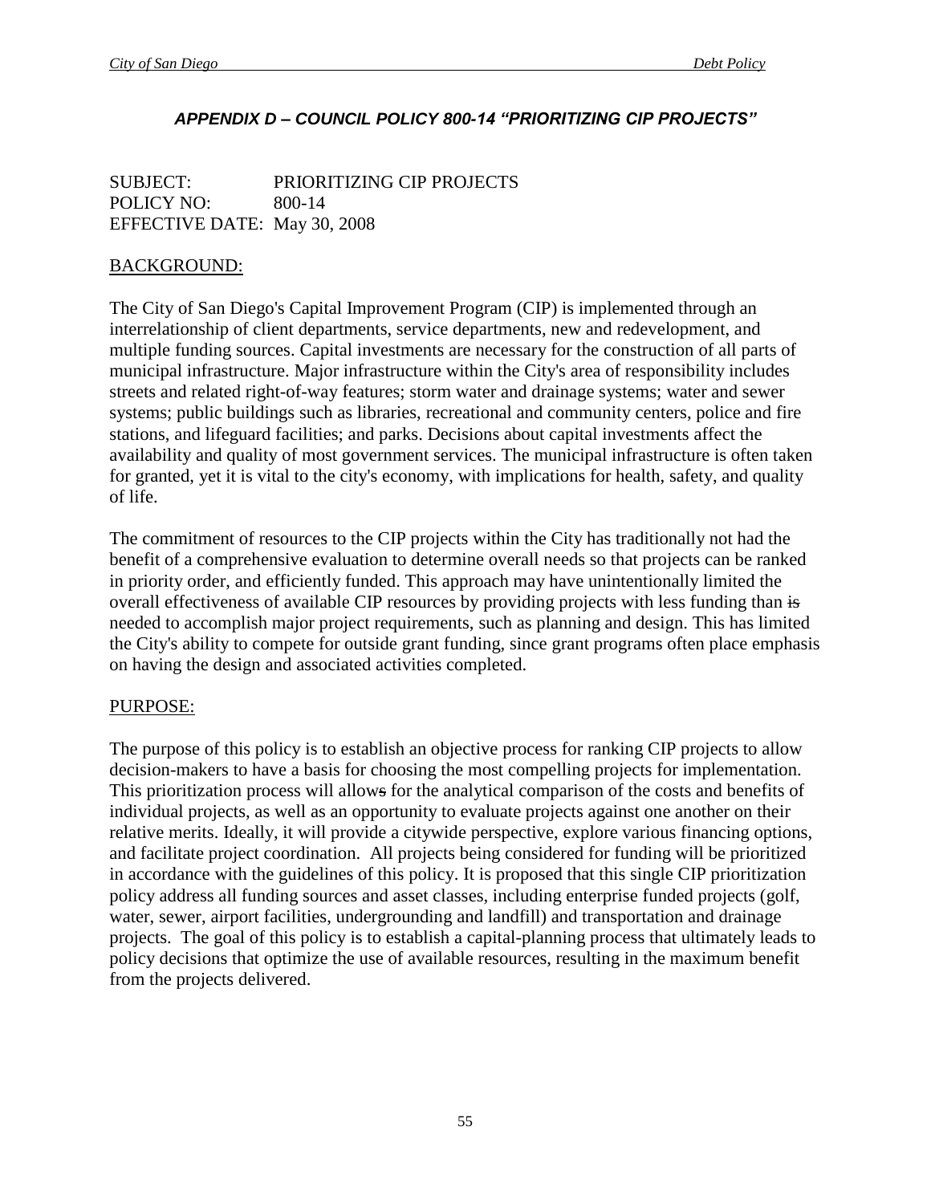## *APPENDIX D – COUNCIL POLICY 800-14 "PRIORITIZING CIP PROJECTS"*

SUBJECT: PRIORITIZING CIP PROJECTS
POLICY NO: 800-14
EFFECTIVE DATE: May 30, 2008

BACKGROUND:

The City of San Diego's Capital Improvement Program (CIP) is implemented through an interrelationship of client departments, service departments, new and redevelopment, and multiple funding sources. Capital investments are necessary for the construction of all parts of municipal infrastructure. Major infrastructure within the City's area of responsibility includes streets and related right-of-way features; storm water and drainage systems; water and sewer systems; public buildings such as libraries, recreational and community centers, police and fire stations, and lifeguard facilities; and parks. Decisions about capital investments affect the availability and quality of most government services. The municipal infrastructure is often taken for granted, yet it is vital to the city's economy, with implications for health, safety, and quality of life.

The commitment of resources to the CIP projects within the City has traditionally not had the benefit of a comprehensive evaluation to determine overall needs so that projects can be ranked in priority order, and efficiently funded. This approach may have unintentionally limited the overall effectiveness of available CIP resources by providing projects with less funding than ~~is~~ needed to accomplish major project requirements, such as planning and design. This has limited the City's ability to compete for outside grant funding, since grant programs often place emphasis on having the design and associated activities completed.

PURPOSE:

The purpose of this policy is to establish an objective process for ranking CIP projects to allow decision-makers to have a basis for choosing the most compelling projects for implementation. This prioritization process will allow~~s~~ for the analytical comparison of the costs and benefits of individual projects, as well as an opportunity to evaluate projects against one another on their relative merits. Ideally, it will provide a citywide perspective, explore various financing options, and facilitate project coordination. All projects being considered for funding will be prioritized in accordance with the guidelines of this policy. It is proposed that this single CIP prioritization policy address all funding sources and asset classes, including enterprise funded projects (golf, water, sewer, airport facilities, undergrounding and landfill) and transportation and drainage projects. The goal of this policy is to establish a capital-planning process that ultimately leads to policy decisions that optimize the use of available resources, resulting in the maximum benefit from the projects delivered.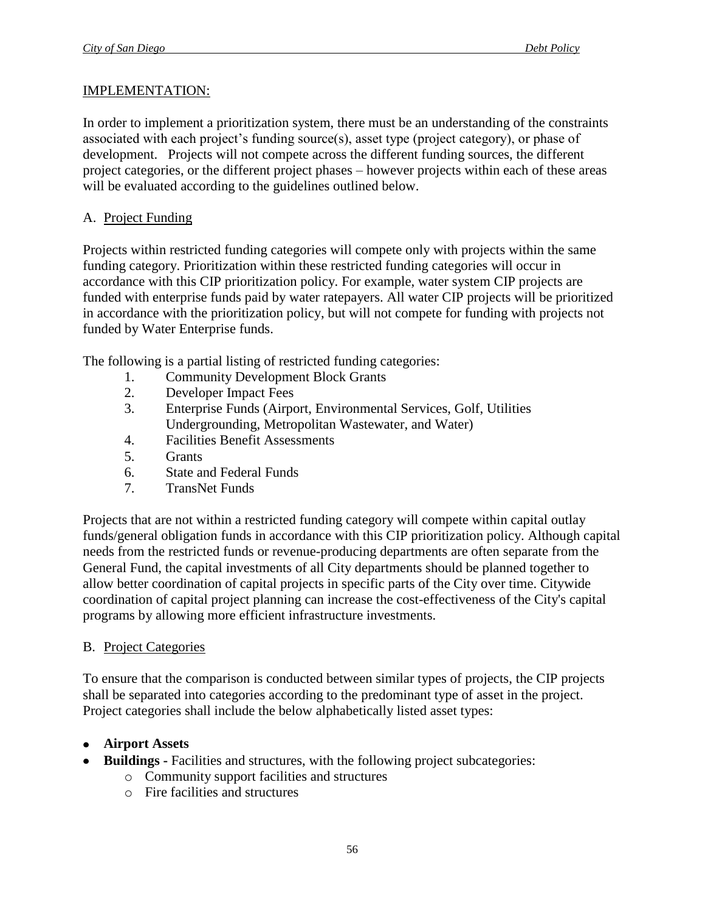## IMPLEMENTATION:

In order to implement a prioritization system, there must be an understanding of the constraints associated with each project's funding source(s), asset type (project category), or phase of development. Projects will not compete across the different funding sources, the different project categories, or the different project phases – however projects within each of these areas will be evaluated according to the guidelines outlined below.

### A. Project Funding

Projects within restricted funding categories will compete only with projects within the same funding category. Prioritization within these restricted funding categories will occur in accordance with this CIP prioritization policy. For example, water system CIP projects are funded with enterprise funds paid by water ratepayers. All water CIP projects will be prioritized in accordance with the prioritization policy, but will not compete for funding with projects not funded by Water Enterprise funds.

The following is a partial listing of restricted funding categories:

1. Community Development Block Grants
2. Developer Impact Fees
3. Enterprise Funds (Airport, Environmental Services, Golf, Utilities Undergrounding, Metropolitan Wastewater, and Water)
4. Facilities Benefit Assessments
5. Grants
6. State and Federal Funds
7. TransNet Funds

Projects that are not within a restricted funding category will compete within capital outlay funds/general obligation funds in accordance with this CIP prioritization policy. Although capital needs from the restricted funds or revenue-producing departments are often separate from the General Fund, the capital investments of all City departments should be planned together to allow better coordination of capital projects in specific parts of the City over time. Citywide coordination of capital project planning can increase the cost-effectiveness of the City's capital programs by allowing more efficient infrastructure investments.

### B. Project Categories

To ensure that the comparison is conducted between similar types of projects, the CIP projects shall be separated into categories according to the predominant type of asset in the project. Project categories shall include the below alphabetically listed asset types:

- **Airport Assets**
- **Buildings -** Facilities and structures, with the following project subcategories:
  - Community support facilities and structures
  - Fire facilities and structures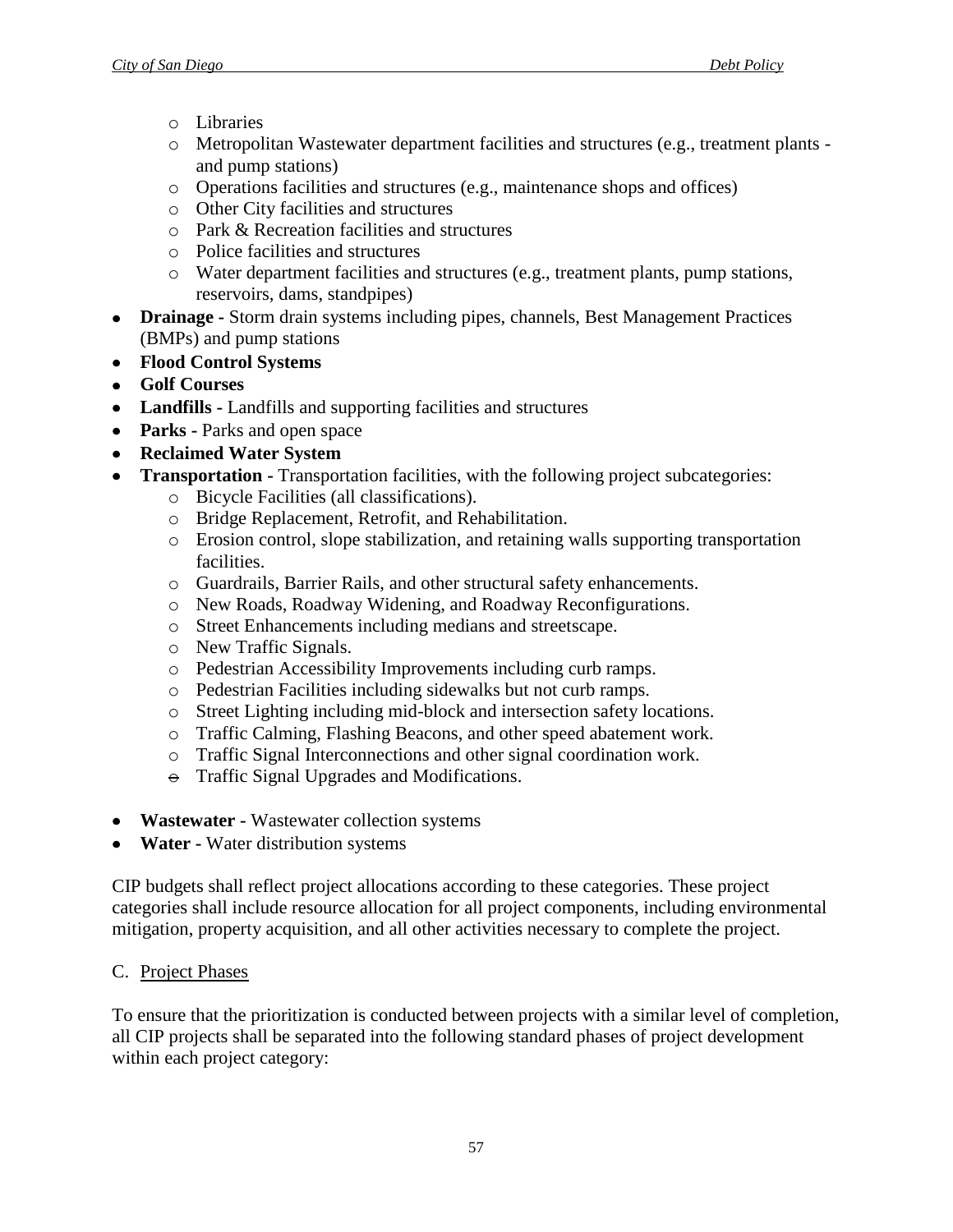- Libraries
- Metropolitan Wastewater department facilities and structures (e.g., treatment plants - and pump stations)
- Operations facilities and structures (e.g., maintenance shops and offices)
- Other City facilities and structures
- Park & Recreation facilities and structures
- Police facilities and structures
- Water department facilities and structures (e.g., treatment plants, pump stations, reservoirs, dams, standpipes)

- **Drainage -** Storm drain systems including pipes, channels, Best Management Practices (BMPs) and pump stations
- **Flood Control Systems**
- **Golf Courses**
- **Landfills -** Landfills and supporting facilities and structures
- **Parks -** Parks and open space
- **Reclaimed Water System**
- **Transportation -** Transportation facilities, with the following project subcategories:
    - Bicycle Facilities (all classifications).
    - Bridge Replacement, Retrofit, and Rehabilitation.
    - Erosion control, slope stabilization, and retaining walls supporting transportation facilities.
    - Guardrails, Barrier Rails, and other structural safety enhancements.
    - New Roads, Roadway Widening, and Roadway Reconfigurations.
    - Street Enhancements including medians and streetscape.
    - New Traffic Signals.
    - Pedestrian Accessibility Improvements including curb ramps.
    - Pedestrian Facilities including sidewalks but not curb ramps.
    - Street Lighting including mid-block and intersection safety locations.
    - Traffic Calming, Flashing Beacons, and other speed abatement work.
    - Traffic Signal Interconnections and other signal coordination work.
    - Traffic Signal Upgrades and Modifications.

- **Wastewater -** Wastewater collection systems
- **Water -** Water distribution systems

CIP budgets shall reflect project allocations according to these categories. These project categories shall include resource allocation for all project components, including environmental mitigation, property acquisition, and all other activities necessary to complete the project.

C. Project Phases

To ensure that the prioritization is conducted between projects with a similar level of completion, all CIP projects shall be separated into the following standard phases of project development within each project category: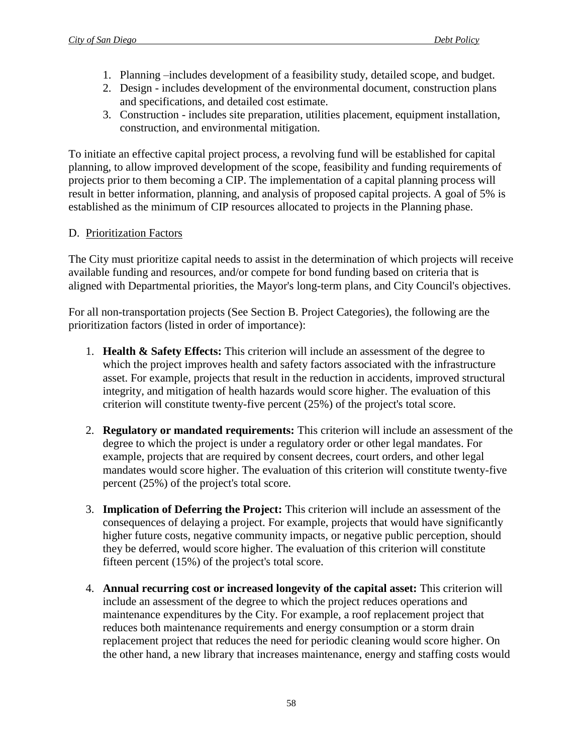1. Planning –includes development of a feasibility study, detailed scope, and budget.
2. Design - includes development of the environmental document, construction plans and specifications, and detailed cost estimate.
3. Construction - includes site preparation, utilities placement, equipment installation, construction, and environmental mitigation.

To initiate an effective capital project process, a revolving fund will be established for capital planning, to allow improved development of the scope, feasibility and funding requirements of projects prior to them becoming a CIP. The implementation of a capital planning process will result in better information, planning, and analysis of proposed capital projects. A goal of 5% is established as the minimum of CIP resources allocated to projects in the Planning phase.

D. Prioritization Factors

The City must prioritize capital needs to assist in the determination of which projects will receive available funding and resources, and/or compete for bond funding based on criteria that is aligned with Departmental priorities, the Mayor's long-term plans, and City Council's objectives.

For all non-transportation projects (See Section B. Project Categories), the following are the prioritization factors (listed in order of importance):

1. **Health & Safety Effects:** This criterion will include an assessment of the degree to which the project improves health and safety factors associated with the infrastructure asset. For example, projects that result in the reduction in accidents, improved structural integrity, and mitigation of health hazards would score higher. The evaluation of this criterion will constitute twenty-five percent (25%) of the project's total score.

2. **Regulatory or mandated requirements:** This criterion will include an assessment of the degree to which the project is under a regulatory order or other legal mandates. For example, projects that are required by consent decrees, court orders, and other legal mandates would score higher. The evaluation of this criterion will constitute twenty-five percent (25%) of the project's total score.

3. **Implication of Deferring the Project:** This criterion will include an assessment of the consequences of delaying a project. For example, projects that would have significantly higher future costs, negative community impacts, or negative public perception, should they be deferred, would score higher. The evaluation of this criterion will constitute fifteen percent (15%) of the project's total score.

4. **Annual recurring cost or increased longevity of the capital asset:** This criterion will include an assessment of the degree to which the project reduces operations and maintenance expenditures by the City. For example, a roof replacement project that reduces both maintenance requirements and energy consumption or a storm drain replacement project that reduces the need for periodic cleaning would score higher. On the other hand, a new library that increases maintenance, energy and staffing costs would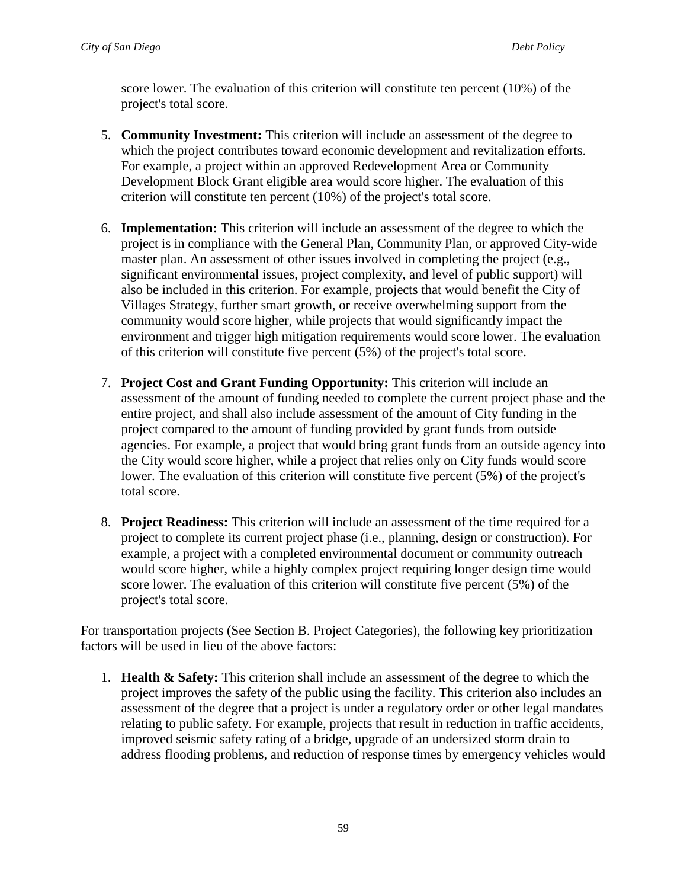score lower. The evaluation of this criterion will constitute ten percent (10%) of the project's total score.

5. **Community Investment:** This criterion will include an assessment of the degree to which the project contributes toward economic development and revitalization efforts. For example, a project within an approved Redevelopment Area or Community Development Block Grant eligible area would score higher. The evaluation of this criterion will constitute ten percent (10%) of the project's total score.

6. **Implementation:** This criterion will include an assessment of the degree to which the project is in compliance with the General Plan, Community Plan, or approved City-wide master plan. An assessment of other issues involved in completing the project (e.g., significant environmental issues, project complexity, and level of public support) will also be included in this criterion. For example, projects that would benefit the City of Villages Strategy, further smart growth, or receive overwhelming support from the community would score higher, while projects that would significantly impact the environment and trigger high mitigation requirements would score lower. The evaluation of this criterion will constitute five percent (5%) of the project's total score.

7. **Project Cost and Grant Funding Opportunity:** This criterion will include an assessment of the amount of funding needed to complete the current project phase and the entire project, and shall also include assessment of the amount of City funding in the project compared to the amount of funding provided by grant funds from outside agencies. For example, a project that would bring grant funds from an outside agency into the City would score higher, while a project that relies only on City funds would score lower. The evaluation of this criterion will constitute five percent (5%) of the project's total score.

8. **Project Readiness:** This criterion will include an assessment of the time required for a project to complete its current project phase (i.e., planning, design or construction). For example, a project with a completed environmental document or community outreach would score higher, while a highly complex project requiring longer design time would score lower. The evaluation of this criterion will constitute five percent (5%) of the project's total score.

For transportation projects (See Section B. Project Categories), the following key prioritization factors will be used in lieu of the above factors:

1. **Health & Safety:** This criterion shall include an assessment of the degree to which the project improves the safety of the public using the facility. This criterion also includes an assessment of the degree that a project is under a regulatory order or other legal mandates relating to public safety. For example, projects that result in reduction in traffic accidents, improved seismic safety rating of a bridge, upgrade of an undersized storm drain to address flooding problems, and reduction of response times by emergency vehicles would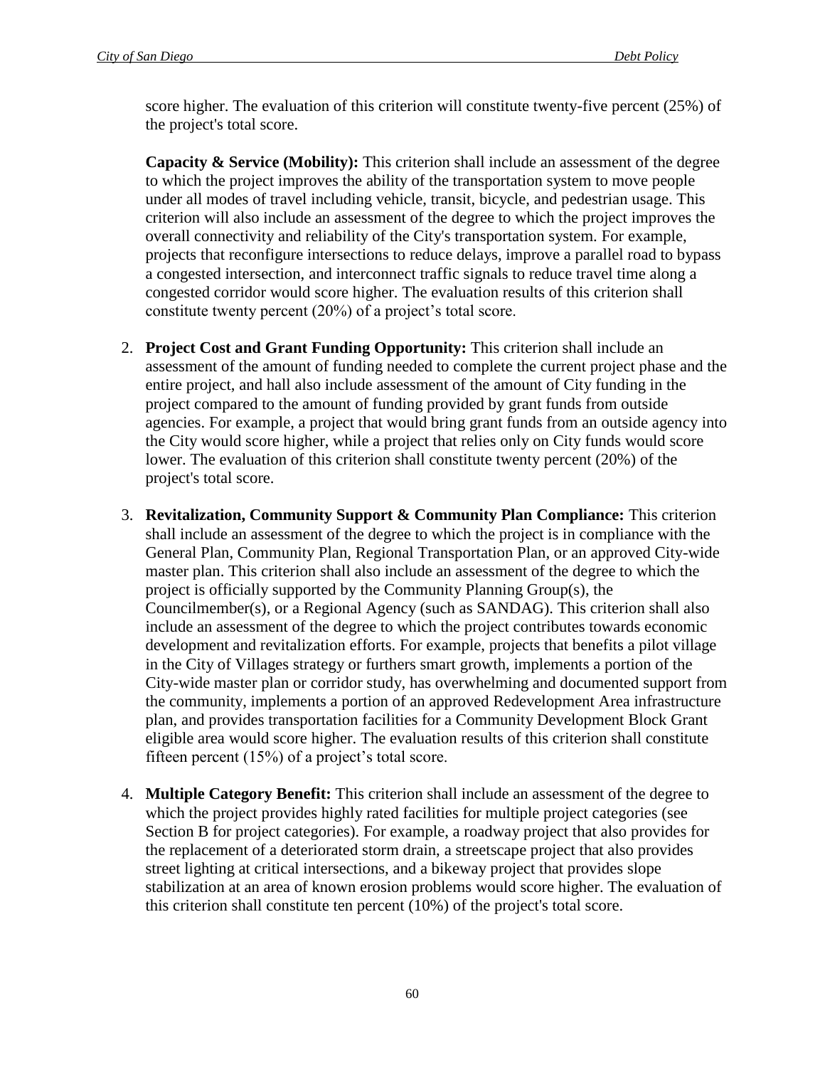score higher. The evaluation of this criterion will constitute twenty-five percent (25%) of the project's total score.

**Capacity & Service (Mobility):** This criterion shall include an assessment of the degree to which the project improves the ability of the transportation system to move people under all modes of travel including vehicle, transit, bicycle, and pedestrian usage. This criterion will also include an assessment of the degree to which the project improves the overall connectivity and reliability of the City's transportation system. For example, projects that reconfigure intersections to reduce delays, improve a parallel road to bypass a congested intersection, and interconnect traffic signals to reduce travel time along a congested corridor would score higher. The evaluation results of this criterion shall constitute twenty percent (20%) of a project's total score.

2. **Project Cost and Grant Funding Opportunity:** This criterion shall include an assessment of the amount of funding needed to complete the current project phase and the entire project, and hall also include assessment of the amount of City funding in the project compared to the amount of funding provided by grant funds from outside agencies. For example, a project that would bring grant funds from an outside agency into the City would score higher, while a project that relies only on City funds would score lower. The evaluation of this criterion shall constitute twenty percent (20%) of the project's total score.

3. **Revitalization, Community Support & Community Plan Compliance:** This criterion shall include an assessment of the degree to which the project is in compliance with the General Plan, Community Plan, Regional Transportation Plan, or an approved City-wide master plan. This criterion shall also include an assessment of the degree to which the project is officially supported by the Community Planning Group(s), the Councilmember(s), or a Regional Agency (such as SANDAG). This criterion shall also include an assessment of the degree to which the project contributes towards economic development and revitalization efforts. For example, projects that benefits a pilot village in the City of Villages strategy or furthers smart growth, implements a portion of the City-wide master plan or corridor study, has overwhelming and documented support from the community, implements a portion of an approved Redevelopment Area infrastructure plan, and provides transportation facilities for a Community Development Block Grant eligible area would score higher. The evaluation results of this criterion shall constitute fifteen percent (15%) of a project's total score.

4. **Multiple Category Benefit:** This criterion shall include an assessment of the degree to which the project provides highly rated facilities for multiple project categories (see Section B for project categories). For example, a roadway project that also provides for the replacement of a deteriorated storm drain, a streetscape project that also provides street lighting at critical intersections, and a bikeway project that provides slope stabilization at an area of known erosion problems would score higher. The evaluation of this criterion shall constitute ten percent (10%) of the project's total score.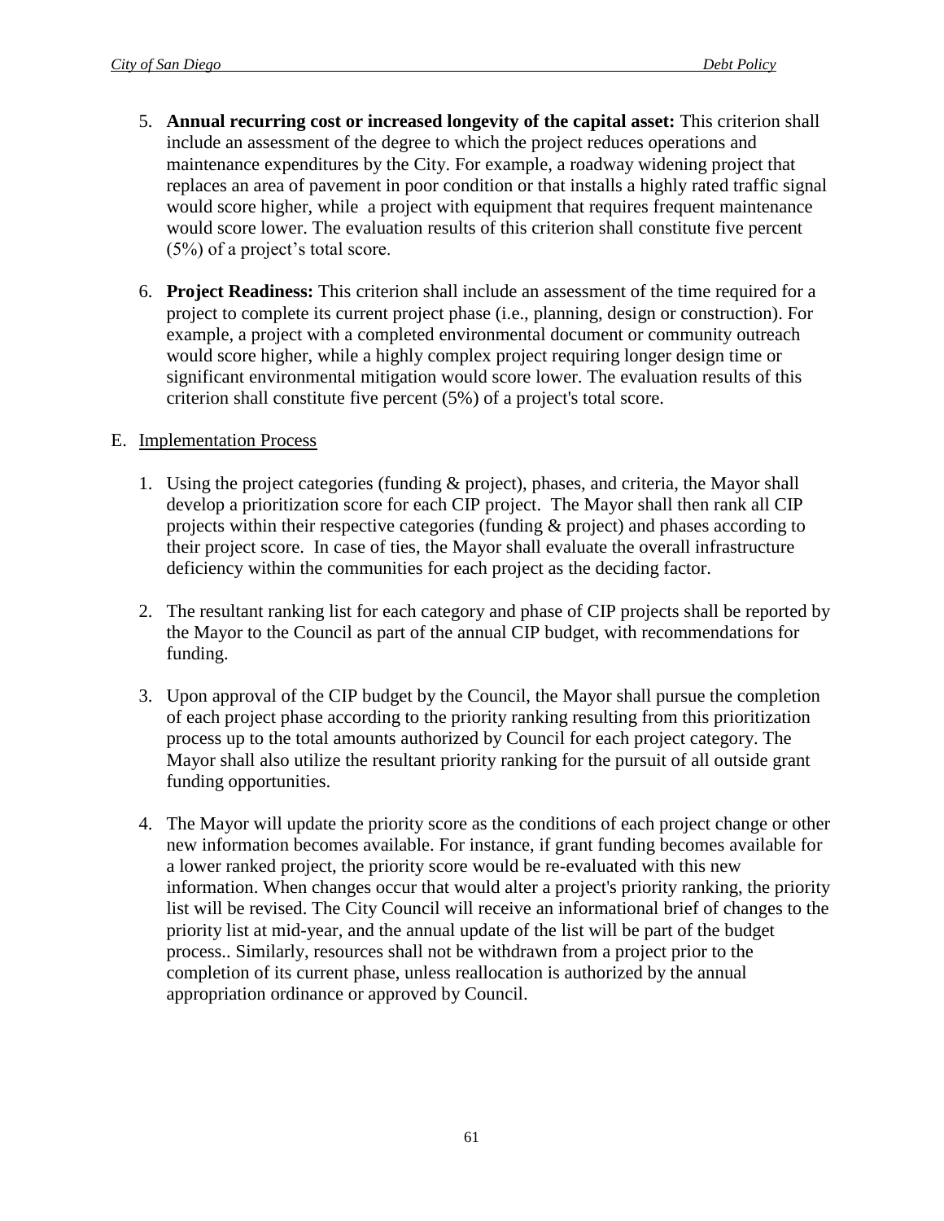5. **Annual recurring cost or increased longevity of the capital asset:** This criterion shall include an assessment of the degree to which the project reduces operations and maintenance expenditures by the City. For example, a roadway widening project that replaces an area of pavement in poor condition or that installs a highly rated traffic signal would score higher, while a project with equipment that requires frequent maintenance would score lower. The evaluation results of this criterion shall constitute five percent (5%) of a project's total score.

6. **Project Readiness:** This criterion shall include an assessment of the time required for a project to complete its current project phase (i.e., planning, design or construction). For example, a project with a completed environmental document or community outreach would score higher, while a highly complex project requiring longer design time or significant environmental mitigation would score lower. The evaluation results of this criterion shall constitute five percent (5%) of a project's total score.

E. Implementation Process

1. Using the project categories (funding & project), phases, and criteria, the Mayor shall develop a prioritization score for each CIP project. The Mayor shall then rank all CIP projects within their respective categories (funding & project) and phases according to their project score. In case of ties, the Mayor shall evaluate the overall infrastructure deficiency within the communities for each project as the deciding factor.

2. The resultant ranking list for each category and phase of CIP projects shall be reported by the Mayor to the Council as part of the annual CIP budget, with recommendations for funding.

3. Upon approval of the CIP budget by the Council, the Mayor shall pursue the completion of each project phase according to the priority ranking resulting from this prioritization process up to the total amounts authorized by Council for each project category. The Mayor shall also utilize the resultant priority ranking for the pursuit of all outside grant funding opportunities.

4. The Mayor will update the priority score as the conditions of each project change or other new information becomes available. For instance, if grant funding becomes available for a lower ranked project, the priority score would be re-evaluated with this new information. When changes occur that would alter a project's priority ranking, the priority list will be revised. The City Council will receive an informational brief of changes to the priority list at mid-year, and the annual update of the list will be part of the budget process.. Similarly, resources shall not be withdrawn from a project prior to the completion of its current phase, unless reallocation is authorized by the annual appropriation ordinance or approved by Council.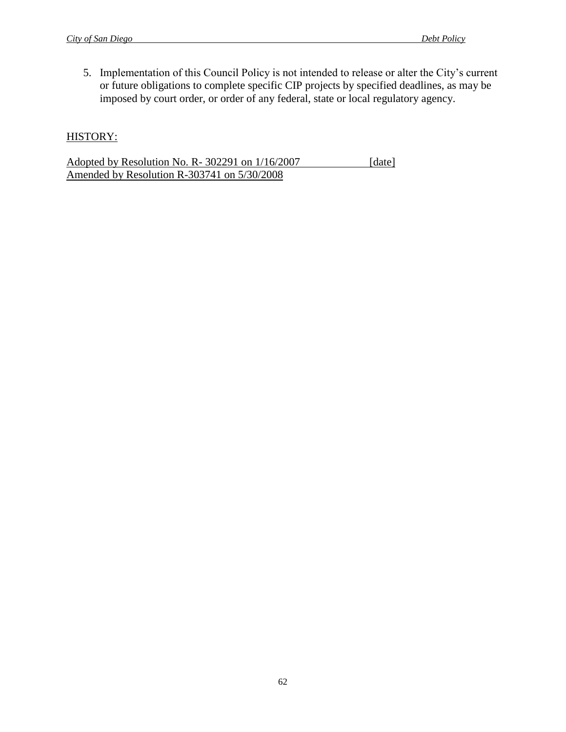5. Implementation of this Council Policy is not intended to release or alter the City's current or future obligations to complete specific CIP projects by specified deadlines, as may be imposed by court order, or order of any federal, state or local regulatory agency.

HISTORY:

Adopted by Resolution No. R- 302291 on 1/16/2007 [date]
Amended by Resolution R-303741 on 5/30/2008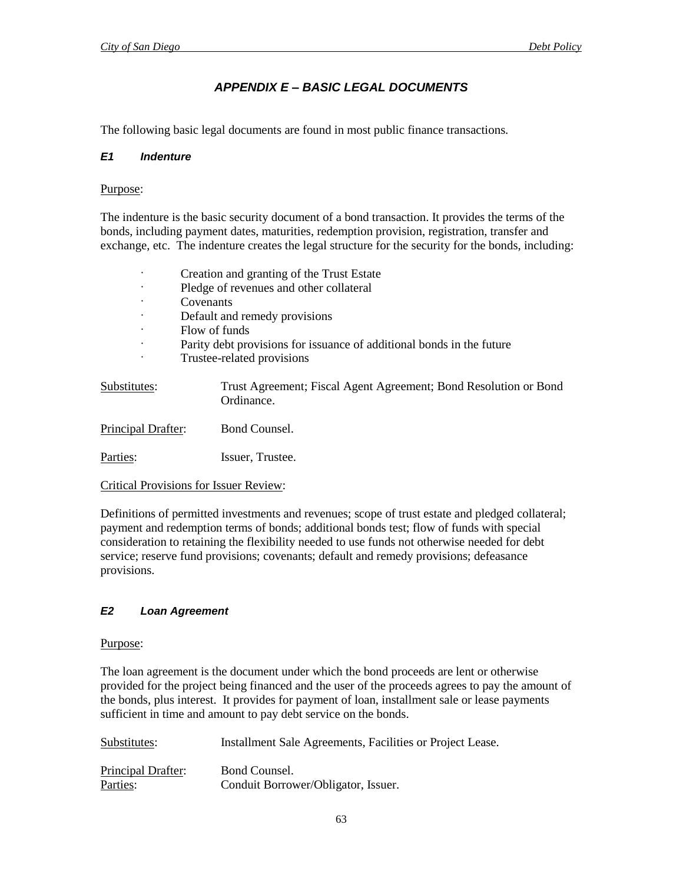# APPENDIX E – BASIC LEGAL DOCUMENTS

The following basic legal documents are found in most public finance transactions.

### E1 Indenture

Purpose:

The indenture is the basic security document of a bond transaction. It provides the terms of the bonds, including payment dates, maturities, redemption provision, registration, transfer and exchange, etc. The indenture creates the legal structure for the security for the bonds, including:

- Creation and granting of the Trust Estate
- Pledge of revenues and other collateral
- Covenants
- Default and remedy provisions
- Flow of funds
- Parity debt provisions for issuance of additional bonds in the future
- Trustee-related provisions

Substitutes: Trust Agreement; Fiscal Agent Agreement; Bond Resolution or Bond Ordinance.

Principal Drafter: Bond Counsel.

Parties: Issuer, Trustee.

Critical Provisions for Issuer Review:

Definitions of permitted investments and revenues; scope of trust estate and pledged collateral; payment and redemption terms of bonds; additional bonds test; flow of funds with special consideration to retaining the flexibility needed to use funds not otherwise needed for debt service; reserve fund provisions; covenants; default and remedy provisions; defeasance provisions.

### E2 Loan Agreement

Purpose:

The loan agreement is the document under which the bond proceeds are lent or otherwise provided for the project being financed and the user of the proceeds agrees to pay the amount of the bonds, plus interest. It provides for payment of loan, installment sale or lease payments sufficient in time and amount to pay debt service on the bonds.

Substitutes: Installment Sale Agreements, Facilities or Project Lease.

Principal Drafter: Bond Counsel.
Parties: Conduit Borrower/Obligator, Issuer.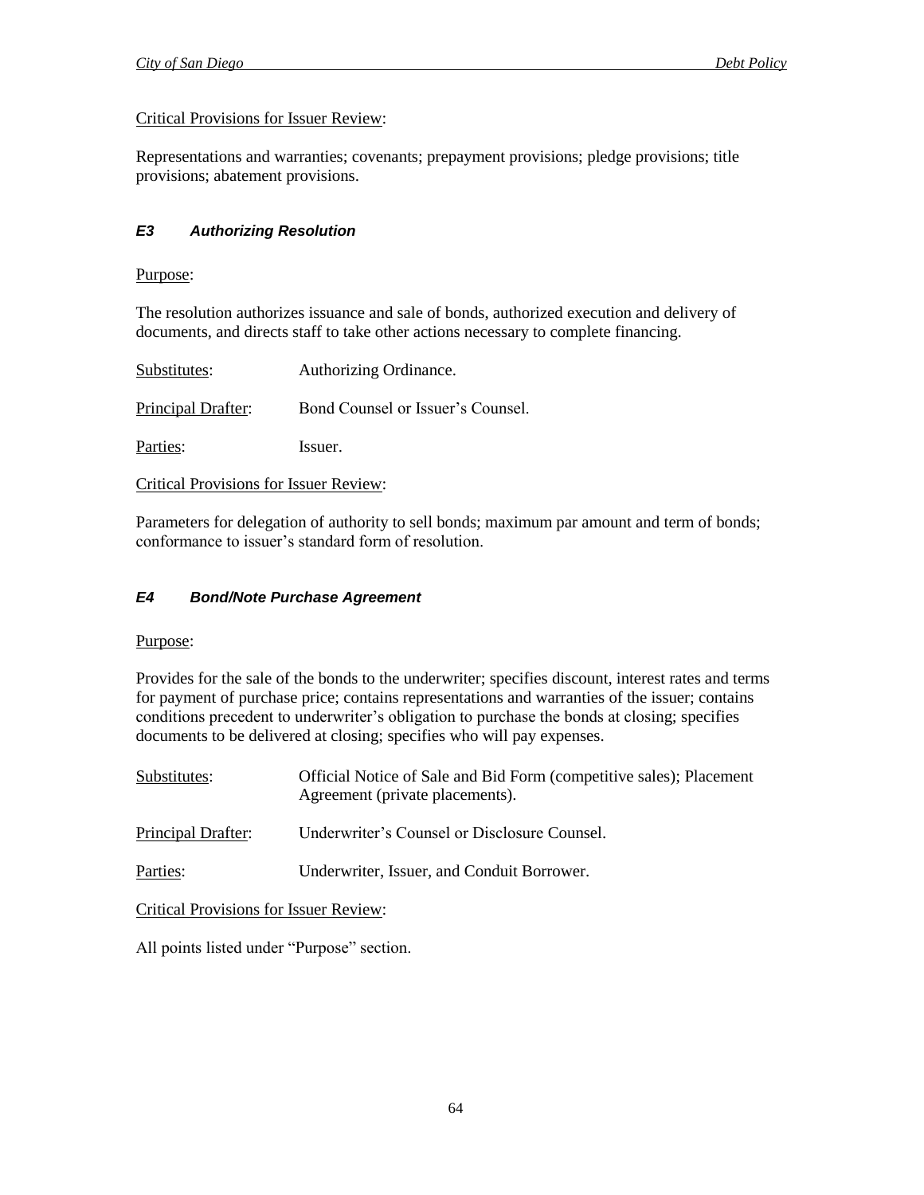Critical Provisions for Issuer Review:

Representations and warranties; covenants; prepayment provisions; pledge provisions; title provisions; abatement provisions.

### *E3 Authorizing Resolution*

Purpose:

The resolution authorizes issuance and sale of bonds, authorized execution and delivery of documents, and directs staff to take other actions necessary to complete financing.

Substitutes: Authorizing Ordinance.

Principal Drafter: Bond Counsel or Issuer's Counsel.

Parties: Issuer.

Critical Provisions for Issuer Review:

Parameters for delegation of authority to sell bonds; maximum par amount and term of bonds; conformance to issuer's standard form of resolution.

### *E4 Bond/Note Purchase Agreement*

Purpose:

Provides for the sale of the bonds to the underwriter; specifies discount, interest rates and terms for payment of purchase price; contains representations and warranties of the issuer; contains conditions precedent to underwriter's obligation to purchase the bonds at closing; specifies documents to be delivered at closing; specifies who will pay expenses.

Substitutes: Official Notice of Sale and Bid Form (competitive sales); Placement Agreement (private placements).

Principal Drafter: Underwriter's Counsel or Disclosure Counsel.

Parties: Underwriter, Issuer, and Conduit Borrower.

Critical Provisions for Issuer Review:

All points listed under "Purpose" section.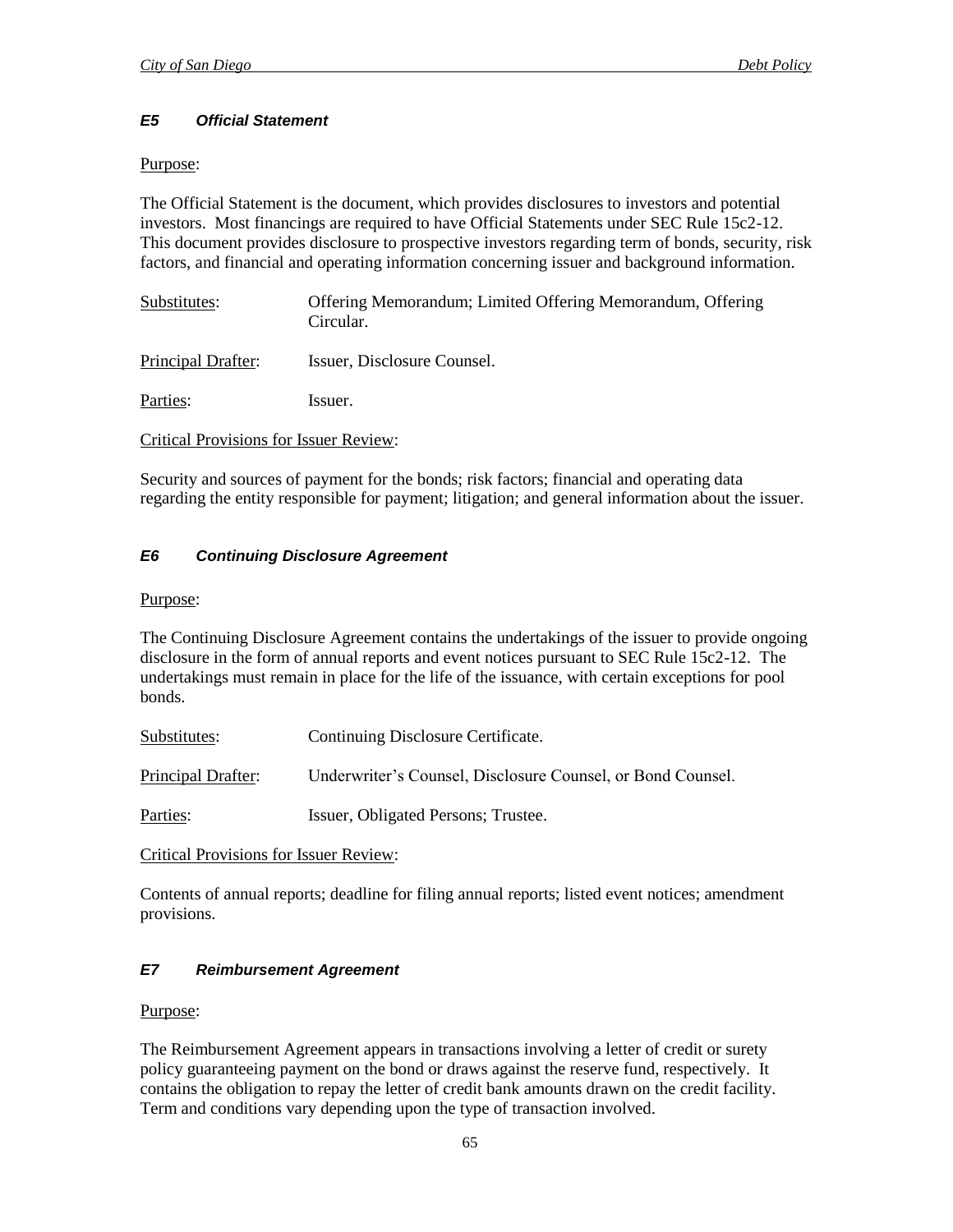### *E5 Official Statement*

Purpose:

The Official Statement is the document, which provides disclosures to investors and potential investors. Most financings are required to have Official Statements under SEC Rule 15c2-12. This document provides disclosure to prospective investors regarding term of bonds, security, risk factors, and financial and operating information concerning issuer and background information.

Substitutes: Offering Memorandum; Limited Offering Memorandum, Offering Circular.

Principal Drafter: Issuer, Disclosure Counsel.

Parties: Issuer.

Critical Provisions for Issuer Review:

Security and sources of payment for the bonds; risk factors; financial and operating data regarding the entity responsible for payment; litigation; and general information about the issuer.

### *E6 Continuing Disclosure Agreement*

Purpose:

The Continuing Disclosure Agreement contains the undertakings of the issuer to provide ongoing disclosure in the form of annual reports and event notices pursuant to SEC Rule 15c2-12. The undertakings must remain in place for the life of the issuance, with certain exceptions for pool bonds.

Substitutes: Continuing Disclosure Certificate.

Principal Drafter: Underwriter's Counsel, Disclosure Counsel, or Bond Counsel.

Parties: Issuer, Obligated Persons; Trustee.

Critical Provisions for Issuer Review:

Contents of annual reports; deadline for filing annual reports; listed event notices; amendment provisions.

### *E7 Reimbursement Agreement*

Purpose:

The Reimbursement Agreement appears in transactions involving a letter of credit or surety policy guaranteeing payment on the bond or draws against the reserve fund, respectively. It contains the obligation to repay the letter of credit bank amounts drawn on the credit facility. Term and conditions vary depending upon the type of transaction involved.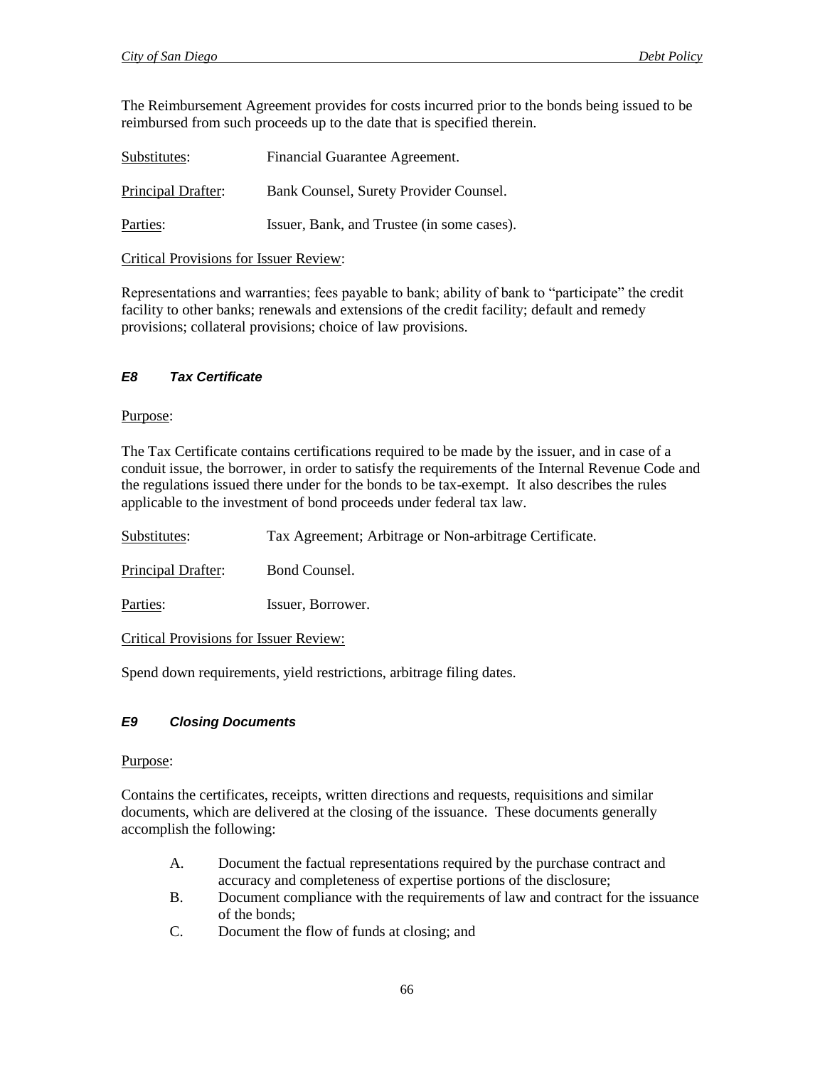The Reimbursement Agreement provides for costs incurred prior to the bonds being issued to be reimbursed from such proceeds up to the date that is specified therein.

Substitutes: Financial Guarantee Agreement.

Principal Drafter: Bank Counsel, Surety Provider Counsel.

Parties: Issuer, Bank, and Trustee (in some cases).

Critical Provisions for Issuer Review:

Representations and warranties; fees payable to bank; ability of bank to "participate" the credit facility to other banks; renewals and extensions of the credit facility; default and remedy provisions; collateral provisions; choice of law provisions.

### *E8 Tax Certificate*

Purpose:

The Tax Certificate contains certifications required to be made by the issuer, and in case of a conduit issue, the borrower, in order to satisfy the requirements of the Internal Revenue Code and the regulations issued there under for the bonds to be tax-exempt. It also describes the rules applicable to the investment of bond proceeds under federal tax law.

Substitutes: Tax Agreement; Arbitrage or Non-arbitrage Certificate.

Principal Drafter: Bond Counsel.

Parties: Issuer, Borrower.

Critical Provisions for Issuer Review:

Spend down requirements, yield restrictions, arbitrage filing dates.

### *E9 Closing Documents*

Purpose:

Contains the certificates, receipts, written directions and requests, requisitions and similar documents, which are delivered at the closing of the issuance. These documents generally accomplish the following:

A. Document the factual representations required by the purchase contract and accuracy and completeness of expertise portions of the disclosure;
B. Document compliance with the requirements of law and contract for the issuance of the bonds;
C. Document the flow of funds at closing; and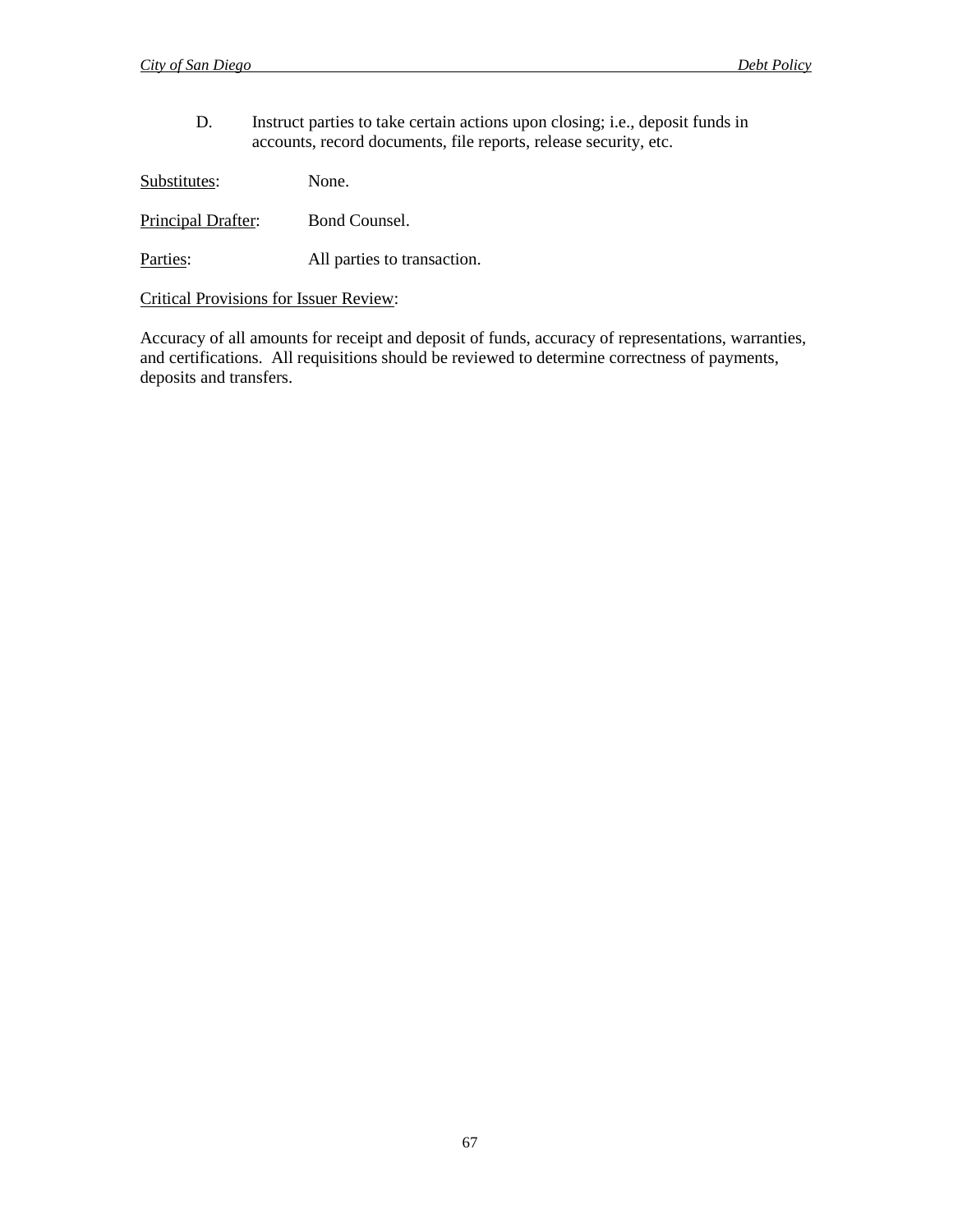D. Instruct parties to take certain actions upon closing; i.e., deposit funds in accounts, record documents, file reports, release security, etc.

Substitutes: None.

Principal Drafter: Bond Counsel.

Parties: All parties to transaction.

Critical Provisions for Issuer Review:

Accuracy of all amounts for receipt and deposit of funds, accuracy of representations, warranties, and certifications. All requisitions should be reviewed to determine correctness of payments, deposits and transfers.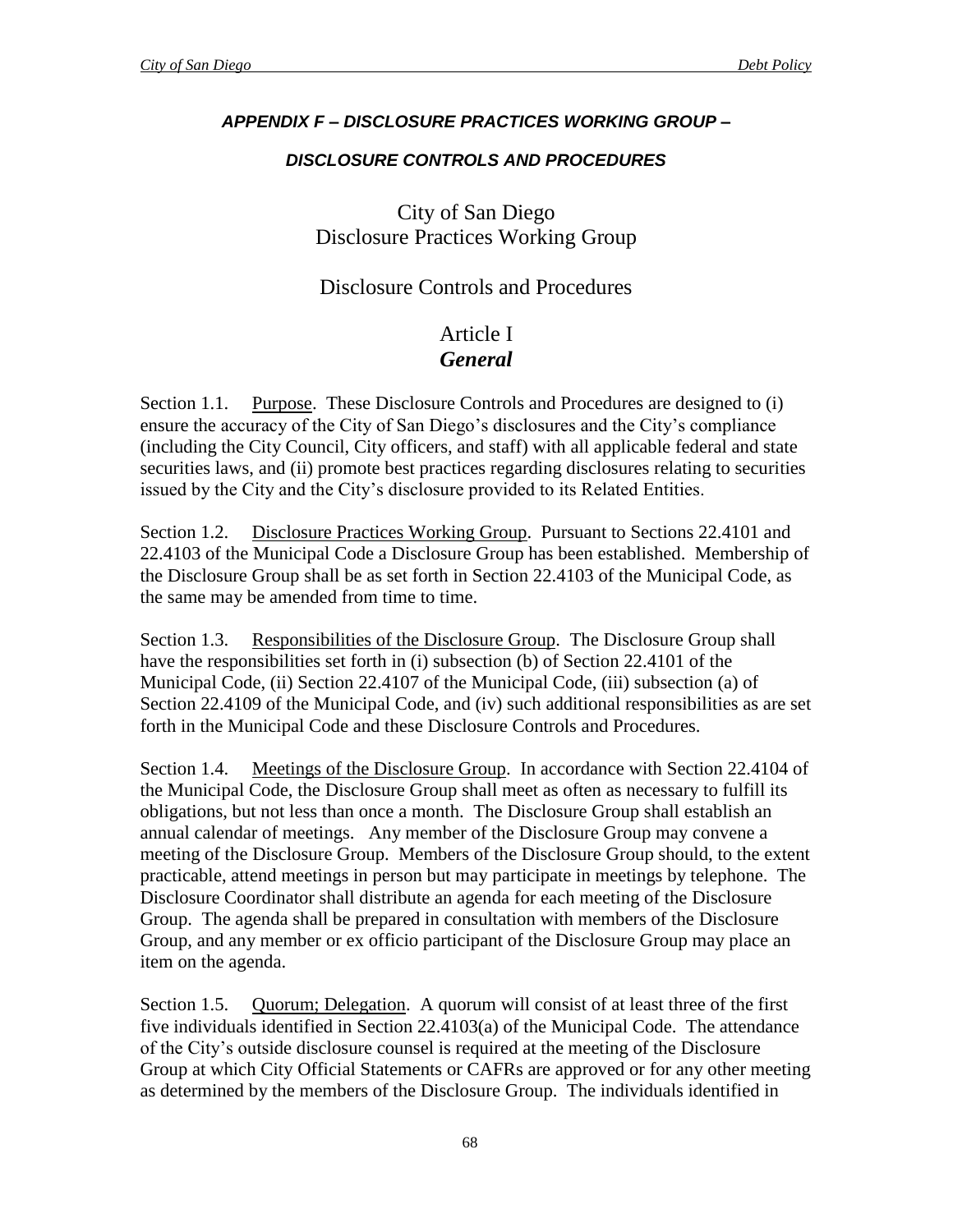### *APPENDIX F – DISCLOSURE PRACTICES WORKING GROUP –*

### *DISCLOSURE CONTROLS AND PROCEDURES*

# City of San Diego
# Disclosure Practices Working Group

# Disclosure Controls and Procedures

## Article I
## ***General***

Section 1.1. Purpose. These Disclosure Controls and Procedures are designed to (i) ensure the accuracy of the City of San Diego's disclosures and the City's compliance (including the City Council, City officers, and staff) with all applicable federal and state securities laws, and (ii) promote best practices regarding disclosures relating to securities issued by the City and the City's disclosure provided to its Related Entities.

Section 1.2. Disclosure Practices Working Group. Pursuant to Sections 22.4101 and 22.4103 of the Municipal Code a Disclosure Group has been established. Membership of the Disclosure Group shall be as set forth in Section 22.4103 of the Municipal Code, as the same may be amended from time to time.

Section 1.3. Responsibilities of the Disclosure Group. The Disclosure Group shall have the responsibilities set forth in (i) subsection (b) of Section 22.4101 of the Municipal Code, (ii) Section 22.4107 of the Municipal Code, (iii) subsection (a) of Section 22.4109 of the Municipal Code, and (iv) such additional responsibilities as are set forth in the Municipal Code and these Disclosure Controls and Procedures.

Section 1.4. Meetings of the Disclosure Group. In accordance with Section 22.4104 of the Municipal Code, the Disclosure Group shall meet as often as necessary to fulfill its obligations, but not less than once a month. The Disclosure Group shall establish an annual calendar of meetings. Any member of the Disclosure Group may convene a meeting of the Disclosure Group. Members of the Disclosure Group should, to the extent practicable, attend meetings in person but may participate in meetings by telephone. The Disclosure Coordinator shall distribute an agenda for each meeting of the Disclosure Group. The agenda shall be prepared in consultation with members of the Disclosure Group, and any member or ex officio participant of the Disclosure Group may place an item on the agenda.

Section 1.5. Quorum; Delegation. A quorum will consist of at least three of the first five individuals identified in Section 22.4103(a) of the Municipal Code. The attendance of the City's outside disclosure counsel is required at the meeting of the Disclosure Group at which City Official Statements or CAFRs are approved or for any other meeting as determined by the members of the Disclosure Group. The individuals identified in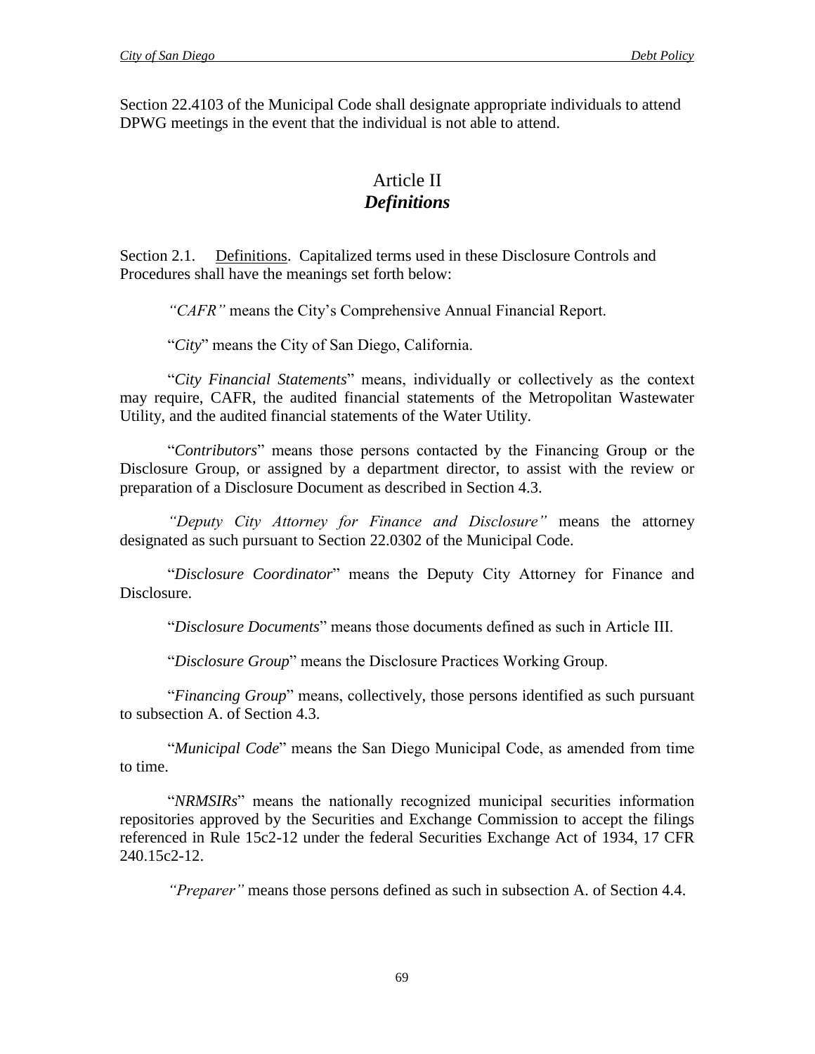Section 22.4103 of the Municipal Code shall designate appropriate individuals to attend DPWG meetings in the event that the individual is not able to attend.

## Article II
## *Definitions*

Section 2.1. Definitions. Capitalized terms used in these Disclosure Controls and Procedures shall have the meanings set forth below:

*"CAFR"* means the City's Comprehensive Annual Financial Report.

"*City*" means the City of San Diego, California.

"*City Financial Statements*" means, individually or collectively as the context may require, CAFR, the audited financial statements of the Metropolitan Wastewater Utility, and the audited financial statements of the Water Utility.

"*Contributors*" means those persons contacted by the Financing Group or the Disclosure Group, or assigned by a department director, to assist with the review or preparation of a Disclosure Document as described in Section 4.3.

*"Deputy City Attorney for Finance and Disclosure"* means the attorney designated as such pursuant to Section 22.0302 of the Municipal Code.

"*Disclosure Coordinator*" means the Deputy City Attorney for Finance and Disclosure.

"*Disclosure Documents*" means those documents defined as such in Article III.

"*Disclosure Group*" means the Disclosure Practices Working Group.

"*Financing Group*" means, collectively, those persons identified as such pursuant to subsection A. of Section 4.3.

"*Municipal Code*" means the San Diego Municipal Code, as amended from time to time.

"*NRMSIRs*" means the nationally recognized municipal securities information repositories approved by the Securities and Exchange Commission to accept the filings referenced in Rule 15c2-12 under the federal Securities Exchange Act of 1934, 17 CFR 240.15c2-12.

*"Preparer"* means those persons defined as such in subsection A. of Section 4.4.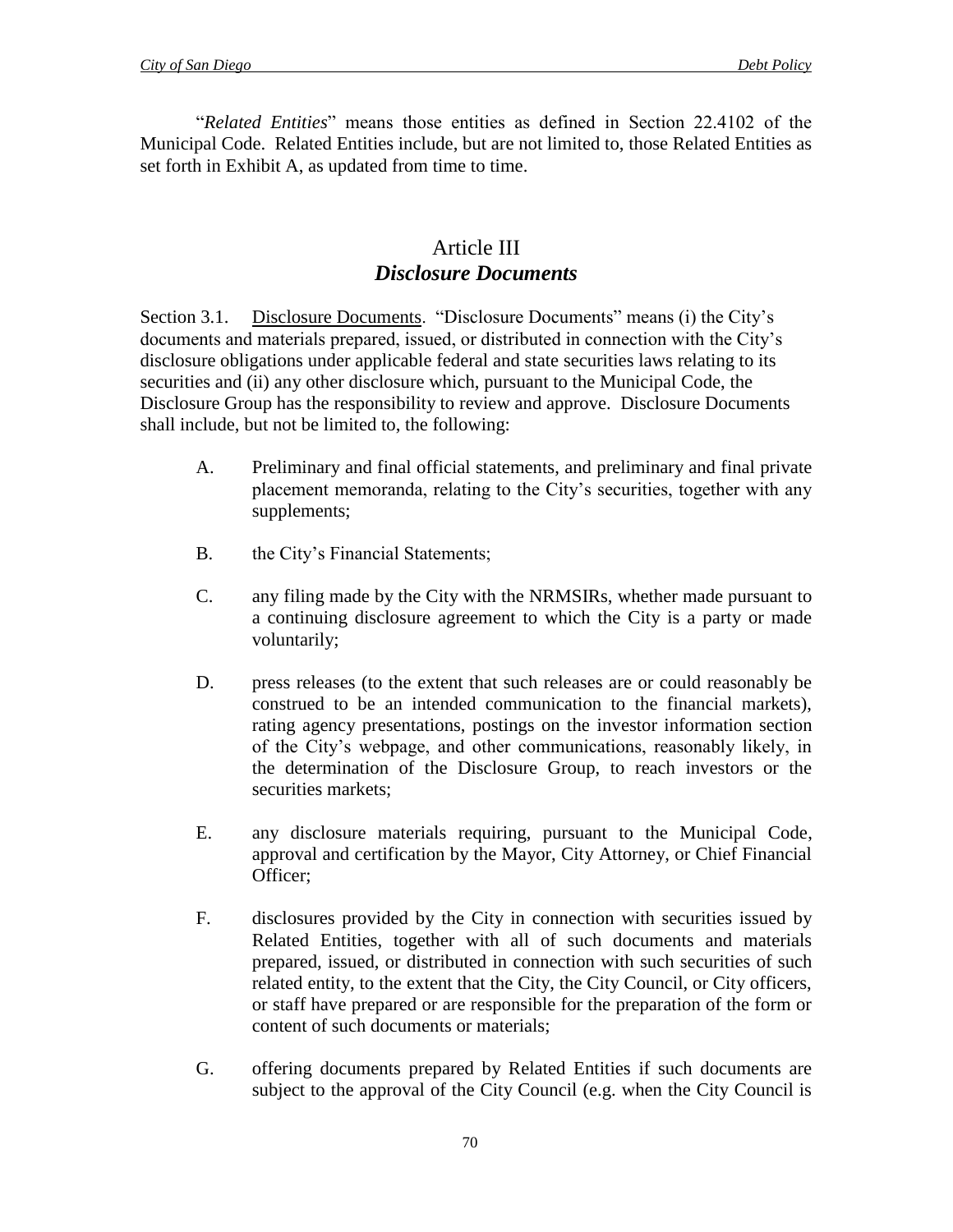"*Related Entities*" means those entities as defined in Section 22.4102 of the Municipal Code. Related Entities include, but are not limited to, those Related Entities as set forth in Exhibit A, as updated from time to time.

## Article III
## ***Disclosure Documents***

Section 3.1. Disclosure Documents. "Disclosure Documents" means (i) the City's documents and materials prepared, issued, or distributed in connection with the City's disclosure obligations under applicable federal and state securities laws relating to its securities and (ii) any other disclosure which, pursuant to the Municipal Code, the Disclosure Group has the responsibility to review and approve. Disclosure Documents shall include, but not be limited to, the following:

A. Preliminary and final official statements, and preliminary and final private placement memoranda, relating to the City's securities, together with any supplements;

B. the City's Financial Statements;

C. any filing made by the City with the NRMSIRs, whether made pursuant to a continuing disclosure agreement to which the City is a party or made voluntarily;

D. press releases (to the extent that such releases are or could reasonably be construed to be an intended communication to the financial markets), rating agency presentations, postings on the investor information section of the City's webpage, and other communications, reasonably likely, in the determination of the Disclosure Group, to reach investors or the securities markets;

E. any disclosure materials requiring, pursuant to the Municipal Code, approval and certification by the Mayor, City Attorney, or Chief Financial Officer;

F. disclosures provided by the City in connection with securities issued by Related Entities, together with all of such documents and materials prepared, issued, or distributed in connection with such securities of such related entity, to the extent that the City, the City Council, or City officers, or staff have prepared or are responsible for the preparation of the form or content of such documents or materials;

G. offering documents prepared by Related Entities if such documents are subject to the approval of the City Council (e.g. when the City Council is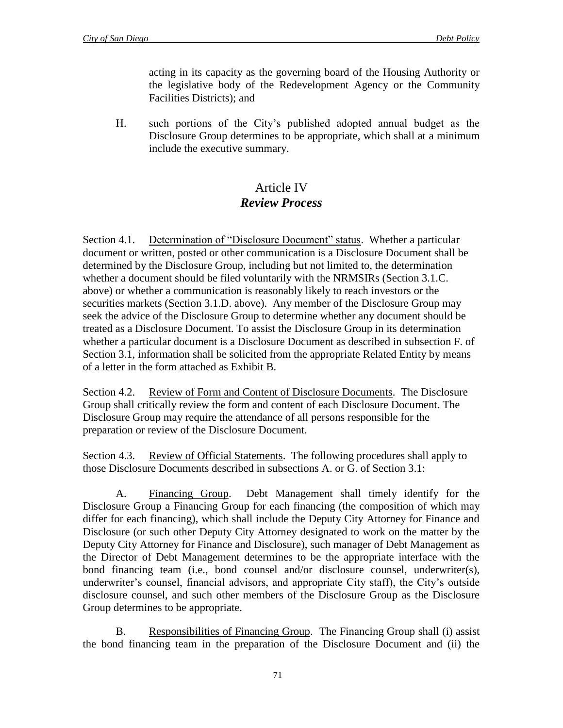acting in its capacity as the governing board of the Housing Authority or the legislative body of the Redevelopment Agency or the Community Facilities Districts); and

H. such portions of the City's published adopted annual budget as the Disclosure Group determines to be appropriate, which shall at a minimum include the executive summary.

## Article IV
## ***Review Process***

Section 4.1. Determination of "Disclosure Document" status. Whether a particular document or written, posted or other communication is a Disclosure Document shall be determined by the Disclosure Group, including but not limited to, the determination whether a document should be filed voluntarily with the NRMSIRs (Section 3.1.C. above) or whether a communication is reasonably likely to reach investors or the securities markets (Section 3.1.D. above). Any member of the Disclosure Group may seek the advice of the Disclosure Group to determine whether any document should be treated as a Disclosure Document. To assist the Disclosure Group in its determination whether a particular document is a Disclosure Document as described in subsection F. of Section 3.1, information shall be solicited from the appropriate Related Entity by means of a letter in the form attached as Exhibit B.

Section 4.2. Review of Form and Content of Disclosure Documents. The Disclosure Group shall critically review the form and content of each Disclosure Document. The Disclosure Group may require the attendance of all persons responsible for the preparation or review of the Disclosure Document.

Section 4.3. Review of Official Statements. The following procedures shall apply to those Disclosure Documents described in subsections A. or G. of Section 3.1:

A. Financing Group. Debt Management shall timely identify for the Disclosure Group a Financing Group for each financing (the composition of which may differ for each financing), which shall include the Deputy City Attorney for Finance and Disclosure (or such other Deputy City Attorney designated to work on the matter by the Deputy City Attorney for Finance and Disclosure), such manager of Debt Management as the Director of Debt Management determines to be the appropriate interface with the bond financing team (i.e., bond counsel and/or disclosure counsel, underwriter(s), underwriter's counsel, financial advisors, and appropriate City staff), the City's outside disclosure counsel, and such other members of the Disclosure Group as the Disclosure Group determines to be appropriate.

B. Responsibilities of Financing Group. The Financing Group shall (i) assist the bond financing team in the preparation of the Disclosure Document and (ii) the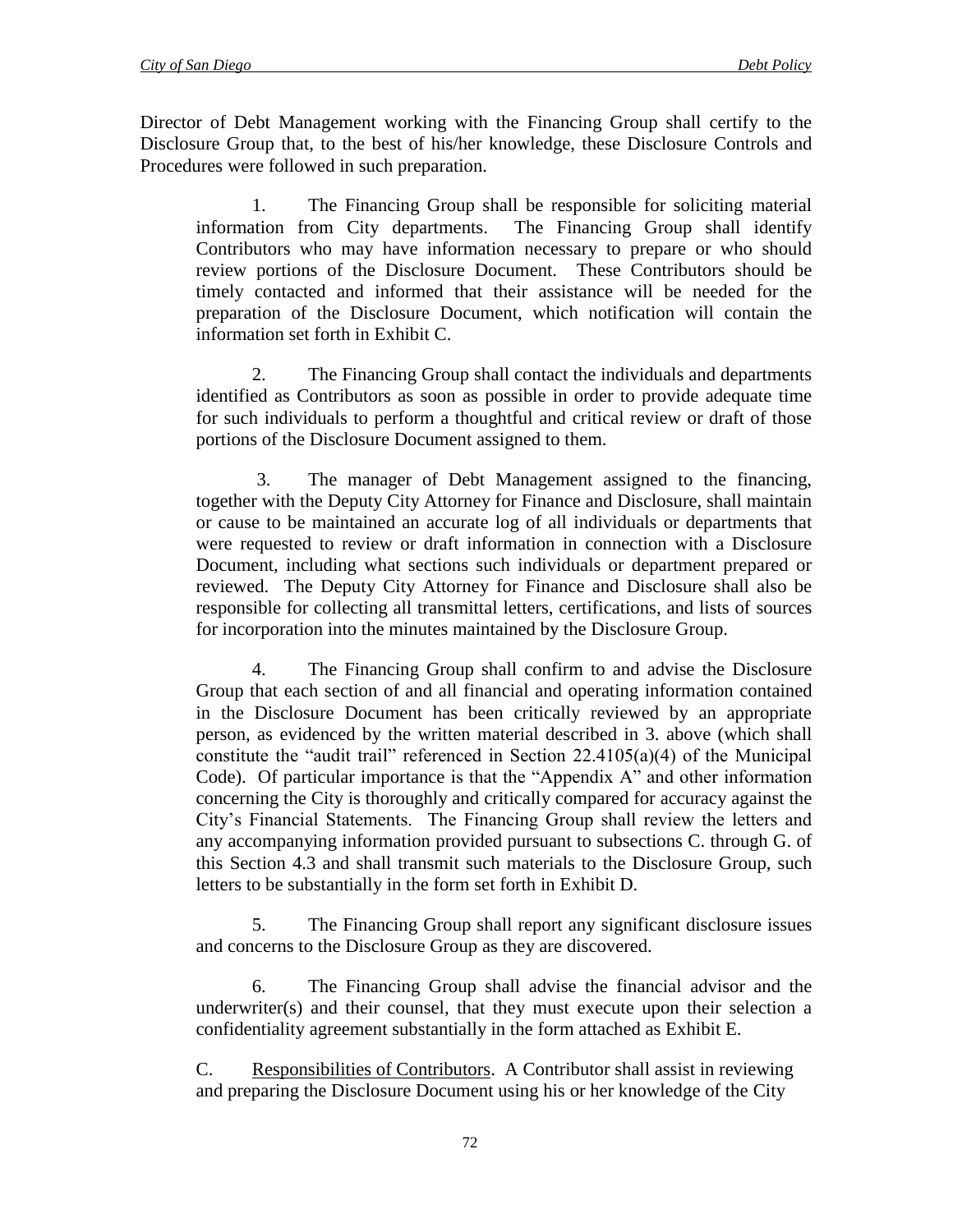Director of Debt Management working with the Financing Group shall certify to the Disclosure Group that, to the best of his/her knowledge, these Disclosure Controls and Procedures were followed in such preparation.

1. The Financing Group shall be responsible for soliciting material information from City departments. The Financing Group shall identify Contributors who may have information necessary to prepare or who should review portions of the Disclosure Document. These Contributors should be timely contacted and informed that their assistance will be needed for the preparation of the Disclosure Document, which notification will contain the information set forth in Exhibit C.

2. The Financing Group shall contact the individuals and departments identified as Contributors as soon as possible in order to provide adequate time for such individuals to perform a thoughtful and critical review or draft of those portions of the Disclosure Document assigned to them.

3. The manager of Debt Management assigned to the financing, together with the Deputy City Attorney for Finance and Disclosure, shall maintain or cause to be maintained an accurate log of all individuals or departments that were requested to review or draft information in connection with a Disclosure Document, including what sections such individuals or department prepared or reviewed. The Deputy City Attorney for Finance and Disclosure shall also be responsible for collecting all transmittal letters, certifications, and lists of sources for incorporation into the minutes maintained by the Disclosure Group.

4. The Financing Group shall confirm to and advise the Disclosure Group that each section of and all financial and operating information contained in the Disclosure Document has been critically reviewed by an appropriate person, as evidenced by the written material described in 3. above (which shall constitute the "audit trail" referenced in Section 22.4105(a)(4) of the Municipal Code). Of particular importance is that the "Appendix A" and other information concerning the City is thoroughly and critically compared for accuracy against the City's Financial Statements. The Financing Group shall review the letters and any accompanying information provided pursuant to subsections C. through G. of this Section 4.3 and shall transmit such materials to the Disclosure Group, such letters to be substantially in the form set forth in Exhibit D.

5. The Financing Group shall report any significant disclosure issues and concerns to the Disclosure Group as they are discovered.

6. The Financing Group shall advise the financial advisor and the underwriter(s) and their counsel, that they must execute upon their selection a confidentiality agreement substantially in the form attached as Exhibit E.

C. Responsibilities of Contributors. A Contributor shall assist in reviewing and preparing the Disclosure Document using his or her knowledge of the City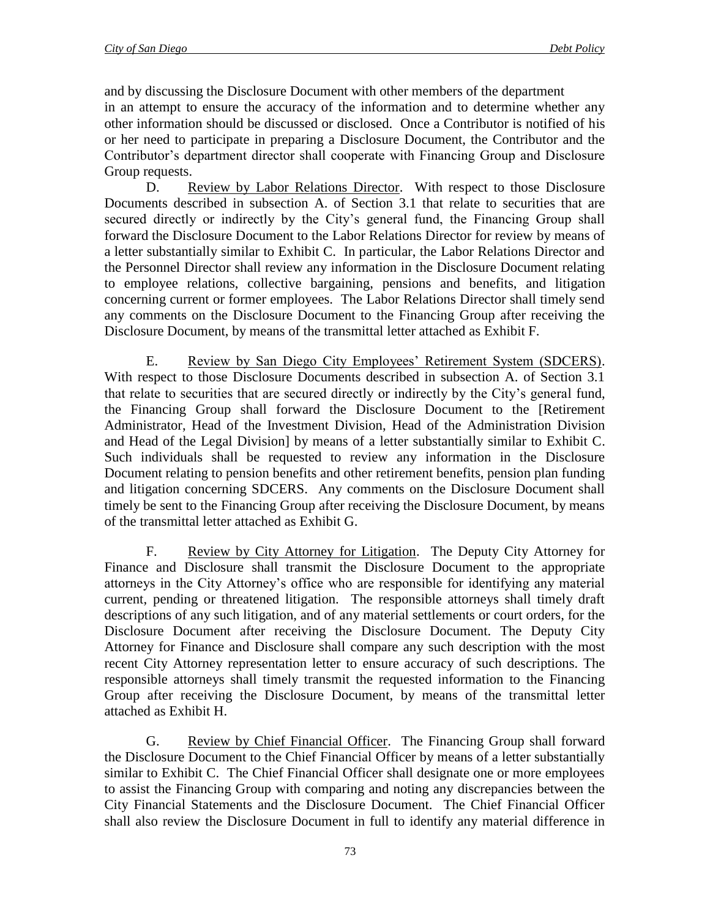and by discussing the Disclosure Document with other members of the department in an attempt to ensure the accuracy of the information and to determine whether any other information should be discussed or disclosed. Once a Contributor is notified of his or her need to participate in preparing a Disclosure Document, the Contributor and the Contributor's department director shall cooperate with Financing Group and Disclosure Group requests.

D. Review by Labor Relations Director. With respect to those Disclosure Documents described in subsection A. of Section 3.1 that relate to securities that are secured directly or indirectly by the City's general fund, the Financing Group shall forward the Disclosure Document to the Labor Relations Director for review by means of a letter substantially similar to Exhibit C. In particular, the Labor Relations Director and the Personnel Director shall review any information in the Disclosure Document relating to employee relations, collective bargaining, pensions and benefits, and litigation concerning current or former employees. The Labor Relations Director shall timely send any comments on the Disclosure Document to the Financing Group after receiving the Disclosure Document, by means of the transmittal letter attached as Exhibit F.

E. Review by San Diego City Employees' Retirement System (SDCERS). With respect to those Disclosure Documents described in subsection A. of Section 3.1 that relate to securities that are secured directly or indirectly by the City's general fund, the Financing Group shall forward the Disclosure Document to the [Retirement Administrator, Head of the Investment Division, Head of the Administration Division and Head of the Legal Division] by means of a letter substantially similar to Exhibit C. Such individuals shall be requested to review any information in the Disclosure Document relating to pension benefits and other retirement benefits, pension plan funding and litigation concerning SDCERS. Any comments on the Disclosure Document shall timely be sent to the Financing Group after receiving the Disclosure Document, by means of the transmittal letter attached as Exhibit G.

F. Review by City Attorney for Litigation. The Deputy City Attorney for Finance and Disclosure shall transmit the Disclosure Document to the appropriate attorneys in the City Attorney's office who are responsible for identifying any material current, pending or threatened litigation. The responsible attorneys shall timely draft descriptions of any such litigation, and of any material settlements or court orders, for the Disclosure Document after receiving the Disclosure Document. The Deputy City Attorney for Finance and Disclosure shall compare any such description with the most recent City Attorney representation letter to ensure accuracy of such descriptions. The responsible attorneys shall timely transmit the requested information to the Financing Group after receiving the Disclosure Document, by means of the transmittal letter attached as Exhibit H.

G. Review by Chief Financial Officer. The Financing Group shall forward the Disclosure Document to the Chief Financial Officer by means of a letter substantially similar to Exhibit C. The Chief Financial Officer shall designate one or more employees to assist the Financing Group with comparing and noting any discrepancies between the City Financial Statements and the Disclosure Document. The Chief Financial Officer shall also review the Disclosure Document in full to identify any material difference in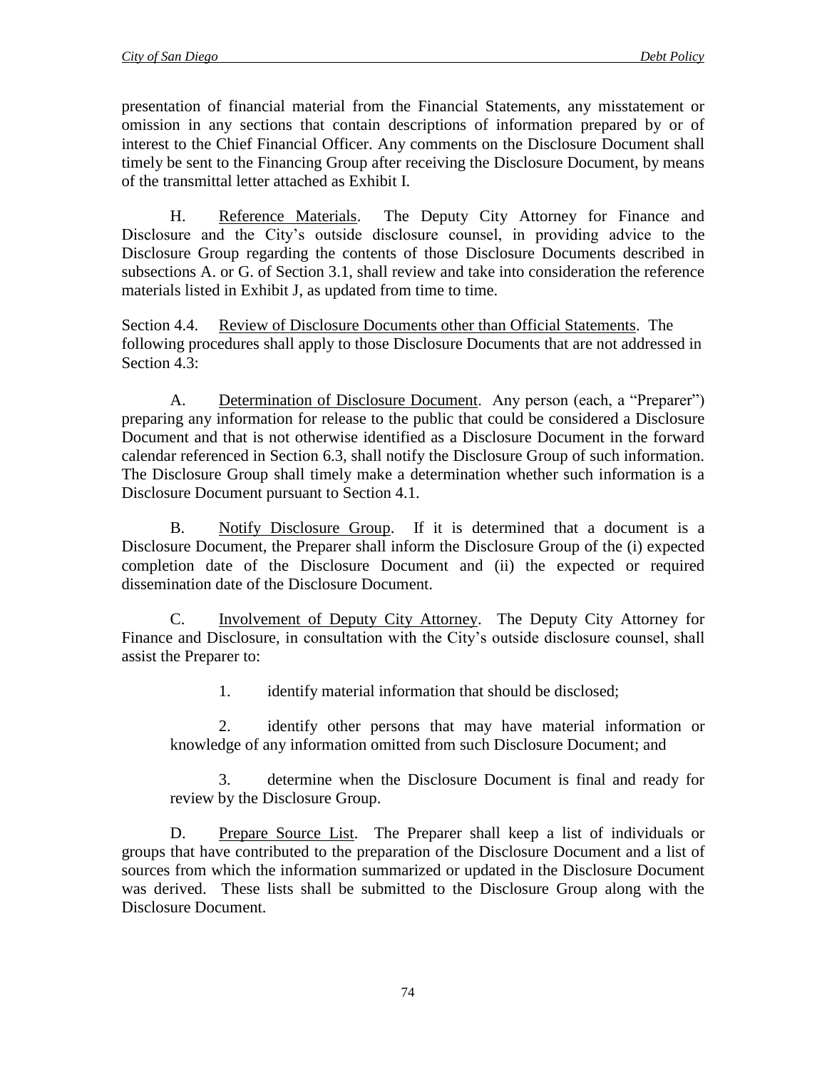presentation of financial material from the Financial Statements, any misstatement or omission in any sections that contain descriptions of information prepared by or of interest to the Chief Financial Officer. Any comments on the Disclosure Document shall timely be sent to the Financing Group after receiving the Disclosure Document, by means of the transmittal letter attached as Exhibit I.

H. Reference Materials. The Deputy City Attorney for Finance and Disclosure and the City's outside disclosure counsel, in providing advice to the Disclosure Group regarding the contents of those Disclosure Documents described in subsections A. or G. of Section 3.1, shall review and take into consideration the reference materials listed in Exhibit J, as updated from time to time.

Section 4.4. Review of Disclosure Documents other than Official Statements. The following procedures shall apply to those Disclosure Documents that are not addressed in Section 4.3:

A. Determination of Disclosure Document. Any person (each, a "Preparer") preparing any information for release to the public that could be considered a Disclosure Document and that is not otherwise identified as a Disclosure Document in the forward calendar referenced in Section 6.3, shall notify the Disclosure Group of such information. The Disclosure Group shall timely make a determination whether such information is a Disclosure Document pursuant to Section 4.1.

B. Notify Disclosure Group. If it is determined that a document is a Disclosure Document, the Preparer shall inform the Disclosure Group of the (i) expected completion date of the Disclosure Document and (ii) the expected or required dissemination date of the Disclosure Document.

C. Involvement of Deputy City Attorney. The Deputy City Attorney for Finance and Disclosure, in consultation with the City's outside disclosure counsel, shall assist the Preparer to:

1. identify material information that should be disclosed;

2. identify other persons that may have material information or knowledge of any information omitted from such Disclosure Document; and

3. determine when the Disclosure Document is final and ready for review by the Disclosure Group.

D. Prepare Source List. The Preparer shall keep a list of individuals or groups that have contributed to the preparation of the Disclosure Document and a list of sources from which the information summarized or updated in the Disclosure Document was derived. These lists shall be submitted to the Disclosure Group along with the Disclosure Document.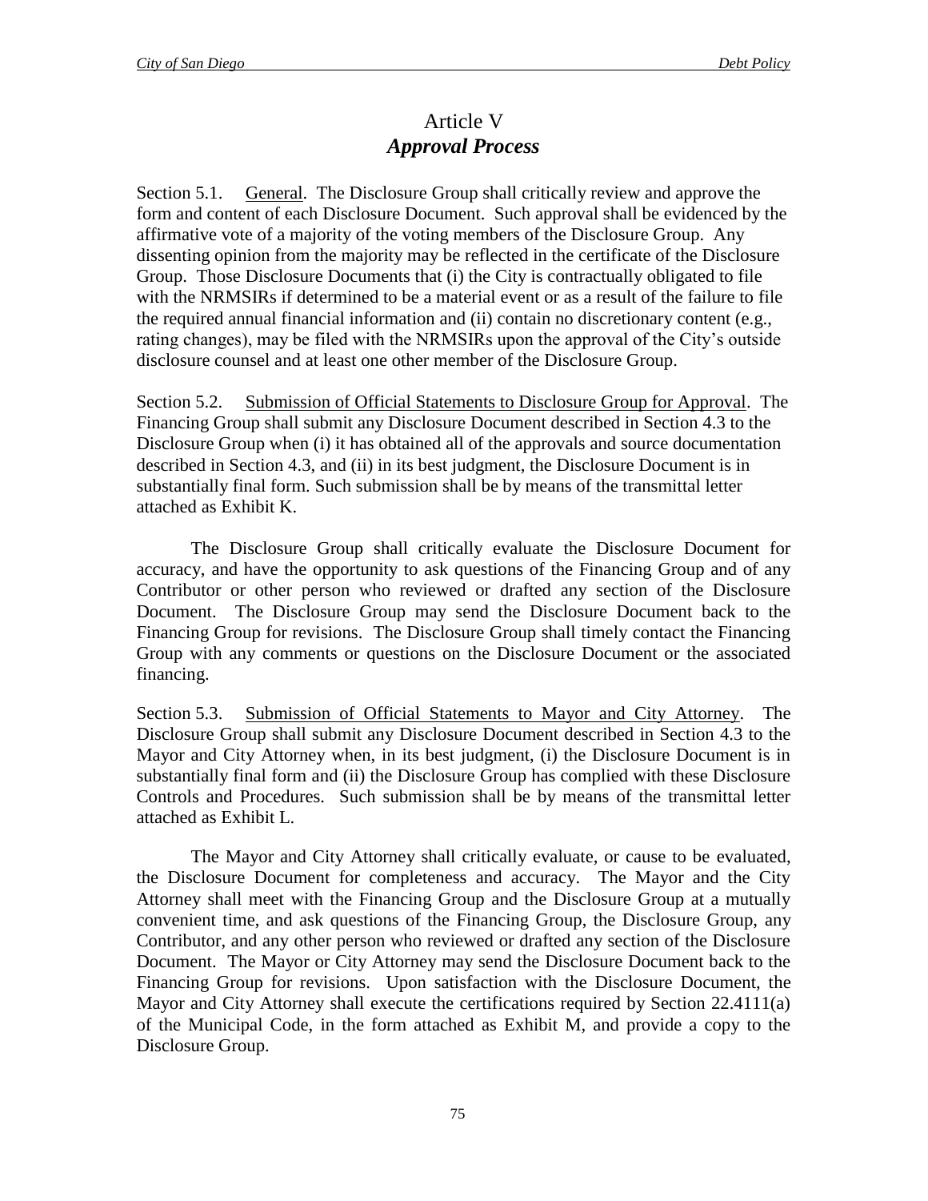# Article V
## *Approval Process*

Section 5.1. General. The Disclosure Group shall critically review and approve the form and content of each Disclosure Document. Such approval shall be evidenced by the affirmative vote of a majority of the voting members of the Disclosure Group. Any dissenting opinion from the majority may be reflected in the certificate of the Disclosure Group. Those Disclosure Documents that (i) the City is contractually obligated to file with the NRMSIRs if determined to be a material event or as a result of the failure to file the required annual financial information and (ii) contain no discretionary content (e.g., rating changes), may be filed with the NRMSIRs upon the approval of the City's outside disclosure counsel and at least one other member of the Disclosure Group.

Section 5.2. Submission of Official Statements to Disclosure Group for Approval. The Financing Group shall submit any Disclosure Document described in Section 4.3 to the Disclosure Group when (i) it has obtained all of the approvals and source documentation described in Section 4.3, and (ii) in its best judgment, the Disclosure Document is in substantially final form. Such submission shall be by means of the transmittal letter attached as Exhibit K.

The Disclosure Group shall critically evaluate the Disclosure Document for accuracy, and have the opportunity to ask questions of the Financing Group and of any Contributor or other person who reviewed or drafted any section of the Disclosure Document. The Disclosure Group may send the Disclosure Document back to the Financing Group for revisions. The Disclosure Group shall timely contact the Financing Group with any comments or questions on the Disclosure Document or the associated financing.

Section 5.3. Submission of Official Statements to Mayor and City Attorney. The Disclosure Group shall submit any Disclosure Document described in Section 4.3 to the Mayor and City Attorney when, in its best judgment, (i) the Disclosure Document is in substantially final form and (ii) the Disclosure Group has complied with these Disclosure Controls and Procedures. Such submission shall be by means of the transmittal letter attached as Exhibit L.

The Mayor and City Attorney shall critically evaluate, or cause to be evaluated, the Disclosure Document for completeness and accuracy. The Mayor and the City Attorney shall meet with the Financing Group and the Disclosure Group at a mutually convenient time, and ask questions of the Financing Group, the Disclosure Group, any Contributor, and any other person who reviewed or drafted any section of the Disclosure Document. The Mayor or City Attorney may send the Disclosure Document back to the Financing Group for revisions. Upon satisfaction with the Disclosure Document, the Mayor and City Attorney shall execute the certifications required by Section 22.4111(a) of the Municipal Code, in the form attached as Exhibit M, and provide a copy to the Disclosure Group.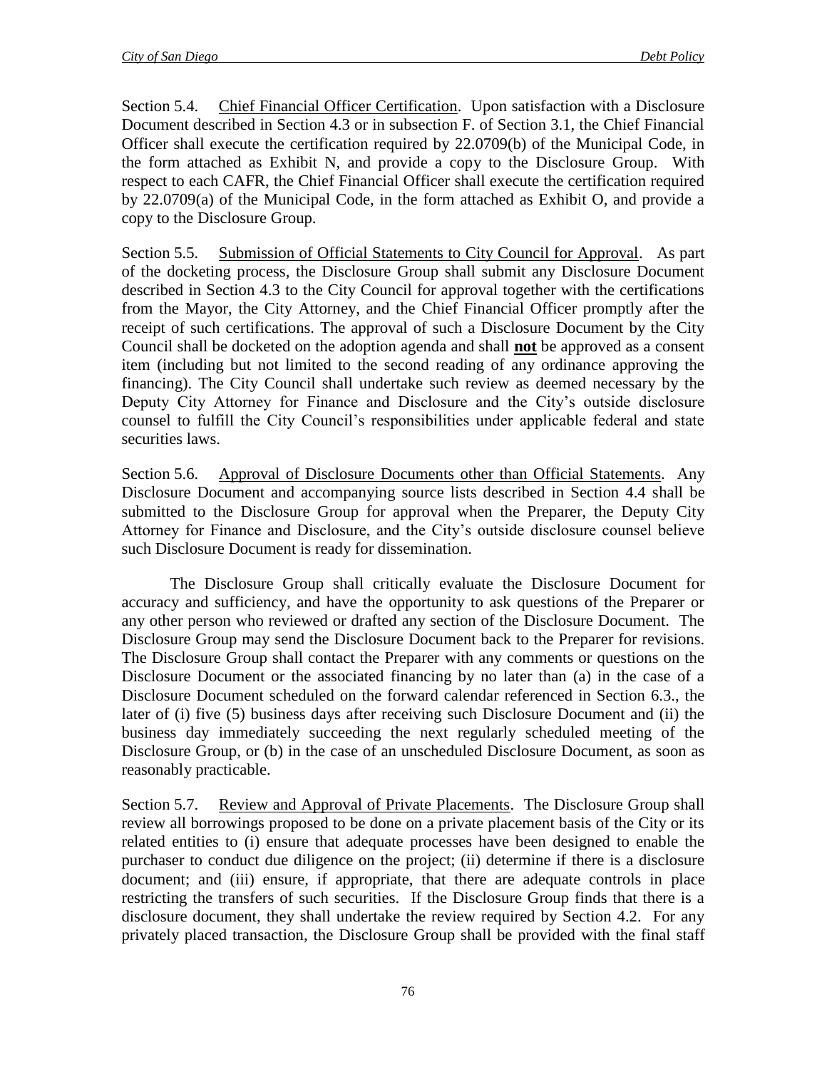Section 5.4. Chief Financial Officer Certification. Upon satisfaction with a Disclosure Document described in Section 4.3 or in subsection F. of Section 3.1, the Chief Financial Officer shall execute the certification required by 22.0709(b) of the Municipal Code, in the form attached as Exhibit N, and provide a copy to the Disclosure Group. With respect to each CAFR, the Chief Financial Officer shall execute the certification required by 22.0709(a) of the Municipal Code, in the form attached as Exhibit O, and provide a copy to the Disclosure Group.

Section 5.5. Submission of Official Statements to City Council for Approval. As part of the docketing process, the Disclosure Group shall submit any Disclosure Document described in Section 4.3 to the City Council for approval together with the certifications from the Mayor, the City Attorney, and the Chief Financial Officer promptly after the receipt of such certifications. The approval of such a Disclosure Document by the City Council shall be docketed on the adoption agenda and shall **not** be approved as a consent item (including but not limited to the second reading of any ordinance approving the financing). The City Council shall undertake such review as deemed necessary by the Deputy City Attorney for Finance and Disclosure and the City's outside disclosure counsel to fulfill the City Council's responsibilities under applicable federal and state securities laws.

Section 5.6. Approval of Disclosure Documents other than Official Statements. Any Disclosure Document and accompanying source lists described in Section 4.4 shall be submitted to the Disclosure Group for approval when the Preparer, the Deputy City Attorney for Finance and Disclosure, and the City's outside disclosure counsel believe such Disclosure Document is ready for dissemination.

The Disclosure Group shall critically evaluate the Disclosure Document for accuracy and sufficiency, and have the opportunity to ask questions of the Preparer or any other person who reviewed or drafted any section of the Disclosure Document. The Disclosure Group may send the Disclosure Document back to the Preparer for revisions. The Disclosure Group shall contact the Preparer with any comments or questions on the Disclosure Document or the associated financing by no later than (a) in the case of a Disclosure Document scheduled on the forward calendar referenced in Section 6.3., the later of (i) five (5) business days after receiving such Disclosure Document and (ii) the business day immediately succeeding the next regularly scheduled meeting of the Disclosure Group, or (b) in the case of an unscheduled Disclosure Document, as soon as reasonably practicable.

Section 5.7. Review and Approval of Private Placements. The Disclosure Group shall review all borrowings proposed to be done on a private placement basis of the City or its related entities to (i) ensure that adequate processes have been designed to enable the purchaser to conduct due diligence on the project; (ii) determine if there is a disclosure document; and (iii) ensure, if appropriate, that there are adequate controls in place restricting the transfers of such securities. If the Disclosure Group finds that there is a disclosure document, they shall undertake the review required by Section 4.2. For any privately placed transaction, the Disclosure Group shall be provided with the final staff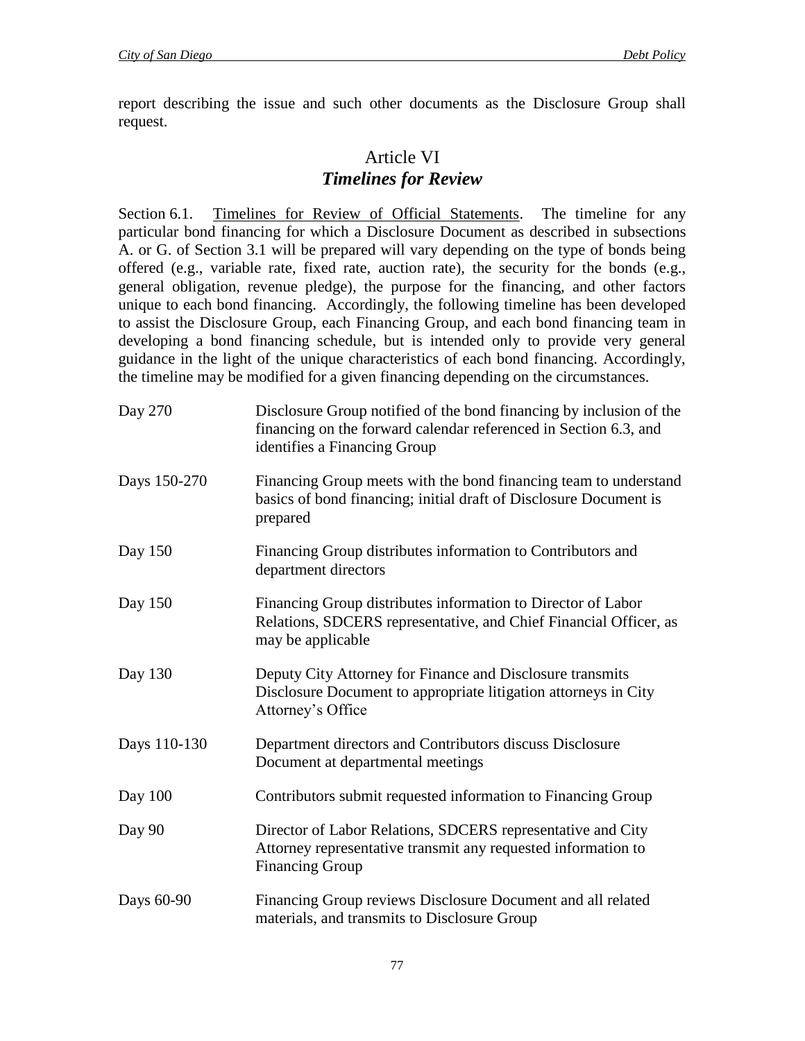report describing the issue and such other documents as the Disclosure Group shall request.

# Article VI
## *Timelines for Review*

Section 6.1. Timelines for Review of Official Statements. The timeline for any particular bond financing for which a Disclosure Document as described in subsections A. or G. of Section 3.1 will be prepared will vary depending on the type of bonds being offered (e.g., variable rate, fixed rate, auction rate), the security for the bonds (e.g., general obligation, revenue pledge), the purpose for the financing, and other factors unique to each bond financing. Accordingly, the following timeline has been developed to assist the Disclosure Group, each Financing Group, and each bond financing team in developing a bond financing schedule, but is intended only to provide very general guidance in the light of the unique characteristics of each bond financing. Accordingly, the timeline may be modified for a given financing depending on the circumstances.

| | |
|---|---|
| Day 270 | Disclosure Group notified of the bond financing by inclusion of the financing on the forward calendar referenced in Section 6.3, and identifies a Financing Group |
| Days 150-270 | Financing Group meets with the bond financing team to understand basics of bond financing; initial draft of Disclosure Document is prepared |
| Day 150 | Financing Group distributes information to Contributors and department directors |
| Day 150 | Financing Group distributes information to Director of Labor Relations, SDCERS representative, and Chief Financial Officer, as may be applicable |
| Day 130 | Deputy City Attorney for Finance and Disclosure transmits Disclosure Document to appropriate litigation attorneys in City Attorney's Office |
| Days 110-130 | Department directors and Contributors discuss Disclosure Document at departmental meetings |
| Day 100 | Contributors submit requested information to Financing Group |
| Day 90 | Director of Labor Relations, SDCERS representative and City Attorney representative transmit any requested information to Financing Group |
| Days 60-90 | Financing Group reviews Disclosure Document and all related materials, and transmits to Disclosure Group |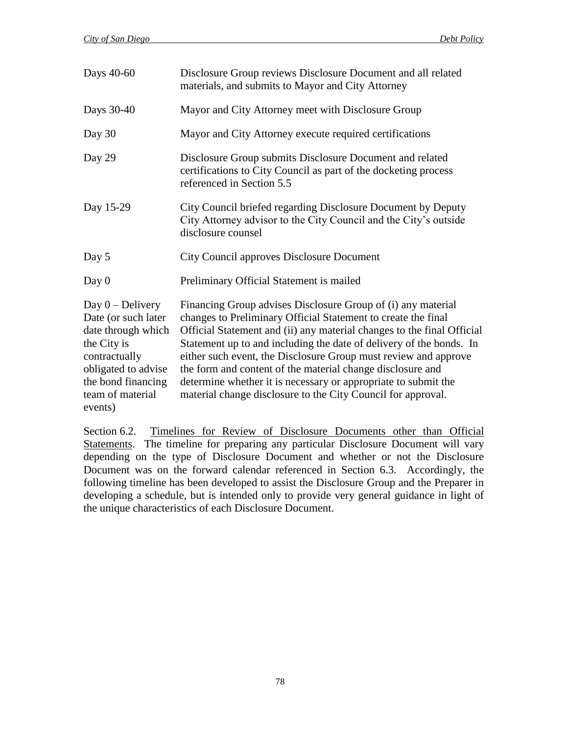| | |
|---|---|
| Days 40-60 | Disclosure Group reviews Disclosure Document and all related materials, and submits to Mayor and City Attorney |
| Days 30-40 | Mayor and City Attorney meet with Disclosure Group |
| Day 30 | Mayor and City Attorney execute required certifications |
| Day 29 | Disclosure Group submits Disclosure Document and related certifications to City Council as part of the docketing process referenced in Section 5.5 |
| Day 15-29 | City Council briefed regarding Disclosure Document by Deputy City Attorney advisor to the City Council and the City's outside disclosure counsel |
| Day 5 | City Council approves Disclosure Document |
| Day 0 | Preliminary Official Statement is mailed |
| Day 0 – Delivery Date (or such later date through which the City is contractually obligated to advise the bond financing team of material events) | Financing Group advises Disclosure Group of (i) any material changes to Preliminary Official Statement to create the final Official Statement and (ii) any material changes to the final Official Statement up to and including the date of delivery of the bonds. In either such event, the Disclosure Group must review and approve the form and content of the material change disclosure and determine whether it is necessary or appropriate to submit the material change disclosure to the City Council for approval. |

Section 6.2. <u>Timelines for Review of Disclosure Documents other than Official Statements</u>. The timeline for preparing any particular Disclosure Document will vary depending on the type of Disclosure Document and whether or not the Disclosure Document was on the forward calendar referenced in Section 6.3. Accordingly, the following timeline has been developed to assist the Disclosure Group and the Preparer in developing a schedule, but is intended only to provide very general guidance in light of the unique characteristics of each Disclosure Document.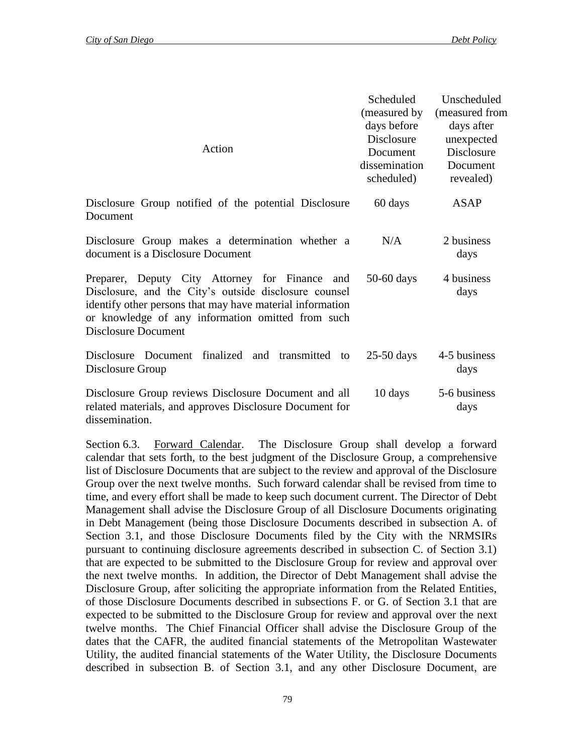| Action | Scheduled (measured by days before Disclosure Document dissemination scheduled) | Unscheduled (measured from days after unexpected Disclosure Document revealed) |
|---|---|---|
| Disclosure Group notified of the potential Disclosure Document | 60 days | ASAP |
| Disclosure Group makes a determination whether a document is a Disclosure Document | N/A | 2 business days |
| Preparer, Deputy City Attorney for Finance and Disclosure, and the City's outside disclosure counsel identify other persons that may have material information or knowledge of any information omitted from such Disclosure Document | 50-60 days | 4 business days |
| Disclosure Document finalized and transmitted to Disclosure Group | 25-50 days | 4-5 business days |
| Disclosure Group reviews Disclosure Document and all related materials, and approves Disclosure Document for dissemination. | 10 days | 5-6 business days |

Section 6.3. Forward Calendar. The Disclosure Group shall develop a forward calendar that sets forth, to the best judgment of the Disclosure Group, a comprehensive list of Disclosure Documents that are subject to the review and approval of the Disclosure Group over the next twelve months. Such forward calendar shall be revised from time to time, and every effort shall be made to keep such document current. The Director of Debt Management shall advise the Disclosure Group of all Disclosure Documents originating in Debt Management (being those Disclosure Documents described in subsection A. of Section 3.1, and those Disclosure Documents filed by the City with the NRMSIRs pursuant to continuing disclosure agreements described in subsection C. of Section 3.1) that are expected to be submitted to the Disclosure Group for review and approval over the next twelve months. In addition, the Director of Debt Management shall advise the Disclosure Group, after soliciting the appropriate information from the Related Entities, of those Disclosure Documents described in subsections F. or G. of Section 3.1 that are expected to be submitted to the Disclosure Group for review and approval over the next twelve months. The Chief Financial Officer shall advise the Disclosure Group of the dates that the CAFR, the audited financial statements of the Metropolitan Wastewater Utility, the audited financial statements of the Water Utility, the Disclosure Documents described in subsection B. of Section 3.1, and any other Disclosure Document, are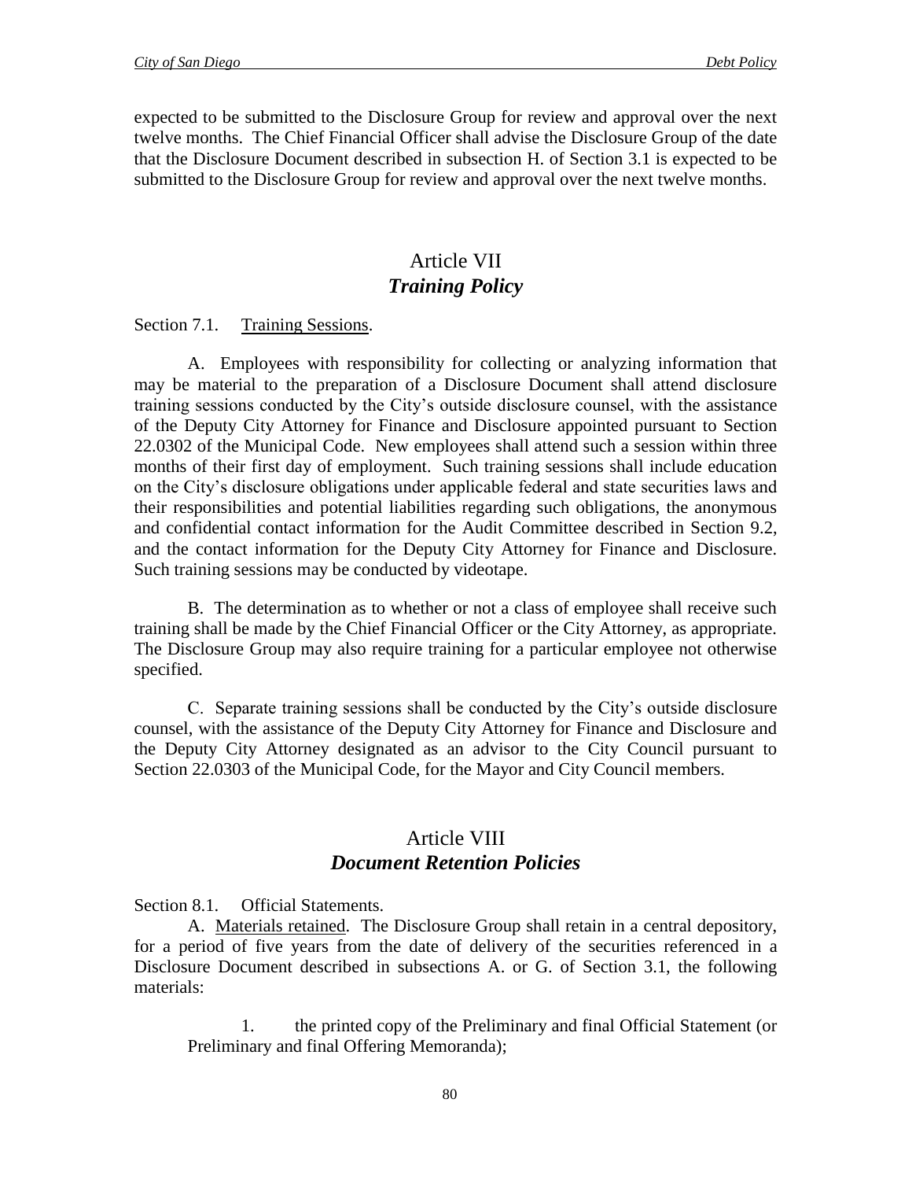expected to be submitted to the Disclosure Group for review and approval over the next twelve months. The Chief Financial Officer shall advise the Disclosure Group of the date that the Disclosure Document described in subsection H. of Section 3.1 is expected to be submitted to the Disclosure Group for review and approval over the next twelve months.

## Article VII
## ***Training Policy***

Section 7.1. Training Sessions.

A. Employees with responsibility for collecting or analyzing information that may be material to the preparation of a Disclosure Document shall attend disclosure training sessions conducted by the City's outside disclosure counsel, with the assistance of the Deputy City Attorney for Finance and Disclosure appointed pursuant to Section 22.0302 of the Municipal Code. New employees shall attend such a session within three months of their first day of employment. Such training sessions shall include education on the City's disclosure obligations under applicable federal and state securities laws and their responsibilities and potential liabilities regarding such obligations, the anonymous and confidential contact information for the Audit Committee described in Section 9.2, and the contact information for the Deputy City Attorney for Finance and Disclosure. Such training sessions may be conducted by videotape.

B. The determination as to whether or not a class of employee shall receive such training shall be made by the Chief Financial Officer or the City Attorney, as appropriate. The Disclosure Group may also require training for a particular employee not otherwise specified.

C. Separate training sessions shall be conducted by the City's outside disclosure counsel, with the assistance of the Deputy City Attorney for Finance and Disclosure and the Deputy City Attorney designated as an advisor to the City Council pursuant to Section 22.0303 of the Municipal Code, for the Mayor and City Council members.

## Article VIII
## ***Document Retention Policies***

Section 8.1. Official Statements.

A. Materials retained. The Disclosure Group shall retain in a central depository, for a period of five years from the date of delivery of the securities referenced in a Disclosure Document described in subsections A. or G. of Section 3.1, the following materials:

1. the printed copy of the Preliminary and final Official Statement (or Preliminary and final Offering Memoranda);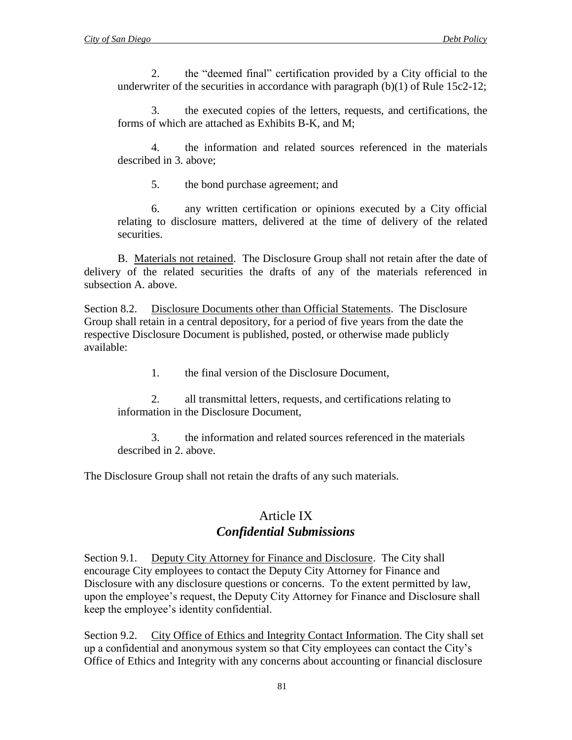2. the "deemed final" certification provided by a City official to the underwriter of the securities in accordance with paragraph (b)(1) of Rule 15c2-12;

3. the executed copies of the letters, requests, and certifications, the forms of which are attached as Exhibits B-K, and M;

4. the information and related sources referenced in the materials described in 3. above;

5. the bond purchase agreement; and

6. any written certification or opinions executed by a City official relating to disclosure matters, delivered at the time of delivery of the related securities.

B. Materials not retained. The Disclosure Group shall not retain after the date of delivery of the related securities the drafts of any of the materials referenced in subsection A. above.

Section 8.2. Disclosure Documents other than Official Statements. The Disclosure Group shall retain in a central depository, for a period of five years from the date the respective Disclosure Document is published, posted, or otherwise made publicly available:

1. the final version of the Disclosure Document,

2. all transmittal letters, requests, and certifications relating to information in the Disclosure Document,

3. the information and related sources referenced in the materials described in 2. above.

The Disclosure Group shall not retain the drafts of any such materials.

## Article IX
## *Confidential Submissions*

Section 9.1. Deputy City Attorney for Finance and Disclosure. The City shall encourage City employees to contact the Deputy City Attorney for Finance and Disclosure with any disclosure questions or concerns. To the extent permitted by law, upon the employee's request, the Deputy City Attorney for Finance and Disclosure shall keep the employee's identity confidential.

Section 9.2. City Office of Ethics and Integrity Contact Information. The City shall set up a confidential and anonymous system so that City employees can contact the City's Office of Ethics and Integrity with any concerns about accounting or financial disclosure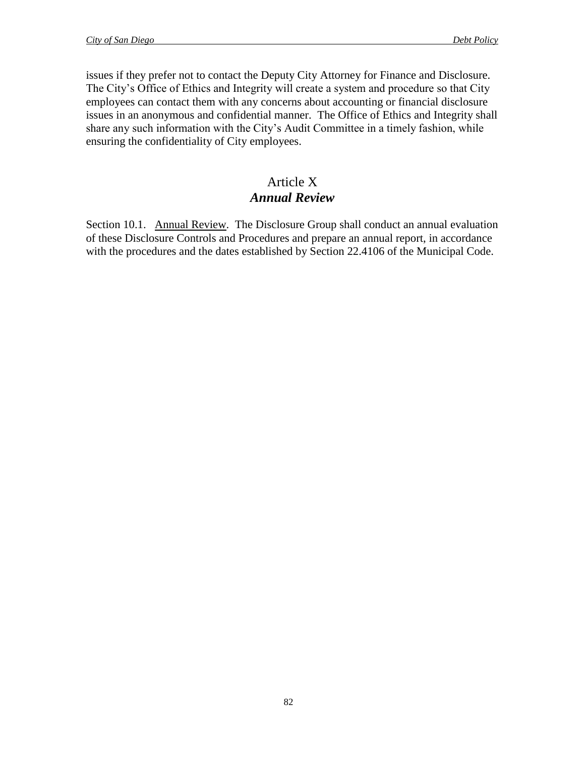issues if they prefer not to contact the Deputy City Attorney for Finance and Disclosure. The City's Office of Ethics and Integrity will create a system and procedure so that City employees can contact them with any concerns about accounting or financial disclosure issues in an anonymous and confidential manner. The Office of Ethics and Integrity shall share any such information with the City's Audit Committee in a timely fashion, while ensuring the confidentiality of City employees.

## Article X
## ***Annual Review***

Section 10.1. Annual Review. The Disclosure Group shall conduct an annual evaluation of these Disclosure Controls and Procedures and prepare an annual report, in accordance with the procedures and the dates established by Section 22.4106 of the Municipal Code.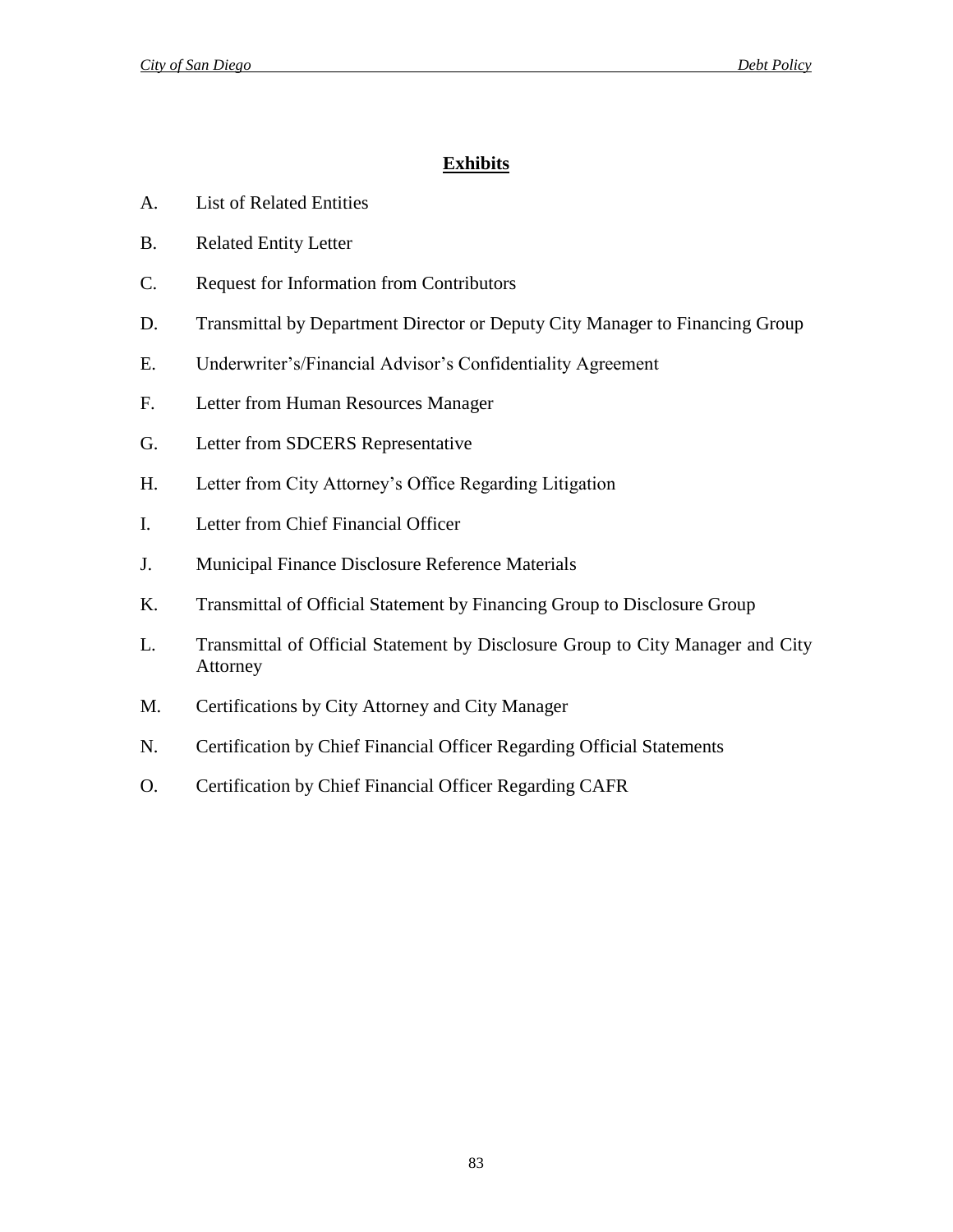## Exhibits

A. List of Related Entities

B. Related Entity Letter

C. Request for Information from Contributors

D. Transmittal by Department Director or Deputy City Manager to Financing Group

E. Underwriter's/Financial Advisor's Confidentiality Agreement

F. Letter from Human Resources Manager

G. Letter from SDCERS Representative

H. Letter from City Attorney's Office Regarding Litigation

I. Letter from Chief Financial Officer

J. Municipal Finance Disclosure Reference Materials

K. Transmittal of Official Statement by Financing Group to Disclosure Group

L. Transmittal of Official Statement by Disclosure Group to City Manager and City Attorney

M. Certifications by City Attorney and City Manager

N. Certification by Chief Financial Officer Regarding Official Statements

O. Certification by Chief Financial Officer Regarding CAFR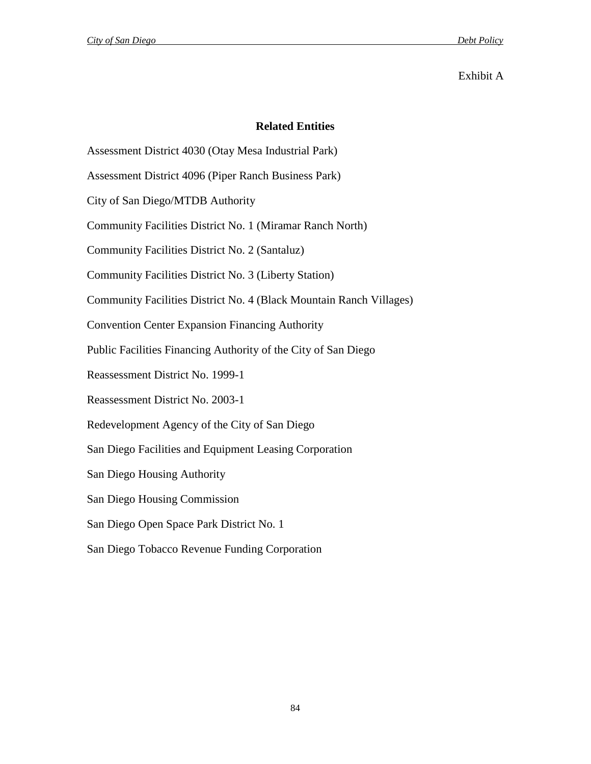Exhibit A

## Related Entities

Assessment District 4030 (Otay Mesa Industrial Park)

Assessment District 4096 (Piper Ranch Business Park)

City of San Diego/MTDB Authority

Community Facilities District No. 1 (Miramar Ranch North)

Community Facilities District No. 2 (Santaluz)

Community Facilities District No. 3 (Liberty Station)

Community Facilities District No. 4 (Black Mountain Ranch Villages)

Convention Center Expansion Financing Authority

Public Facilities Financing Authority of the City of San Diego

Reassessment District No. 1999-1

Reassessment District No. 2003-1

Redevelopment Agency of the City of San Diego

San Diego Facilities and Equipment Leasing Corporation

San Diego Housing Authority

San Diego Housing Commission

San Diego Open Space Park District No. 1

San Diego Tobacco Revenue Funding Corporation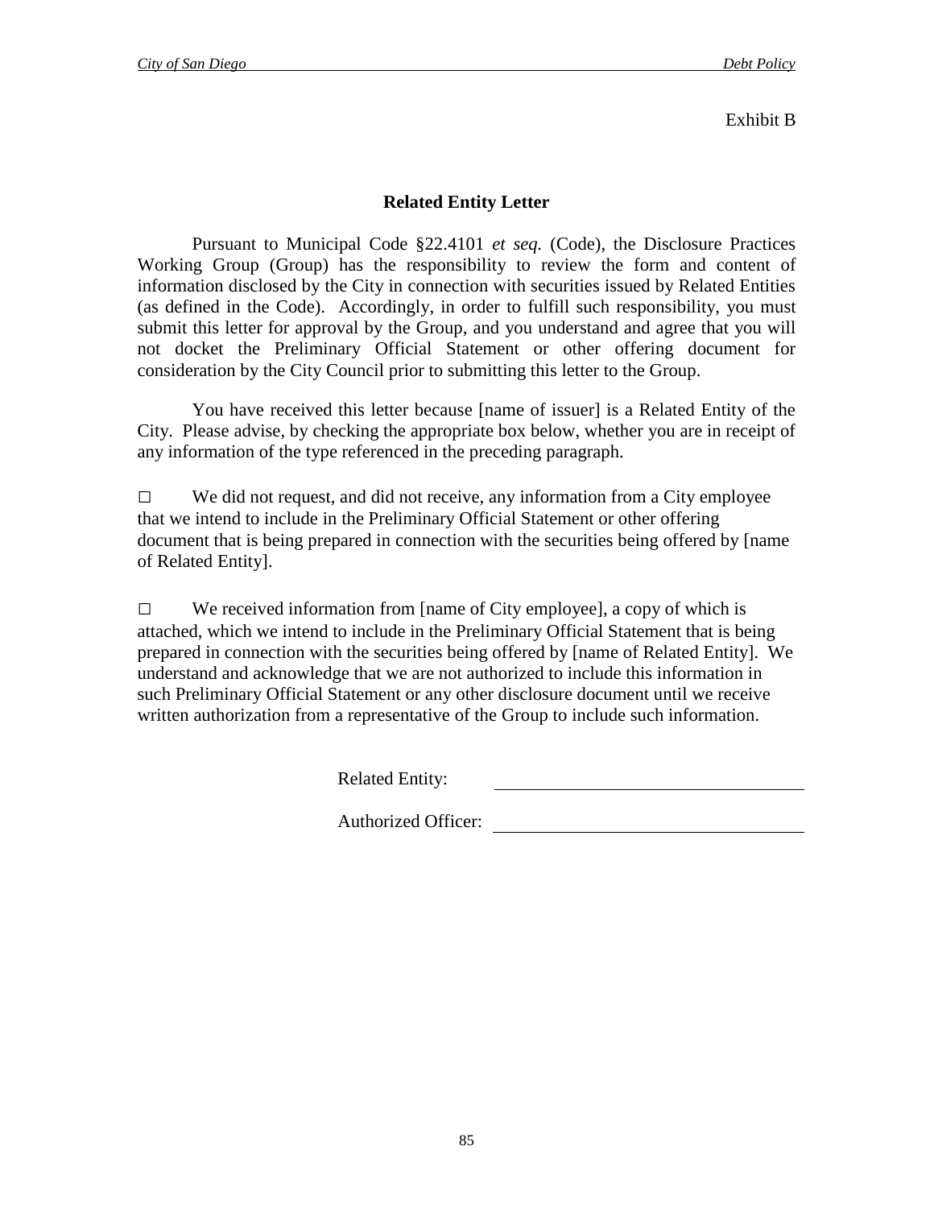Exhibit B

## Related Entity Letter

Pursuant to Municipal Code §22.4101 *et seq.* (Code), the Disclosure Practices Working Group (Group) has the responsibility to review the form and content of information disclosed by the City in connection with securities issued by Related Entities (as defined in the Code). Accordingly, in order to fulfill such responsibility, you must submit this letter for approval by the Group, and you understand and agree that you will not docket the Preliminary Official Statement or other offering document for consideration by the City Council prior to submitting this letter to the Group.

You have received this letter because [name of issuer] is a Related Entity of the City. Please advise, by checking the appropriate box below, whether you are in receipt of any information of the type referenced in the preceding paragraph.

□ We did not request, and did not receive, any information from a City employee that we intend to include in the Preliminary Official Statement or other offering document that is being prepared in connection with the securities being offered by [name of Related Entity].

□ We received information from [name of City employee], a copy of which is attached, which we intend to include in the Preliminary Official Statement that is being prepared in connection with the securities being offered by [name of Related Entity]. We understand and acknowledge that we are not authorized to include this information in such Preliminary Official Statement or any other disclosure document until we receive written authorization from a representative of the Group to include such information.

Related Entity: ______________________________

Authorized Officer: ______________________________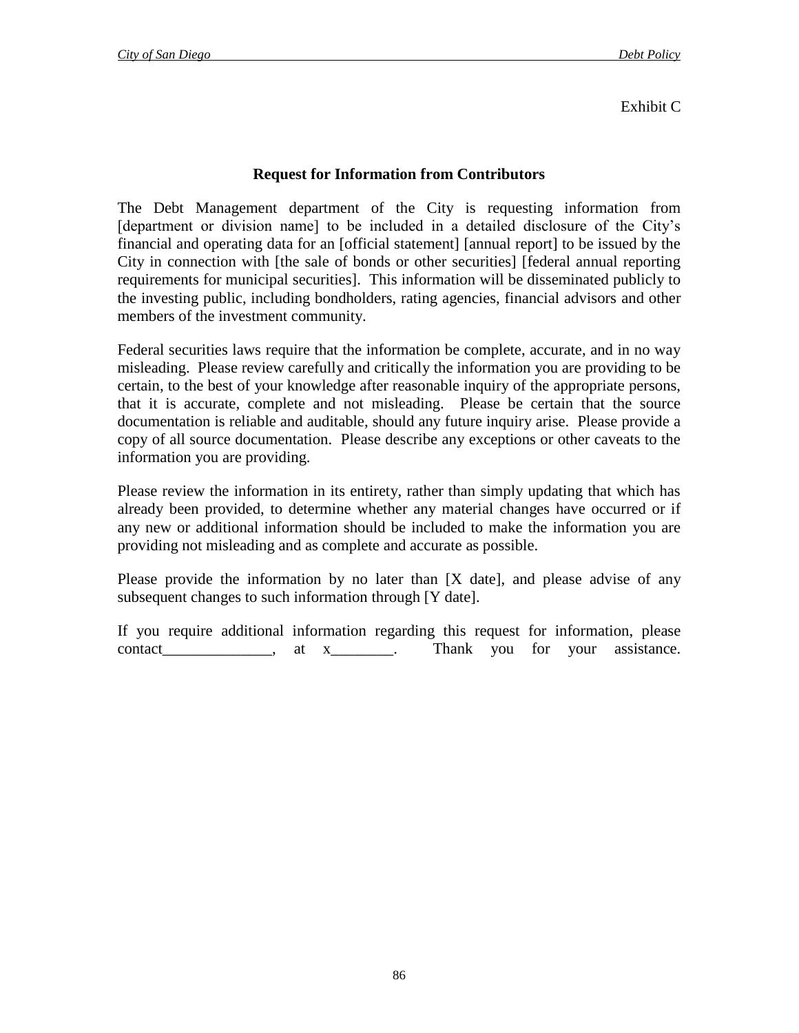Exhibit C

## Request for Information from Contributors

The Debt Management department of the City is requesting information from [department or division name] to be included in a detailed disclosure of the City's financial and operating data for an [official statement] [annual report] to be issued by the City in connection with [the sale of bonds or other securities] [federal annual reporting requirements for municipal securities]. This information will be disseminated publicly to the investing public, including bondholders, rating agencies, financial advisors and other members of the investment community.

Federal securities laws require that the information be complete, accurate, and in no way misleading. Please review carefully and critically the information you are providing to be certain, to the best of your knowledge after reasonable inquiry of the appropriate persons, that it is accurate, complete and not misleading. Please be certain that the source documentation is reliable and auditable, should any future inquiry arise. Please provide a copy of all source documentation. Please describe any exceptions or other caveats to the information you are providing.

Please review the information in its entirety, rather than simply updating that which has already been provided, to determine whether any material changes have occurred or if any new or additional information should be included to make the information you are providing not misleading and as complete and accurate as possible.

Please provide the information by no later than [X date], and please advise of any subsequent changes to such information through [Y date].

If you require additional information regarding this request for information, please contact______________, at x________. Thank you for your assistance.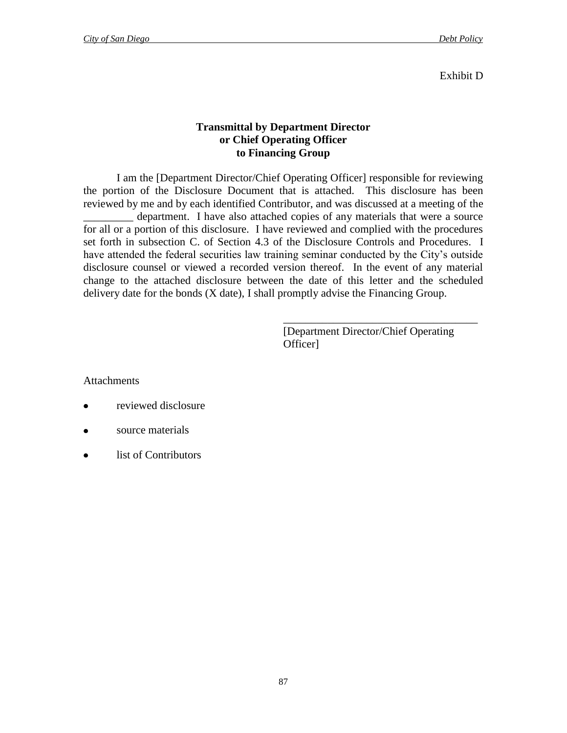Exhibit D

**Transmittal by Department Director or Chief Operating Officer to Financing Group**

I am the [Department Director/Chief Operating Officer] responsible for reviewing the portion of the Disclosure Document that is attached. This disclosure has been reviewed by me and by each identified Contributor, and was discussed at a meeting of the _________ department. I have also attached copies of any materials that were a source for all or a portion of this disclosure. I have reviewed and complied with the procedures set forth in subsection C. of Section 4.3 of the Disclosure Controls and Procedures. I have attended the federal securities law training seminar conducted by the City's outside disclosure counsel or viewed a recorded version thereof. In the event of any material change to the attached disclosure between the date of this letter and the scheduled delivery date for the bonds (X date), I shall promptly advise the Financing Group.

___________________________________
[Department Director/Chief Operating Officer]

Attachments

- reviewed disclosure
- source materials
- list of Contributors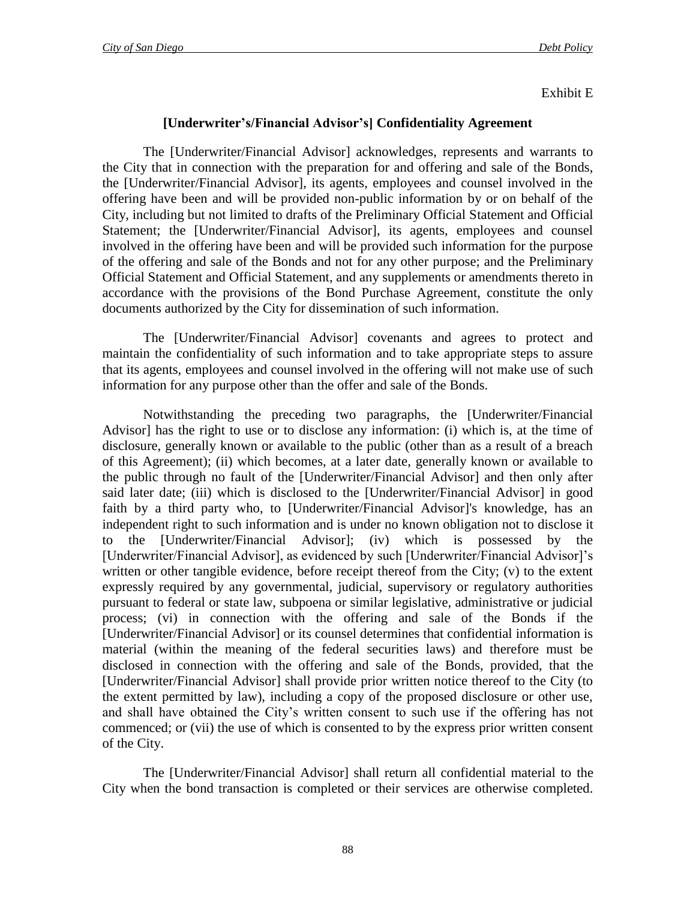Exhibit E

**[Underwriter's/Financial Advisor's] Confidentiality Agreement**

The [Underwriter/Financial Advisor] acknowledges, represents and warrants to the City that in connection with the preparation for and offering and sale of the Bonds, the [Underwriter/Financial Advisor], its agents, employees and counsel involved in the offering have been and will be provided non-public information by or on behalf of the City, including but not limited to drafts of the Preliminary Official Statement and Official Statement; the [Underwriter/Financial Advisor], its agents, employees and counsel involved in the offering have been and will be provided such information for the purpose of the offering and sale of the Bonds and not for any other purpose; and the Preliminary Official Statement and Official Statement, and any supplements or amendments thereto in accordance with the provisions of the Bond Purchase Agreement, constitute the only documents authorized by the City for dissemination of such information.

The [Underwriter/Financial Advisor] covenants and agrees to protect and maintain the confidentiality of such information and to take appropriate steps to assure that its agents, employees and counsel involved in the offering will not make use of such information for any purpose other than the offer and sale of the Bonds.

Notwithstanding the preceding two paragraphs, the [Underwriter/Financial Advisor] has the right to use or to disclose any information: (i) which is, at the time of disclosure, generally known or available to the public (other than as a result of a breach of this Agreement); (ii) which becomes, at a later date, generally known or available to the public through no fault of the [Underwriter/Financial Advisor] and then only after said later date; (iii) which is disclosed to the [Underwriter/Financial Advisor] in good faith by a third party who, to [Underwriter/Financial Advisor]'s knowledge, has an independent right to such information and is under no known obligation not to disclose it to the [Underwriter/Financial Advisor]; (iv) which is possessed by the [Underwriter/Financial Advisor], as evidenced by such [Underwriter/Financial Advisor]'s written or other tangible evidence, before receipt thereof from the City; (v) to the extent expressly required by any governmental, judicial, supervisory or regulatory authorities pursuant to federal or state law, subpoena or similar legislative, administrative or judicial process; (vi) in connection with the offering and sale of the Bonds if the [Underwriter/Financial Advisor] or its counsel determines that confidential information is material (within the meaning of the federal securities laws) and therefore must be disclosed in connection with the offering and sale of the Bonds, provided, that the [Underwriter/Financial Advisor] shall provide prior written notice thereof to the City (to the extent permitted by law), including a copy of the proposed disclosure or other use, and shall have obtained the City's written consent to such use if the offering has not commenced; or (vii) the use of which is consented to by the express prior written consent of the City.

The [Underwriter/Financial Advisor] shall return all confidential material to the City when the bond transaction is completed or their services are otherwise completed.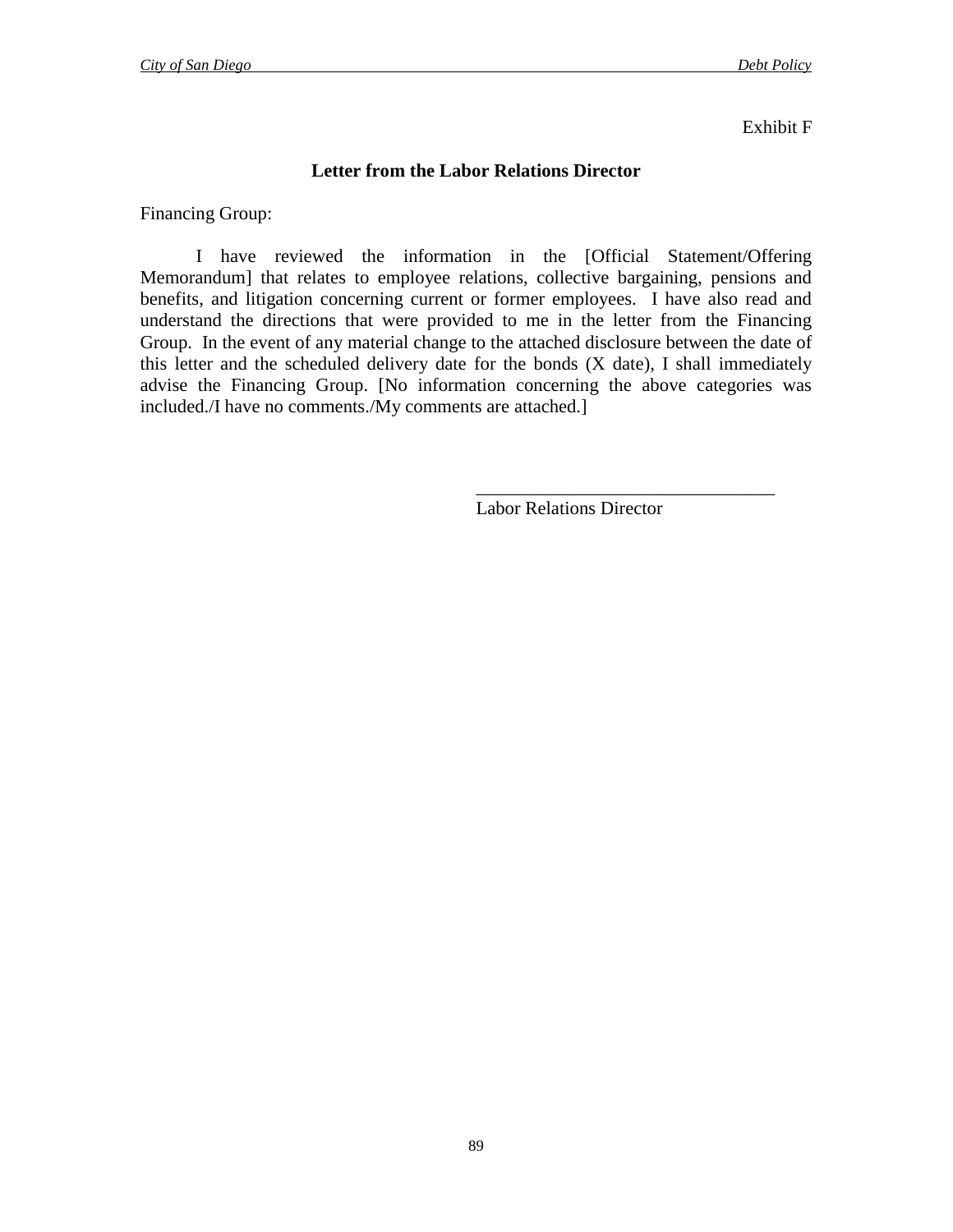Exhibit F

**Letter from the Labor Relations Director**

Financing Group:

I have reviewed the information in the [Official Statement/Offering Memorandum] that relates to employee relations, collective bargaining, pensions and benefits, and litigation concerning current or former employees. I have also read and understand the directions that were provided to me in the letter from the Financing Group. In the event of any material change to the attached disclosure between the date of this letter and the scheduled delivery date for the bonds (X date), I shall immediately advise the Financing Group. [No information concerning the above categories was included./I have no comments./My comments are attached.]

_______________________________
Labor Relations Director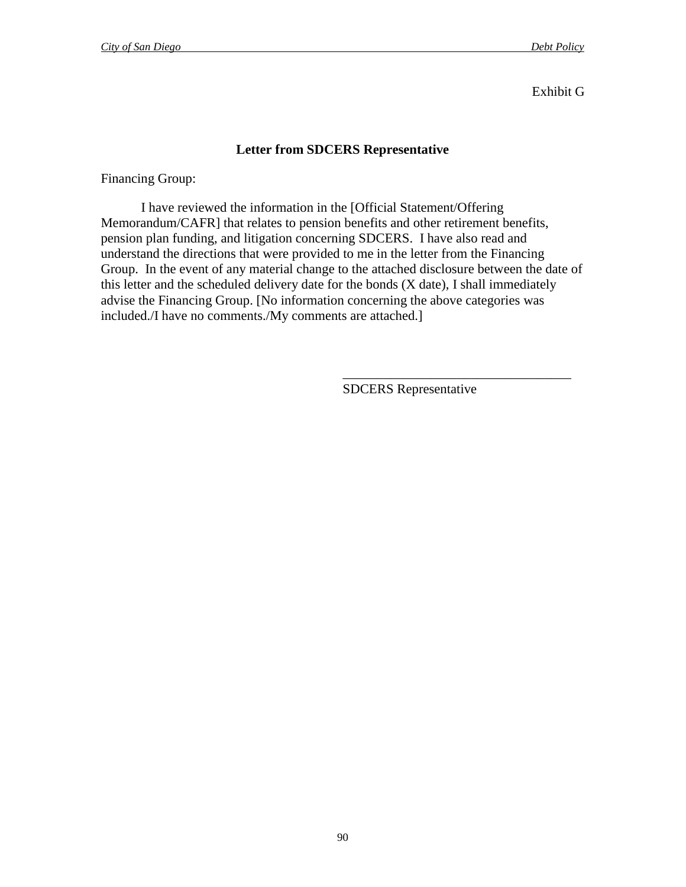Exhibit G

## Letter from SDCERS Representative

Financing Group:

I have reviewed the information in the [Official Statement/Offering Memorandum/CAFR] that relates to pension benefits and other retirement benefits, pension plan funding, and litigation concerning SDCERS. I have also read and understand the directions that were provided to me in the letter from the Financing Group. In the event of any material change to the attached disclosure between the date of this letter and the scheduled delivery date for the bonds (X date), I shall immediately advise the Financing Group. [No information concerning the above categories was included./I have no comments./My comments are attached.]

\_\_\_\_\_\_\_\_\_\_\_\_\_\_\_\_\_\_\_\_\_\_\_\_\_\_\_\_\_\_\_\_\_\_
SDCERS Representative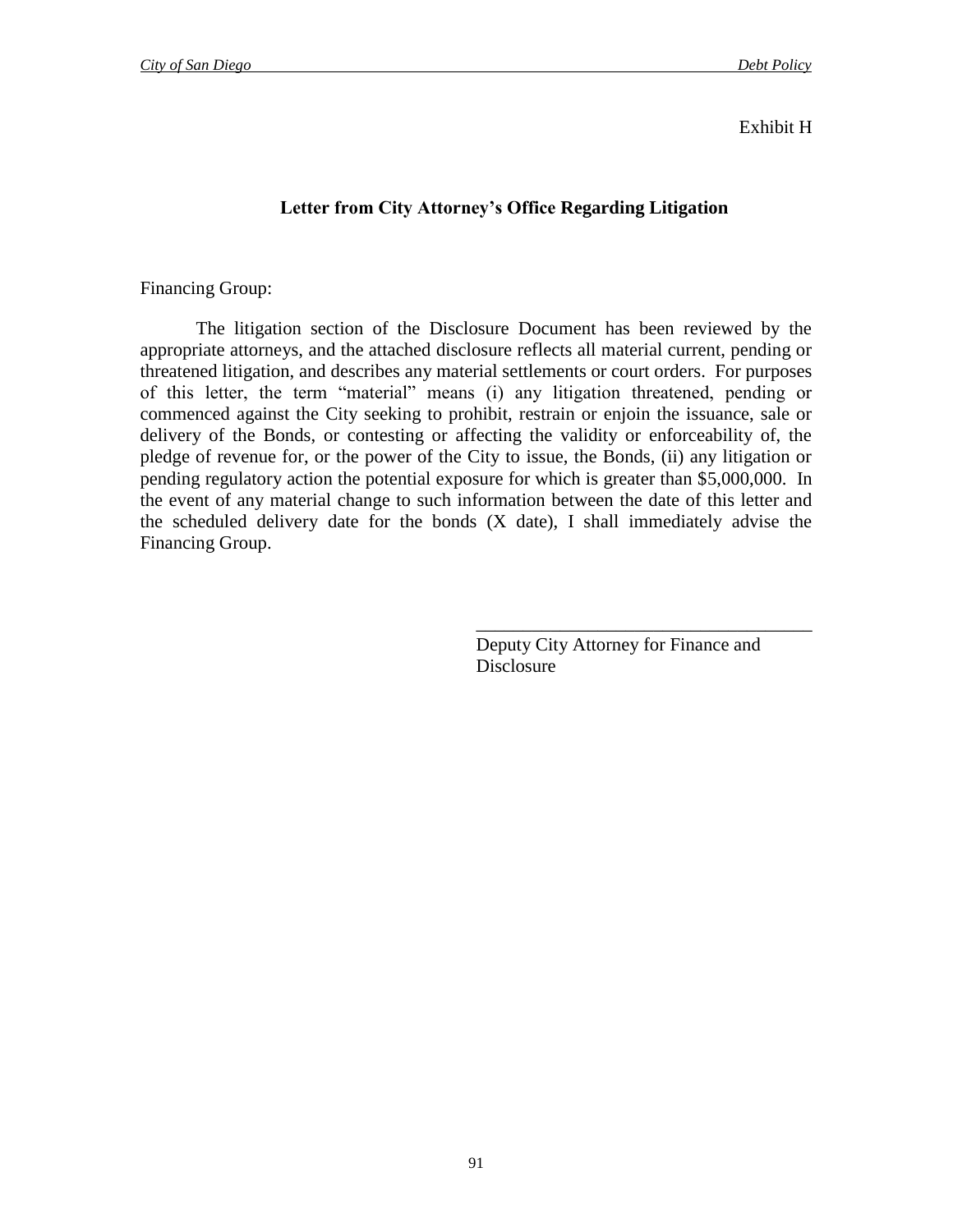Exhibit H

## Letter from City Attorney's Office Regarding Litigation

Financing Group:

The litigation section of the Disclosure Document has been reviewed by the appropriate attorneys, and the attached disclosure reflects all material current, pending or threatened litigation, and describes any material settlements or court orders. For purposes of this letter, the term "material" means (i) any litigation threatened, pending or commenced against the City seeking to prohibit, restrain or enjoin the issuance, sale or delivery of the Bonds, or contesting or affecting the validity or enforceability of, the pledge of revenue for, or the power of the City to issue, the Bonds, (ii) any litigation or pending regulatory action the potential exposure for which is greater than $5,000,000. In the event of any material change to such information between the date of this letter and the scheduled delivery date for the bonds (X date), I shall immediately advise the Financing Group.

\_\_\_\_\_\_\_\_\_\_\_\_\_\_\_\_\_\_\_\_\_\_\_\_\_\_\_\_\_\_\_\_\_\_\_\_

Deputy City Attorney for Finance and Disclosure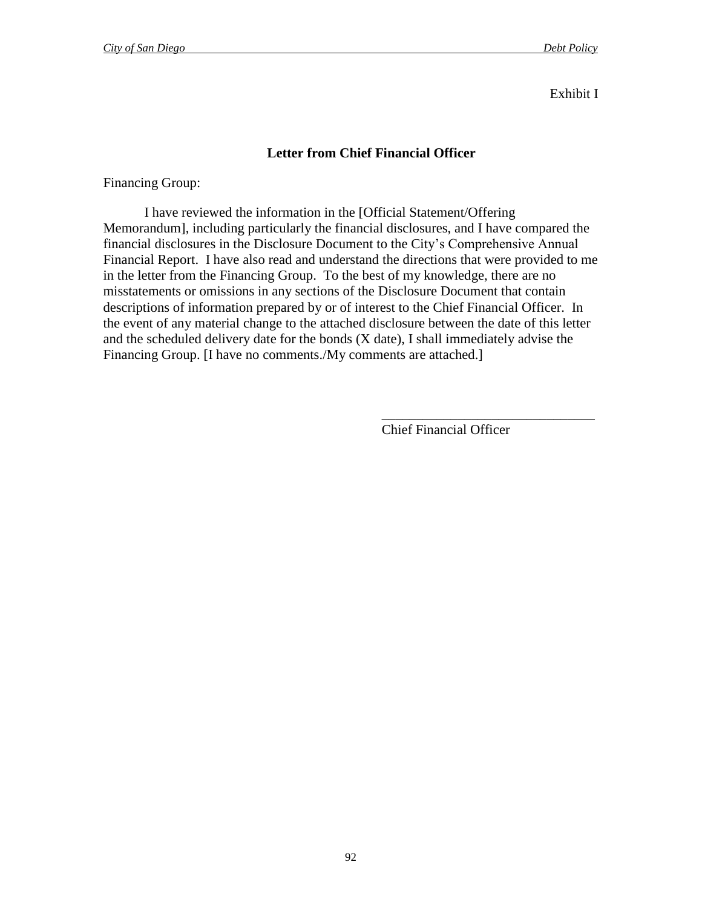Exhibit I

**Letter from Chief Financial Officer**

Financing Group:

I have reviewed the information in the [Official Statement/Offering Memorandum], including particularly the financial disclosures, and I have compared the financial disclosures in the Disclosure Document to the City's Comprehensive Annual Financial Report. I have also read and understand the directions that were provided to me in the letter from the Financing Group. To the best of my knowledge, there are no misstatements or omissions in any sections of the Disclosure Document that contain descriptions of information prepared by or of interest to the Chief Financial Officer. In the event of any material change to the attached disclosure between the date of this letter and the scheduled delivery date for the bonds (X date), I shall immediately advise the Financing Group. [I have no comments./My comments are attached.]

\_\_\_\_\_\_\_\_\_\_\_\_\_\_\_\_\_\_\_\_\_\_\_\_\_\_\_\_\_\_\_\_
Chief Financial Officer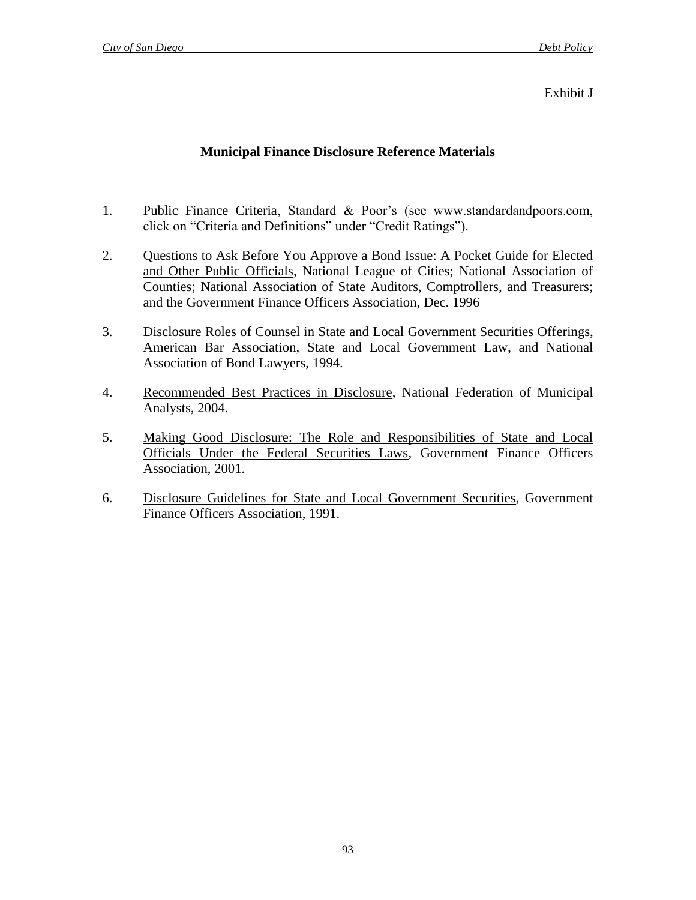Exhibit J

## Municipal Finance Disclosure Reference Materials

1. Public Finance Criteria, Standard & Poor's (see www.standardandpoors.com, click on "Criteria and Definitions" under "Credit Ratings").

2. Questions to Ask Before You Approve a Bond Issue: A Pocket Guide for Elected and Other Public Officials, National League of Cities; National Association of Counties; National Association of State Auditors, Comptrollers, and Treasurers; and the Government Finance Officers Association, Dec. 1996

3. Disclosure Roles of Counsel in State and Local Government Securities Offerings, American Bar Association, State and Local Government Law, and National Association of Bond Lawyers, 1994.

4. Recommended Best Practices in Disclosure, National Federation of Municipal Analysts, 2004.

5. Making Good Disclosure: The Role and Responsibilities of State and Local Officials Under the Federal Securities Laws, Government Finance Officers Association, 2001.

6. Disclosure Guidelines for State and Local Government Securities, Government Finance Officers Association, 1991.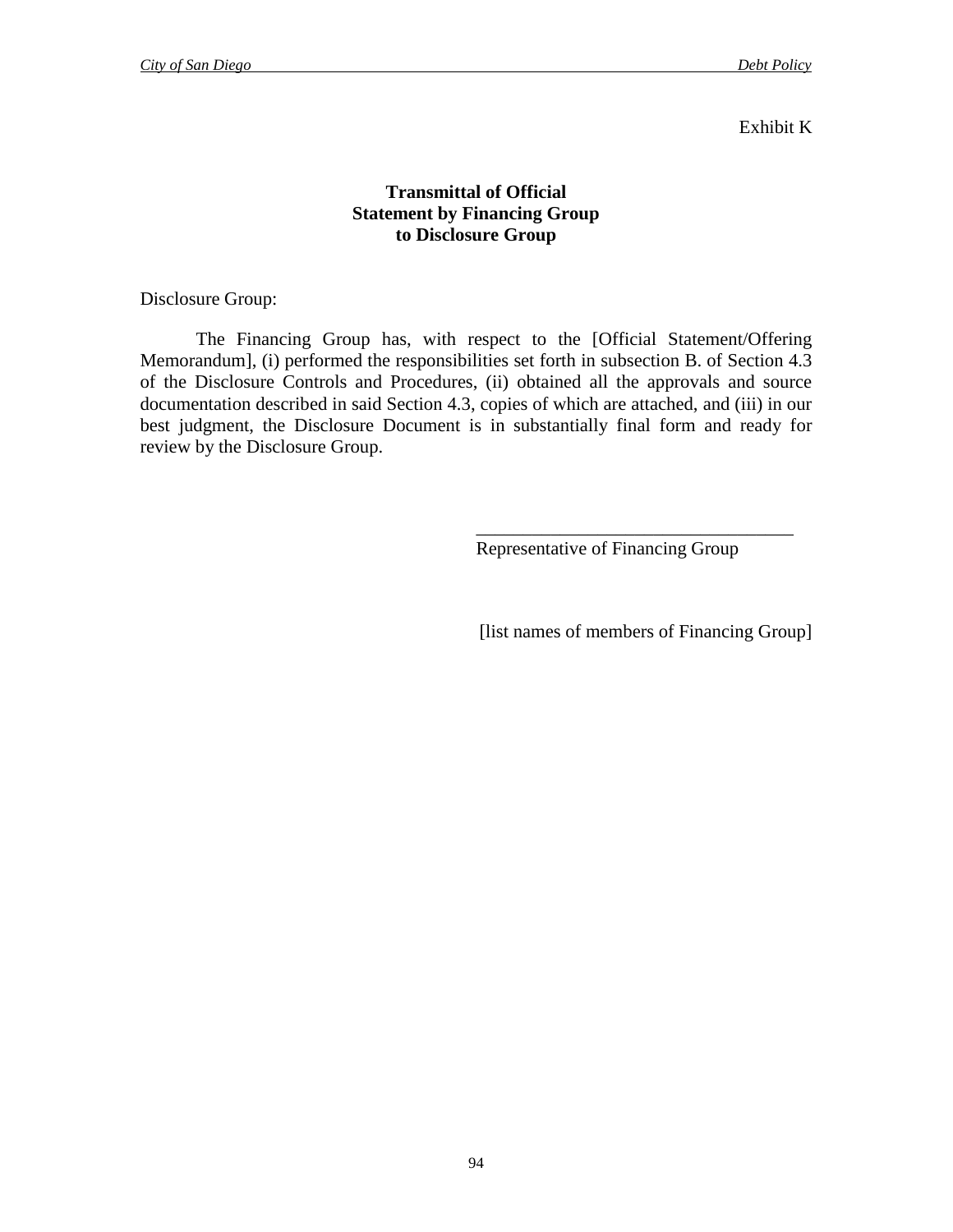Exhibit K

**Transmittal of Official Statement by Financing Group to Disclosure Group**

Disclosure Group:

The Financing Group has, with respect to the [Official Statement/Offering Memorandum], (i) performed the responsibilities set forth in subsection B. of Section 4.3 of the Disclosure Controls and Procedures, (ii) obtained all the approvals and source documentation described in said Section 4.3, copies of which are attached, and (iii) in our best judgment, the Disclosure Document is in substantially final form and ready for review by the Disclosure Group.

\_\_\_\_\_\_\_\_\_\_\_\_\_\_\_\_\_\_\_\_\_\_\_\_\_\_\_\_\_\_\_\_\_\_
Representative of Financing Group

[list names of members of Financing Group]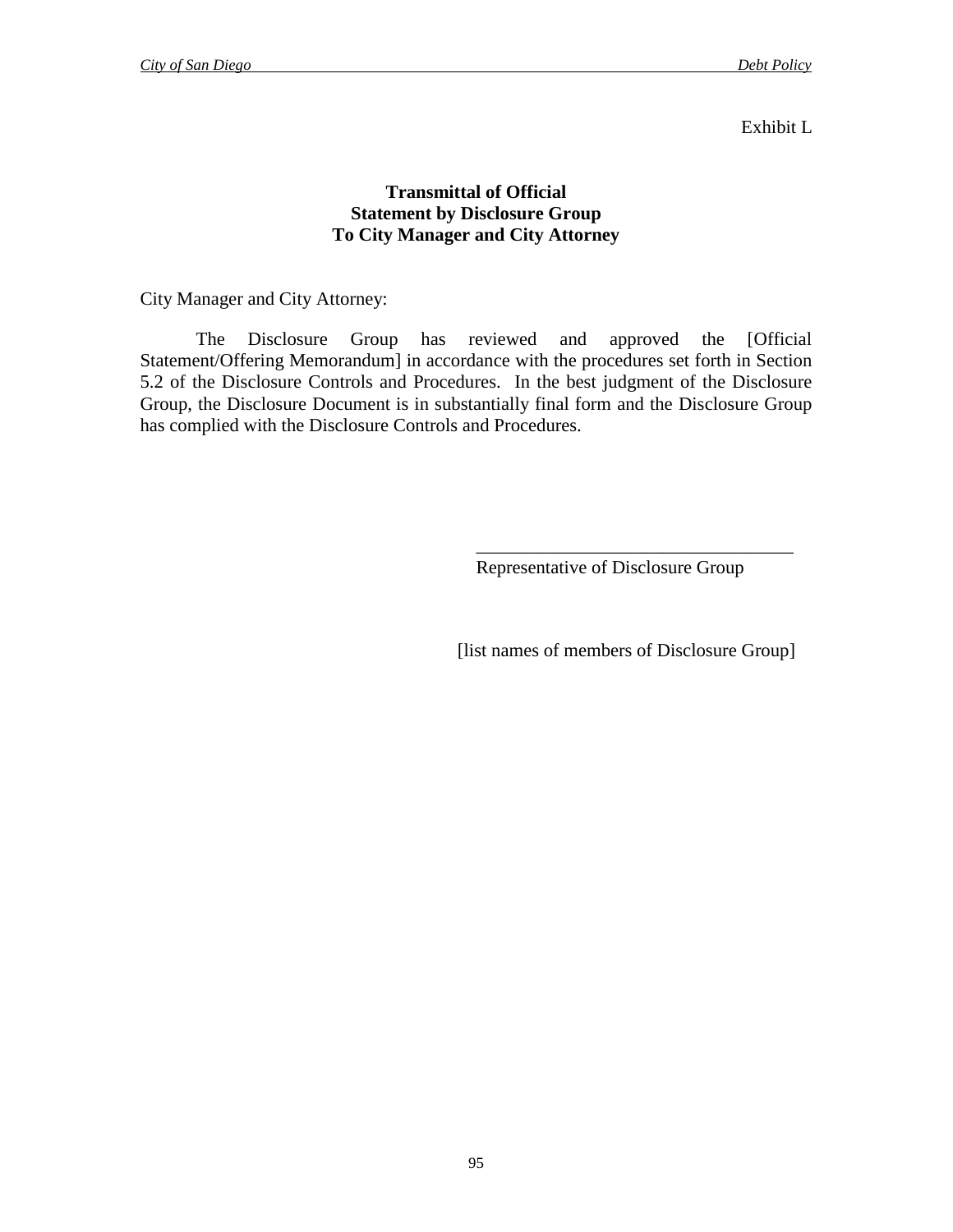Exhibit L

**Transmittal of Official Statement by Disclosure Group To City Manager and City Attorney**

City Manager and City Attorney:

The Disclosure Group has reviewed and approved the [Official Statement/Offering Memorandum] in accordance with the procedures set forth in Section 5.2 of the Disclosure Controls and Procedures. In the best judgment of the Disclosure Group, the Disclosure Document is in substantially final form and the Disclosure Group has complied with the Disclosure Controls and Procedures.

\_\_\_\_\_\_\_\_\_\_\_\_\_\_\_\_\_\_\_\_\_\_\_\_\_\_\_\_\_\_\_\_\_\_\_
Representative of Disclosure Group

[list names of members of Disclosure Group]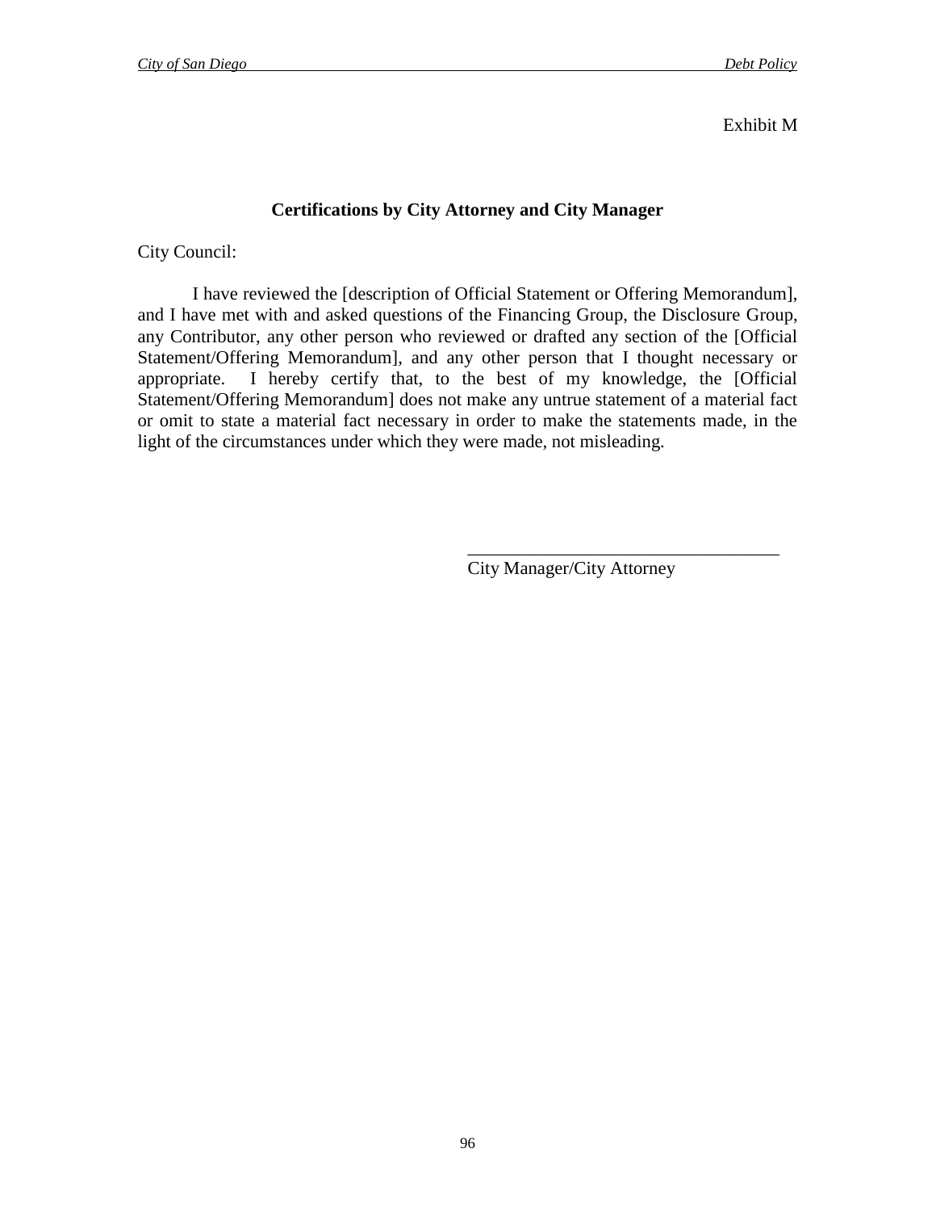Exhibit M

## Certifications by City Attorney and City Manager

City Council:

I have reviewed the [description of Official Statement or Offering Memorandum], and I have met with and asked questions of the Financing Group, the Disclosure Group, any Contributor, any other person who reviewed or drafted any section of the [Official Statement/Offering Memorandum], and any other person that I thought necessary or appropriate. I hereby certify that, to the best of my knowledge, the [Official Statement/Offering Memorandum] does not make any untrue statement of a material fact or omit to state a material fact necessary in order to make the statements made, in the light of the circumstances under which they were made, not misleading.

\_\_\_\_\_\_\_\_\_\_\_\_\_\_\_\_\_\_\_\_\_\_\_\_\_\_\_\_\_\_\_\_\_\_\_

City Manager/City Attorney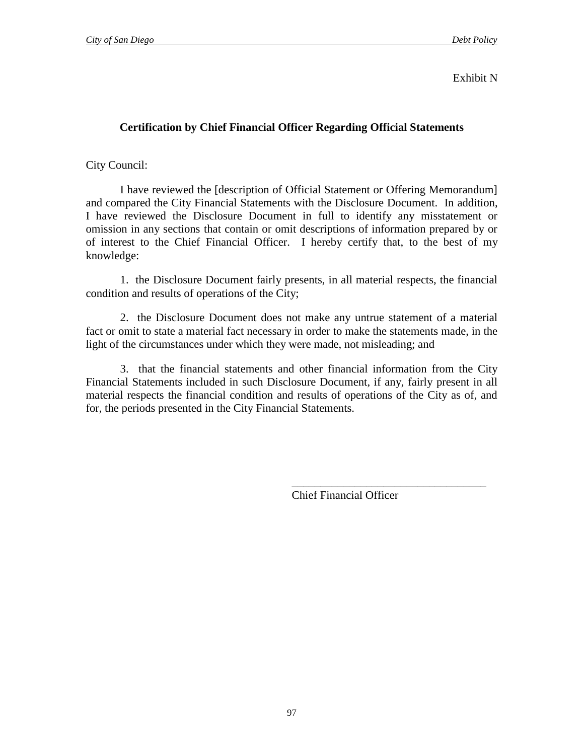Exhibit N

## Certification by Chief Financial Officer Regarding Official Statements

City Council:

I have reviewed the [description of Official Statement or Offering Memorandum] and compared the City Financial Statements with the Disclosure Document. In addition, I have reviewed the Disclosure Document in full to identify any misstatement or omission in any sections that contain or omit descriptions of information prepared by or of interest to the Chief Financial Officer. I hereby certify that, to the best of my knowledge:

1. the Disclosure Document fairly presents, in all material respects, the financial condition and results of operations of the City;

2. the Disclosure Document does not make any untrue statement of a material fact or omit to state a material fact necessary in order to make the statements made, in the light of the circumstances under which they were made, not misleading; and

3. that the financial statements and other financial information from the City Financial Statements included in such Disclosure Document, if any, fairly present in all material respects the financial condition and results of operations of the City as of, and for, the periods presented in the City Financial Statements.

___________________________________
Chief Financial Officer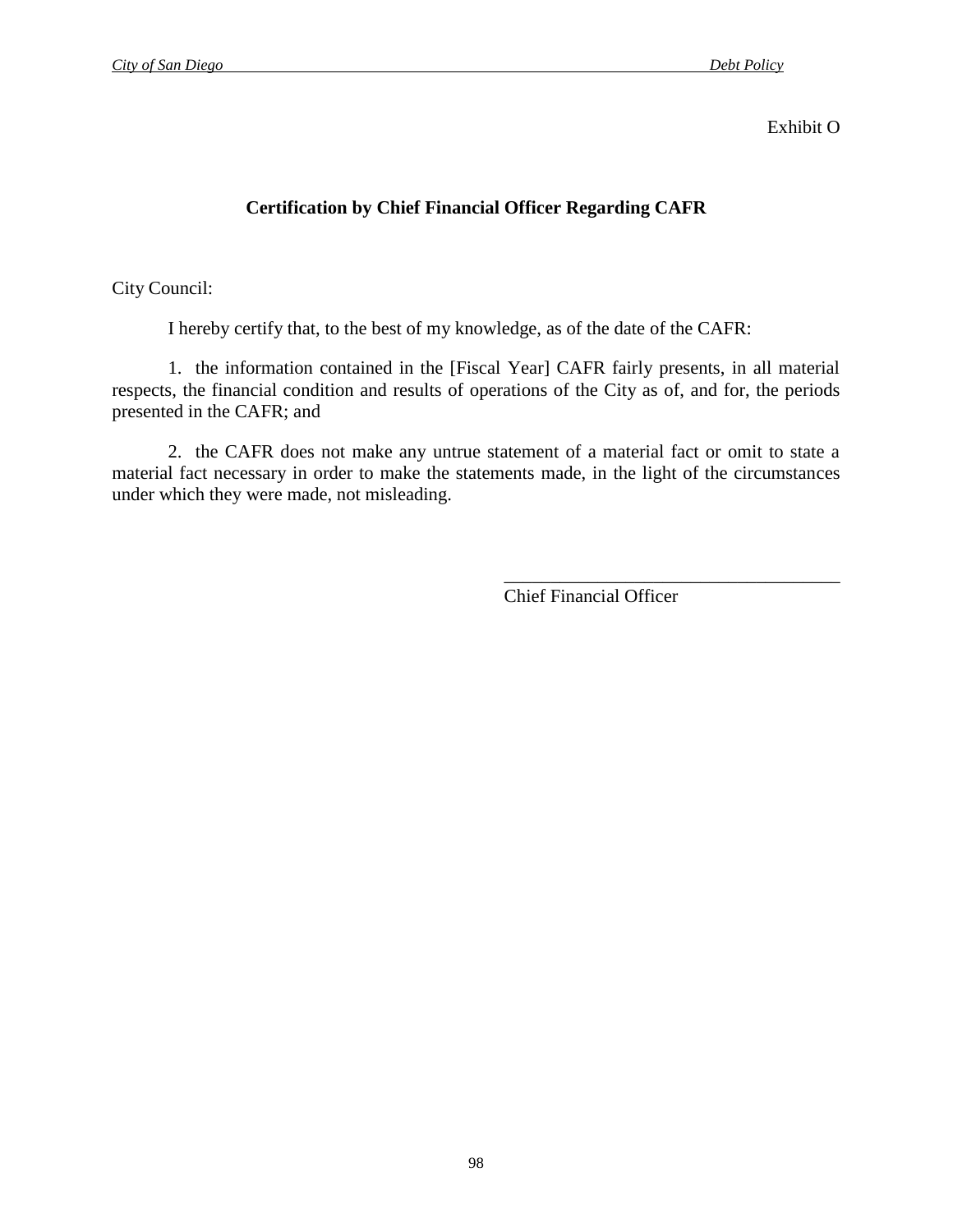Exhibit O

## Certification by Chief Financial Officer Regarding CAFR

City Council:

I hereby certify that, to the best of my knowledge, as of the date of the CAFR:

1. the information contained in the [Fiscal Year] CAFR fairly presents, in all material respects, the financial condition and results of operations of the City as of, and for, the periods presented in the CAFR; and

2. the CAFR does not make any untrue statement of a material fact or omit to state a material fact necessary in order to make the statements made, in the light of the circumstances under which they were made, not misleading.

\_\_\_\_\_\_\_\_\_\_\_\_\_\_\_\_\_\_\_\_\_\_\_\_\_\_\_\_\_\_\_\_\_\_\_\_

Chief Financial Officer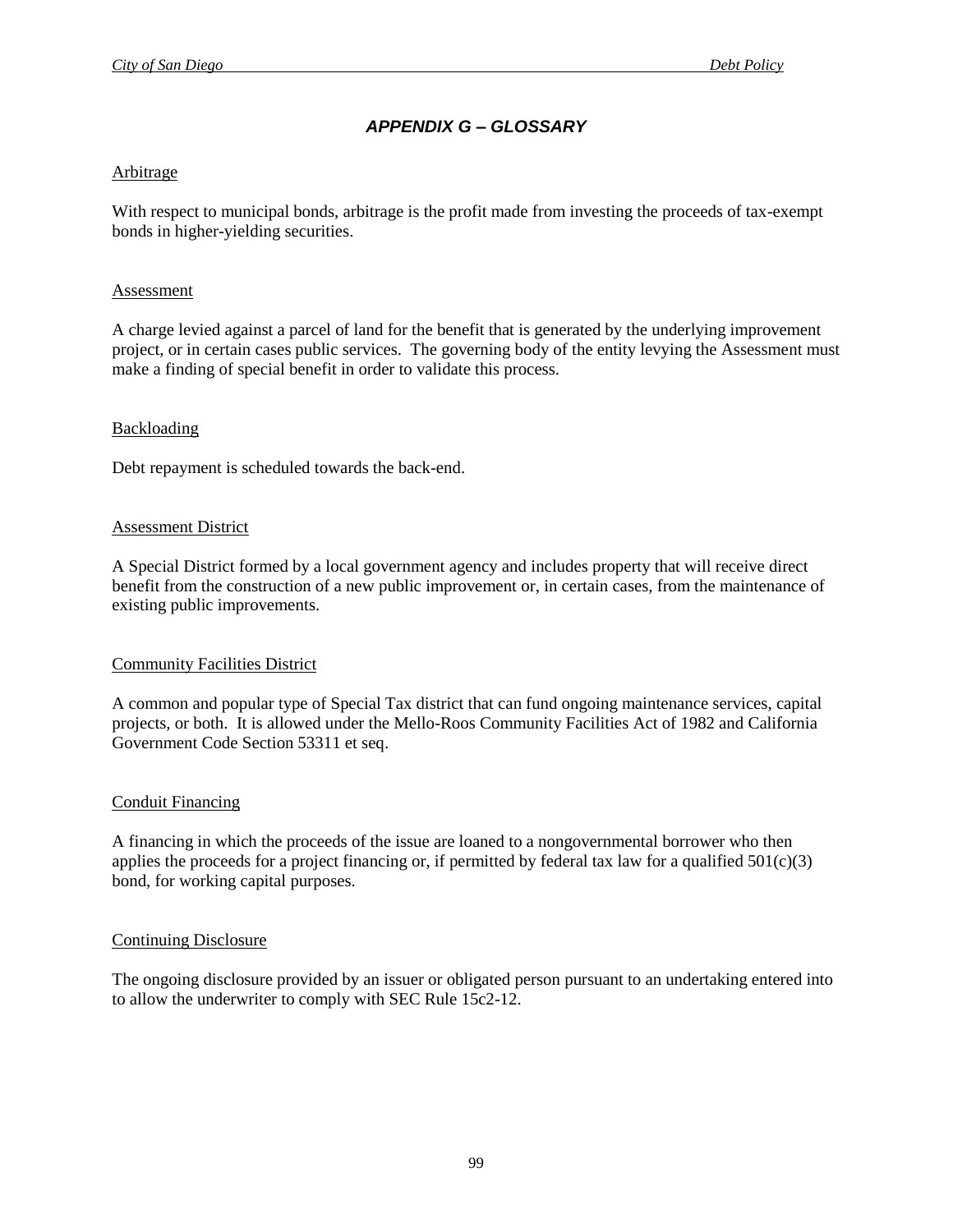## *APPENDIX G – GLOSSARY*

Arbitrage

With respect to municipal bonds, arbitrage is the profit made from investing the proceeds of tax-exempt bonds in higher-yielding securities.

Assessment

A charge levied against a parcel of land for the benefit that is generated by the underlying improvement project, or in certain cases public services. The governing body of the entity levying the Assessment must make a finding of special benefit in order to validate this process.

Backloading

Debt repayment is scheduled towards the back-end.

Assessment District

A Special District formed by a local government agency and includes property that will receive direct benefit from the construction of a new public improvement or, in certain cases, from the maintenance of existing public improvements.

Community Facilities District

A common and popular type of Special Tax district that can fund ongoing maintenance services, capital projects, or both. It is allowed under the Mello-Roos Community Facilities Act of 1982 and California Government Code Section 53311 et seq.

Conduit Financing

A financing in which the proceeds of the issue are loaned to a nongovernmental borrower who then applies the proceeds for a project financing or, if permitted by federal tax law for a qualified 501(c)(3) bond, for working capital purposes.

Continuing Disclosure

The ongoing disclosure provided by an issuer or obligated person pursuant to an undertaking entered into to allow the underwriter to comply with SEC Rule 15c2-12.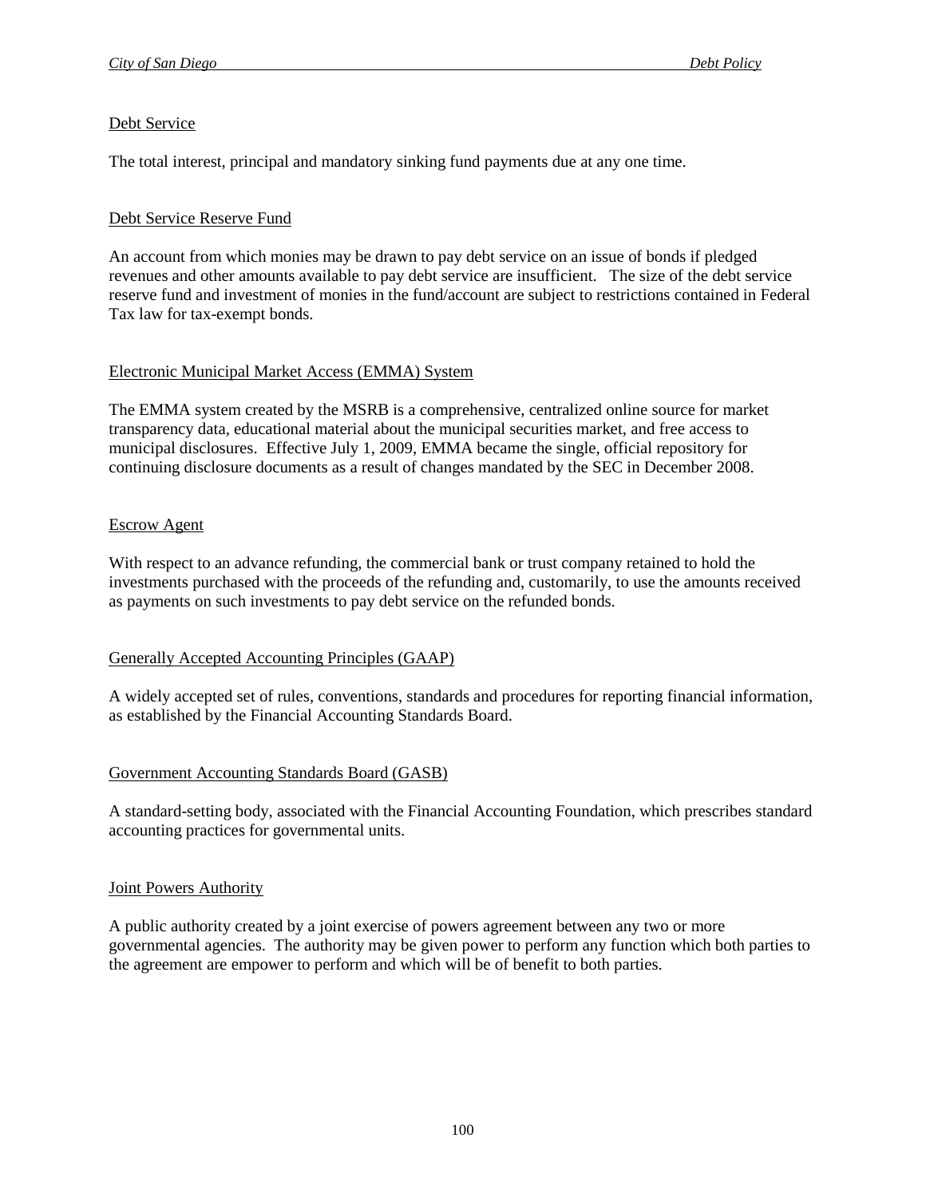Debt Service

The total interest, principal and mandatory sinking fund payments due at any one time.

Debt Service Reserve Fund

An account from which monies may be drawn to pay debt service on an issue of bonds if pledged revenues and other amounts available to pay debt service are insufficient. The size of the debt service reserve fund and investment of monies in the fund/account are subject to restrictions contained in Federal Tax law for tax-exempt bonds.

Electronic Municipal Market Access (EMMA) System

The EMMA system created by the MSRB is a comprehensive, centralized online source for market transparency data, educational material about the municipal securities market, and free access to municipal disclosures. Effective July 1, 2009, EMMA became the single, official repository for continuing disclosure documents as a result of changes mandated by the SEC in December 2008.

Escrow Agent

With respect to an advance refunding, the commercial bank or trust company retained to hold the investments purchased with the proceeds of the refunding and, customarily, to use the amounts received as payments on such investments to pay debt service on the refunded bonds.

Generally Accepted Accounting Principles (GAAP)

A widely accepted set of rules, conventions, standards and procedures for reporting financial information, as established by the Financial Accounting Standards Board.

Government Accounting Standards Board (GASB)

A standard-setting body, associated with the Financial Accounting Foundation, which prescribes standard accounting practices for governmental units.

Joint Powers Authority

A public authority created by a joint exercise of powers agreement between any two or more governmental agencies. The authority may be given power to perform any function which both parties to the agreement are empower to perform and which will be of benefit to both parties.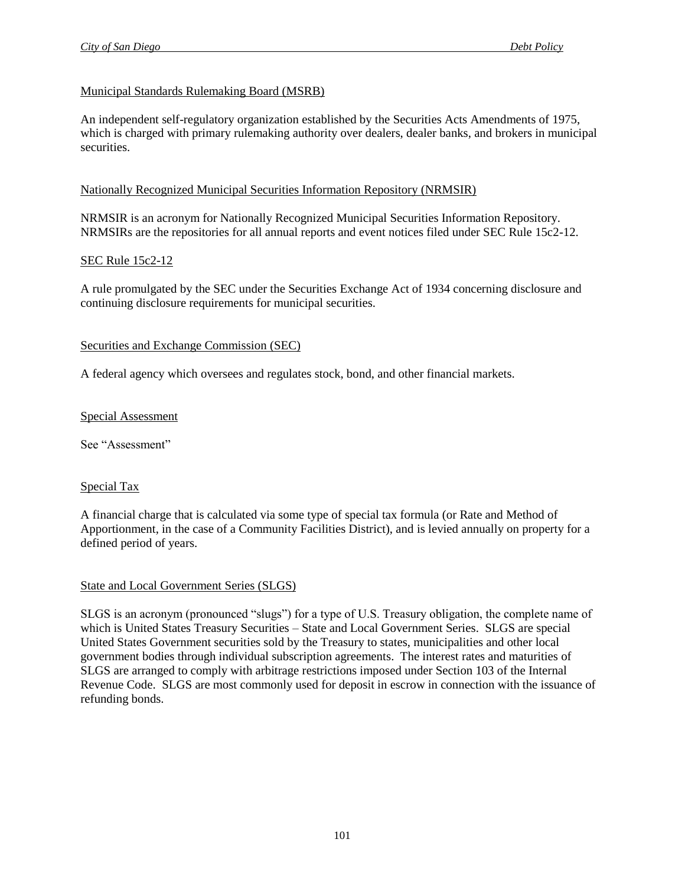Municipal Standards Rulemaking Board (MSRB)

An independent self-regulatory organization established by the Securities Acts Amendments of 1975, which is charged with primary rulemaking authority over dealers, dealer banks, and brokers in municipal securities.

Nationally Recognized Municipal Securities Information Repository (NRMSIR)

NRMSIR is an acronym for Nationally Recognized Municipal Securities Information Repository. NRMSIRs are the repositories for all annual reports and event notices filed under SEC Rule 15c2-12.

SEC Rule 15c2-12

A rule promulgated by the SEC under the Securities Exchange Act of 1934 concerning disclosure and continuing disclosure requirements for municipal securities.

Securities and Exchange Commission (SEC)

A federal agency which oversees and regulates stock, bond, and other financial markets.

Special Assessment

See "Assessment"

Special Tax

A financial charge that is calculated via some type of special tax formula (or Rate and Method of Apportionment, in the case of a Community Facilities District), and is levied annually on property for a defined period of years.

State and Local Government Series (SLGS)

SLGS is an acronym (pronounced "slugs") for a type of U.S. Treasury obligation, the complete name of which is United States Treasury Securities – State and Local Government Series. SLGS are special United States Government securities sold by the Treasury to states, municipalities and other local government bodies through individual subscription agreements. The interest rates and maturities of SLGS are arranged to comply with arbitrage restrictions imposed under Section 103 of the Internal Revenue Code. SLGS are most commonly used for deposit in escrow in connection with the issuance of refunding bonds.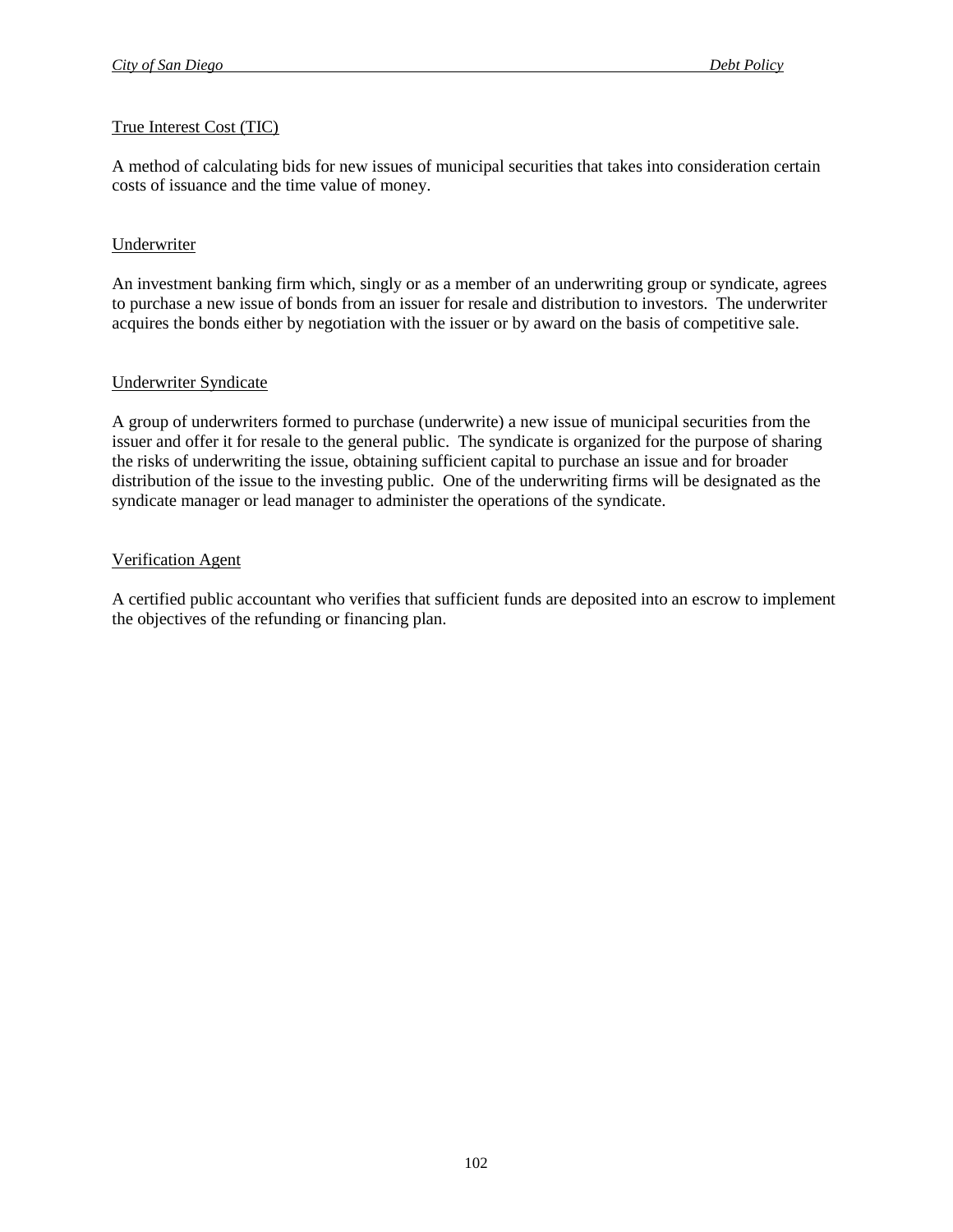True Interest Cost (TIC)

A method of calculating bids for new issues of municipal securities that takes into consideration certain costs of issuance and the time value of money.

Underwriter

An investment banking firm which, singly or as a member of an underwriting group or syndicate, agrees to purchase a new issue of bonds from an issuer for resale and distribution to investors. The underwriter acquires the bonds either by negotiation with the issuer or by award on the basis of competitive sale.

Underwriter Syndicate

A group of underwriters formed to purchase (underwrite) a new issue of municipal securities from the issuer and offer it for resale to the general public. The syndicate is organized for the purpose of sharing the risks of underwriting the issue, obtaining sufficient capital to purchase an issue and for broader distribution of the issue to the investing public. One of the underwriting firms will be designated as the syndicate manager or lead manager to administer the operations of the syndicate.

Verification Agent

A certified public accountant who verifies that sufficient funds are deposited into an escrow to implement the objectives of the refunding or financing plan.